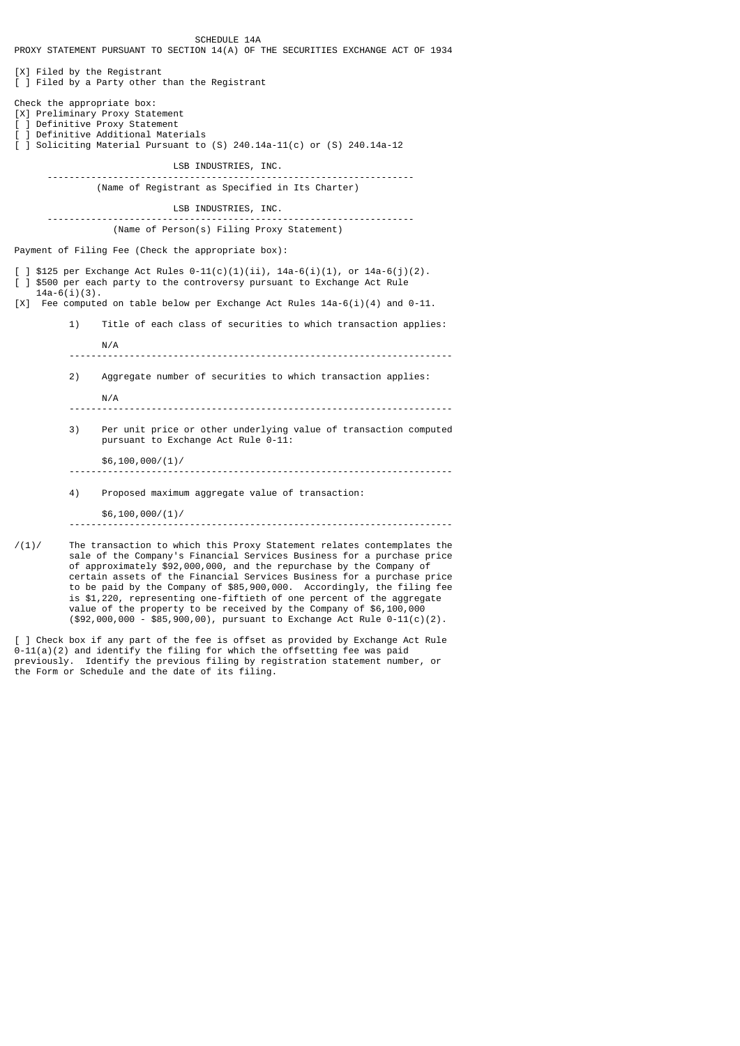SCHEDULE 14A

PROXY STATEMENT PURSUANT TO SECTION 14(A) OF THE SECURITIES EXCHANGE ACT OF 1934

[X] Filed by the Registrant
[ ] Filed by a Party other than the Registrant

Check the appropriate box:
[X] Preliminary Proxy Statement
[ ] Definitive Proxy Statement
[ ] Definitive Additional Materials
[ ] Soliciting Material Pursuant to (S) 240.14a-11(c) or (S) 240.14a-12

LSB INDUSTRIES, INC.

(Name of Registrant as Specified in Its Charter)

LSB INDUSTRIES, INC.

(Name of Person(s) Filing Proxy Statement)

Payment of Filing Fee (Check the appropriate box):

[ ] $125 per Exchange Act Rules 0-11(c)(1)(ii), 14a-6(i)(1), or 14a-6(j)(2).
[ ] $500 per each party to the controversy pursuant to Exchange Act Rule 14a-6(i)(3).
[X] Fee computed on table below per Exchange Act Rules 14a-6(i)(4) and 0-11.

1) Title of each class of securities to which transaction applies:

N/A

2) Aggregate number of securities to which transaction applies:

N/A

3) Per unit price or other underlying value of transaction computed pursuant to Exchange Act Rule 0-11:

$6,100,000/(1)/

4) Proposed maximum aggregate value of transaction:

$6,100,000/(1)/

/(1)/ The transaction to which this Proxy Statement relates contemplates the sale of the Company's Financial Services Business for a purchase price of approximately $92,000,000, and the repurchase by the Company of certain assets of the Financial Services Business for a purchase price to be paid by the Company of $85,900,000. Accordingly, the filing fee is $1,220, representing one-fiftieth of one percent of the aggregate value of the property to be received by the Company of $6,100,000 ($92,000,000 - $85,900,00), pursuant to Exchange Act Rule 0-11(c)(2).

[ ] Check box if any part of the fee is offset as provided by Exchange Act Rule 0-11(a)(2) and identify the filing for which the offsetting fee was paid previously. Identify the previous filing by registration statement number, or the Form or Schedule and the date of its filing.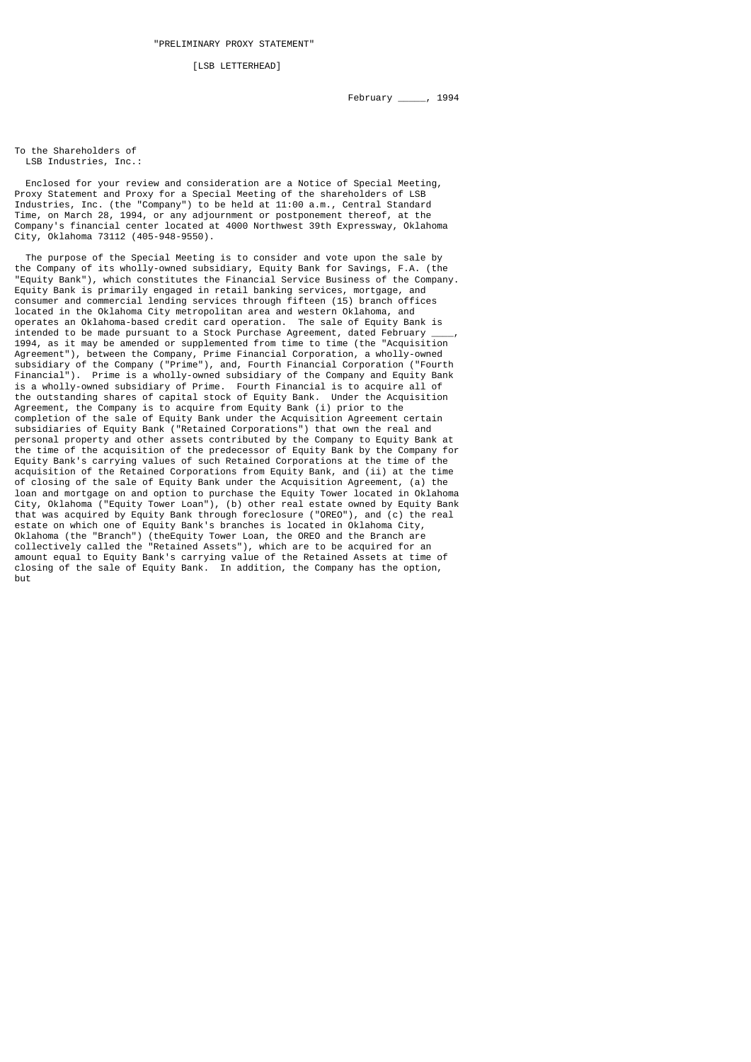"PRELIMINARY PROXY STATEMENT"

[LSB LETTERHEAD]

February _____, 1994

To the Shareholders of
LSB Industries, Inc.:

Enclosed for your review and consideration are a Notice of Special Meeting, Proxy Statement and Proxy for a Special Meeting of the shareholders of LSB Industries, Inc. (the "Company") to be held at 11:00 a.m., Central Standard Time, on March 28, 1994, or any adjournment or postponement thereof, at the Company's financial center located at 4000 Northwest 39th Expressway, Oklahoma City, Oklahoma 73112 (405-948-9550).

The purpose of the Special Meeting is to consider and vote upon the sale by the Company of its wholly-owned subsidiary, Equity Bank for Savings, F.A. (the "Equity Bank"), which constitutes the Financial Service Business of the Company. Equity Bank is primarily engaged in retail banking services, mortgage, and consumer and commercial lending services through fifteen (15) branch offices located in the Oklahoma City metropolitan area and western Oklahoma, and operates an Oklahoma-based credit card operation. The sale of Equity Bank is intended to be made pursuant to a Stock Purchase Agreement, dated February ____, 1994, as it may be amended or supplemented from time to time (the "Acquisition Agreement"), between the Company, Prime Financial Corporation, a wholly-owned subsidiary of the Company ("Prime"), and, Fourth Financial Corporation ("Fourth Financial"). Prime is a wholly-owned subsidiary of the Company and Equity Bank is a wholly-owned subsidiary of Prime. Fourth Financial is to acquire all of the outstanding shares of capital stock of Equity Bank. Under the Acquisition Agreement, the Company is to acquire from Equity Bank (i) prior to the completion of the sale of Equity Bank under the Acquisition Agreement certain subsidiaries of Equity Bank ("Retained Corporations") that own the real and personal property and other assets contributed by the Company to Equity Bank at the time of the acquisition of the predecessor of Equity Bank by the Company for Equity Bank's carrying values of such Retained Corporations at the time of the acquisition of the Retained Corporations from Equity Bank, and (ii) at the time of closing of the sale of Equity Bank under the Acquisition Agreement, (a) the loan and mortgage on and option to purchase the Equity Tower located in Oklahoma City, Oklahoma ("Equity Tower Loan"), (b) other real estate owned by Equity Bank that was acquired by Equity Bank through foreclosure ("OREO"), and (c) the real estate on which one of Equity Bank's branches is located in Oklahoma City, Oklahoma (the "Branch") (theEquity Tower Loan, the OREO and the Branch are collectively called the "Retained Assets"), which are to be acquired for an amount equal to Equity Bank's carrying value of the Retained Assets at time of closing of the sale of Equity Bank. In addition, the Company has the option, but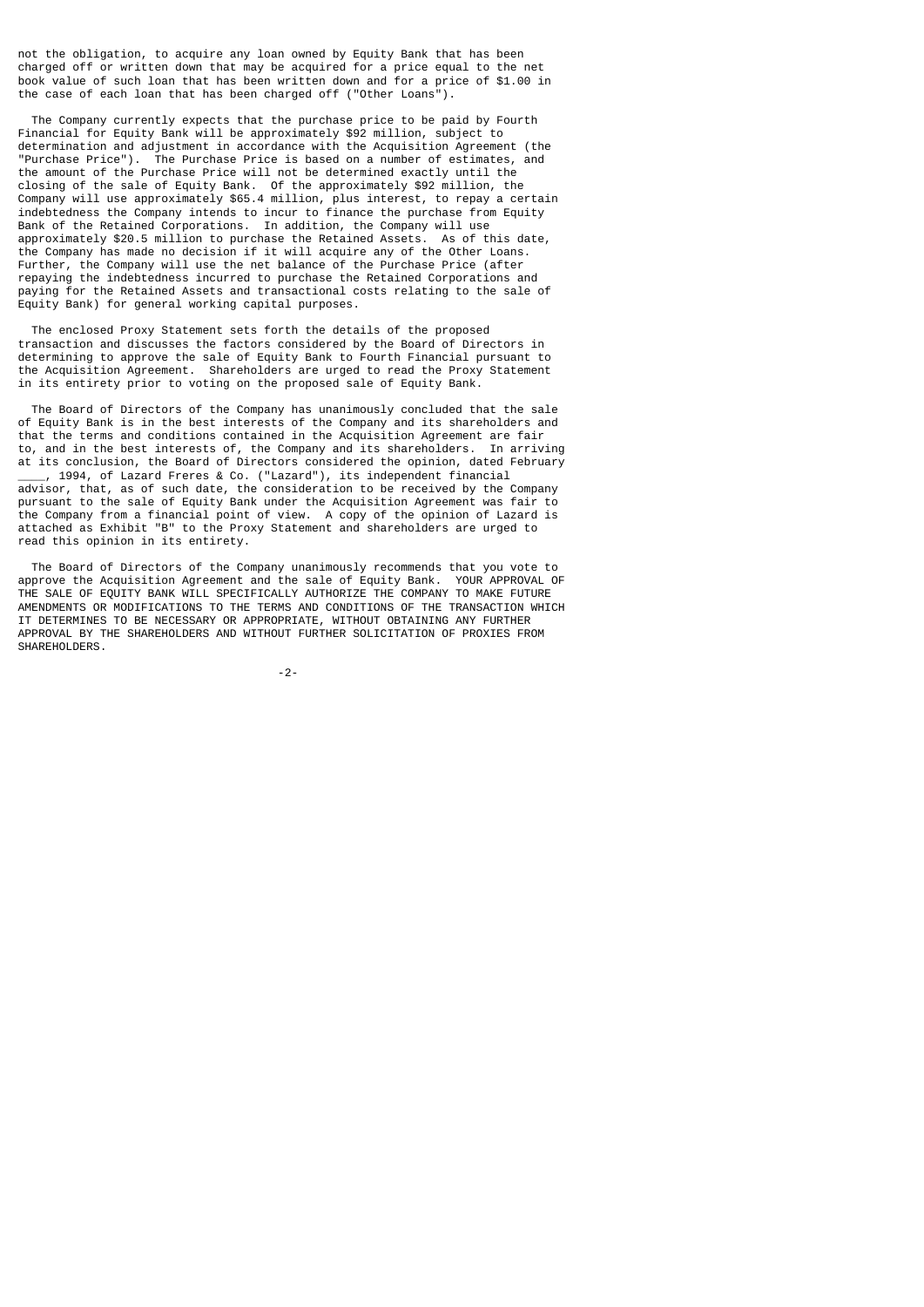not the obligation, to acquire any loan owned by Equity Bank that has been charged off or written down that may be acquired for a price equal to the net book value of such loan that has been written down and for a price of $1.00 in the case of each loan that has been charged off ("Other Loans").

The Company currently expects that the purchase price to be paid by Fourth Financial for Equity Bank will be approximately $92 million, subject to determination and adjustment in accordance with the Acquisition Agreement (the "Purchase Price"). The Purchase Price is based on a number of estimates, and the amount of the Purchase Price will not be determined exactly until the closing of the sale of Equity Bank. Of the approximately $92 million, the Company will use approximately $65.4 million, plus interest, to repay a certain indebtedness the Company intends to incur to finance the purchase from Equity Bank of the Retained Corporations. In addition, the Company will use approximately $20.5 million to purchase the Retained Assets. As of this date, the Company has made no decision if it will acquire any of the Other Loans. Further, the Company will use the net balance of the Purchase Price (after repaying the indebtedness incurred to purchase the Retained Corporations and paying for the Retained Assets and transactional costs relating to the sale of Equity Bank) for general working capital purposes.

The enclosed Proxy Statement sets forth the details of the proposed transaction and discusses the factors considered by the Board of Directors in determining to approve the sale of Equity Bank to Fourth Financial pursuant to the Acquisition Agreement. Shareholders are urged to read the Proxy Statement in its entirety prior to voting on the proposed sale of Equity Bank.

The Board of Directors of the Company has unanimously concluded that the sale of Equity Bank is in the best interests of the Company and its shareholders and that the terms and conditions contained in the Acquisition Agreement are fair to, and in the best interests of, the Company and its shareholders. In arriving at its conclusion, the Board of Directors considered the opinion, dated February ____, 1994, of Lazard Freres & Co. ("Lazard"), its independent financial advisor, that, as of such date, the consideration to be received by the Company pursuant to the sale of Equity Bank under the Acquisition Agreement was fair to the Company from a financial point of view. A copy of the opinion of Lazard is attached as Exhibit "B" to the Proxy Statement and shareholders are urged to read this opinion in its entirety.

The Board of Directors of the Company unanimously recommends that you vote to approve the Acquisition Agreement and the sale of Equity Bank. YOUR APPROVAL OF THE SALE OF EQUITY BANK WILL SPECIFICALLY AUTHORIZE THE COMPANY TO MAKE FUTURE AMENDMENTS OR MODIFICATIONS TO THE TERMS AND CONDITIONS OF THE TRANSACTION WHICH IT DETERMINES TO BE NECESSARY OR APPROPRIATE, WITHOUT OBTAINING ANY FURTHER APPROVAL BY THE SHAREHOLDERS AND WITHOUT FURTHER SOLICITATION OF PROXIES FROM SHAREHOLDERS.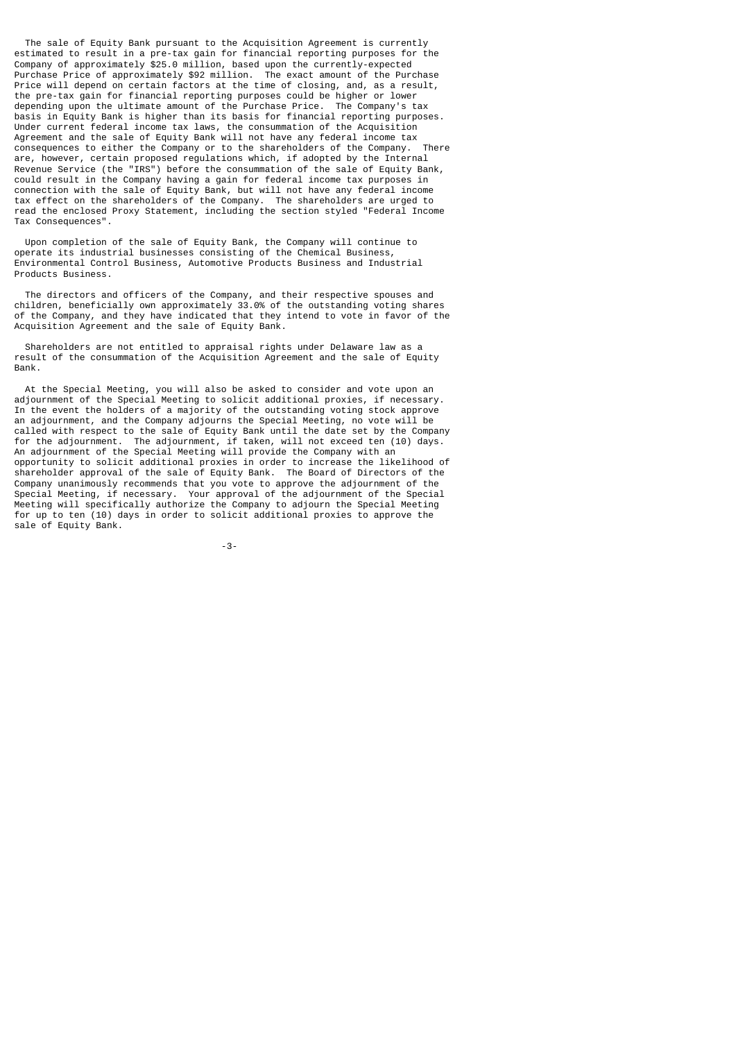The sale of Equity Bank pursuant to the Acquisition Agreement is currently estimated to result in a pre-tax gain for financial reporting purposes for the Company of approximately $25.0 million, based upon the currently-expected Purchase Price of approximately $92 million. The exact amount of the Purchase Price will depend on certain factors at the time of closing, and, as a result, the pre-tax gain for financial reporting purposes could be higher or lower depending upon the ultimate amount of the Purchase Price. The Company's tax basis in Equity Bank is higher than its basis for financial reporting purposes. Under current federal income tax laws, the consummation of the Acquisition Agreement and the sale of Equity Bank will not have any federal income tax consequences to either the Company or to the shareholders of the Company. There are, however, certain proposed regulations which, if adopted by the Internal Revenue Service (the "IRS") before the consummation of the sale of Equity Bank, could result in the Company having a gain for federal income tax purposes in connection with the sale of Equity Bank, but will not have any federal income tax effect on the shareholders of the Company. The shareholders are urged to read the enclosed Proxy Statement, including the section styled "Federal Income Tax Consequences".

Upon completion of the sale of Equity Bank, the Company will continue to operate its industrial businesses consisting of the Chemical Business, Environmental Control Business, Automotive Products Business and Industrial Products Business.

The directors and officers of the Company, and their respective spouses and children, beneficially own approximately 33.0% of the outstanding voting shares of the Company, and they have indicated that they intend to vote in favor of the Acquisition Agreement and the sale of Equity Bank.

Shareholders are not entitled to appraisal rights under Delaware law as a result of the consummation of the Acquisition Agreement and the sale of Equity Bank.

At the Special Meeting, you will also be asked to consider and vote upon an adjournment of the Special Meeting to solicit additional proxies, if necessary. In the event the holders of a majority of the outstanding voting stock approve an adjournment, and the Company adjourns the Special Meeting, no vote will be called with respect to the sale of Equity Bank until the date set by the Company for the adjournment. The adjournment, if taken, will not exceed ten (10) days. An adjournment of the Special Meeting will provide the Company with an opportunity to solicit additional proxies in order to increase the likelihood of shareholder approval of the sale of Equity Bank. The Board of Directors of the Company unanimously recommends that you vote to approve the adjournment of the Special Meeting, if necessary. Your approval of the adjournment of the Special Meeting will specifically authorize the Company to adjourn the Special Meeting for up to ten (10) days in order to solicit additional proxies to approve the sale of Equity Bank.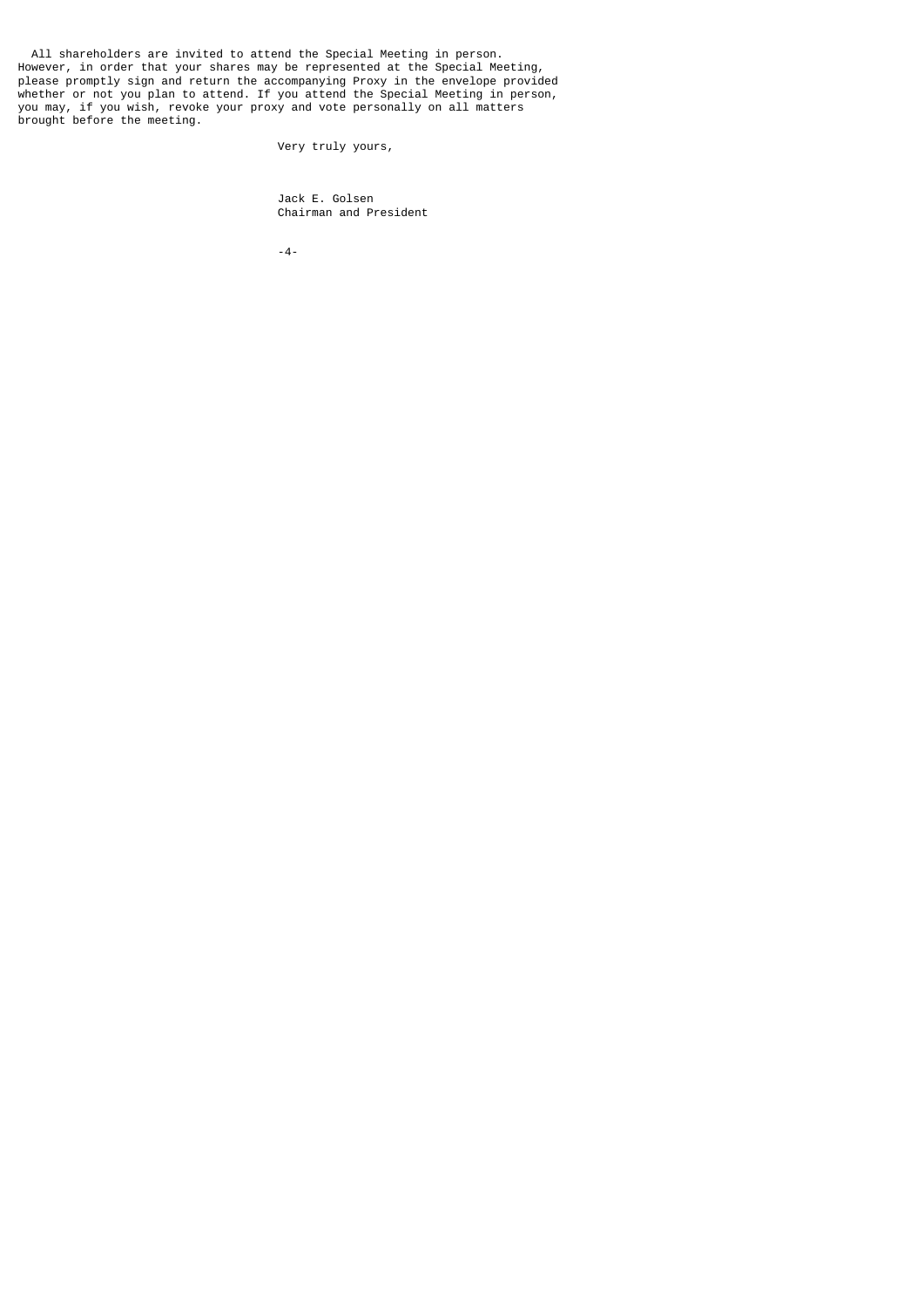All shareholders are invited to attend the Special Meeting in person. However, in order that your shares may be represented at the Special Meeting, please promptly sign and return the accompanying Proxy in the envelope provided whether or not you plan to attend. If you attend the Special Meeting in person, you may, if you wish, revoke your proxy and vote personally on all matters brought before the meeting.

Very truly yours,

Jack E. Golsen  
Chairman and President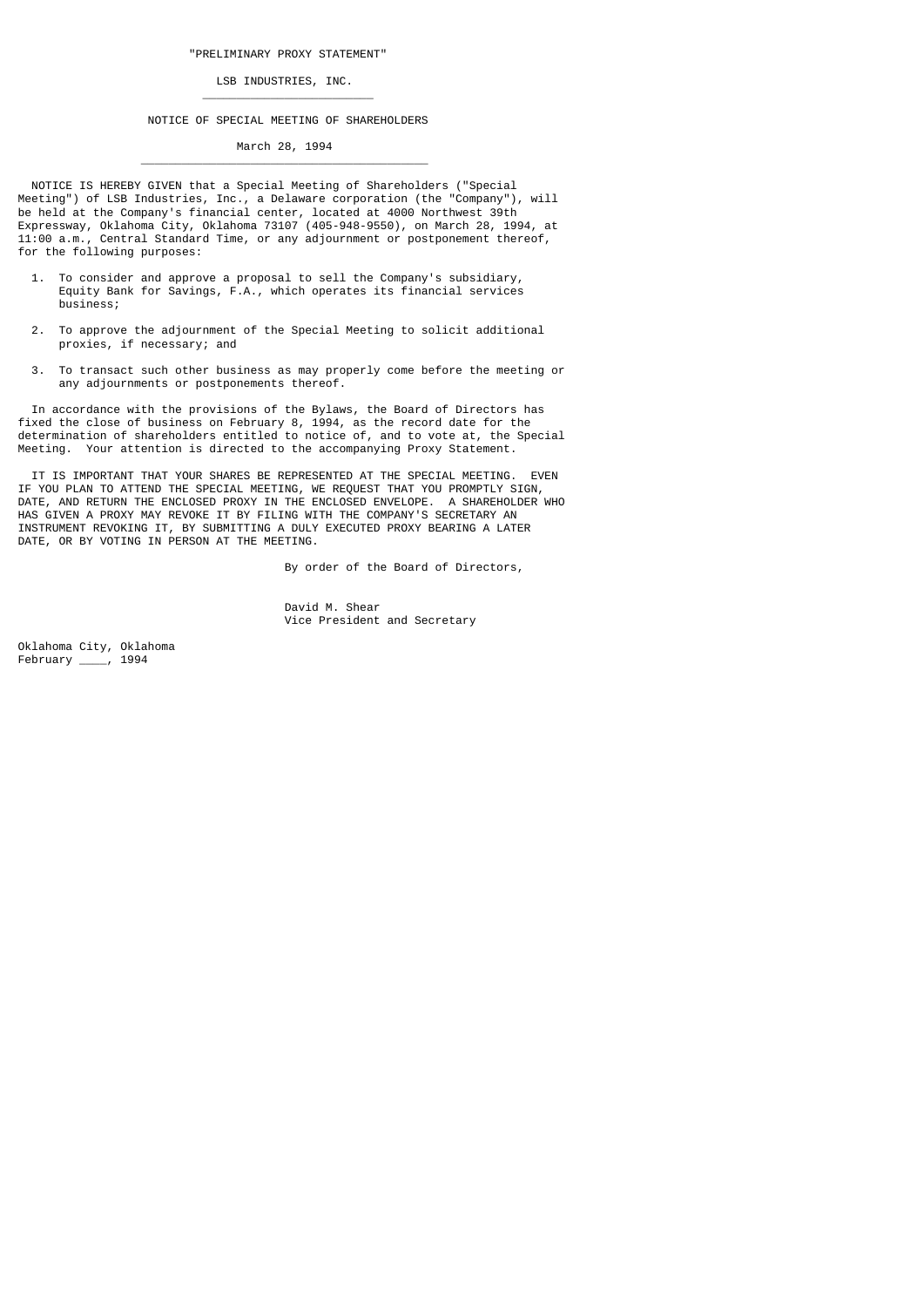"PRELIMINARY PROXY STATEMENT"

# LSB INDUSTRIES, INC.

## NOTICE OF SPECIAL MEETING OF SHAREHOLDERS

March 28, 1994

NOTICE IS HEREBY GIVEN that a Special Meeting of Shareholders ("Special Meeting") of LSB Industries, Inc., a Delaware corporation (the "Company"), will be held at the Company's financial center, located at 4000 Northwest 39th Expressway, Oklahoma City, Oklahoma 73107 (405-948-9550), on March 28, 1994, at 11:00 a.m., Central Standard Time, or any adjournment or postponement thereof, for the following purposes:

1. To consider and approve a proposal to sell the Company's subsidiary, Equity Bank for Savings, F.A., which operates its financial services business;

2. To approve the adjournment of the Special Meeting to solicit additional proxies, if necessary; and

3. To transact such other business as may properly come before the meeting or any adjournments or postponements thereof.

In accordance with the provisions of the Bylaws, the Board of Directors has fixed the close of business on February 8, 1994, as the record date for the determination of shareholders entitled to notice of, and to vote at, the Special Meeting. Your attention is directed to the accompanying Proxy Statement.

IT IS IMPORTANT THAT YOUR SHARES BE REPRESENTED AT THE SPECIAL MEETING. EVEN IF YOU PLAN TO ATTEND THE SPECIAL MEETING, WE REQUEST THAT YOU PROMPTLY SIGN, DATE, AND RETURN THE ENCLOSED PROXY IN THE ENCLOSED ENVELOPE. A SHAREHOLDER WHO HAS GIVEN A PROXY MAY REVOKE IT BY FILING WITH THE COMPANY'S SECRETARY AN INSTRUMENT REVOKING IT, BY SUBMITTING A DULY EXECUTED PROXY BEARING A LATER DATE, OR BY VOTING IN PERSON AT THE MEETING.

By order of the Board of Directors,

David M. Shear
Vice President and Secretary

Oklahoma City, Oklahoma
February ____, 1994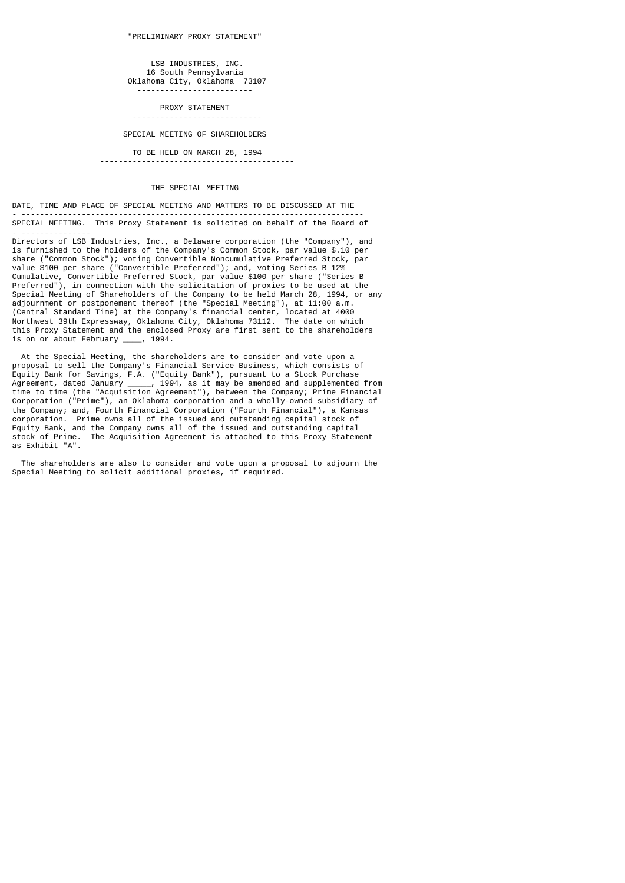"PRELIMINARY PROXY STATEMENT"

LSB INDUSTRIES, INC.
16 South Pennsylvania
Oklahoma City, Oklahoma 73107

# PROXY STATEMENT

## SPECIAL MEETING OF SHAREHOLDERS

TO BE HELD ON MARCH 28, 1994

## THE SPECIAL MEETING

DATE, TIME AND PLACE OF SPECIAL MEETING AND MATTERS TO BE DISCUSSED AT THE SPECIAL MEETING. This Proxy Statement is solicited on behalf of the Board of Directors of LSB Industries, Inc., a Delaware corporation (the "Company"), and is furnished to the holders of the Company's Common Stock, par value $.10 per share ("Common Stock"); voting Convertible Noncumulative Preferred Stock, par value $100 per share ("Convertible Preferred"); and, voting Series B 12% Cumulative, Convertible Preferred Stock, par value $100 per share ("Series B Preferred"), in connection with the solicitation of proxies to be used at the Special Meeting of Shareholders of the Company to be held March 28, 1994, or any adjournment or postponement thereof (the "Special Meeting"), at 11:00 a.m. (Central Standard Time) at the Company's financial center, located at 4000 Northwest 39th Expressway, Oklahoma City, Oklahoma 73112. The date on which this Proxy Statement and the enclosed Proxy are first sent to the shareholders is on or about February ____, 1994.

At the Special Meeting, the shareholders are to consider and vote upon a proposal to sell the Company's Financial Service Business, which consists of Equity Bank for Savings, F.A. ("Equity Bank"), pursuant to a Stock Purchase Agreement, dated January _____, 1994, as it may be amended and supplemented from time to time (the "Acquisition Agreement"), between the Company; Prime Financial Corporation ("Prime"), an Oklahoma corporation and a wholly-owned subsidiary of the Company; and, Fourth Financial Corporation ("Fourth Financial"), a Kansas corporation. Prime owns all of the issued and outstanding capital stock of Equity Bank, and the Company owns all of the issued and outstanding capital stock of Prime. The Acquisition Agreement is attached to this Proxy Statement as Exhibit "A".

The shareholders are also to consider and vote upon a proposal to adjourn the Special Meeting to solicit additional proxies, if required.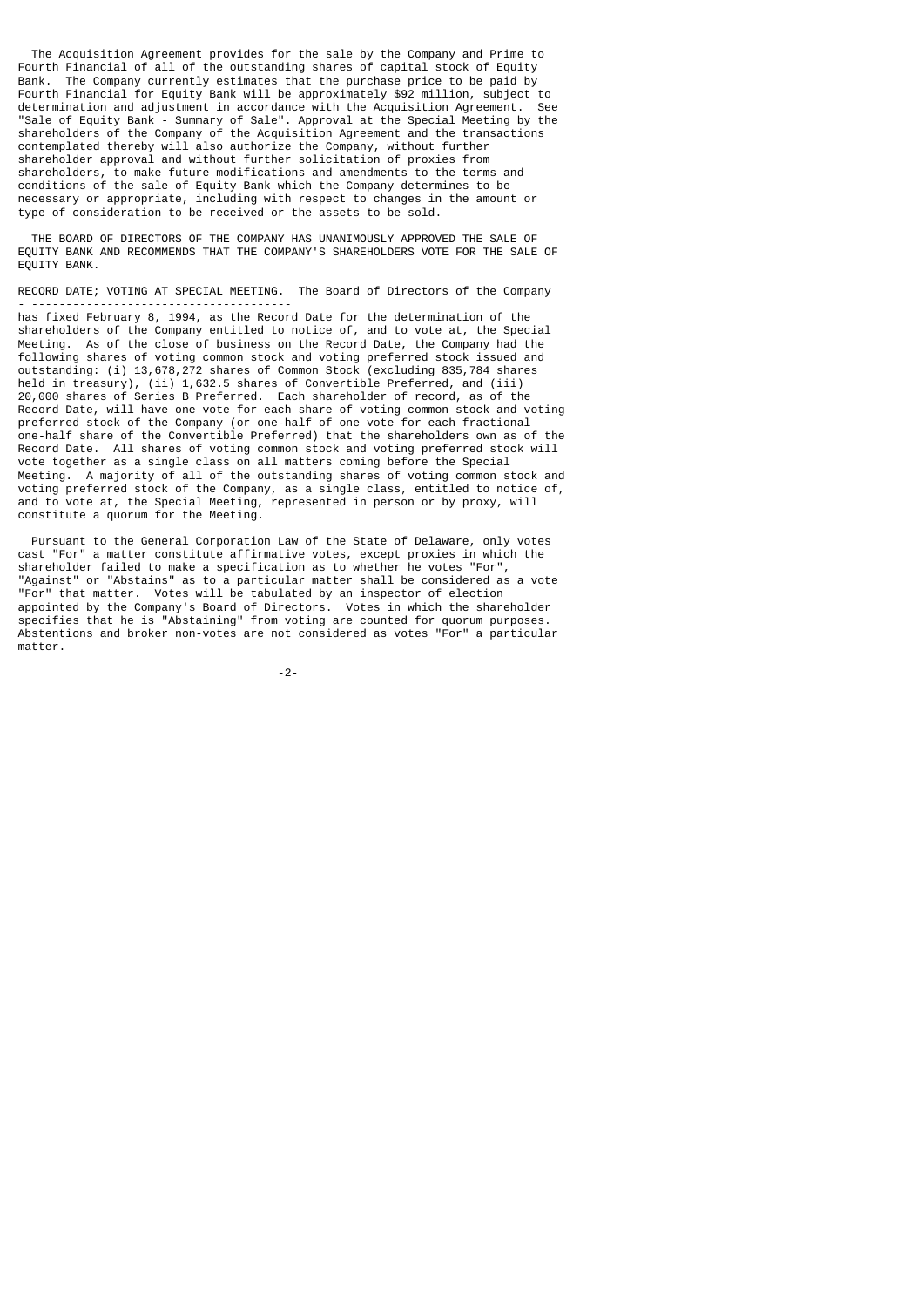The Acquisition Agreement provides for the sale by the Company and Prime to Fourth Financial of all of the outstanding shares of capital stock of Equity Bank. The Company currently estimates that the purchase price to be paid by Fourth Financial for Equity Bank will be approximately $92 million, subject to determination and adjustment in accordance with the Acquisition Agreement. See "Sale of Equity Bank - Summary of Sale". Approval at the Special Meeting by the shareholders of the Company of the Acquisition Agreement and the transactions contemplated thereby will also authorize the Company, without further shareholder approval and without further solicitation of proxies from shareholders, to make future modifications and amendments to the terms and conditions of the sale of Equity Bank which the Company determines to be necessary or appropriate, including with respect to changes in the amount or type of consideration to be received or the assets to be sold.

THE BOARD OF DIRECTORS OF THE COMPANY HAS UNANIMOUSLY APPROVED THE SALE OF EQUITY BANK AND RECOMMENDS THAT THE COMPANY'S SHAREHOLDERS VOTE FOR THE SALE OF EQUITY BANK.

RECORD DATE; VOTING AT SPECIAL MEETING. The Board of Directors of the Company has fixed February 8, 1994, as the Record Date for the determination of the shareholders of the Company entitled to notice of, and to vote at, the Special Meeting. As of the close of business on the Record Date, the Company had the following shares of voting common stock and voting preferred stock issued and outstanding: (i) 13,678,272 shares of Common Stock (excluding 835,784 shares held in treasury), (ii) 1,632.5 shares of Convertible Preferred, and (iii) 20,000 shares of Series B Preferred. Each shareholder of record, as of the Record Date, will have one vote for each share of voting common stock and voting preferred stock of the Company (or one-half of one vote for each fractional one-half share of the Convertible Preferred) that the shareholders own as of the Record Date. All shares of voting common stock and voting preferred stock will vote together as a single class on all matters coming before the Special Meeting. A majority of all of the outstanding shares of voting common stock and voting preferred stock of the Company, as a single class, entitled to notice of, and to vote at, the Special Meeting, represented in person or by proxy, will constitute a quorum for the Meeting.

Pursuant to the General Corporation Law of the State of Delaware, only votes cast "For" a matter constitute affirmative votes, except proxies in which the shareholder failed to make a specification as to whether he votes "For", "Against" or "Abstains" as to a particular matter shall be considered as a vote "For" that matter. Votes will be tabulated by an inspector of election appointed by the Company's Board of Directors. Votes in which the shareholder specifies that he is "Abstaining" from voting are counted for quorum purposes. Abstentions and broker non-votes are not considered as votes "For" a particular matter.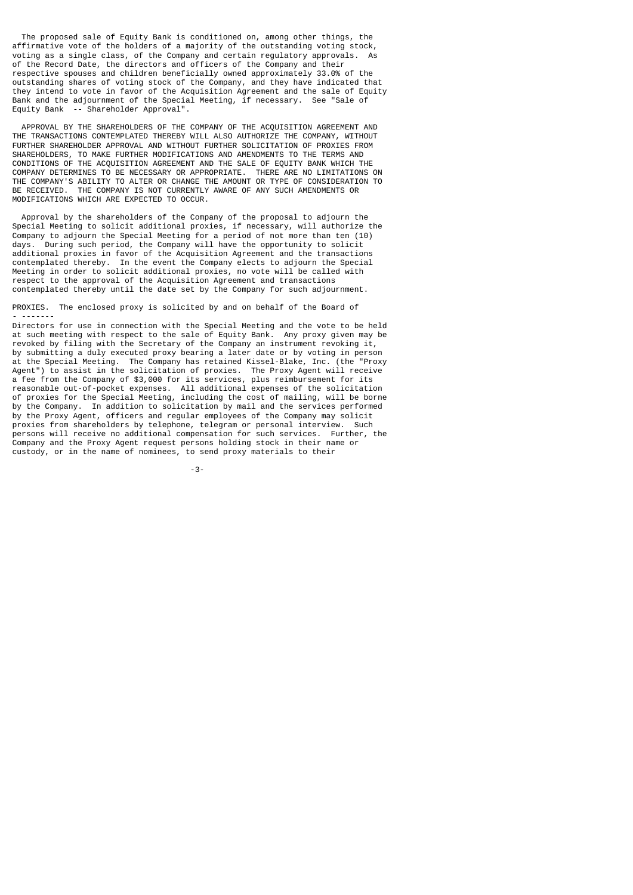The proposed sale of Equity Bank is conditioned on, among other things, the affirmative vote of the holders of a majority of the outstanding voting stock, voting as a single class, of the Company and certain regulatory approvals. As of the Record Date, the directors and officers of the Company and their respective spouses and children beneficially owned approximately 33.0% of the outstanding shares of voting stock of the Company, and they have indicated that they intend to vote in favor of the Acquisition Agreement and the sale of Equity Bank and the adjournment of the Special Meeting, if necessary. See "Sale of Equity Bank -- Shareholder Approval".

APPROVAL BY THE SHAREHOLDERS OF THE COMPANY OF THE ACQUISITION AGREEMENT AND THE TRANSACTIONS CONTEMPLATED THEREBY WILL ALSO AUTHORIZE THE COMPANY, WITHOUT FURTHER SHAREHOLDER APPROVAL AND WITHOUT FURTHER SOLICITATION OF PROXIES FROM SHAREHOLDERS, TO MAKE FURTHER MODIFICATIONS AND AMENDMENTS TO THE TERMS AND CONDITIONS OF THE ACQUISITION AGREEMENT AND THE SALE OF EQUITY BANK WHICH THE COMPANY DETERMINES TO BE NECESSARY OR APPROPRIATE. THERE ARE NO LIMITATIONS ON THE COMPANY'S ABILITY TO ALTER OR CHANGE THE AMOUNT OR TYPE OF CONSIDERATION TO BE RECEIVED. THE COMPANY IS NOT CURRENTLY AWARE OF ANY SUCH AMENDMENTS OR MODIFICATIONS WHICH ARE EXPECTED TO OCCUR.

Approval by the shareholders of the Company of the proposal to adjourn the Special Meeting to solicit additional proxies, if necessary, will authorize the Company to adjourn the Special Meeting for a period of not more than ten (10) days. During such period, the Company will have the opportunity to solicit additional proxies in favor of the Acquisition Agreement and the transactions contemplated thereby. In the event the Company elects to adjourn the Special Meeting in order to solicit additional proxies, no vote will be called with respect to the approval of the Acquisition Agreement and transactions contemplated thereby until the date set by the Company for such adjournment.

PROXIES. The enclosed proxy is solicited by and on behalf of the Board of Directors for use in connection with the Special Meeting and the vote to be held at such meeting with respect to the sale of Equity Bank. Any proxy given may be revoked by filing with the Secretary of the Company an instrument revoking it, by submitting a duly executed proxy bearing a later date or by voting in person at the Special Meeting. The Company has retained Kissel-Blake, Inc. (the "Proxy Agent") to assist in the solicitation of proxies. The Proxy Agent will receive a fee from the Company of $3,000 for its services, plus reimbursement for its reasonable out-of-pocket expenses. All additional expenses of the solicitation of proxies for the Special Meeting, including the cost of mailing, will be borne by the Company. In addition to solicitation by mail and the services performed by the Proxy Agent, officers and regular employees of the Company may solicit proxies from shareholders by telephone, telegram or personal interview. Such persons will receive no additional compensation for such services. Further, the Company and the Proxy Agent request persons holding stock in their name or custody, or in the name of nominees, to send proxy materials to their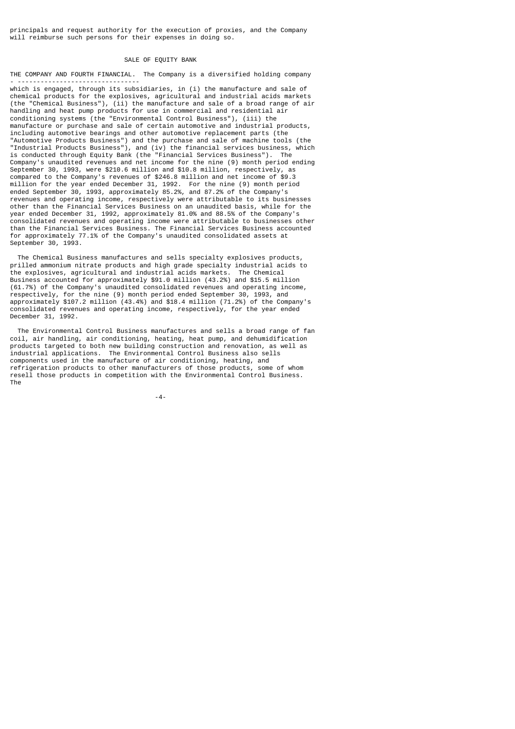principals and request authority for the execution of proxies, and the Company will reimburse such persons for their expenses in doing so.

## SALE OF EQUITY BANK

**THE COMPANY AND FOURTH FINANCIAL.** The Company is a diversified holding company which is engaged, through its subsidiaries, in (i) the manufacture and sale of chemical products for the explosives, agricultural and industrial acids markets (the "Chemical Business"), (ii) the manufacture and sale of a broad range of air handling and heat pump products for use in commercial and residential air conditioning systems (the "Environmental Control Business"), (iii) the manufacture or purchase and sale of certain automotive and industrial products, including automotive bearings and other automotive replacement parts (the "Automotive Products Business") and the purchase and sale of machine tools (the "Industrial Products Business"), and (iv) the financial services business, which is conducted through Equity Bank (the "Financial Services Business"). The Company's unaudited revenues and net income for the nine (9) month period ending September 30, 1993, were $210.6 million and $10.8 million, respectively, as compared to the Company's revenues of $246.8 million and net income of $9.3 million for the year ended December 31, 1992. For the nine (9) month period ended September 30, 1993, approximately 85.2%, and 87.2% of the Company's revenues and operating income, respectively were attributable to its businesses other than the Financial Services Business on an unaudited basis, while for the year ended December 31, 1992, approximately 81.0% and 88.5% of the Company's consolidated revenues and operating income were attributable to businesses other than the Financial Services Business. The Financial Services Business accounted for approximately 77.1% of the Company's unaudited consolidated assets at September 30, 1993.

The Chemical Business manufactures and sells specialty explosives products, prilled ammonium nitrate products and high grade specialty industrial acids to the explosives, agricultural and industrial acids markets. The Chemical Business accounted for approximately $91.0 million (43.2%) and $15.5 million (61.7%) of the Company's unaudited consolidated revenues and operating income, respectively, for the nine (9) month period ended September 30, 1993, and approximately $107.2 million (43.4%) and $18.4 million (71.2%) of the Company's consolidated revenues and operating income, respectively, for the year ended December 31, 1992.

The Environmental Control Business manufactures and sells a broad range of fan coil, air handling, air conditioning, heating, heat pump, and dehumidification products targeted to both new building construction and renovation, as well as industrial applications. The Environmental Control Business also sells components used in the manufacture of air conditioning, heating, and refrigeration products to other manufacturers of those products, some of whom resell those products in competition with the Environmental Control Business. The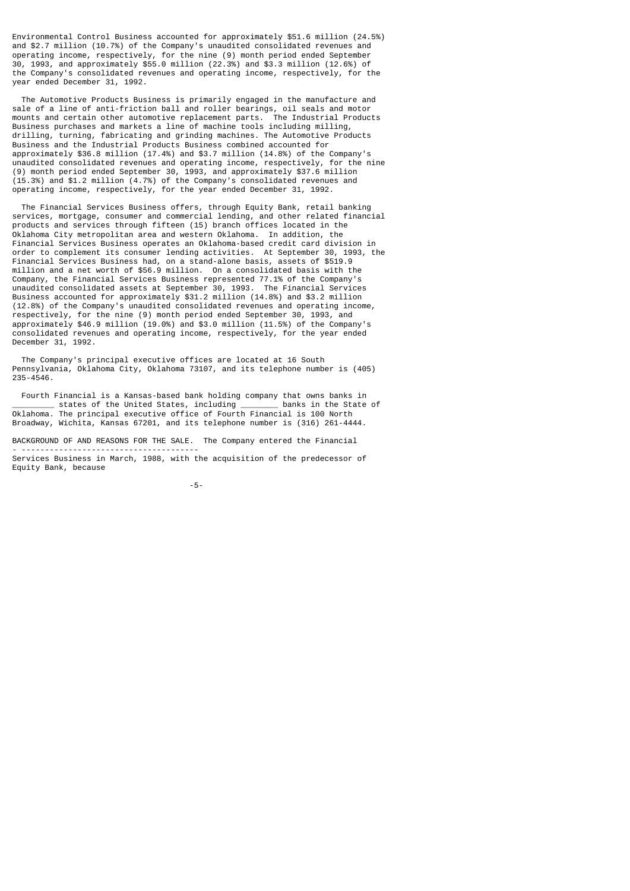Environmental Control Business accounted for approximately $51.6 million (24.5%) and $2.7 million (10.7%) of the Company's unaudited consolidated revenues and operating income, respectively, for the nine (9) month period ended September 30, 1993, and approximately $55.0 million (22.3%) and $3.3 million (12.6%) of the Company's consolidated revenues and operating income, respectively, for the year ended December 31, 1992.

The Automotive Products Business is primarily engaged in the manufacture and sale of a line of anti-friction ball and roller bearings, oil seals and motor mounts and certain other automotive replacement parts. The Industrial Products Business purchases and markets a line of machine tools including milling, drilling, turning, fabricating and grinding machines. The Automotive Products Business and the Industrial Products Business combined accounted for approximately $36.8 million (17.4%) and $3.7 million (14.8%) of the Company's unaudited consolidated revenues and operating income, respectively, for the nine (9) month period ended September 30, 1993, and approximately $37.6 million (15.3%) and $1.2 million (4.7%) of the Company's consolidated revenues and operating income, respectively, for the year ended December 31, 1992.

The Financial Services Business offers, through Equity Bank, retail banking services, mortgage, consumer and commercial lending, and other related financial products and services through fifteen (15) branch offices located in the Oklahoma City metropolitan area and western Oklahoma. In addition, the Financial Services Business operates an Oklahoma-based credit card division in order to complement its consumer lending activities. At September 30, 1993, the Financial Services Business had, on a stand-alone basis, assets of $519.9 million and a net worth of $56.9 million. On a consolidated basis with the Company, the Financial Services Business represented 77.1% of the Company's unaudited consolidated assets at September 30, 1993. The Financial Services Business accounted for approximately $31.2 million (14.8%) and $3.2 million (12.8%) of the Company's unaudited consolidated revenues and operating income, respectively, for the nine (9) month period ended September 30, 1993, and approximately $46.9 million (19.0%) and $3.0 million (11.5%) of the Company's consolidated revenues and operating income, respectively, for the year ended December 31, 1992.

The Company's principal executive offices are located at 16 South Pennsylvania, Oklahoma City, Oklahoma 73107, and its telephone number is (405) 235-4546.

Fourth Financial is a Kansas-based bank holding company that owns banks in _________ states of the United States, including ________ banks in the State of Oklahoma. The principal executive office of Fourth Financial is 100 North Broadway, Wichita, Kansas 67201, and its telephone number is (316) 261-4444.

BACKGROUND OF AND REASONS FOR THE SALE. The Company entered the Financial Services Business in March, 1988, with the acquisition of the predecessor of Equity Bank, because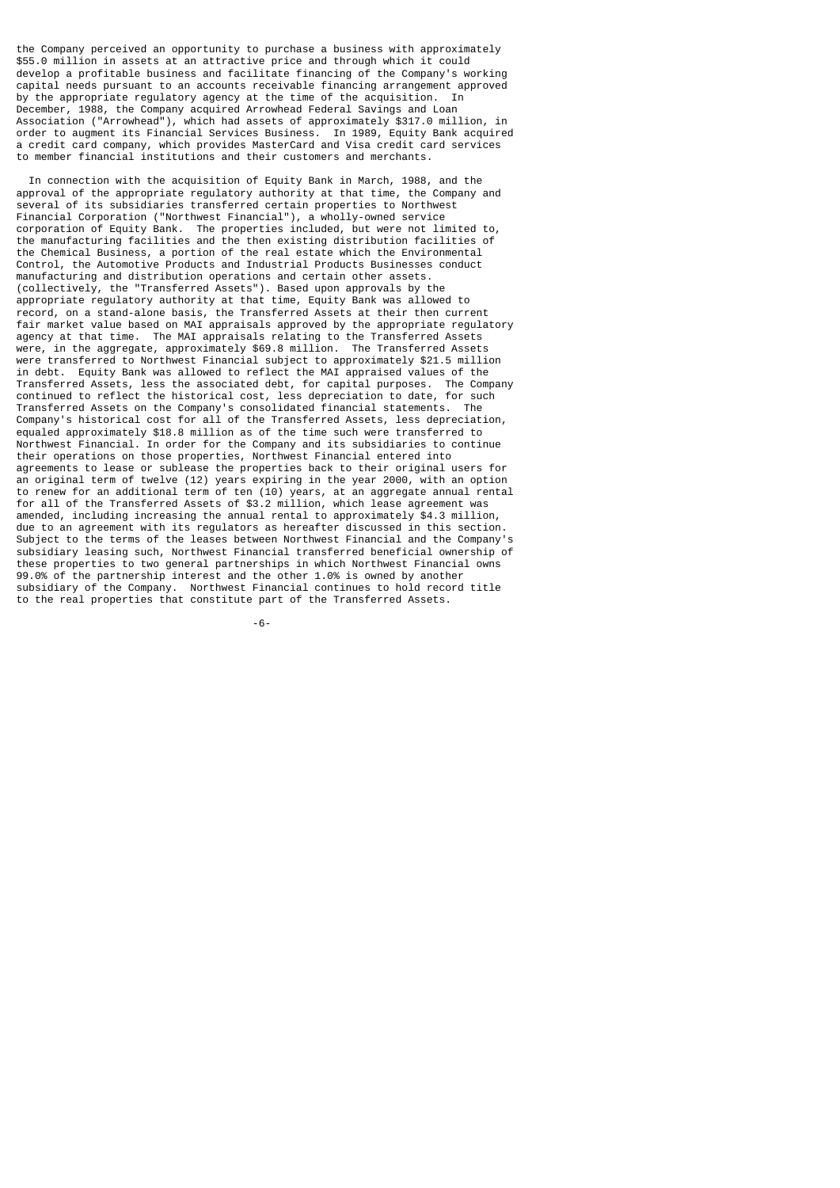the Company perceived an opportunity to purchase a business with approximately $55.0 million in assets at an attractive price and through which it could develop a profitable business and facilitate financing of the Company's working capital needs pursuant to an accounts receivable financing arrangement approved by the appropriate regulatory agency at the time of the acquisition. In December, 1988, the Company acquired Arrowhead Federal Savings and Loan Association ("Arrowhead"), which had assets of approximately $317.0 million, in order to augment its Financial Services Business. In 1989, Equity Bank acquired a credit card company, which provides MasterCard and Visa credit card services to member financial institutions and their customers and merchants.

In connection with the acquisition of Equity Bank in March, 1988, and the approval of the appropriate regulatory authority at that time, the Company and several of its subsidiaries transferred certain properties to Northwest Financial Corporation ("Northwest Financial"), a wholly-owned service corporation of Equity Bank. The properties included, but were not limited to, the manufacturing facilities and the then existing distribution facilities of the Chemical Business, a portion of the real estate which the Environmental Control, the Automotive Products and Industrial Products Businesses conduct manufacturing and distribution operations and certain other assets. (collectively, the "Transferred Assets"). Based upon approvals by the appropriate regulatory authority at that time, Equity Bank was allowed to record, on a stand-alone basis, the Transferred Assets at their then current fair market value based on MAI appraisals approved by the appropriate regulatory agency at that time. The MAI appraisals relating to the Transferred Assets were, in the aggregate, approximately $69.8 million. The Transferred Assets were transferred to Northwest Financial subject to approximately $21.5 million in debt. Equity Bank was allowed to reflect the MAI appraised values of the Transferred Assets, less the associated debt, for capital purposes. The Company continued to reflect the historical cost, less depreciation to date, for such Transferred Assets on the Company's consolidated financial statements. The Company's historical cost for all of the Transferred Assets, less depreciation, equaled approximately $18.8 million as of the time such were transferred to Northwest Financial. In order for the Company and its subsidiaries to continue their operations on those properties, Northwest Financial entered into agreements to lease or sublease the properties back to their original users for an original term of twelve (12) years expiring in the year 2000, with an option to renew for an additional term of ten (10) years, at an aggregate annual rental for all of the Transferred Assets of $3.2 million, which lease agreement was amended, including increasing the annual rental to approximately $4.3 million, due to an agreement with its regulators as hereafter discussed in this section. Subject to the terms of the leases between Northwest Financial and the Company's subsidiary leasing such, Northwest Financial transferred beneficial ownership of these properties to two general partnerships in which Northwest Financial owns 99.0% of the partnership interest and the other 1.0% is owned by another subsidiary of the Company. Northwest Financial continues to hold record title to the real properties that constitute part of the Transferred Assets.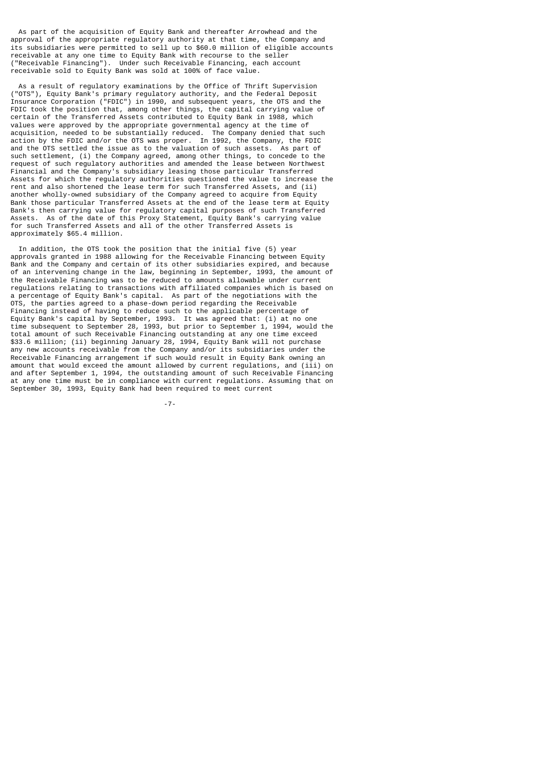As part of the acquisition of Equity Bank and thereafter Arrowhead and the approval of the appropriate regulatory authority at that time, the Company and its subsidiaries were permitted to sell up to $60.0 million of eligible accounts receivable at any one time to Equity Bank with recourse to the seller ("Receivable Financing"). Under such Receivable Financing, each account receivable sold to Equity Bank was sold at 100% of face value.

As a result of regulatory examinations by the Office of Thrift Supervision ("OTS"), Equity Bank's primary regulatory authority, and the Federal Deposit Insurance Corporation ("FDIC") in 1990, and subsequent years, the OTS and the FDIC took the position that, among other things, the capital carrying value of certain of the Transferred Assets contributed to Equity Bank in 1988, which values were approved by the appropriate governmental agency at the time of acquisition, needed to be substantially reduced. The Company denied that such action by the FDIC and/or the OTS was proper. In 1992, the Company, the FDIC and the OTS settled the issue as to the valuation of such assets. As part of such settlement, (i) the Company agreed, among other things, to concede to the request of such regulatory authorities and amended the lease between Northwest Financial and the Company's subsidiary leasing those particular Transferred Assets for which the regulatory authorities questioned the value to increase the rent and also shortened the lease term for such Transferred Assets, and (ii) another wholly-owned subsidiary of the Company agreed to acquire from Equity Bank those particular Transferred Assets at the end of the lease term at Equity Bank's then carrying value for regulatory capital purposes of such Transferred Assets. As of the date of this Proxy Statement, Equity Bank's carrying value for such Transferred Assets and all of the other Transferred Assets is approximately $65.4 million.

In addition, the OTS took the position that the initial five (5) year approvals granted in 1988 allowing for the Receivable Financing between Equity Bank and the Company and certain of its other subsidiaries expired, and because of an intervening change in the law, beginning in September, 1993, the amount of the Receivable Financing was to be reduced to amounts allowable under current regulations relating to transactions with affiliated companies which is based on a percentage of Equity Bank's capital. As part of the negotiations with the OTS, the parties agreed to a phase-down period regarding the Receivable Financing instead of having to reduce such to the applicable percentage of Equity Bank's capital by September, 1993. It was agreed that: (i) at no one time subsequent to September 28, 1993, but prior to September 1, 1994, would the total amount of such Receivable Financing outstanding at any one time exceed $33.6 million; (ii) beginning January 28, 1994, Equity Bank will not purchase any new accounts receivable from the Company and/or its subsidiaries under the Receivable Financing arrangement if such would result in Equity Bank owning an amount that would exceed the amount allowed by current regulations, and (iii) on and after September 1, 1994, the outstanding amount of such Receivable Financing at any one time must be in compliance with current regulations. Assuming that on September 30, 1993, Equity Bank had been required to meet current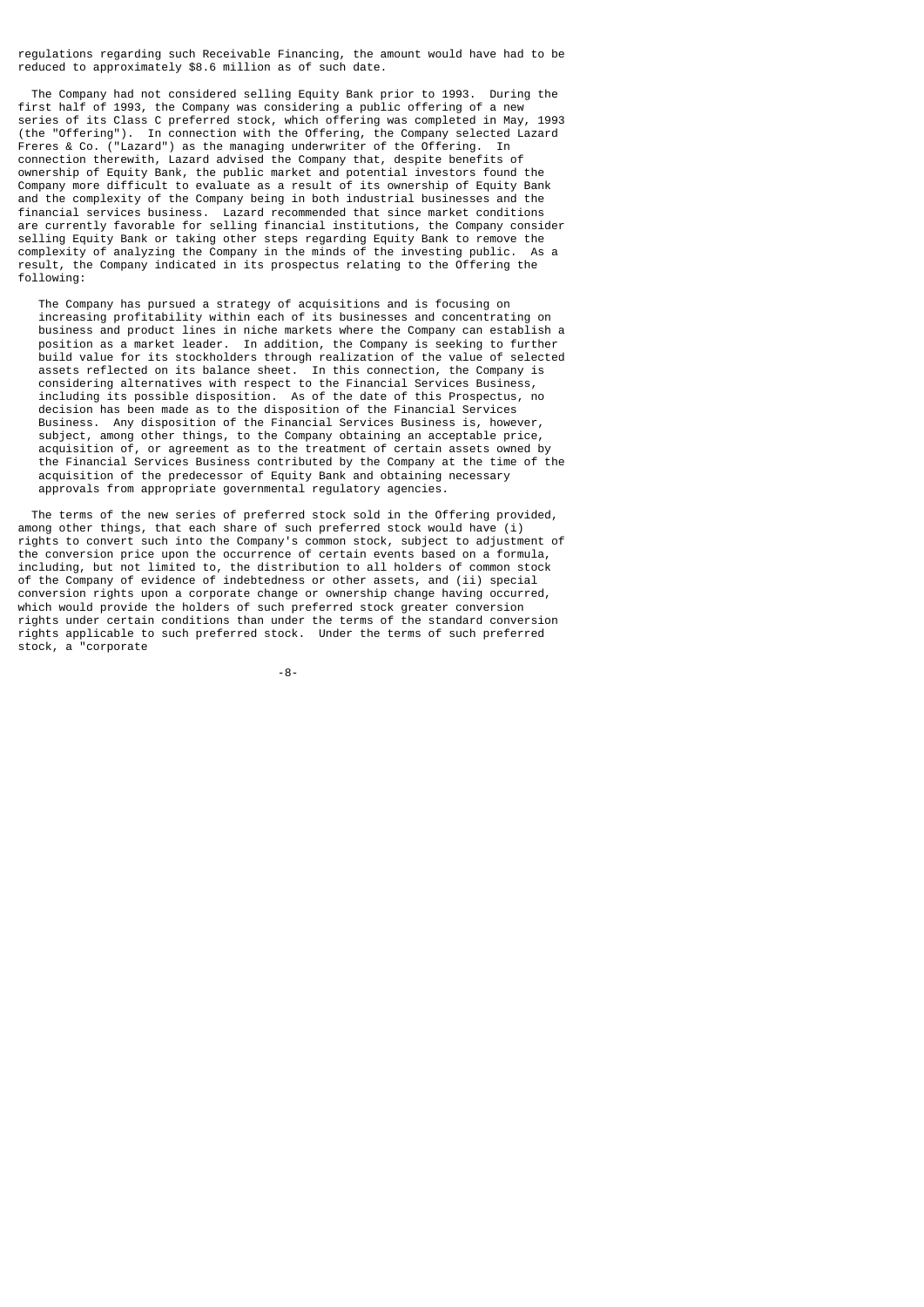regulations regarding such Receivable Financing, the amount would have had to be reduced to approximately $8.6 million as of such date.

The Company had not considered selling Equity Bank prior to 1993. During the first half of 1993, the Company was considering a public offering of a new series of its Class C preferred stock, which offering was completed in May, 1993 (the "Offering"). In connection with the Offering, the Company selected Lazard Freres & Co. ("Lazard") as the managing underwriter of the Offering. In connection therewith, Lazard advised the Company that, despite benefits of ownership of Equity Bank, the public market and potential investors found the Company more difficult to evaluate as a result of its ownership of Equity Bank and the complexity of the Company being in both industrial businesses and the financial services business. Lazard recommended that since market conditions are currently favorable for selling financial institutions, the Company consider selling Equity Bank or taking other steps regarding Equity Bank to remove the complexity of analyzing the Company in the minds of the investing public. As a result, the Company indicated in its prospectus relating to the Offering the following:

> The Company has pursued a strategy of acquisitions and is focusing on increasing profitability within each of its businesses and concentrating on business and product lines in niche markets where the Company can establish a position as a market leader. In addition, the Company is seeking to further build value for its stockholders through realization of the value of selected assets reflected on its balance sheet. In this connection, the Company is considering alternatives with respect to the Financial Services Business, including its possible disposition. As of the date of this Prospectus, no decision has been made as to the disposition of the Financial Services Business. Any disposition of the Financial Services Business is, however, subject, among other things, to the Company obtaining an acceptable price, acquisition of, or agreement as to the treatment of certain assets owned by the Financial Services Business contributed by the Company at the time of the acquisition of the predecessor of Equity Bank and obtaining necessary approvals from appropriate governmental regulatory agencies.

The terms of the new series of preferred stock sold in the Offering provided, among other things, that each share of such preferred stock would have (i) rights to convert such into the Company's common stock, subject to adjustment of the conversion price upon the occurrence of certain events based on a formula, including, but not limited to, the distribution to all holders of common stock of the Company of evidence of indebtedness or other assets, and (ii) special conversion rights upon a corporate change or ownership change having occurred, which would provide the holders of such preferred stock greater conversion rights under certain conditions than under the terms of the standard conversion rights applicable to such preferred stock. Under the terms of such preferred stock, a "corporate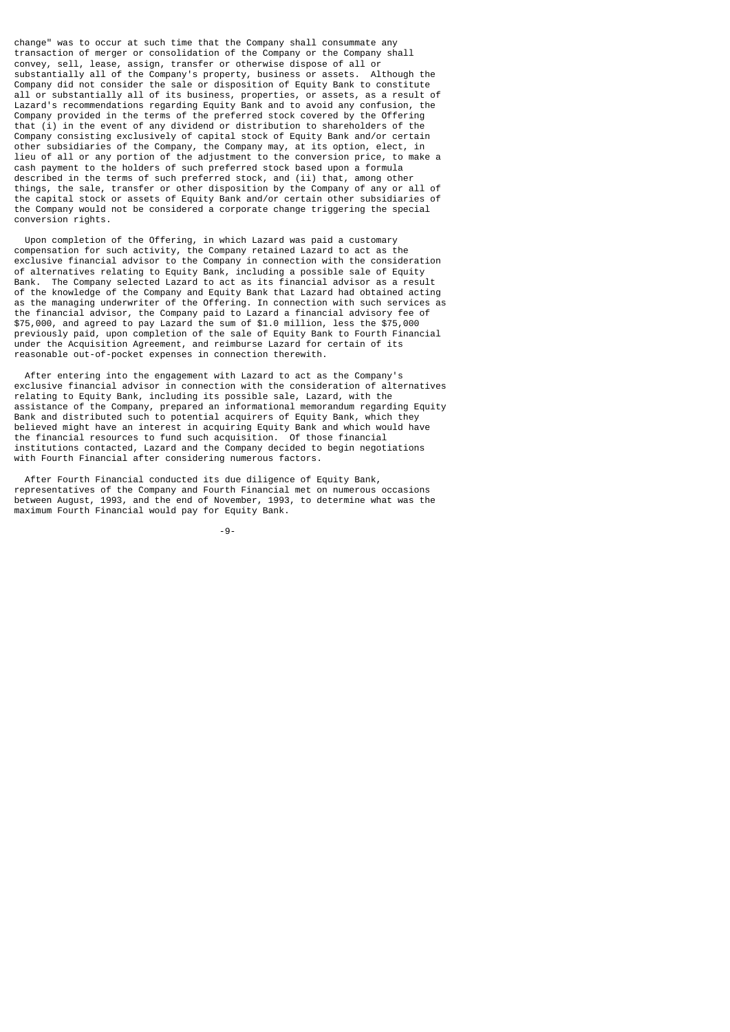change" was to occur at such time that the Company shall consummate any transaction of merger or consolidation of the Company or the Company shall convey, sell, lease, assign, transfer or otherwise dispose of all or substantially all of the Company's property, business or assets. Although the Company did not consider the sale or disposition of Equity Bank to constitute all or substantially all of its business, properties, or assets, as a result of Lazard's recommendations regarding Equity Bank and to avoid any confusion, the Company provided in the terms of the preferred stock covered by the Offering that (i) in the event of any dividend or distribution to shareholders of the Company consisting exclusively of capital stock of Equity Bank and/or certain other subsidiaries of the Company, the Company may, at its option, elect, in lieu of all or any portion of the adjustment to the conversion price, to make a cash payment to the holders of such preferred stock based upon a formula described in the terms of such preferred stock, and (ii) that, among other things, the sale, transfer or other disposition by the Company of any or all of the capital stock or assets of Equity Bank and/or certain other subsidiaries of the Company would not be considered a corporate change triggering the special conversion rights.

Upon completion of the Offering, in which Lazard was paid a customary compensation for such activity, the Company retained Lazard to act as the exclusive financial advisor to the Company in connection with the consideration of alternatives relating to Equity Bank, including a possible sale of Equity Bank. The Company selected Lazard to act as its financial advisor as a result of the knowledge of the Company and Equity Bank that Lazard had obtained acting as the managing underwriter of the Offering. In connection with such services as the financial advisor, the Company paid to Lazard a financial advisory fee of $75,000, and agreed to pay Lazard the sum of $1.0 million, less the $75,000 previously paid, upon completion of the sale of Equity Bank to Fourth Financial under the Acquisition Agreement, and reimburse Lazard for certain of its reasonable out-of-pocket expenses in connection therewith.

After entering into the engagement with Lazard to act as the Company's exclusive financial advisor in connection with the consideration of alternatives relating to Equity Bank, including its possible sale, Lazard, with the assistance of the Company, prepared an informational memorandum regarding Equity Bank and distributed such to potential acquirers of Equity Bank, which they believed might have an interest in acquiring Equity Bank and which would have the financial resources to fund such acquisition. Of those financial institutions contacted, Lazard and the Company decided to begin negotiations with Fourth Financial after considering numerous factors.

After Fourth Financial conducted its due diligence of Equity Bank, representatives of the Company and Fourth Financial met on numerous occasions between August, 1993, and the end of November, 1993, to determine what was the maximum Fourth Financial would pay for Equity Bank.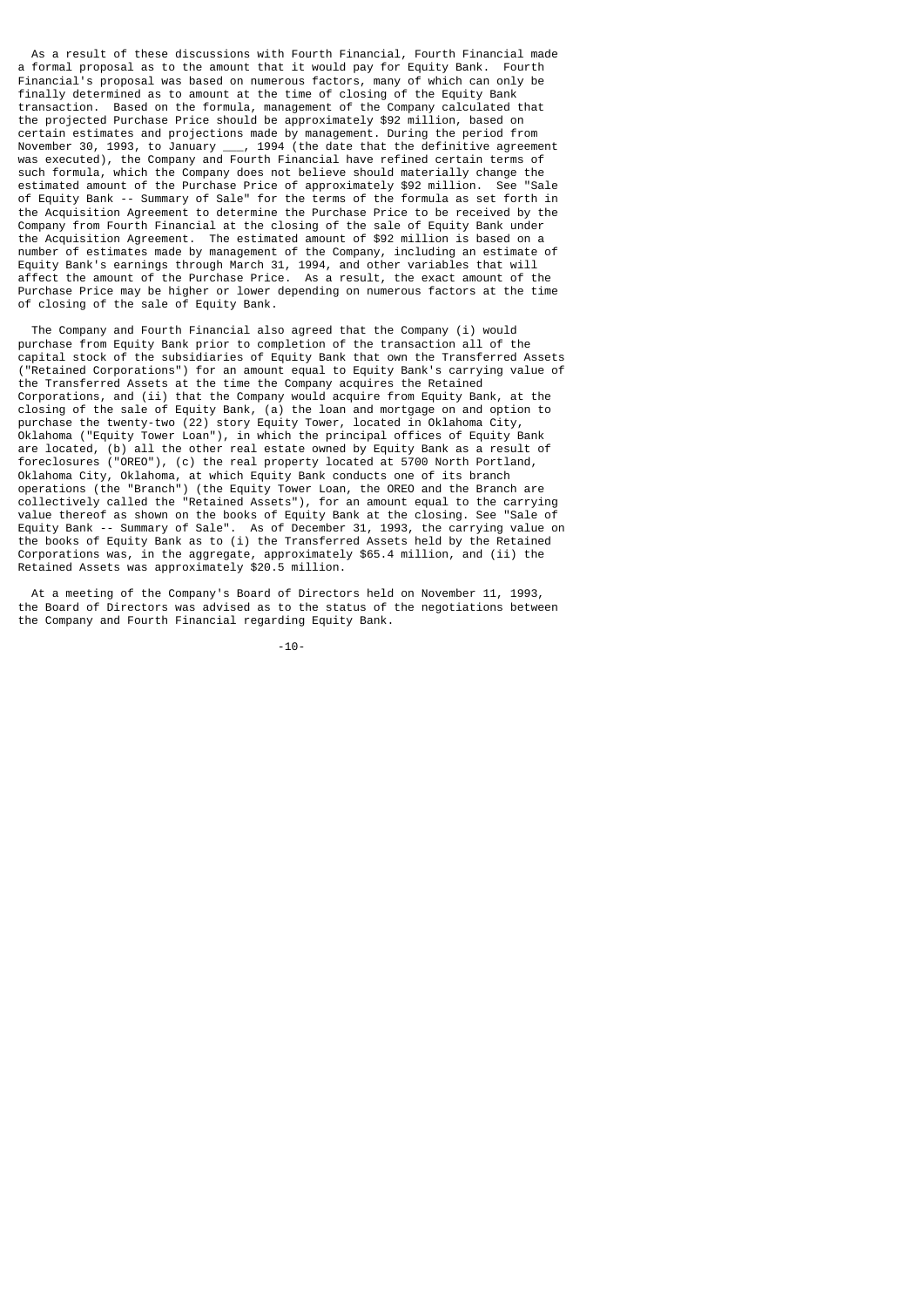As a result of these discussions with Fourth Financial, Fourth Financial made a formal proposal as to the amount that it would pay for Equity Bank. Fourth Financial's proposal was based on numerous factors, many of which can only be finally determined as to amount at the time of closing of the Equity Bank transaction. Based on the formula, management of the Company calculated that the projected Purchase Price should be approximately $92 million, based on certain estimates and projections made by management. During the period from November 30, 1993, to January ___, 1994 (the date that the definitive agreement was executed), the Company and Fourth Financial have refined certain terms of such formula, which the Company does not believe should materially change the estimated amount of the Purchase Price of approximately $92 million. See "Sale of Equity Bank -- Summary of Sale" for the terms of the formula as set forth in the Acquisition Agreement to determine the Purchase Price to be received by the Company from Fourth Financial at the closing of the sale of Equity Bank under the Acquisition Agreement. The estimated amount of $92 million is based on a number of estimates made by management of the Company, including an estimate of Equity Bank's earnings through March 31, 1994, and other variables that will affect the amount of the Purchase Price. As a result, the exact amount of the Purchase Price may be higher or lower depending on numerous factors at the time of closing of the sale of Equity Bank.

The Company and Fourth Financial also agreed that the Company (i) would purchase from Equity Bank prior to completion of the transaction all of the capital stock of the subsidiaries of Equity Bank that own the Transferred Assets ("Retained Corporations") for an amount equal to Equity Bank's carrying value of the Transferred Assets at the time the Company acquires the Retained Corporations, and (ii) that the Company would acquire from Equity Bank, at the closing of the sale of Equity Bank, (a) the loan and mortgage on and option to purchase the twenty-two (22) story Equity Tower, located in Oklahoma City, Oklahoma ("Equity Tower Loan"), in which the principal offices of Equity Bank are located, (b) all the other real estate owned by Equity Bank as a result of foreclosures ("OREO"), (c) the real property located at 5700 North Portland, Oklahoma City, Oklahoma, at which Equity Bank conducts one of its branch operations (the "Branch") (the Equity Tower Loan, the OREO and the Branch are collectively called the "Retained Assets"), for an amount equal to the carrying value thereof as shown on the books of Equity Bank at the closing. See "Sale of Equity Bank -- Summary of Sale". As of December 31, 1993, the carrying value on the books of Equity Bank as to (i) the Transferred Assets held by the Retained Corporations was, in the aggregate, approximately $65.4 million, and (ii) the Retained Assets was approximately $20.5 million.

At a meeting of the Company's Board of Directors held on November 11, 1993, the Board of Directors was advised as to the status of the negotiations between the Company and Fourth Financial regarding Equity Bank.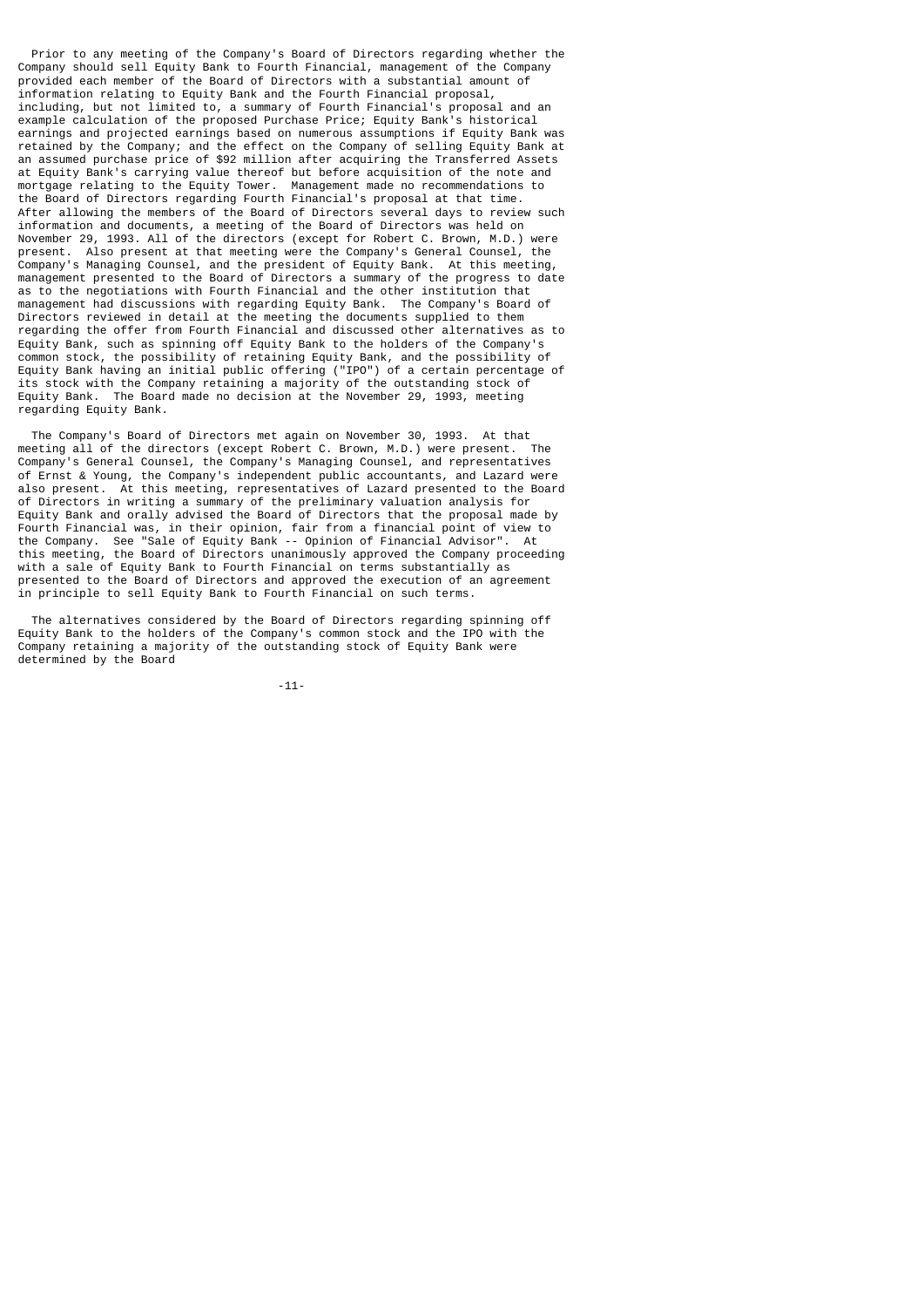Prior to any meeting of the Company's Board of Directors regarding whether the Company should sell Equity Bank to Fourth Financial, management of the Company provided each member of the Board of Directors with a substantial amount of information relating to Equity Bank and the Fourth Financial proposal, including, but not limited to, a summary of Fourth Financial's proposal and an example calculation of the proposed Purchase Price; Equity Bank's historical earnings and projected earnings based on numerous assumptions if Equity Bank was retained by the Company; and the effect on the Company of selling Equity Bank at an assumed purchase price of $92 million after acquiring the Transferred Assets at Equity Bank's carrying value thereof but before acquisition of the note and mortgage relating to the Equity Tower. Management made no recommendations to the Board of Directors regarding Fourth Financial's proposal at that time. After allowing the members of the Board of Directors several days to review such information and documents, a meeting of the Board of Directors was held on November 29, 1993. All of the directors (except for Robert C. Brown, M.D.) were present. Also present at that meeting were the Company's General Counsel, the Company's Managing Counsel, and the president of Equity Bank. At this meeting, management presented to the Board of Directors a summary of the progress to date as to the negotiations with Fourth Financial and the other institution that management had discussions with regarding Equity Bank. The Company's Board of Directors reviewed in detail at the meeting the documents supplied to them regarding the offer from Fourth Financial and discussed other alternatives as to Equity Bank, such as spinning off Equity Bank to the holders of the Company's common stock, the possibility of retaining Equity Bank, and the possibility of Equity Bank having an initial public offering ("IPO") of a certain percentage of its stock with the Company retaining a majority of the outstanding stock of Equity Bank. The Board made no decision at the November 29, 1993, meeting regarding Equity Bank.

The Company's Board of Directors met again on November 30, 1993. At that meeting all of the directors (except Robert C. Brown, M.D.) were present. The Company's General Counsel, the Company's Managing Counsel, and representatives of Ernst & Young, the Company's independent public accountants, and Lazard were also present. At this meeting, representatives of Lazard presented to the Board of Directors in writing a summary of the preliminary valuation analysis for Equity Bank and orally advised the Board of Directors that the proposal made by Fourth Financial was, in their opinion, fair from a financial point of view to the Company. See "Sale of Equity Bank -- Opinion of Financial Advisor". At this meeting, the Board of Directors unanimously approved the Company proceeding with a sale of Equity Bank to Fourth Financial on terms substantially as presented to the Board of Directors and approved the execution of an agreement in principle to sell Equity Bank to Fourth Financial on such terms.

The alternatives considered by the Board of Directors regarding spinning off Equity Bank to the holders of the Company's common stock and the IPO with the Company retaining a majority of the outstanding stock of Equity Bank were determined by the Board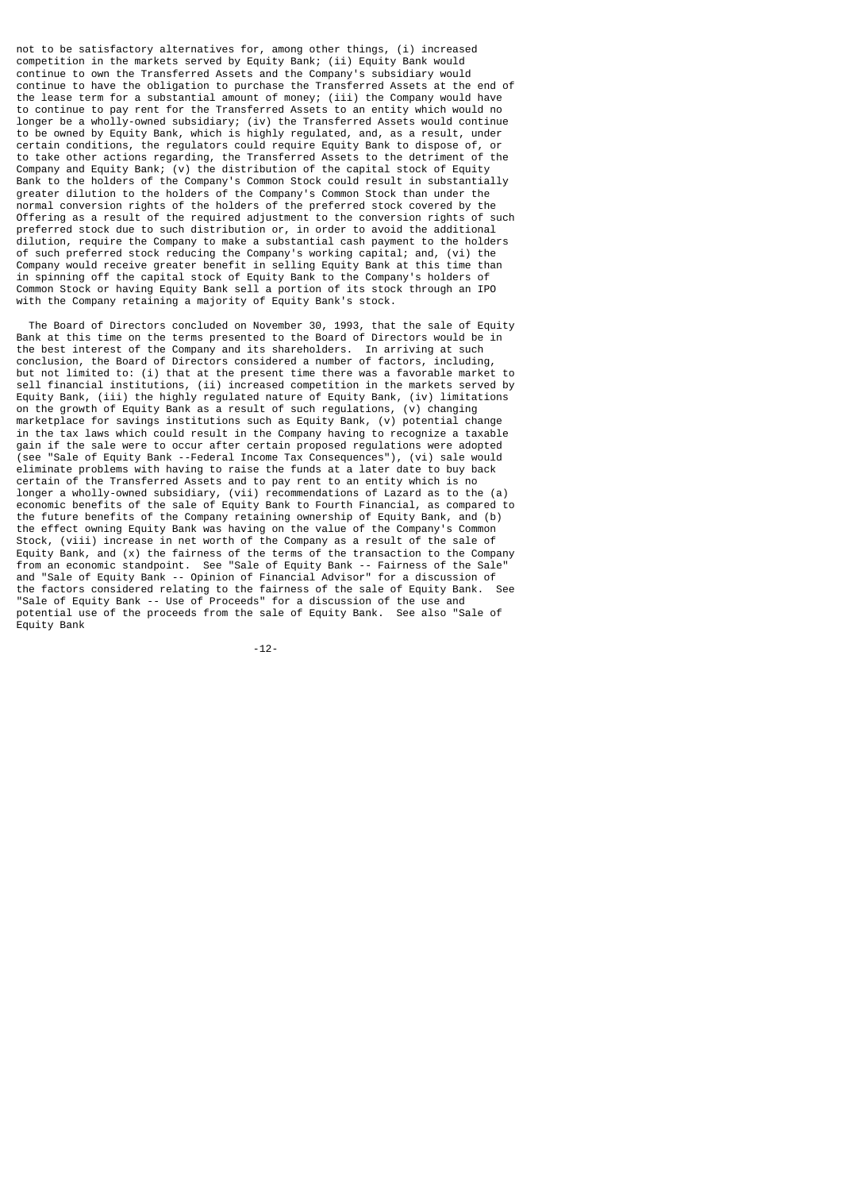not to be satisfactory alternatives for, among other things, (i) increased competition in the markets served by Equity Bank; (ii) Equity Bank would continue to own the Transferred Assets and the Company's subsidiary would continue to have the obligation to purchase the Transferred Assets at the end of the lease term for a substantial amount of money; (iii) the Company would have to continue to pay rent for the Transferred Assets to an entity which would no longer be a wholly-owned subsidiary; (iv) the Transferred Assets would continue to be owned by Equity Bank, which is highly regulated, and, as a result, under certain conditions, the regulators could require Equity Bank to dispose of, or to take other actions regarding, the Transferred Assets to the detriment of the Company and Equity Bank; (v) the distribution of the capital stock of Equity Bank to the holders of the Company's Common Stock could result in substantially greater dilution to the holders of the Company's Common Stock than under the normal conversion rights of the holders of the preferred stock covered by the Offering as a result of the required adjustment to the conversion rights of such preferred stock due to such distribution or, in order to avoid the additional dilution, require the Company to make a substantial cash payment to the holders of such preferred stock reducing the Company's working capital; and, (vi) the Company would receive greater benefit in selling Equity Bank at this time than in spinning off the capital stock of Equity Bank to the Company's holders of Common Stock or having Equity Bank sell a portion of its stock through an IPO with the Company retaining a majority of Equity Bank's stock.

The Board of Directors concluded on November 30, 1993, that the sale of Equity Bank at this time on the terms presented to the Board of Directors would be in the best interest of the Company and its shareholders. In arriving at such conclusion, the Board of Directors considered a number of factors, including, but not limited to: (i) that at the present time there was a favorable market to sell financial institutions, (ii) increased competition in the markets served by Equity Bank, (iii) the highly regulated nature of Equity Bank, (iv) limitations on the growth of Equity Bank as a result of such regulations, (v) changing marketplace for savings institutions such as Equity Bank, (v) potential change in the tax laws which could result in the Company having to recognize a taxable gain if the sale were to occur after certain proposed regulations were adopted (see "Sale of Equity Bank --Federal Income Tax Consequences"), (vi) sale would eliminate problems with having to raise the funds at a later date to buy back certain of the Transferred Assets and to pay rent to an entity which is no longer a wholly-owned subsidiary, (vii) recommendations of Lazard as to the (a) economic benefits of the sale of Equity Bank to Fourth Financial, as compared to the future benefits of the Company retaining ownership of Equity Bank, and (b) the effect owning Equity Bank was having on the value of the Company's Common Stock, (viii) increase in net worth of the Company as a result of the sale of Equity Bank, and (x) the fairness of the terms of the transaction to the Company from an economic standpoint. See "Sale of Equity Bank -- Fairness of the Sale" and "Sale of Equity Bank -- Opinion of Financial Advisor" for a discussion of the factors considered relating to the fairness of the sale of Equity Bank. See "Sale of Equity Bank -- Use of Proceeds" for a discussion of the use and potential use of the proceeds from the sale of Equity Bank. See also "Sale of Equity Bank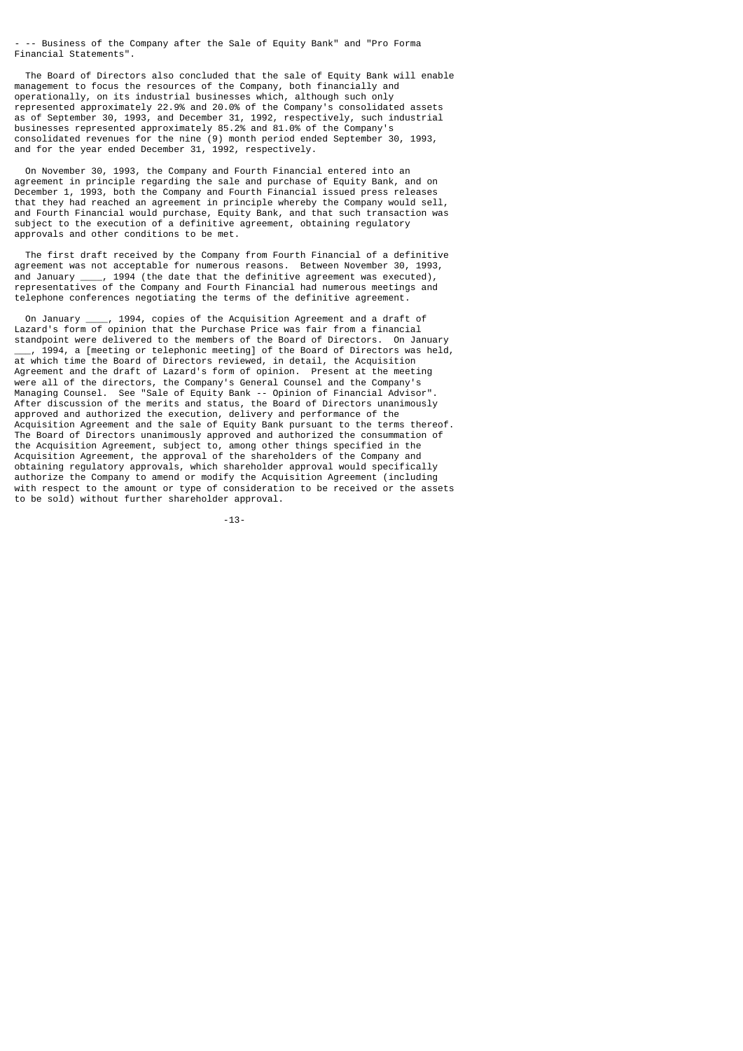- -- Business of the Company after the Sale of Equity Bank" and "Pro Forma Financial Statements".

The Board of Directors also concluded that the sale of Equity Bank will enable management to focus the resources of the Company, both financially and operationally, on its industrial businesses which, although such only represented approximately 22.9% and 20.0% of the Company's consolidated assets as of September 30, 1993, and December 31, 1992, respectively, such industrial businesses represented approximately 85.2% and 81.0% of the Company's consolidated revenues for the nine (9) month period ended September 30, 1993, and for the year ended December 31, 1992, respectively.

On November 30, 1993, the Company and Fourth Financial entered into an agreement in principle regarding the sale and purchase of Equity Bank, and on December 1, 1993, both the Company and Fourth Financial issued press releases that they had reached an agreement in principle whereby the Company would sell, and Fourth Financial would purchase, Equity Bank, and that such transaction was subject to the execution of a definitive agreement, obtaining regulatory approvals and other conditions to be met.

The first draft received by the Company from Fourth Financial of a definitive agreement was not acceptable for numerous reasons. Between November 30, 1993, and January ____, 1994 (the date that the definitive agreement was executed), representatives of the Company and Fourth Financial had numerous meetings and telephone conferences negotiating the terms of the definitive agreement.

On January ____, 1994, copies of the Acquisition Agreement and a draft of Lazard's form of opinion that the Purchase Price was fair from a financial standpoint were delivered to the members of the Board of Directors. On January ___, 1994, a [meeting or telephonic meeting] of the Board of Directors was held, at which time the Board of Directors reviewed, in detail, the Acquisition Agreement and the draft of Lazard's form of opinion. Present at the meeting were all of the directors, the Company's General Counsel and the Company's Managing Counsel. See "Sale of Equity Bank -- Opinion of Financial Advisor". After discussion of the merits and status, the Board of Directors unanimously approved and authorized the execution, delivery and performance of the Acquisition Agreement and the sale of Equity Bank pursuant to the terms thereof. The Board of Directors unanimously approved and authorized the consummation of the Acquisition Agreement, subject to, among other things specified in the Acquisition Agreement, the approval of the shareholders of the Company and obtaining regulatory approvals, which shareholder approval would specifically authorize the Company to amend or modify the Acquisition Agreement (including with respect to the amount or type of consideration to be received or the assets to be sold) without further shareholder approval.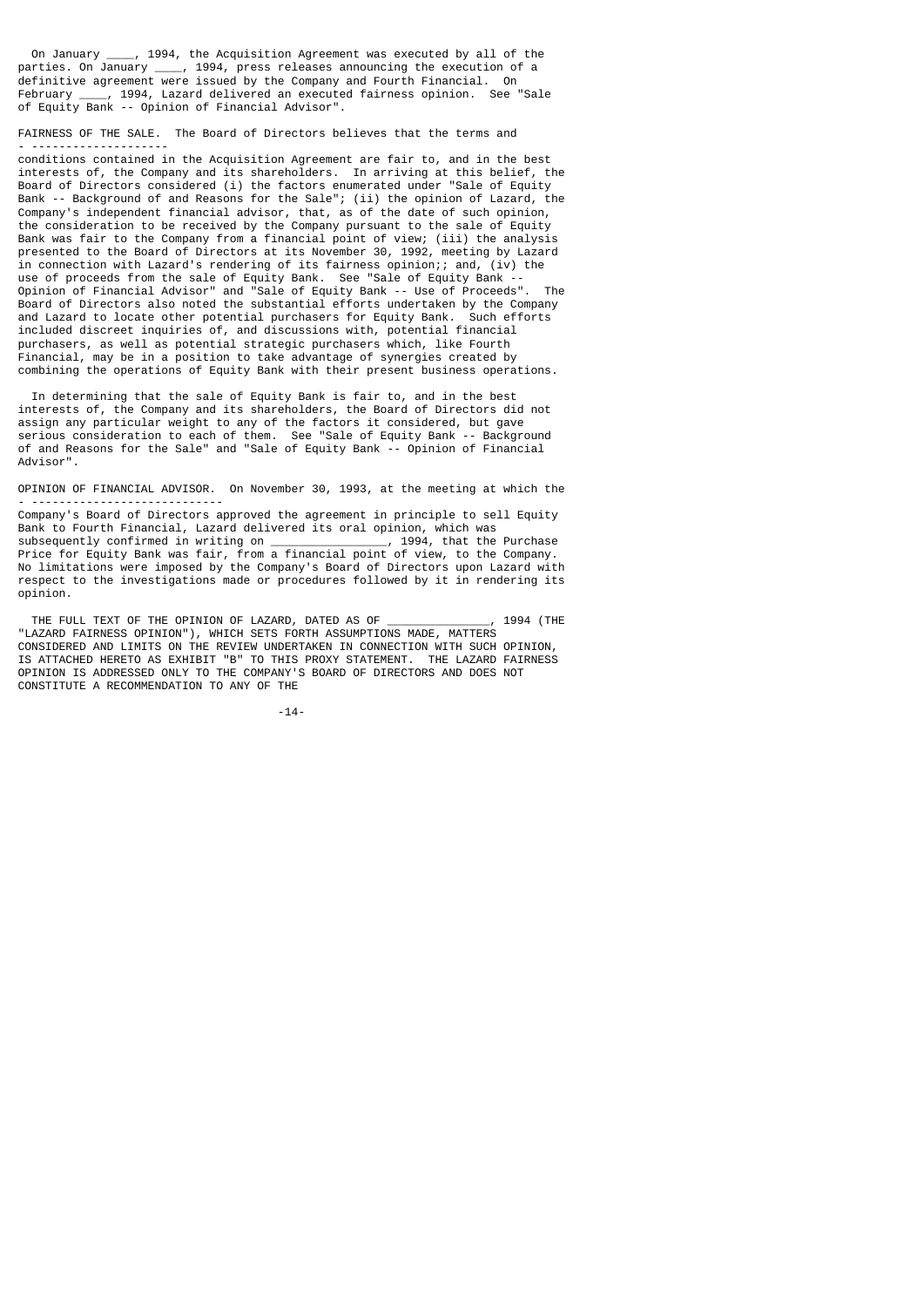On January ____, 1994, the Acquisition Agreement was executed by all of the parties. On January ____, 1994, press releases announcing the execution of a definitive agreement were issued by the Company and Fourth Financial. On February ____, 1994, Lazard delivered an executed fairness opinion. See "Sale of Equity Bank -- Opinion of Financial Advisor".

FAIRNESS OF THE SALE. The Board of Directors believes that the terms and conditions contained in the Acquisition Agreement are fair to, and in the best interests of, the Company and its shareholders. In arriving at this belief, the Board of Directors considered (i) the factors enumerated under "Sale of Equity Bank -- Background of and Reasons for the Sale"; (ii) the opinion of Lazard, the Company's independent financial advisor, that, as of the date of such opinion, the consideration to be received by the Company pursuant to the sale of Equity Bank was fair to the Company from a financial point of view; (iii) the analysis presented to the Board of Directors at its November 30, 1992, meeting by Lazard in connection with Lazard's rendering of its fairness opinion;; and, (iv) the use of proceeds from the sale of Equity Bank. See "Sale of Equity Bank -- Opinion of Financial Advisor" and "Sale of Equity Bank -- Use of Proceeds". The Board of Directors also noted the substantial efforts undertaken by the Company and Lazard to locate other potential purchasers for Equity Bank. Such efforts included discreet inquiries of, and discussions with, potential financial purchasers, as well as potential strategic purchasers which, like Fourth Financial, may be in a position to take advantage of synergies created by combining the operations of Equity Bank with their present business operations.

In determining that the sale of Equity Bank is fair to, and in the best interests of, the Company and its shareholders, the Board of Directors did not assign any particular weight to any of the factors it considered, but gave serious consideration to each of them. See "Sale of Equity Bank -- Background of and Reasons for the Sale" and "Sale of Equity Bank -- Opinion of Financial Advisor".

OPINION OF FINANCIAL ADVISOR. On November 30, 1993, at the meeting at which the Company's Board of Directors approved the agreement in principle to sell Equity Bank to Fourth Financial, Lazard delivered its oral opinion, which was subsequently confirmed in writing on ________________, 1994, that the Purchase Price for Equity Bank was fair, from a financial point of view, to the Company. No limitations were imposed by the Company's Board of Directors upon Lazard with respect to the investigations made or procedures followed by it in rendering its opinion.

THE FULL TEXT OF THE OPINION OF LAZARD, DATED AS OF _______________, 1994 (THE "LAZARD FAIRNESS OPINION"), WHICH SETS FORTH ASSUMPTIONS MADE, MATTERS CONSIDERED AND LIMITS ON THE REVIEW UNDERTAKEN IN CONNECTION WITH SUCH OPINION, IS ATTACHED HERETO AS EXHIBIT "B" TO THIS PROXY STATEMENT. THE LAZARD FAIRNESS OPINION IS ADDRESSED ONLY TO THE COMPANY'S BOARD OF DIRECTORS AND DOES NOT CONSTITUTE A RECOMMENDATION TO ANY OF THE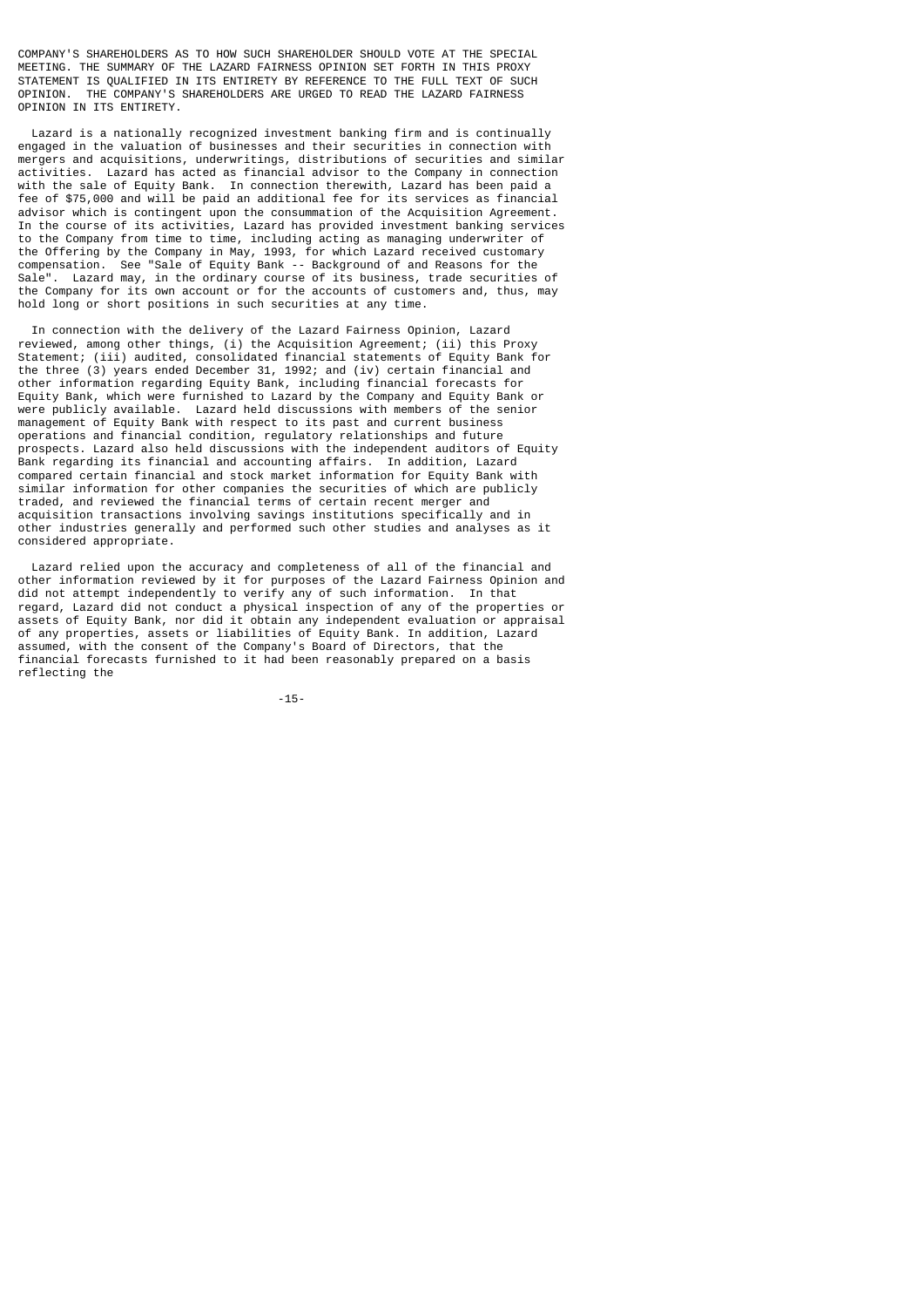COMPANY'S SHAREHOLDERS AS TO HOW SUCH SHAREHOLDER SHOULD VOTE AT THE SPECIAL MEETING. THE SUMMARY OF THE LAZARD FAIRNESS OPINION SET FORTH IN THIS PROXY STATEMENT IS QUALIFIED IN ITS ENTIRETY BY REFERENCE TO THE FULL TEXT OF SUCH OPINION. THE COMPANY'S SHAREHOLDERS ARE URGED TO READ THE LAZARD FAIRNESS OPINION IN ITS ENTIRETY.

Lazard is a nationally recognized investment banking firm and is continually engaged in the valuation of businesses and their securities in connection with mergers and acquisitions, underwritings, distributions of securities and similar activities. Lazard has acted as financial advisor to the Company in connection with the sale of Equity Bank. In connection therewith, Lazard has been paid a fee of $75,000 and will be paid an additional fee for its services as financial advisor which is contingent upon the consummation of the Acquisition Agreement. In the course of its activities, Lazard has provided investment banking services to the Company from time to time, including acting as managing underwriter of the Offering by the Company in May, 1993, for which Lazard received customary compensation. See "Sale of Equity Bank -- Background of and Reasons for the Sale". Lazard may, in the ordinary course of its business, trade securities of the Company for its own account or for the accounts of customers and, thus, may hold long or short positions in such securities at any time.

In connection with the delivery of the Lazard Fairness Opinion, Lazard reviewed, among other things, (i) the Acquisition Agreement; (ii) this Proxy Statement; (iii) audited, consolidated financial statements of Equity Bank for the three (3) years ended December 31, 1992; and (iv) certain financial and other information regarding Equity Bank, including financial forecasts for Equity Bank, which were furnished to Lazard by the Company and Equity Bank or were publicly available. Lazard held discussions with members of the senior management of Equity Bank with respect to its past and current business operations and financial condition, regulatory relationships and future prospects. Lazard also held discussions with the independent auditors of Equity Bank regarding its financial and accounting affairs. In addition, Lazard compared certain financial and stock market information for Equity Bank with similar information for other companies the securities of which are publicly traded, and reviewed the financial terms of certain recent merger and acquisition transactions involving savings institutions specifically and in other industries generally and performed such other studies and analyses as it considered appropriate.

Lazard relied upon the accuracy and completeness of all of the financial and other information reviewed by it for purposes of the Lazard Fairness Opinion and did not attempt independently to verify any of such information. In that regard, Lazard did not conduct a physical inspection of any of the properties or assets of Equity Bank, nor did it obtain any independent evaluation or appraisal of any properties, assets or liabilities of Equity Bank. In addition, Lazard assumed, with the consent of the Company's Board of Directors, that the financial forecasts furnished to it had been reasonably prepared on a basis reflecting the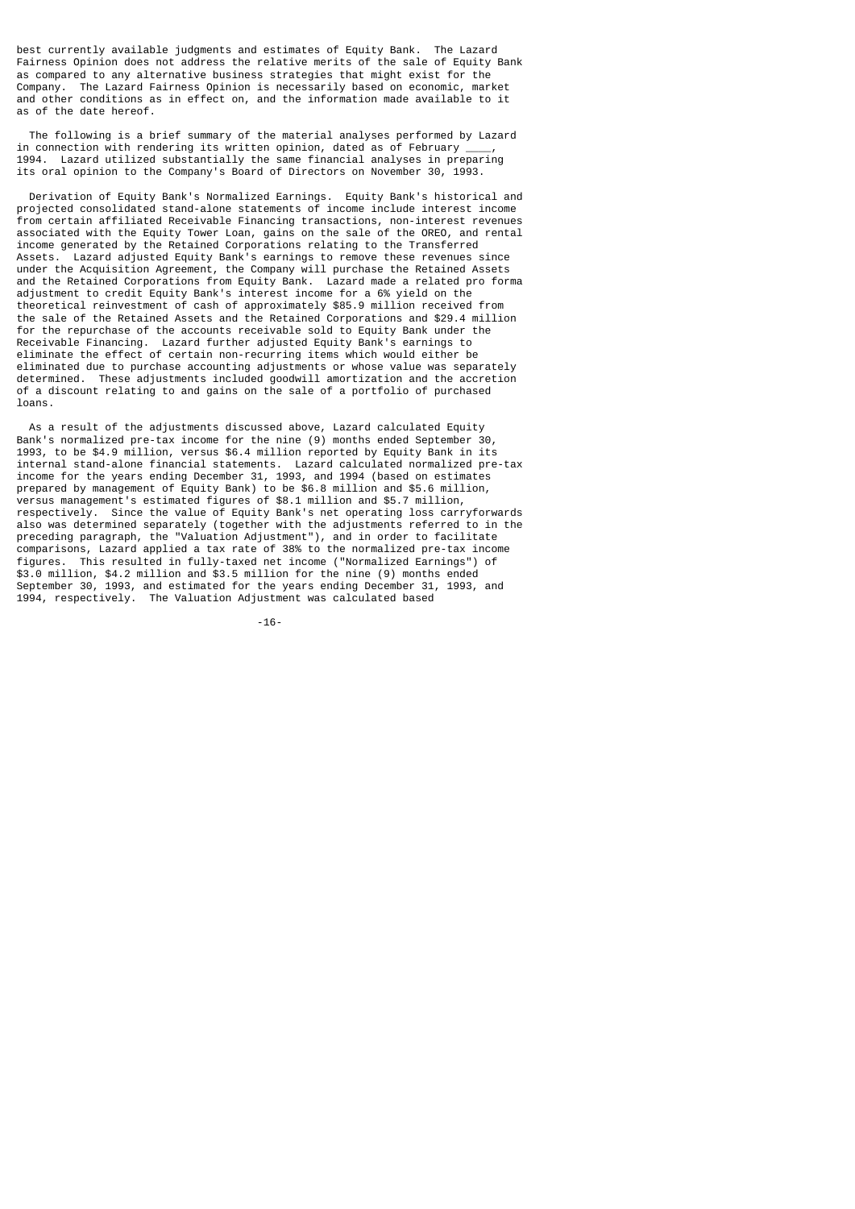best currently available judgments and estimates of Equity Bank. The Lazard Fairness Opinion does not address the relative merits of the sale of Equity Bank as compared to any alternative business strategies that might exist for the Company. The Lazard Fairness Opinion is necessarily based on economic, market and other conditions as in effect on, and the information made available to it as of the date hereof.

The following is a brief summary of the material analyses performed by Lazard in connection with rendering its written opinion, dated as of February ____, 1994. Lazard utilized substantially the same financial analyses in preparing its oral opinion to the Company's Board of Directors on November 30, 1993.

Derivation of Equity Bank's Normalized Earnings. Equity Bank's historical and projected consolidated stand-alone statements of income include interest income from certain affiliated Receivable Financing transactions, non-interest revenues associated with the Equity Tower Loan, gains on the sale of the OREO, and rental income generated by the Retained Corporations relating to the Transferred Assets. Lazard adjusted Equity Bank's earnings to remove these revenues since under the Acquisition Agreement, the Company will purchase the Retained Assets and the Retained Corporations from Equity Bank. Lazard made a related pro forma adjustment to credit Equity Bank's interest income for a 6% yield on the theoretical reinvestment of cash of approximately $85.9 million received from the sale of the Retained Assets and the Retained Corporations and $29.4 million for the repurchase of the accounts receivable sold to Equity Bank under the Receivable Financing. Lazard further adjusted Equity Bank's earnings to eliminate the effect of certain non-recurring items which would either be eliminated due to purchase accounting adjustments or whose value was separately determined. These adjustments included goodwill amortization and the accretion of a discount relating to and gains on the sale of a portfolio of purchased loans.

As a result of the adjustments discussed above, Lazard calculated Equity Bank's normalized pre-tax income for the nine (9) months ended September 30, 1993, to be $4.9 million, versus $6.4 million reported by Equity Bank in its internal stand-alone financial statements. Lazard calculated normalized pre-tax income for the years ending December 31, 1993, and 1994 (based on estimates prepared by management of Equity Bank) to be $6.8 million and $5.6 million, versus management's estimated figures of $8.1 million and $5.7 million, respectively. Since the value of Equity Bank's net operating loss carryforwards also was determined separately (together with the adjustments referred to in the preceding paragraph, the "Valuation Adjustment"), and in order to facilitate comparisons, Lazard applied a tax rate of 38% to the normalized pre-tax income figures. This resulted in fully-taxed net income ("Normalized Earnings") of $3.0 million, $4.2 million and $3.5 million for the nine (9) months ended September 30, 1993, and estimated for the years ending December 31, 1993, and 1994, respectively. The Valuation Adjustment was calculated based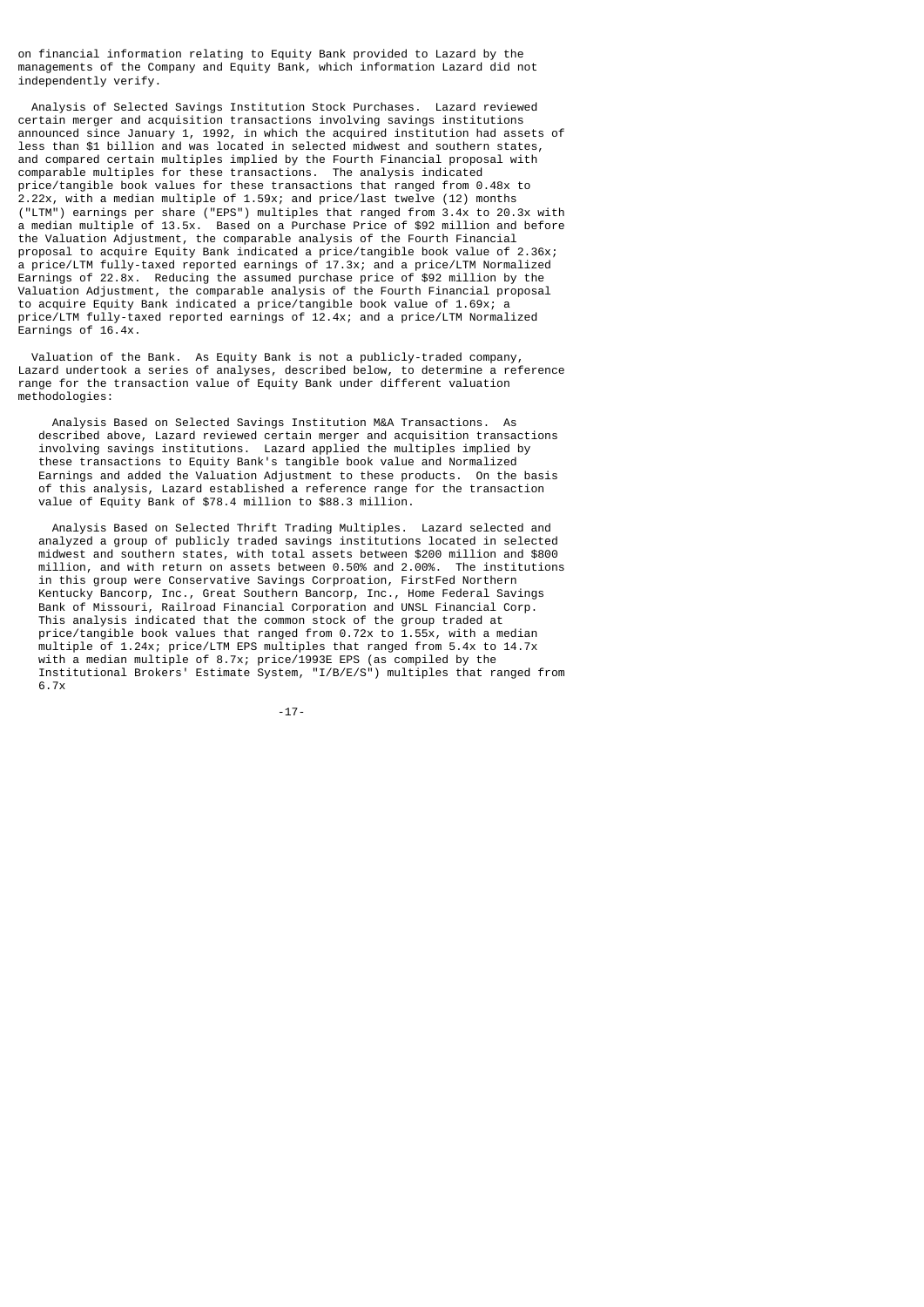on financial information relating to Equity Bank provided to Lazard by the managements of the Company and Equity Bank, which information Lazard did not independently verify.

Analysis of Selected Savings Institution Stock Purchases. Lazard reviewed certain merger and acquisition transactions involving savings institutions announced since January 1, 1992, in which the acquired institution had assets of less than $1 billion and was located in selected midwest and southern states, and compared certain multiples implied by the Fourth Financial proposal with comparable multiples for these transactions. The analysis indicated price/tangible book values for these transactions that ranged from 0.48x to 2.22x, with a median multiple of 1.59x; and price/last twelve (12) months ("LTM") earnings per share ("EPS") multiples that ranged from 3.4x to 20.3x with a median multiple of 13.5x. Based on a Purchase Price of $92 million and before the Valuation Adjustment, the comparable analysis of the Fourth Financial proposal to acquire Equity Bank indicated a price/tangible book value of 2.36x; a price/LTM fully-taxed reported earnings of 17.3x; and a price/LTM Normalized Earnings of 22.8x. Reducing the assumed purchase price of $92 million by the Valuation Adjustment, the comparable analysis of the Fourth Financial proposal to acquire Equity Bank indicated a price/tangible book value of 1.69x; a price/LTM fully-taxed reported earnings of 12.4x; and a price/LTM Normalized Earnings of 16.4x.

Valuation of the Bank. As Equity Bank is not a publicly-traded company, Lazard undertook a series of analyses, described below, to determine a reference range for the transaction value of Equity Bank under different valuation methodologies:

Analysis Based on Selected Savings Institution M&A Transactions. As described above, Lazard reviewed certain merger and acquisition transactions involving savings institutions. Lazard applied the multiples implied by these transactions to Equity Bank's tangible book value and Normalized Earnings and added the Valuation Adjustment to these products. On the basis of this analysis, Lazard established a reference range for the transaction value of Equity Bank of $78.4 million to $88.3 million.

Analysis Based on Selected Thrift Trading Multiples. Lazard selected and analyzed a group of publicly traded savings institutions located in selected midwest and southern states, with total assets between $200 million and $800 million, and with return on assets between 0.50% and 2.00%. The institutions in this group were Conservative Savings Corproation, FirstFed Northern Kentucky Bancorp, Inc., Great Southern Bancorp, Inc., Home Federal Savings Bank of Missouri, Railroad Financial Corporation and UNSL Financial Corp. This analysis indicated that the common stock of the group traded at price/tangible book values that ranged from 0.72x to 1.55x, with a median multiple of 1.24x; price/LTM EPS multiples that ranged from 5.4x to 14.7x with a median multiple of 8.7x; price/1993E EPS (as compiled by the Institutional Brokers' Estimate System, "I/B/E/S") multiples that ranged from 6.7x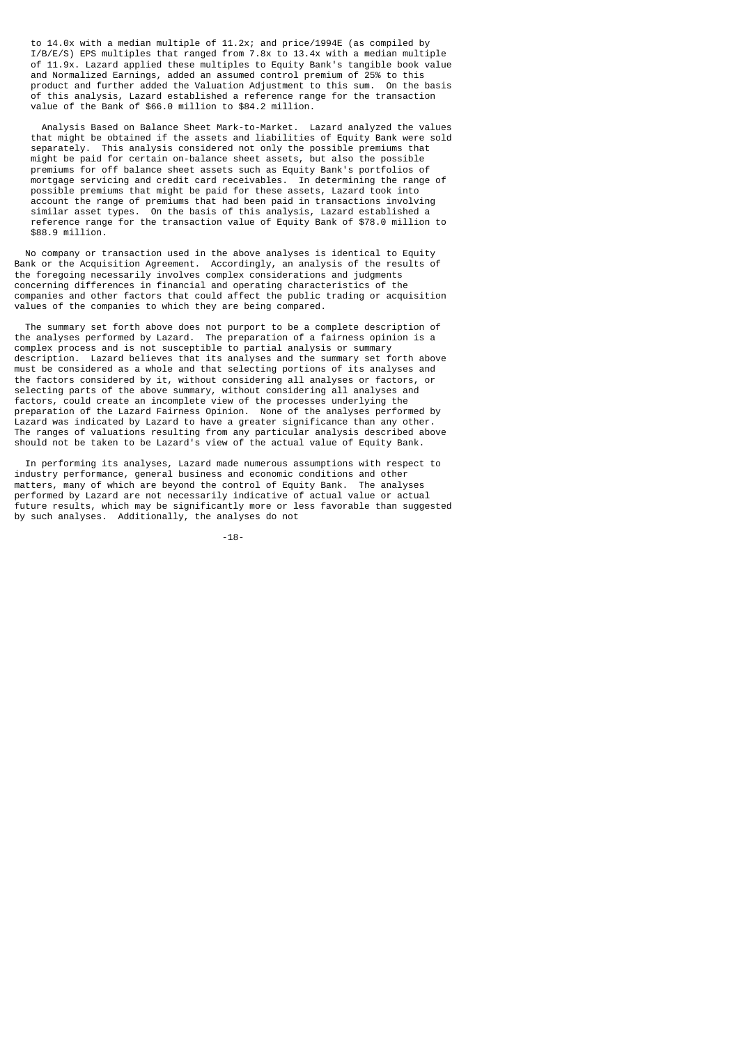to 14.0x with a median multiple of 11.2x; and price/1994E (as compiled by I/B/E/S) EPS multiples that ranged from 7.8x to 13.4x with a median multiple of 11.9x. Lazard applied these multiples to Equity Bank's tangible book value and Normalized Earnings, added an assumed control premium of 25% to this product and further added the Valuation Adjustment to this sum. On the basis of this analysis, Lazard established a reference range for the transaction value of the Bank of $66.0 million to $84.2 million.

Analysis Based on Balance Sheet Mark-to-Market. Lazard analyzed the values that might be obtained if the assets and liabilities of Equity Bank were sold separately. This analysis considered not only the possible premiums that might be paid for certain on-balance sheet assets, but also the possible premiums for off balance sheet assets such as Equity Bank's portfolios of mortgage servicing and credit card receivables. In determining the range of possible premiums that might be paid for these assets, Lazard took into account the range of premiums that had been paid in transactions involving similar asset types. On the basis of this analysis, Lazard established a reference range for the transaction value of Equity Bank of $78.0 million to $88.9 million.

No company or transaction used in the above analyses is identical to Equity Bank or the Acquisition Agreement. Accordingly, an analysis of the results of the foregoing necessarily involves complex considerations and judgments concerning differences in financial and operating characteristics of the companies and other factors that could affect the public trading or acquisition values of the companies to which they are being compared.

The summary set forth above does not purport to be a complete description of the analyses performed by Lazard. The preparation of a fairness opinion is a complex process and is not susceptible to partial analysis or summary description. Lazard believes that its analyses and the summary set forth above must be considered as a whole and that selecting portions of its analyses and the factors considered by it, without considering all analyses or factors, or selecting parts of the above summary, without considering all analyses and factors, could create an incomplete view of the processes underlying the preparation of the Lazard Fairness Opinion. None of the analyses performed by Lazard was indicated by Lazard to have a greater significance than any other. The ranges of valuations resulting from any particular analysis described above should not be taken to be Lazard's view of the actual value of Equity Bank.

In performing its analyses, Lazard made numerous assumptions with respect to industry performance, general business and economic conditions and other matters, many of which are beyond the control of Equity Bank. The analyses performed by Lazard are not necessarily indicative of actual value or actual future results, which may be significantly more or less favorable than suggested by such analyses. Additionally, the analyses do not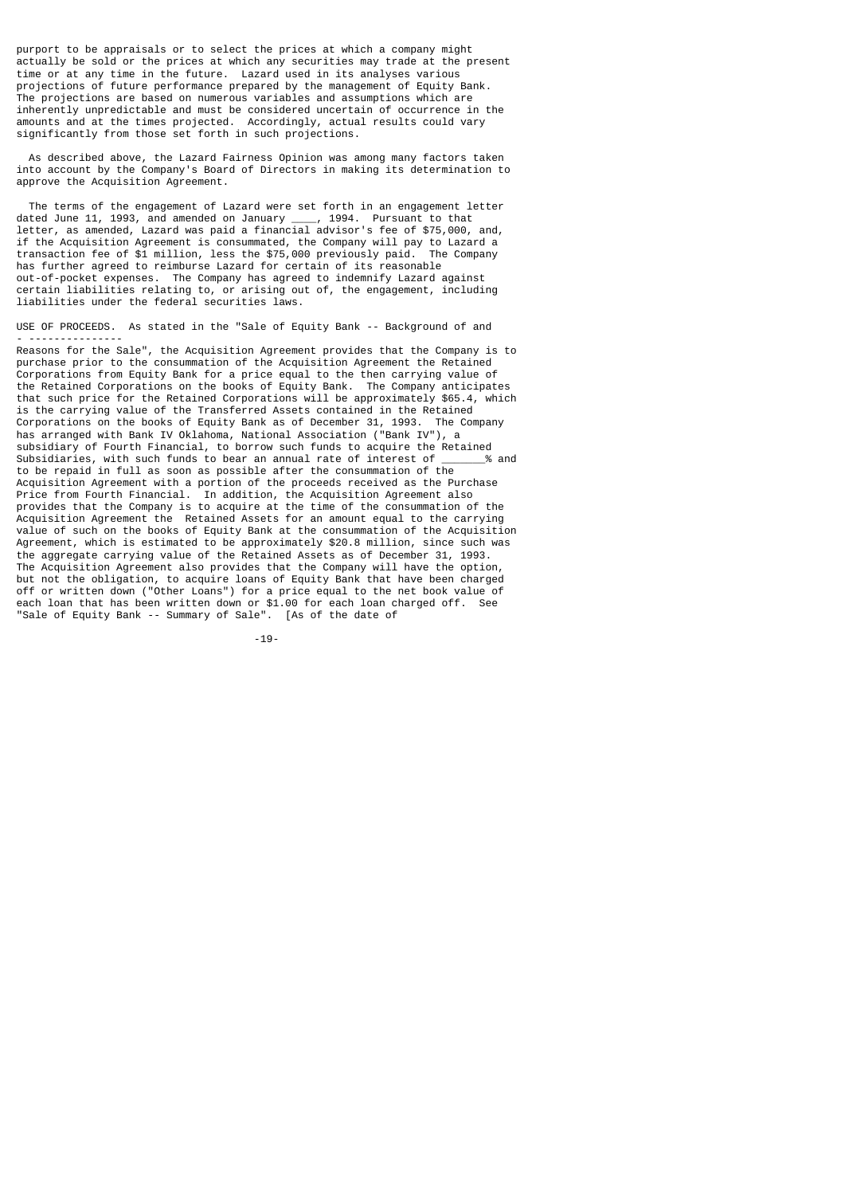purport to be appraisals or to select the prices at which a company might actually be sold or the prices at which any securities may trade at the present time or at any time in the future. Lazard used in its analyses various projections of future performance prepared by the management of Equity Bank. The projections are based on numerous variables and assumptions which are inherently unpredictable and must be considered uncertain of occurrence in the amounts and at the times projected. Accordingly, actual results could vary significantly from those set forth in such projections.

As described above, the Lazard Fairness Opinion was among many factors taken into account by the Company's Board of Directors in making its determination to approve the Acquisition Agreement.

The terms of the engagement of Lazard were set forth in an engagement letter dated June 11, 1993, and amended on January ____, 1994. Pursuant to that letter, as amended, Lazard was paid a financial advisor's fee of $75,000, and, if the Acquisition Agreement is consummated, the Company will pay to Lazard a transaction fee of $1 million, less the $75,000 previously paid. The Company has further agreed to reimburse Lazard for certain of its reasonable out-of-pocket expenses. The Company has agreed to indemnify Lazard against certain liabilities relating to, or arising out of, the engagement, including liabilities under the federal securities laws.

USE OF PROCEEDS. As stated in the "Sale of Equity Bank -- Background of and Reasons for the Sale", the Acquisition Agreement provides that the Company is to purchase prior to the consummation of the Acquisition Agreement the Retained Corporations from Equity Bank for a price equal to the then carrying value of the Retained Corporations on the books of Equity Bank. The Company anticipates that such price for the Retained Corporations will be approximately $65.4, which is the carrying value of the Transferred Assets contained in the Retained Corporations on the books of Equity Bank as of December 31, 1993. The Company has arranged with Bank IV Oklahoma, National Association ("Bank IV"), a subsidiary of Fourth Financial, to borrow such funds to acquire the Retained Subsidiaries, with such funds to bear an annual rate of interest of _______% and to be repaid in full as soon as possible after the consummation of the Acquisition Agreement with a portion of the proceeds received as the Purchase Price from Fourth Financial. In addition, the Acquisition Agreement also provides that the Company is to acquire at the time of the consummation of the Acquisition Agreement the Retained Assets for an amount equal to the carrying value of such on the books of Equity Bank at the consummation of the Acquisition Agreement, which is estimated to be approximately $20.8 million, since such was the aggregate carrying value of the Retained Assets as of December 31, 1993. The Acquisition Agreement also provides that the Company will have the option, but not the obligation, to acquire loans of Equity Bank that have been charged off or written down ("Other Loans") for a price equal to the net book value of each loan that has been written down or $1.00 for each loan charged off. See "Sale of Equity Bank -- Summary of Sale". [As of the date of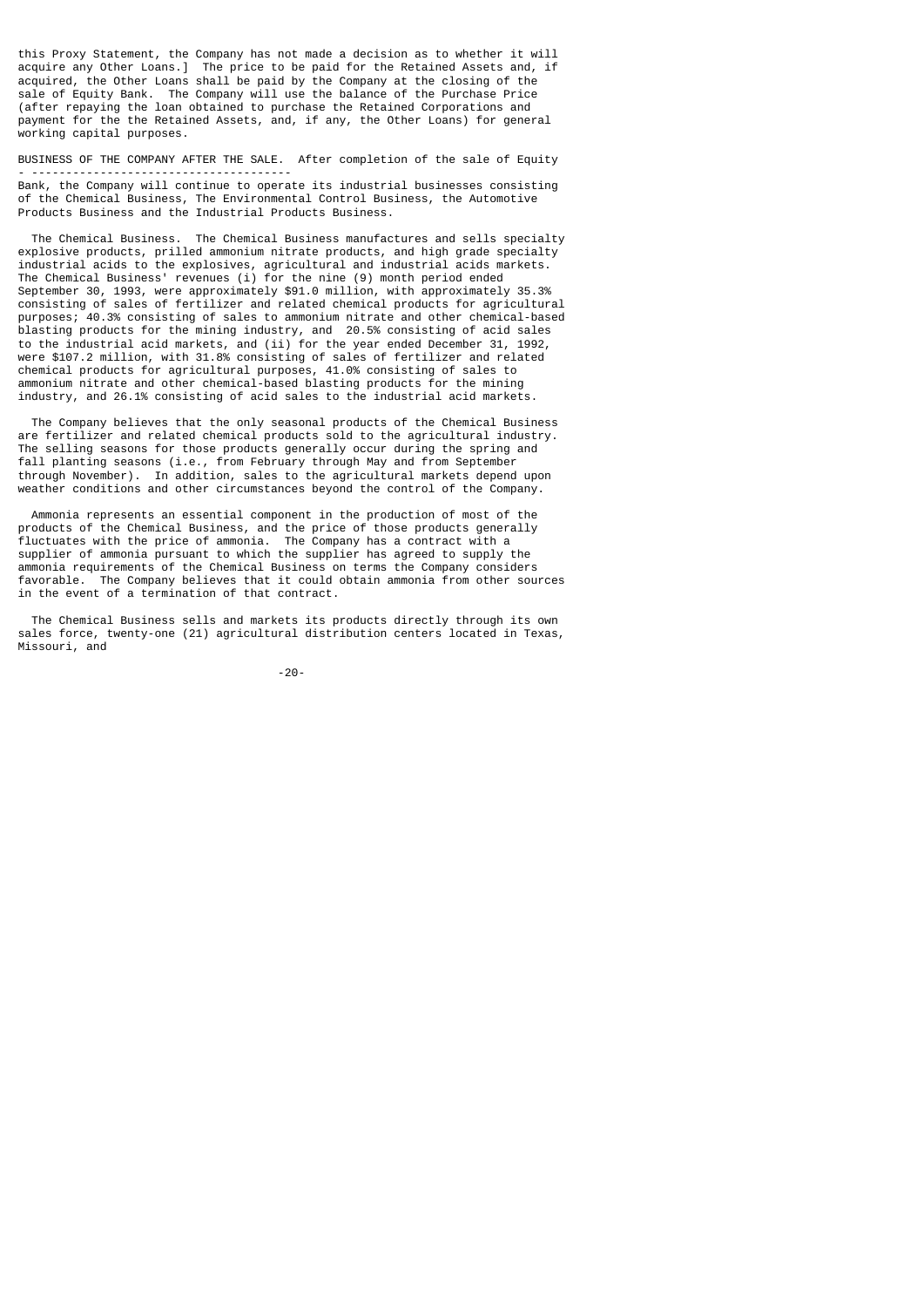this Proxy Statement, the Company has not made a decision as to whether it will acquire any Other Loans.] The price to be paid for the Retained Assets and, if acquired, the Other Loans shall be paid by the Company at the closing of the sale of Equity Bank. The Company will use the balance of the Purchase Price (after repaying the loan obtained to purchase the Retained Corporations and payment for the the Retained Assets, and, if any, the Other Loans) for general working capital purposes.

BUSINESS OF THE COMPANY AFTER THE SALE. After completion of the sale of Equity Bank, the Company will continue to operate its industrial businesses consisting of the Chemical Business, The Environmental Control Business, the Automotive Products Business and the Industrial Products Business.

The Chemical Business. The Chemical Business manufactures and sells specialty explosive products, prilled ammonium nitrate products, and high grade specialty industrial acids to the explosives, agricultural and industrial acids markets. The Chemical Business' revenues (i) for the nine (9) month period ended September 30, 1993, were approximately $91.0 million, with approximately 35.3% consisting of sales of fertilizer and related chemical products for agricultural purposes; 40.3% consisting of sales to ammonium nitrate and other chemical-based blasting products for the mining industry, and 20.5% consisting of acid sales to the industrial acid markets, and (ii) for the year ended December 31, 1992, were $107.2 million, with 31.8% consisting of sales of fertilizer and related chemical products for agricultural purposes, 41.0% consisting of sales to ammonium nitrate and other chemical-based blasting products for the mining industry, and 26.1% consisting of acid sales to the industrial acid markets.

The Company believes that the only seasonal products of the Chemical Business are fertilizer and related chemical products sold to the agricultural industry. The selling seasons for those products generally occur during the spring and fall planting seasons (i.e., from February through May and from September through November). In addition, sales to the agricultural markets depend upon weather conditions and other circumstances beyond the control of the Company.

Ammonia represents an essential component in the production of most of the products of the Chemical Business, and the price of those products generally fluctuates with the price of ammonia. The Company has a contract with a supplier of ammonia pursuant to which the supplier has agreed to supply the ammonia requirements of the Chemical Business on terms the Company considers favorable. The Company believes that it could obtain ammonia from other sources in the event of a termination of that contract.

The Chemical Business sells and markets its products directly through its own sales force, twenty-one (21) agricultural distribution centers located in Texas, Missouri, and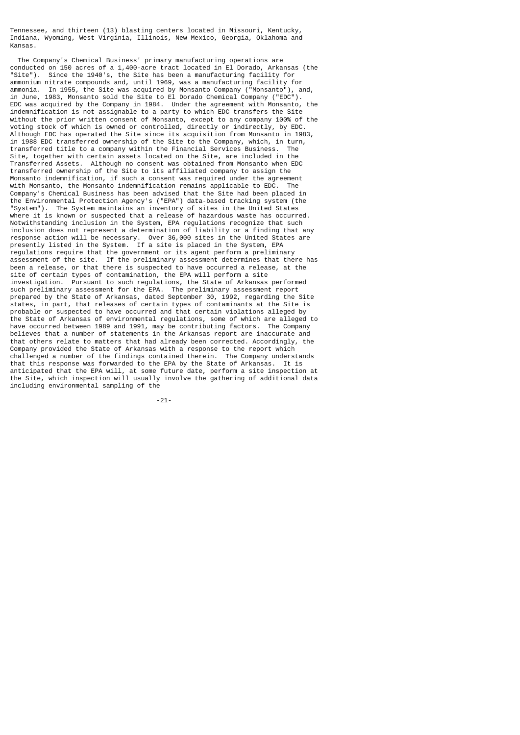Tennessee, and thirteen (13) blasting centers located in Missouri, Kentucky, Indiana, Wyoming, West Virginia, Illinois, New Mexico, Georgia, Oklahoma and Kansas.

The Company's Chemical Business' primary manufacturing operations are conducted on 150 acres of a 1,400-acre tract located in El Dorado, Arkansas (the "Site"). Since the 1940's, the Site has been a manufacturing facility for ammonium nitrate compounds and, until 1969, was a manufacturing facility for ammonia. In 1955, the Site was acquired by Monsanto Company ("Monsanto"), and, in June, 1983, Monsanto sold the Site to El Dorado Chemical Company ("EDC"). EDC was acquired by the Company in 1984. Under the agreement with Monsanto, the indemnification is not assignable to a party to which EDC transfers the Site without the prior written consent of Monsanto, except to any company 100% of the voting stock of which is owned or controlled, directly or indirectly, by EDC. Although EDC has operated the Site since its acquisition from Monsanto in 1983, in 1988 EDC transferred ownership of the Site to the Company, which, in turn, transferred title to a company within the Financial Services Business. The Site, together with certain assets located on the Site, are included in the Transferred Assets. Although no consent was obtained from Monsanto when EDC transferred ownership of the Site to its affiliated company to assign the Monsanto indemnification, if such a consent was required under the agreement with Monsanto, the Monsanto indemnification remains applicable to EDC. The Company's Chemical Business has been advised that the Site had been placed in the Environmental Protection Agency's ("EPA") data-based tracking system (the "System"). The System maintains an inventory of sites in the United States where it is known or suspected that a release of hazardous waste has occurred. Notwithstanding inclusion in the System, EPA regulations recognize that such inclusion does not represent a determination of liability or a finding that any response action will be necessary. Over 36,000 sites in the United States are presently listed in the System. If a site is placed in the System, EPA regulations require that the government or its agent perform a preliminary assessment of the site. If the preliminary assessment determines that there has been a release, or that there is suspected to have occurred a release, at the site of certain types of contamination, the EPA will perform a site investigation. Pursuant to such regulations, the State of Arkansas performed such preliminary assessment for the EPA. The preliminary assessment report prepared by the State of Arkansas, dated September 30, 1992, regarding the Site states, in part, that releases of certain types of contaminants at the Site is probable or suspected to have occurred and that certain violations alleged by the State of Arkansas of environmental regulations, some of which are alleged to have occurred between 1989 and 1991, may be contributing factors. The Company believes that a number of statements in the Arkansas report are inaccurate and that others relate to matters that had already been corrected. Accordingly, the Company provided the State of Arkansas with a response to the report which challenged a number of the findings contained therein. The Company understands that this response was forwarded to the EPA by the State of Arkansas. It is anticipated that the EPA will, at some future date, perform a site inspection at the Site, which inspection will usually involve the gathering of additional data including environmental sampling of the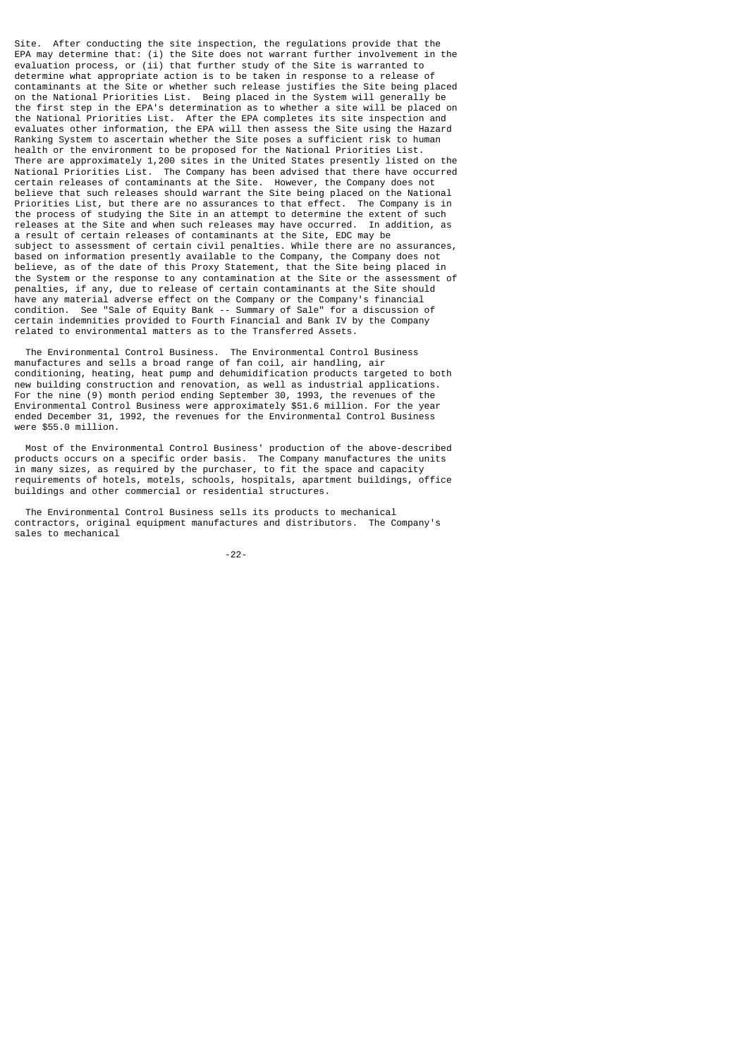Site. After conducting the site inspection, the regulations provide that the EPA may determine that: (i) the Site does not warrant further involvement in the evaluation process, or (ii) that further study of the Site is warranted to determine what appropriate action is to be taken in response to a release of contaminants at the Site or whether such release justifies the Site being placed on the National Priorities List. Being placed in the System will generally be the first step in the EPA's determination as to whether a site will be placed on the National Priorities List. After the EPA completes its site inspection and evaluates other information, the EPA will then assess the Site using the Hazard Ranking System to ascertain whether the Site poses a sufficient risk to human health or the environment to be proposed for the National Priorities List. There are approximately 1,200 sites in the United States presently listed on the National Priorities List. The Company has been advised that there have occurred certain releases of contaminants at the Site. However, the Company does not believe that such releases should warrant the Site being placed on the National Priorities List, but there are no assurances to that effect. The Company is in the process of studying the Site in an attempt to determine the extent of such releases at the Site and when such releases may have occurred. In addition, as a result of certain releases of contaminants at the Site, EDC may be subject to assessment of certain civil penalties. While there are no assurances, based on information presently available to the Company, the Company does not believe, as of the date of this Proxy Statement, that the Site being placed in the System or the response to any contamination at the Site or the assessment of penalties, if any, due to release of certain contaminants at the Site should have any material adverse effect on the Company or the Company's financial condition. See "Sale of Equity Bank -- Summary of Sale" for a discussion of certain indemnities provided to Fourth Financial and Bank IV by the Company related to environmental matters as to the Transferred Assets.

The Environmental Control Business. The Environmental Control Business manufactures and sells a broad range of fan coil, air handling, air conditioning, heating, heat pump and dehumidification products targeted to both new building construction and renovation, as well as industrial applications. For the nine (9) month period ending September 30, 1993, the revenues of the Environmental Control Business were approximately $51.6 million. For the year ended December 31, 1992, the revenues for the Environmental Control Business were $55.0 million.

Most of the Environmental Control Business' production of the above-described products occurs on a specific order basis. The Company manufactures the units in many sizes, as required by the purchaser, to fit the space and capacity requirements of hotels, motels, schools, hospitals, apartment buildings, office buildings and other commercial or residential structures.

The Environmental Control Business sells its products to mechanical contractors, original equipment manufactures and distributors. The Company's sales to mechanical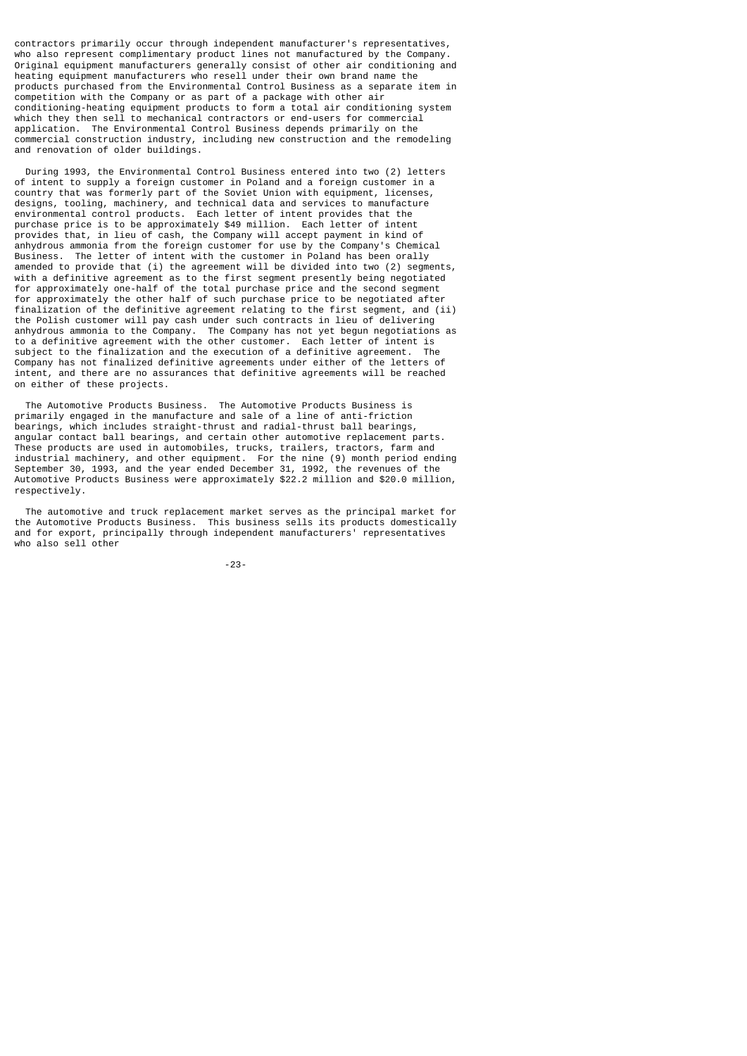contractors primarily occur through independent manufacturer's representatives, who also represent complimentary product lines not manufactured by the Company. Original equipment manufacturers generally consist of other air conditioning and heating equipment manufacturers who resell under their own brand name the products purchased from the Environmental Control Business as a separate item in competition with the Company or as part of a package with other air conditioning-heating equipment products to form a total air conditioning system which they then sell to mechanical contractors or end-users for commercial application. The Environmental Control Business depends primarily on the commercial construction industry, including new construction and the remodeling and renovation of older buildings.

During 1993, the Environmental Control Business entered into two (2) letters of intent to supply a foreign customer in Poland and a foreign customer in a country that was formerly part of the Soviet Union with equipment, licenses, designs, tooling, machinery, and technical data and services to manufacture environmental control products. Each letter of intent provides that the purchase price is to be approximately $49 million. Each letter of intent provides that, in lieu of cash, the Company will accept payment in kind of anhydrous ammonia from the foreign customer for use by the Company's Chemical Business. The letter of intent with the customer in Poland has been orally amended to provide that (i) the agreement will be divided into two (2) segments, with a definitive agreement as to the first segment presently being negotiated for approximately one-half of the total purchase price and the second segment for approximately the other half of such purchase price to be negotiated after finalization of the definitive agreement relating to the first segment, and (ii) the Polish customer will pay cash under such contracts in lieu of delivering anhydrous ammonia to the Company. The Company has not yet begun negotiations as to a definitive agreement with the other customer. Each letter of intent is subject to the finalization and the execution of a definitive agreement. The Company has not finalized definitive agreements under either of the letters of intent, and there are no assurances that definitive agreements will be reached on either of these projects.

The Automotive Products Business. The Automotive Products Business is primarily engaged in the manufacture and sale of a line of anti-friction bearings, which includes straight-thrust and radial-thrust ball bearings, angular contact ball bearings, and certain other automotive replacement parts. These products are used in automobiles, trucks, trailers, tractors, farm and industrial machinery, and other equipment. For the nine (9) month period ending September 30, 1993, and the year ended December 31, 1992, the revenues of the Automotive Products Business were approximately $22.2 million and $20.0 million, respectively.

The automotive and truck replacement market serves as the principal market for the Automotive Products Business. This business sells its products domestically and for export, principally through independent manufacturers' representatives who also sell other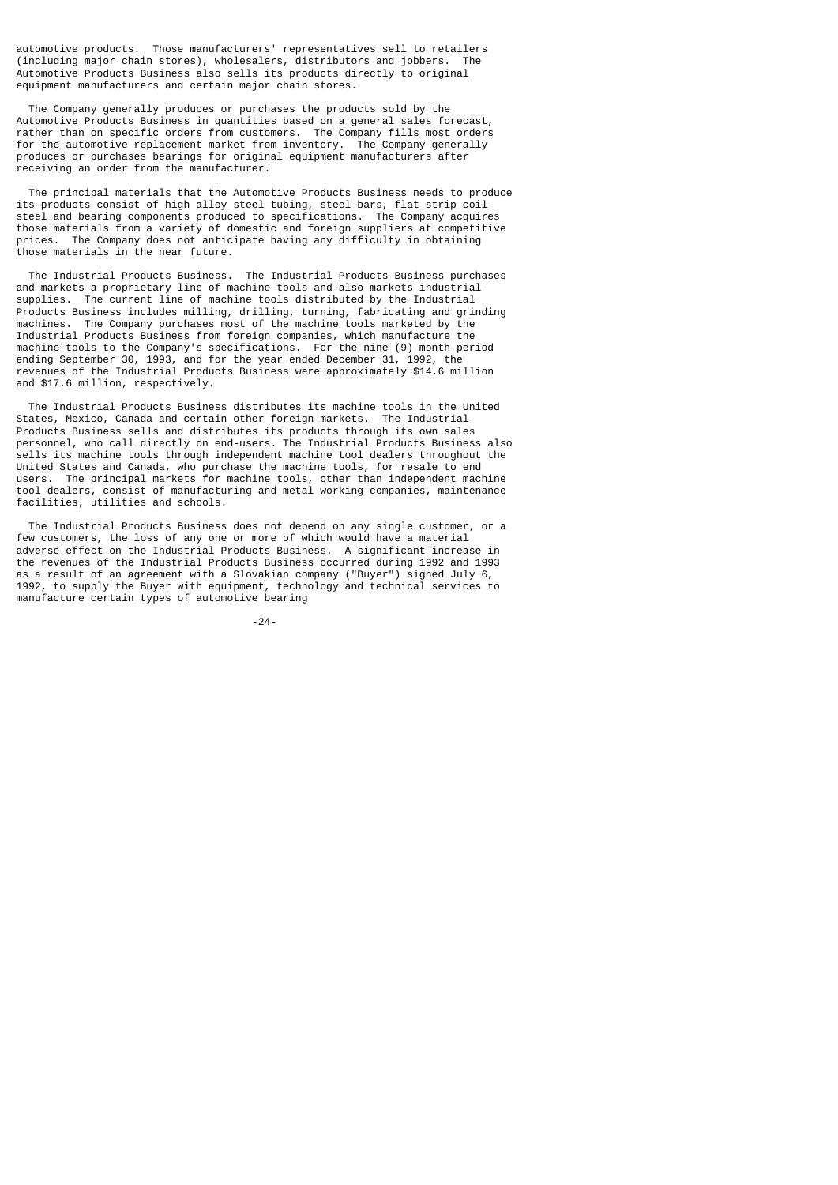automotive products. Those manufacturers' representatives sell to retailers (including major chain stores), wholesalers, distributors and jobbers. The Automotive Products Business also sells its products directly to original equipment manufacturers and certain major chain stores.

The Company generally produces or purchases the products sold by the Automotive Products Business in quantities based on a general sales forecast, rather than on specific orders from customers. The Company fills most orders for the automotive replacement market from inventory. The Company generally produces or purchases bearings for original equipment manufacturers after receiving an order from the manufacturer.

The principal materials that the Automotive Products Business needs to produce its products consist of high alloy steel tubing, steel bars, flat strip coil steel and bearing components produced to specifications. The Company acquires those materials from a variety of domestic and foreign suppliers at competitive prices. The Company does not anticipate having any difficulty in obtaining those materials in the near future.

The Industrial Products Business. The Industrial Products Business purchases and markets a proprietary line of machine tools and also markets industrial supplies. The current line of machine tools distributed by the Industrial Products Business includes milling, drilling, turning, fabricating and grinding machines. The Company purchases most of the machine tools marketed by the Industrial Products Business from foreign companies, which manufacture the machine tools to the Company's specifications. For the nine (9) month period ending September 30, 1993, and for the year ended December 31, 1992, the revenues of the Industrial Products Business were approximately $14.6 million and $17.6 million, respectively.

The Industrial Products Business distributes its machine tools in the United States, Mexico, Canada and certain other foreign markets. The Industrial Products Business sells and distributes its products through its own sales personnel, who call directly on end-users. The Industrial Products Business also sells its machine tools through independent machine tool dealers throughout the United States and Canada, who purchase the machine tools, for resale to end users. The principal markets for machine tools, other than independent machine tool dealers, consist of manufacturing and metal working companies, maintenance facilities, utilities and schools.

The Industrial Products Business does not depend on any single customer, or a few customers, the loss of any one or more of which would have a material adverse effect on the Industrial Products Business. A significant increase in the revenues of the Industrial Products Business occurred during 1992 and 1993 as a result of an agreement with a Slovakian company ("Buyer") signed July 6, 1992, to supply the Buyer with equipment, technology and technical services to manufacture certain types of automotive bearing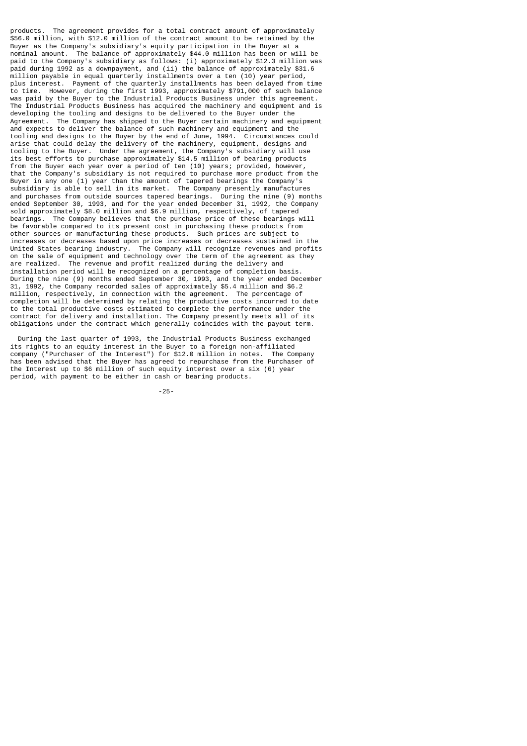products. The agreement provides for a total contract amount of approximately $56.0 million, with $12.0 million of the contract amount to be retained by the Buyer as the Company's subsidiary's equity participation in the Buyer at a nominal amount. The balance of approximately $44.0 million has been or will be paid to the Company's subsidiary as follows: (i) approximately $12.3 million was paid during 1992 as a downpayment, and (ii) the balance of approximately $31.6 million payable in equal quarterly installments over a ten (10) year period, plus interest. Payment of the quarterly installments has been delayed from time to time. However, during the first 1993, approximately $791,000 of such balance was paid by the Buyer to the Industrial Products Business under this agreement. The Industrial Products Business has acquired the machinery and equipment and is developing the tooling and designs to be delivered to the Buyer under the Agreement. The Company has shipped to the Buyer certain machinery and equipment and expects to deliver the balance of such machinery and equipment and the tooling and designs to the Buyer by the end of June, 1994. Circumstances could arise that could delay the delivery of the machinery, equipment, designs and tooling to the Buyer. Under the agreement, the Company's subsidiary will use its best efforts to purchase approximately $14.5 million of bearing products from the Buyer each year over a period of ten (10) years; provided, however, that the Company's subsidiary is not required to purchase more product from the Buyer in any one (1) year than the amount of tapered bearings the Company's subsidiary is able to sell in its market. The Company presently manufactures and purchases from outside sources tapered bearings. During the nine (9) months ended September 30, 1993, and for the year ended December 31, 1992, the Company sold approximately $8.0 million and $6.9 million, respectively, of tapered bearings. The Company believes that the purchase price of these bearings will be favorable compared to its present cost in purchasing these products from other sources or manufacturing these products. Such prices are subject to increases or decreases based upon price increases or decreases sustained in the United States bearing industry. The Company will recognize revenues and profits on the sale of equipment and technology over the term of the agreement as they are realized. The revenue and profit realized during the delivery and installation period will be recognized on a percentage of completion basis. During the nine (9) months ended September 30, 1993, and the year ended December 31, 1992, the Company recorded sales of approximately $5.4 million and $6.2 million, respectively, in connection with the agreement. The percentage of completion will be determined by relating the productive costs incurred to date to the total productive costs estimated to complete the performance under the contract for delivery and installation. The Company presently meets all of its obligations under the contract which generally coincides with the payout term.

During the last quarter of 1993, the Industrial Products Business exchanged its rights to an equity interest in the Buyer to a foreign non-affiliated company ("Purchaser of the Interest") for $12.0 million in notes. The Company has been advised that the Buyer has agreed to repurchase from the Purchaser of the Interest up to $6 million of such equity interest over a six (6) year period, with payment to be either in cash or bearing products.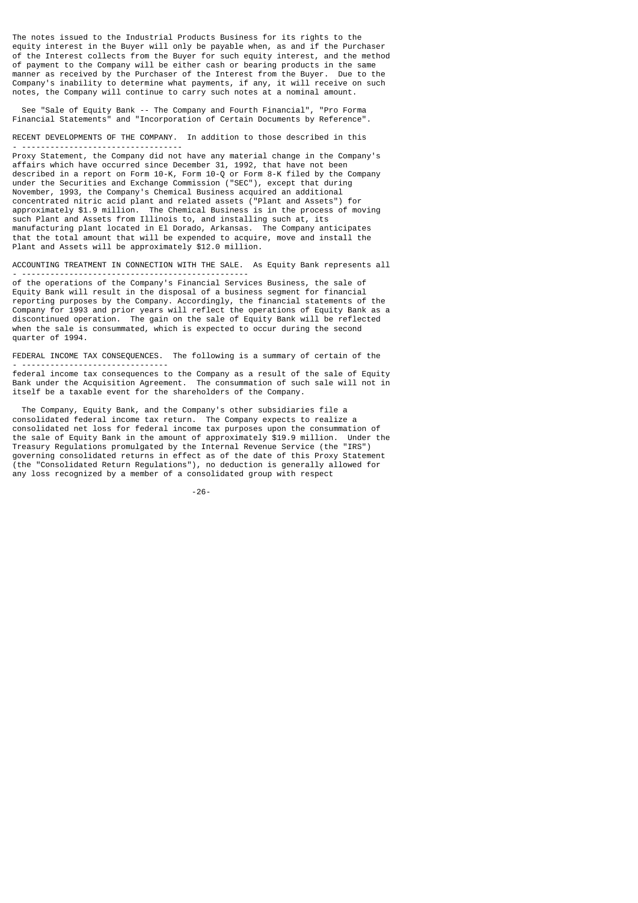The notes issued to the Industrial Products Business for its rights to the equity interest in the Buyer will only be payable when, as and if the Purchaser of the Interest collects from the Buyer for such equity interest, and the method of payment to the Company will be either cash or bearing products in the same manner as received by the Purchaser of the Interest from the Buyer. Due to the Company's inability to determine what payments, if any, it will receive on such notes, the Company will continue to carry such notes at a nominal amount.

See "Sale of Equity Bank -- The Company and Fourth Financial", "Pro Forma Financial Statements" and "Incorporation of Certain Documents by Reference".

RECENT DEVELOPMENTS OF THE COMPANY. In addition to those described in this Proxy Statement, the Company did not have any material change in the Company's affairs which have occurred since December 31, 1992, that have not been described in a report on Form 10-K, Form 10-Q or Form 8-K filed by the Company under the Securities and Exchange Commission ("SEC"), except that during November, 1993, the Company's Chemical Business acquired an additional concentrated nitric acid plant and related assets ("Plant and Assets") for approximately $1.9 million. The Chemical Business is in the process of moving such Plant and Assets from Illinois to, and installing such at, its manufacturing plant located in El Dorado, Arkansas. The Company anticipates that the total amount that will be expended to acquire, move and install the Plant and Assets will be approximately $12.0 million.

ACCOUNTING TREATMENT IN CONNECTION WITH THE SALE. As Equity Bank represents all of the operations of the Company's Financial Services Business, the sale of Equity Bank will result in the disposal of a business segment for financial reporting purposes by the Company. Accordingly, the financial statements of the Company for 1993 and prior years will reflect the operations of Equity Bank as a discontinued operation. The gain on the sale of Equity Bank will be reflected when the sale is consummated, which is expected to occur during the second quarter of 1994.

FEDERAL INCOME TAX CONSEQUENCES. The following is a summary of certain of the federal income tax consequences to the Company as a result of the sale of Equity Bank under the Acquisition Agreement. The consummation of such sale will not in itself be a taxable event for the shareholders of the Company.

The Company, Equity Bank, and the Company's other subsidiaries file a consolidated federal income tax return. The Company expects to realize a consolidated net loss for federal income tax purposes upon the consummation of the sale of Equity Bank in the amount of approximately $19.9 million. Under the Treasury Regulations promulgated by the Internal Revenue Service (the "IRS") governing consolidated returns in effect as of the date of this Proxy Statement (the "Consolidated Return Regulations"), no deduction is generally allowed for any loss recognized by a member of a consolidated group with respect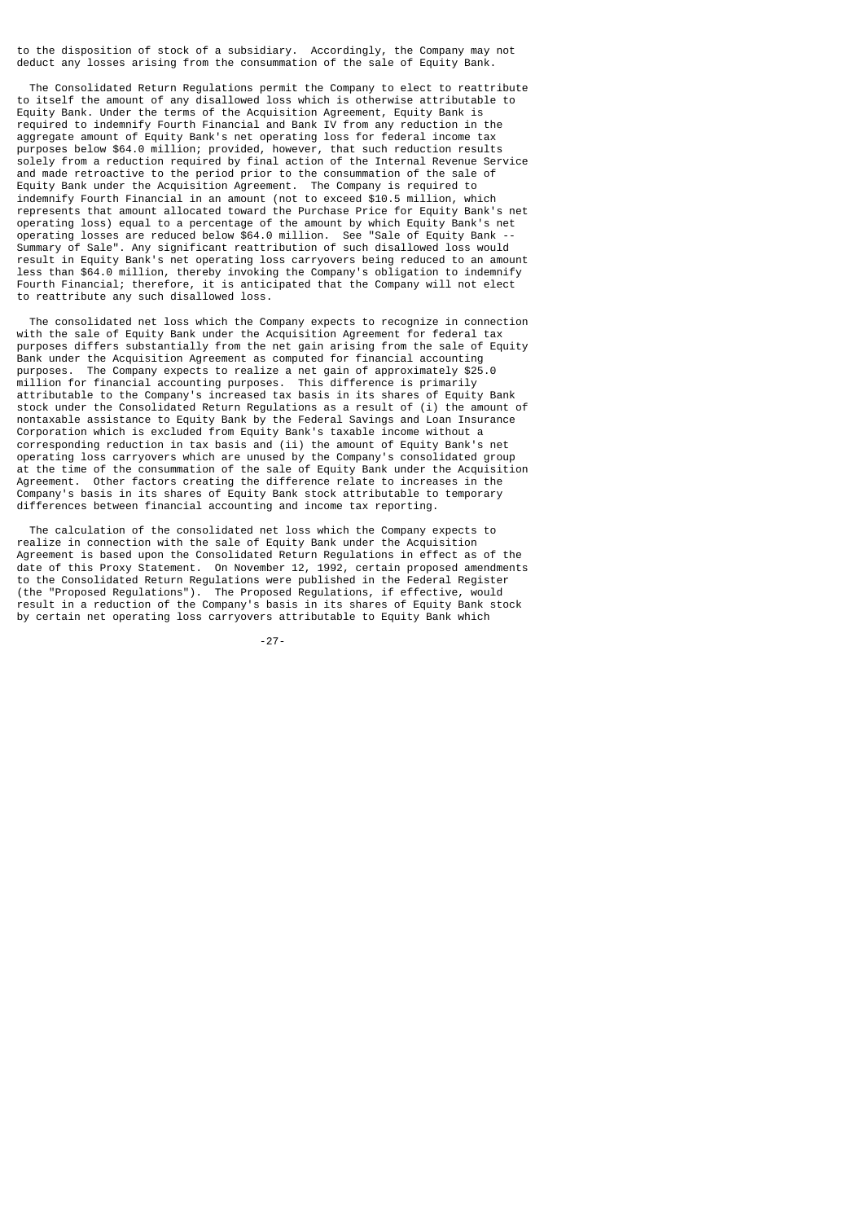to the disposition of stock of a subsidiary. Accordingly, the Company may not deduct any losses arising from the consummation of the sale of Equity Bank.

The Consolidated Return Regulations permit the Company to elect to reattribute to itself the amount of any disallowed loss which is otherwise attributable to Equity Bank. Under the terms of the Acquisition Agreement, Equity Bank is required to indemnify Fourth Financial and Bank IV from any reduction in the aggregate amount of Equity Bank's net operating loss for federal income tax purposes below $64.0 million; provided, however, that such reduction results solely from a reduction required by final action of the Internal Revenue Service and made retroactive to the period prior to the consummation of the sale of Equity Bank under the Acquisition Agreement. The Company is required to indemnify Fourth Financial in an amount (not to exceed $10.5 million, which represents that amount allocated toward the Purchase Price for Equity Bank's net operating loss) equal to a percentage of the amount by which Equity Bank's net operating losses are reduced below $64.0 million. See "Sale of Equity Bank -- Summary of Sale". Any significant reattribution of such disallowed loss would result in Equity Bank's net operating loss carryovers being reduced to an amount less than $64.0 million, thereby invoking the Company's obligation to indemnify Fourth Financial; therefore, it is anticipated that the Company will not elect to reattribute any such disallowed loss.

The consolidated net loss which the Company expects to recognize in connection with the sale of Equity Bank under the Acquisition Agreement for federal tax purposes differs substantially from the net gain arising from the sale of Equity Bank under the Acquisition Agreement as computed for financial accounting purposes. The Company expects to realize a net gain of approximately $25.0 million for financial accounting purposes. This difference is primarily attributable to the Company's increased tax basis in its shares of Equity Bank stock under the Consolidated Return Regulations as a result of (i) the amount of nontaxable assistance to Equity Bank by the Federal Savings and Loan Insurance Corporation which is excluded from Equity Bank's taxable income without a corresponding reduction in tax basis and (ii) the amount of Equity Bank's net operating loss carryovers which are unused by the Company's consolidated group at the time of the consummation of the sale of Equity Bank under the Acquisition Agreement. Other factors creating the difference relate to increases in the Company's basis in its shares of Equity Bank stock attributable to temporary differences between financial accounting and income tax reporting.

The calculation of the consolidated net loss which the Company expects to realize in connection with the sale of Equity Bank under the Acquisition Agreement is based upon the Consolidated Return Regulations in effect as of the date of this Proxy Statement. On November 12, 1992, certain proposed amendments to the Consolidated Return Regulations were published in the Federal Register (the "Proposed Regulations"). The Proposed Regulations, if effective, would result in a reduction of the Company's basis in its shares of Equity Bank stock by certain net operating loss carryovers attributable to Equity Bank which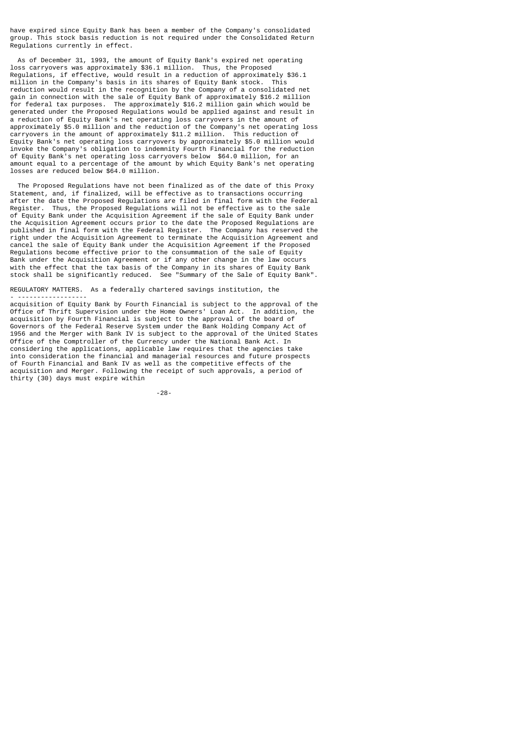have expired since Equity Bank has been a member of the Company's consolidated group. This stock basis reduction is not required under the Consolidated Return Regulations currently in effect.

As of December 31, 1993, the amount of Equity Bank's expired net operating loss carryovers was approximately $36.1 million. Thus, the Proposed Regulations, if effective, would result in a reduction of approximately $36.1 million in the Company's basis in its shares of Equity Bank stock. This reduction would result in the recognition by the Company of a consolidated net gain in connection with the sale of Equity Bank of approximately $16.2 million for federal tax purposes. The approximately $16.2 million gain which would be generated under the Proposed Regulations would be applied against and result in a reduction of Equity Bank's net operating loss carryovers in the amount of approximately $5.0 million and the reduction of the Company's net operating loss carryovers in the amount of approximately $11.2 million. This reduction of Equity Bank's net operating loss carryovers by approximately $5.0 million would invoke the Company's obligation to indemnity Fourth Financial for the reduction of Equity Bank's net operating loss carryovers below $64.0 million, for an amount equal to a percentage of the amount by which Equity Bank's net operating losses are reduced below $64.0 million.

The Proposed Regulations have not been finalized as of the date of this Proxy Statement, and, if finalized, will be effective as to transactions occurring after the date the Proposed Regulations are filed in final form with the Federal Register. Thus, the Proposed Regulations will not be effective as to the sale of Equity Bank under the Acquisition Agreement if the sale of Equity Bank under the Acquisition Agreement occurs prior to the date the Proposed Regulations are published in final form with the Federal Register. The Company has reserved the right under the Acquisition Agreement to terminate the Acquisition Agreement and cancel the sale of Equity Bank under the Acquisition Agreement if the Proposed Regulations become effective prior to the consummation of the sale of Equity Bank under the Acquisition Agreement or if any other change in the law occurs with the effect that the tax basis of the Company in its shares of Equity Bank stock shall be significantly reduced. See "Summary of the Sale of Equity Bank".

REGULATORY MATTERS. As a federally chartered savings institution, the acquisition of Equity Bank by Fourth Financial is subject to the approval of the Office of Thrift Supervision under the Home Owners' Loan Act. In addition, the acquisition by Fourth Financial is subject to the approval of the board of Governors of the Federal Reserve System under the Bank Holding Company Act of 1956 and the Merger with Bank IV is subject to the approval of the United States Office of the Comptroller of the Currency under the National Bank Act. In considering the applications, applicable law requires that the agencies take into consideration the financial and managerial resources and future prospects of Fourth Financial and Bank IV as well as the competitive effects of the acquisition and Merger. Following the receipt of such approvals, a period of thirty (30) days must expire within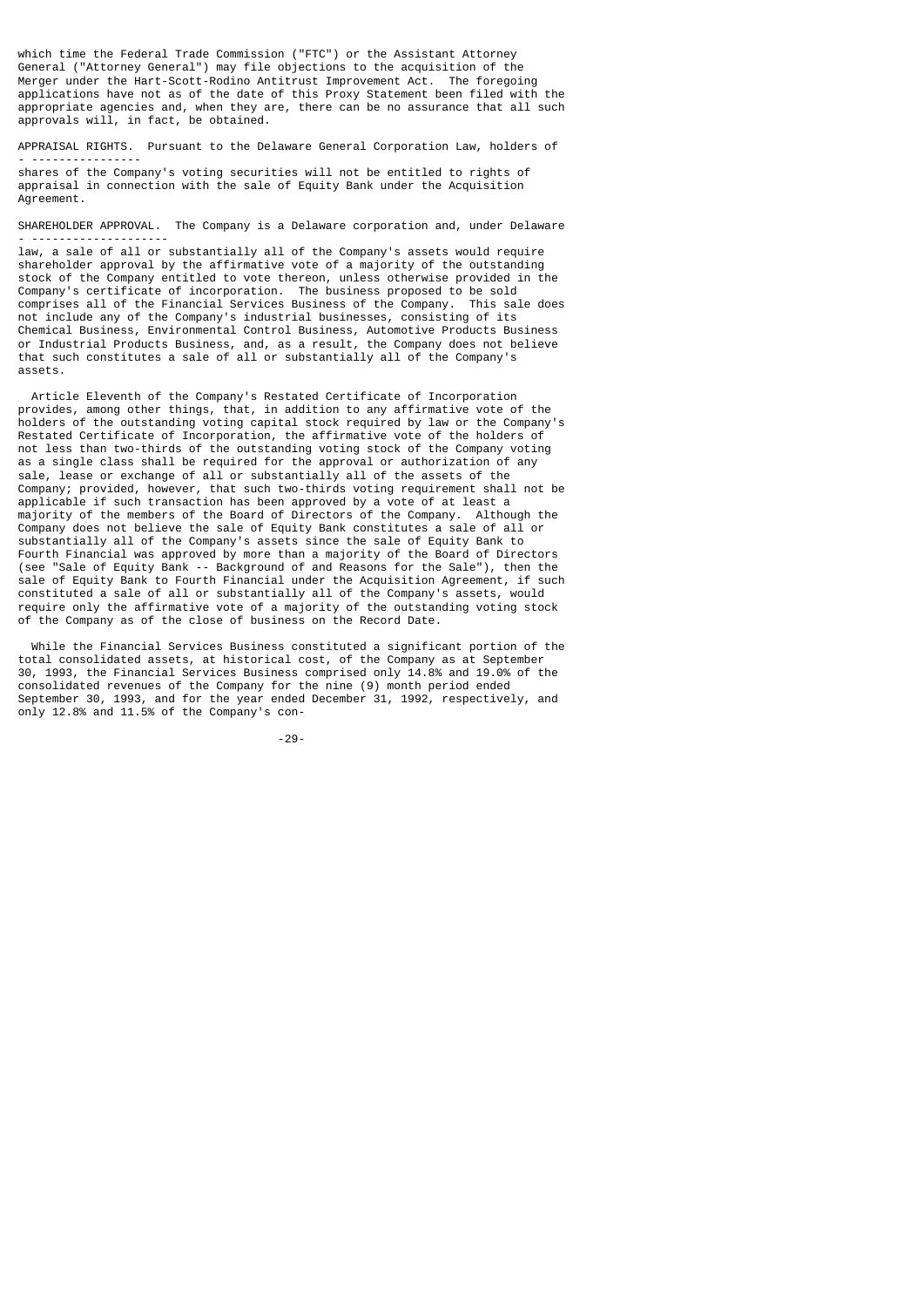which time the Federal Trade Commission ("FTC") or the Assistant Attorney General ("Attorney General") may file objections to the acquisition of the Merger under the Hart-Scott-Rodino Antitrust Improvement Act. The foregoing applications have not as of the date of this Proxy Statement been filed with the appropriate agencies and, when they are, there can be no assurance that all such approvals will, in fact, be obtained.

APPRAISAL RIGHTS. Pursuant to the Delaware General Corporation Law, holders of shares of the Company's voting securities will not be entitled to rights of appraisal in connection with the sale of Equity Bank under the Acquisition Agreement.

SHAREHOLDER APPROVAL. The Company is a Delaware corporation and, under Delaware law, a sale of all or substantially all of the Company's assets would require shareholder approval by the affirmative vote of a majority of the outstanding stock of the Company entitled to vote thereon, unless otherwise provided in the Company's certificate of incorporation. The business proposed to be sold comprises all of the Financial Services Business of the Company. This sale does not include any of the Company's industrial businesses, consisting of its Chemical Business, Environmental Control Business, Automotive Products Business or Industrial Products Business, and, as a result, the Company does not believe that such constitutes a sale of all or substantially all of the Company's assets.

Article Eleventh of the Company's Restated Certificate of Incorporation provides, among other things, that, in addition to any affirmative vote of the holders of the outstanding voting capital stock required by law or the Company's Restated Certificate of Incorporation, the affirmative vote of the holders of not less than two-thirds of the outstanding voting stock of the Company voting as a single class shall be required for the approval or authorization of any sale, lease or exchange of all or substantially all of the assets of the Company; provided, however, that such two-thirds voting requirement shall not be applicable if such transaction has been approved by a vote of at least a majority of the members of the Board of Directors of the Company. Although the Company does not believe the sale of Equity Bank constitutes a sale of all or substantially all of the Company's assets since the sale of Equity Bank to Fourth Financial was approved by more than a majority of the Board of Directors (see "Sale of Equity Bank -- Background of and Reasons for the Sale"), then the sale of Equity Bank to Fourth Financial under the Acquisition Agreement, if such constituted a sale of all or substantially all of the Company's assets, would require only the affirmative vote of a majority of the outstanding voting stock of the Company as of the close of business on the Record Date.

While the Financial Services Business constituted a significant portion of the total consolidated assets, at historical cost, of the Company as at September 30, 1993, the Financial Services Business comprised only 14.8% and 19.0% of the consolidated revenues of the Company for the nine (9) month period ended September 30, 1993, and for the year ended December 31, 1992, respectively, and only 12.8% and 11.5% of the Company's con-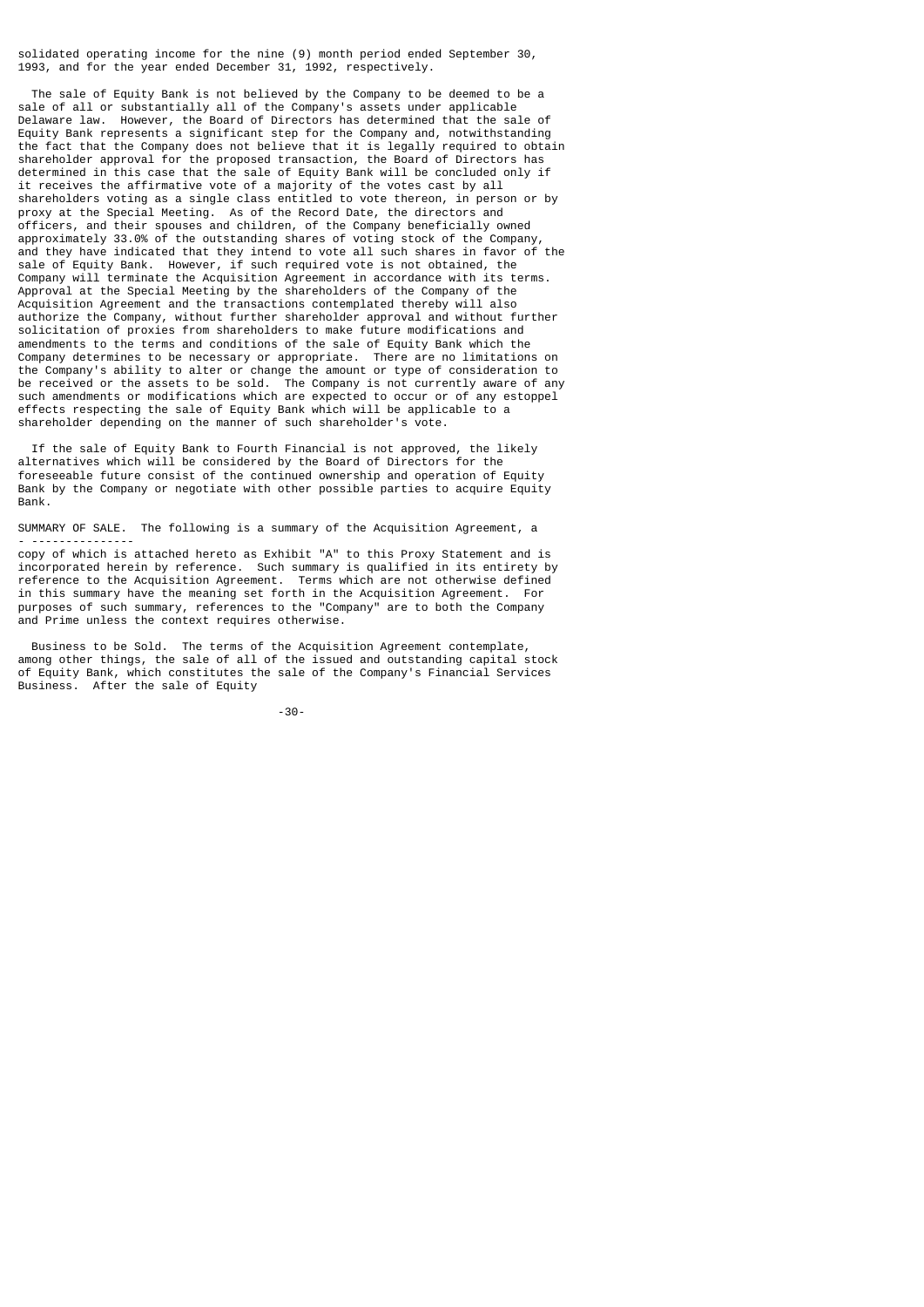solidated operating income for the nine (9) month period ended September 30, 1993, and for the year ended December 31, 1992, respectively.

The sale of Equity Bank is not believed by the Company to be deemed to be a sale of all or substantially all of the Company's assets under applicable Delaware law. However, the Board of Directors has determined that the sale of Equity Bank represents a significant step for the Company and, notwithstanding the fact that the Company does not believe that it is legally required to obtain shareholder approval for the proposed transaction, the Board of Directors has determined in this case that the sale of Equity Bank will be concluded only if it receives the affirmative vote of a majority of the votes cast by all shareholders voting as a single class entitled to vote thereon, in person or by proxy at the Special Meeting. As of the Record Date, the directors and officers, and their spouses and children, of the Company beneficially owned approximately 33.0% of the outstanding shares of voting stock of the Company, and they have indicated that they intend to vote all such shares in favor of the sale of Equity Bank. However, if such required vote is not obtained, the Company will terminate the Acquisition Agreement in accordance with its terms. Approval at the Special Meeting by the shareholders of the Company of the Acquisition Agreement and the transactions contemplated thereby will also authorize the Company, without further shareholder approval and without further solicitation of proxies from shareholders to make future modifications and amendments to the terms and conditions of the sale of Equity Bank which the Company determines to be necessary or appropriate. There are no limitations on the Company's ability to alter or change the amount or type of consideration to be received or the assets to be sold. The Company is not currently aware of any such amendments or modifications which are expected to occur or of any estoppel effects respecting the sale of Equity Bank which will be applicable to a shareholder depending on the manner of such shareholder's vote.

If the sale of Equity Bank to Fourth Financial is not approved, the likely alternatives which will be considered by the Board of Directors for the foreseeable future consist of the continued ownership and operation of Equity Bank by the Company or negotiate with other possible parties to acquire Equity Bank.

<u>SUMMARY OF SALE.</u> The following is a summary of the Acquisition Agreement, a copy of which is attached hereto as Exhibit "A" to this Proxy Statement and is incorporated herein by reference. Such summary is qualified in its entirety by reference to the Acquisition Agreement. Terms which are not otherwise defined in this summary have the meaning set forth in the Acquisition Agreement. For purposes of such summary, references to the "Company" are to both the Company and Prime unless the context requires otherwise.

Business to be Sold. The terms of the Acquisition Agreement contemplate, among other things, the sale of all of the issued and outstanding capital stock of Equity Bank, which constitutes the sale of the Company's Financial Services Business. After the sale of Equity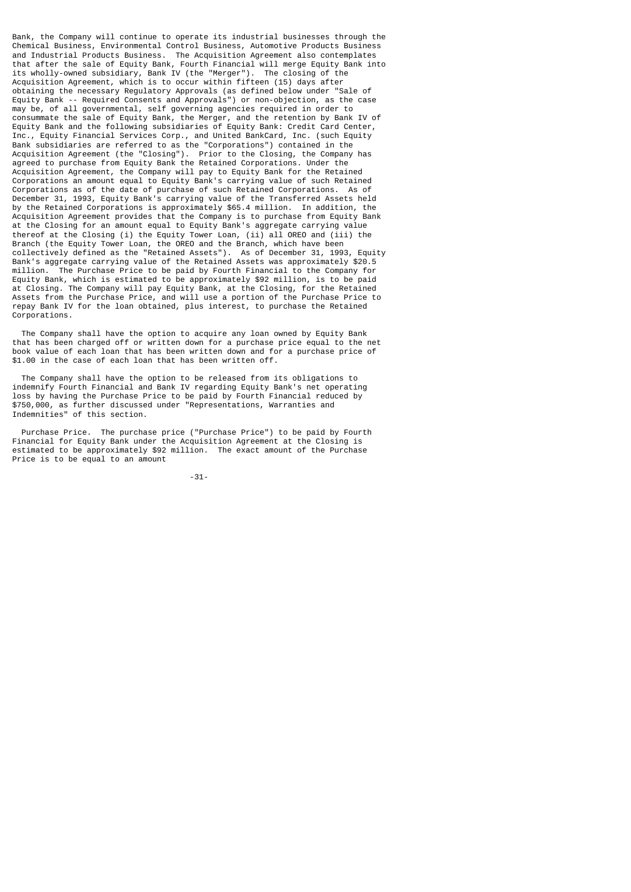Bank, the Company will continue to operate its industrial businesses through the Chemical Business, Environmental Control Business, Automotive Products Business and Industrial Products Business. The Acquisition Agreement also contemplates that after the sale of Equity Bank, Fourth Financial will merge Equity Bank into its wholly-owned subsidiary, Bank IV (the "Merger"). The closing of the Acquisition Agreement, which is to occur within fifteen (15) days after obtaining the necessary Regulatory Approvals (as defined below under "Sale of Equity Bank -- Required Consents and Approvals") or non-objection, as the case may be, of all governmental, self governing agencies required in order to consummate the sale of Equity Bank, the Merger, and the retention by Bank IV of Equity Bank and the following subsidiaries of Equity Bank: Credit Card Center, Inc., Equity Financial Services Corp., and United BankCard, Inc. (such Equity Bank subsidiaries are referred to as the "Corporations") contained in the Acquisition Agreement (the "Closing"). Prior to the Closing, the Company has agreed to purchase from Equity Bank the Retained Corporations. Under the Acquisition Agreement, the Company will pay to Equity Bank for the Retained Corporations an amount equal to Equity Bank's carrying value of such Retained Corporations as of the date of purchase of such Retained Corporations. As of December 31, 1993, Equity Bank's carrying value of the Transferred Assets held by the Retained Corporations is approximately $65.4 million. In addition, the Acquisition Agreement provides that the Company is to purchase from Equity Bank at the Closing for an amount equal to Equity Bank's aggregate carrying value thereof at the Closing (i) the Equity Tower Loan, (ii) all OREO and (iii) the Branch (the Equity Tower Loan, the OREO and the Branch, which have been collectively defined as the "Retained Assets"). As of December 31, 1993, Equity Bank's aggregate carrying value of the Retained Assets was approximately $20.5 million. The Purchase Price to be paid by Fourth Financial to the Company for Equity Bank, which is estimated to be approximately $92 million, is to be paid at Closing. The Company will pay Equity Bank, at the Closing, for the Retained Assets from the Purchase Price, and will use a portion of the Purchase Price to repay Bank IV for the loan obtained, plus interest, to purchase the Retained Corporations.

The Company shall have the option to acquire any loan owned by Equity Bank that has been charged off or written down for a purchase price equal to the net book value of each loan that has been written down and for a purchase price of $1.00 in the case of each loan that has been written off.

The Company shall have the option to be released from its obligations to indemnify Fourth Financial and Bank IV regarding Equity Bank's net operating loss by having the Purchase Price to be paid by Fourth Financial reduced by $750,000, as further discussed under "Representations, Warranties and Indemnities" of this section.

Purchase Price. The purchase price ("Purchase Price") to be paid by Fourth Financial for Equity Bank under the Acquisition Agreement at the Closing is estimated to be approximately $92 million. The exact amount of the Purchase Price is to be equal to an amount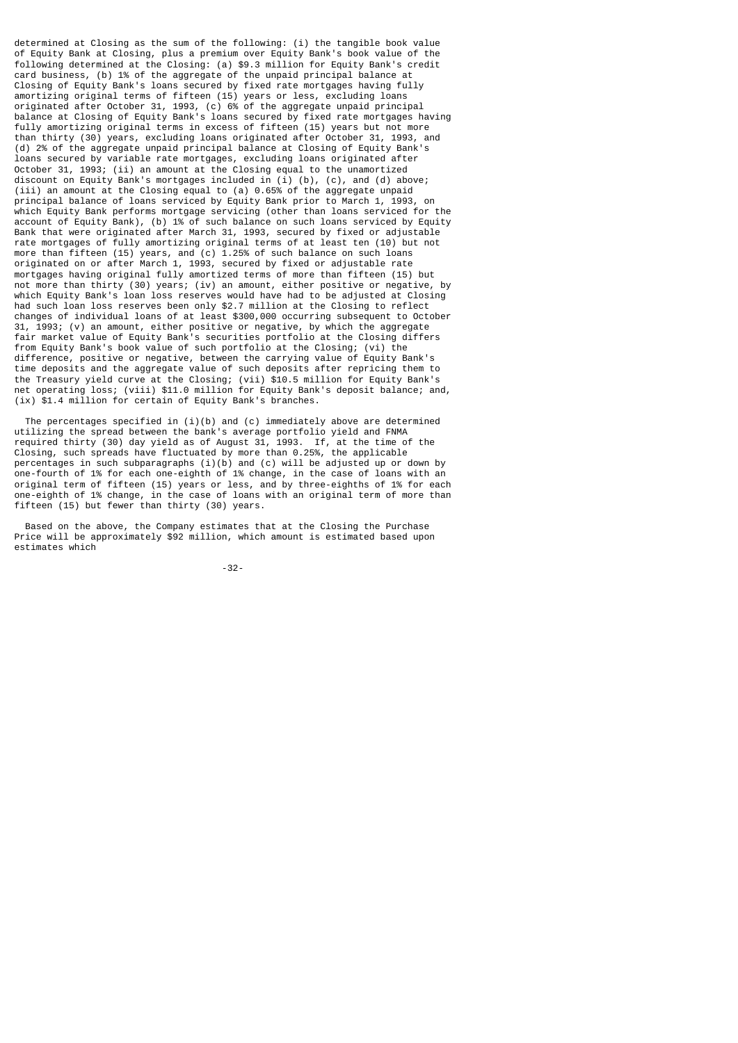determined at Closing as the sum of the following: (i) the tangible book value of Equity Bank at Closing, plus a premium over Equity Bank's book value of the following determined at the Closing: (a) $9.3 million for Equity Bank's credit card business, (b) 1% of the aggregate of the unpaid principal balance at Closing of Equity Bank's loans secured by fixed rate mortgages having fully amortizing original terms of fifteen (15) years or less, excluding loans originated after October 31, 1993, (c) 6% of the aggregate unpaid principal balance at Closing of Equity Bank's loans secured by fixed rate mortgages having fully amortizing original terms in excess of fifteen (15) years but not more than thirty (30) years, excluding loans originated after October 31, 1993, and (d) 2% of the aggregate unpaid principal balance at Closing of Equity Bank's loans secured by variable rate mortgages, excluding loans originated after October 31, 1993; (ii) an amount at the Closing equal to the unamortized discount on Equity Bank's mortgages included in (i) (b), (c), and (d) above; (iii) an amount at the Closing equal to (a) 0.65% of the aggregate unpaid principal balance of loans serviced by Equity Bank prior to March 1, 1993, on which Equity Bank performs mortgage servicing (other than loans serviced for the account of Equity Bank), (b) 1% of such balance on such loans serviced by Equity Bank that were originated after March 31, 1993, secured by fixed or adjustable rate mortgages of fully amortizing original terms of at least ten (10) but not more than fifteen (15) years, and (c) 1.25% of such balance on such loans originated on or after March 1, 1993, secured by fixed or adjustable rate mortgages having original fully amortized terms of more than fifteen (15) but not more than thirty (30) years; (iv) an amount, either positive or negative, by which Equity Bank's loan loss reserves would have had to be adjusted at Closing had such loan loss reserves been only $2.7 million at the Closing to reflect changes of individual loans of at least $300,000 occurring subsequent to October 31, 1993; (v) an amount, either positive or negative, by which the aggregate fair market value of Equity Bank's securities portfolio at the Closing differs from Equity Bank's book value of such portfolio at the Closing; (vi) the difference, positive or negative, between the carrying value of Equity Bank's time deposits and the aggregate value of such deposits after repricing them to the Treasury yield curve at the Closing; (vii) $10.5 million for Equity Bank's net operating loss; (viii) $11.0 million for Equity Bank's deposit balance; and, (ix) $1.4 million for certain of Equity Bank's branches.

The percentages specified in (i)(b) and (c) immediately above are determined utilizing the spread between the bank's average portfolio yield and FNMA required thirty (30) day yield as of August 31, 1993. If, at the time of the Closing, such spreads have fluctuated by more than 0.25%, the applicable percentages in such subparagraphs (i)(b) and (c) will be adjusted up or down by one-fourth of 1% for each one-eighth of 1% change, in the case of loans with an original term of fifteen (15) years or less, and by three-eighths of 1% for each one-eighth of 1% change, in the case of loans with an original term of more than fifteen (15) but fewer than thirty (30) years.

Based on the above, the Company estimates that at the Closing the Purchase Price will be approximately $92 million, which amount is estimated based upon estimates which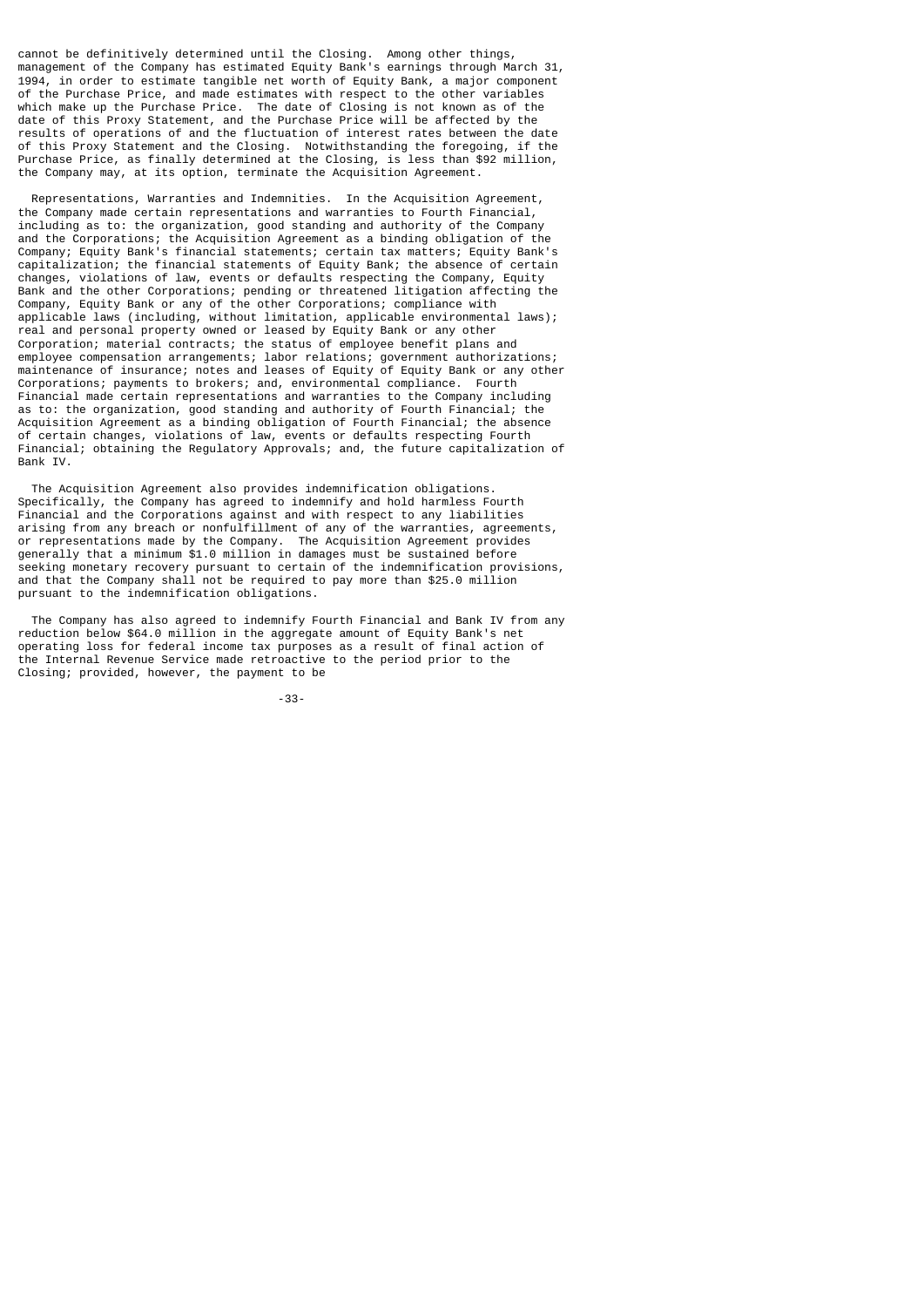cannot be definitively determined until the Closing. Among other things, management of the Company has estimated Equity Bank's earnings through March 31, 1994, in order to estimate tangible net worth of Equity Bank, a major component of the Purchase Price, and made estimates with respect to the other variables which make up the Purchase Price. The date of Closing is not known as of the date of this Proxy Statement, and the Purchase Price will be affected by the results of operations of and the fluctuation of interest rates between the date of this Proxy Statement and the Closing. Notwithstanding the foregoing, if the Purchase Price, as finally determined at the Closing, is less than $92 million, the Company may, at its option, terminate the Acquisition Agreement.

Representations, Warranties and Indemnities. In the Acquisition Agreement, the Company made certain representations and warranties to Fourth Financial, including as to: the organization, good standing and authority of the Company and the Corporations; the Acquisition Agreement as a binding obligation of the Company; Equity Bank's financial statements; certain tax matters; Equity Bank's capitalization; the financial statements of Equity Bank; the absence of certain changes, violations of law, events or defaults respecting the Company, Equity Bank and the other Corporations; pending or threatened litigation affecting the Company, Equity Bank or any of the other Corporations; compliance with applicable laws (including, without limitation, applicable environmental laws); real and personal property owned or leased by Equity Bank or any other Corporation; material contracts; the status of employee benefit plans and employee compensation arrangements; labor relations; government authorizations; maintenance of insurance; notes and leases of Equity of Equity Bank or any other Corporations; payments to brokers; and, environmental compliance. Fourth Financial made certain representations and warranties to the Company including as to: the organization, good standing and authority of Fourth Financial; the Acquisition Agreement as a binding obligation of Fourth Financial; the absence of certain changes, violations of law, events or defaults respecting Fourth Financial; obtaining the Regulatory Approvals; and, the future capitalization of Bank IV.

The Acquisition Agreement also provides indemnification obligations. Specifically, the Company has agreed to indemnify and hold harmless Fourth Financial and the Corporations against and with respect to any liabilities arising from any breach or nonfulfillment of any of the warranties, agreements, or representations made by the Company. The Acquisition Agreement provides generally that a minimum $1.0 million in damages must be sustained before seeking monetary recovery pursuant to certain of the indemnification provisions, and that the Company shall not be required to pay more than $25.0 million pursuant to the indemnification obligations.

The Company has also agreed to indemnify Fourth Financial and Bank IV from any reduction below $64.0 million in the aggregate amount of Equity Bank's net operating loss for federal income tax purposes as a result of final action of the Internal Revenue Service made retroactive to the period prior to the Closing; provided, however, the payment to be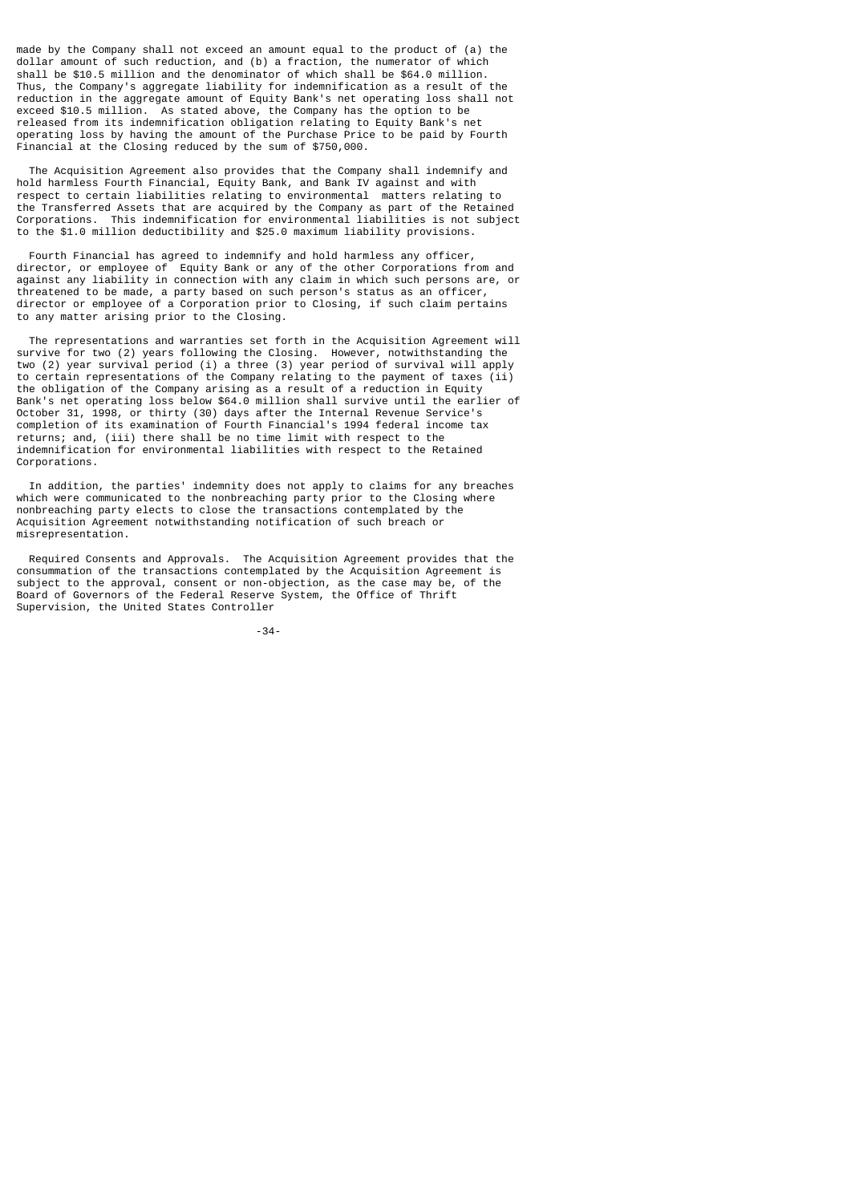made by the Company shall not exceed an amount equal to the product of (a) the dollar amount of such reduction, and (b) a fraction, the numerator of which shall be $10.5 million and the denominator of which shall be $64.0 million. Thus, the Company's aggregate liability for indemnification as a result of the reduction in the aggregate amount of Equity Bank's net operating loss shall not exceed $10.5 million. As stated above, the Company has the option to be released from its indemnification obligation relating to Equity Bank's net operating loss by having the amount of the Purchase Price to be paid by Fourth Financial at the Closing reduced by the sum of $750,000.

The Acquisition Agreement also provides that the Company shall indemnify and hold harmless Fourth Financial, Equity Bank, and Bank IV against and with respect to certain liabilities relating to environmental matters relating to the Transferred Assets that are acquired by the Company as part of the Retained Corporations. This indemnification for environmental liabilities is not subject to the $1.0 million deductibility and $25.0 maximum liability provisions.

Fourth Financial has agreed to indemnify and hold harmless any officer, director, or employee of Equity Bank or any of the other Corporations from and against any liability in connection with any claim in which such persons are, or threatened to be made, a party based on such person's status as an officer, director or employee of a Corporation prior to Closing, if such claim pertains to any matter arising prior to the Closing.

The representations and warranties set forth in the Acquisition Agreement will survive for two (2) years following the Closing. However, notwithstanding the two (2) year survival period (i) a three (3) year period of survival will apply to certain representations of the Company relating to the payment of taxes (ii) the obligation of the Company arising as a result of a reduction in Equity Bank's net operating loss below $64.0 million shall survive until the earlier of October 31, 1998, or thirty (30) days after the Internal Revenue Service's completion of its examination of Fourth Financial's 1994 federal income tax returns; and, (iii) there shall be no time limit with respect to the indemnification for environmental liabilities with respect to the Retained Corporations.

In addition, the parties' indemnity does not apply to claims for any breaches which were communicated to the nonbreaching party prior to the Closing where nonbreaching party elects to close the transactions contemplated by the Acquisition Agreement notwithstanding notification of such breach or misrepresentation.

Required Consents and Approvals. The Acquisition Agreement provides that the consummation of the transactions contemplated by the Acquisition Agreement is subject to the approval, consent or non-objection, as the case may be, of the Board of Governors of the Federal Reserve System, the Office of Thrift Supervision, the United States Controller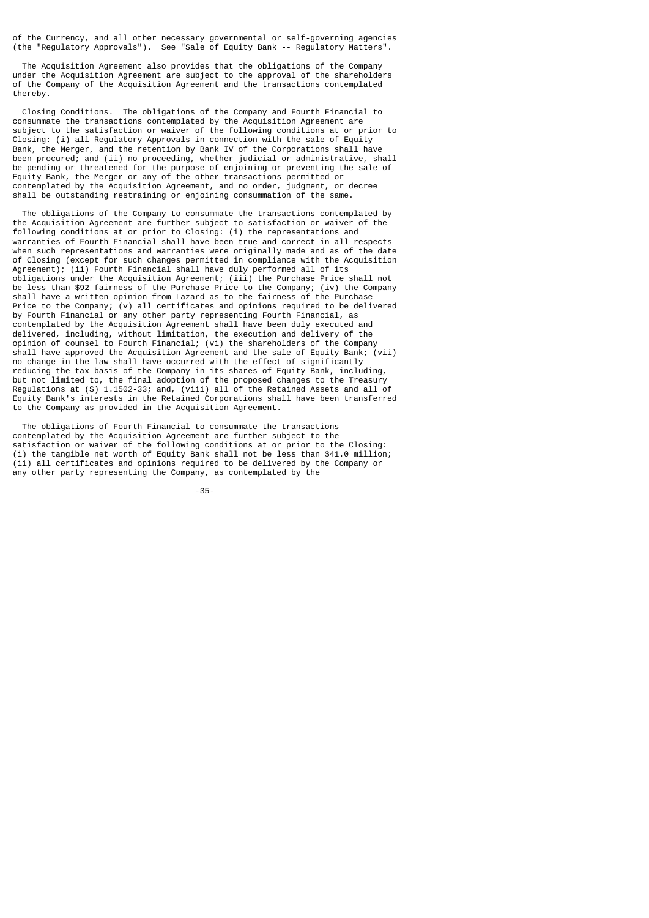of the Currency, and all other necessary governmental or self-governing agencies (the "Regulatory Approvals"). See "Sale of Equity Bank -- Regulatory Matters".

The Acquisition Agreement also provides that the obligations of the Company under the Acquisition Agreement are subject to the approval of the shareholders of the Company of the Acquisition Agreement and the transactions contemplated thereby.

Closing Conditions. The obligations of the Company and Fourth Financial to consummate the transactions contemplated by the Acquisition Agreement are subject to the satisfaction or waiver of the following conditions at or prior to Closing: (i) all Regulatory Approvals in connection with the sale of Equity Bank, the Merger, and the retention by Bank IV of the Corporations shall have been procured; and (ii) no proceeding, whether judicial or administrative, shall be pending or threatened for the purpose of enjoining or preventing the sale of Equity Bank, the Merger or any of the other transactions permitted or contemplated by the Acquisition Agreement, and no order, judgment, or decree shall be outstanding restraining or enjoining consummation of the same.

The obligations of the Company to consummate the transactions contemplated by the Acquisition Agreement are further subject to satisfaction or waiver of the following conditions at or prior to Closing: (i) the representations and warranties of Fourth Financial shall have been true and correct in all respects when such representations and warranties were originally made and as of the date of Closing (except for such changes permitted in compliance with the Acquisition Agreement); (ii) Fourth Financial shall have duly performed all of its obligations under the Acquisition Agreement; (iii) the Purchase Price shall not be less than $92 fairness of the Purchase Price to the Company; (iv) the Company shall have a written opinion from Lazard as to the fairness of the Purchase Price to the Company; (v) all certificates and opinions required to be delivered by Fourth Financial or any other party representing Fourth Financial, as contemplated by the Acquisition Agreement shall have been duly executed and delivered, including, without limitation, the execution and delivery of the opinion of counsel to Fourth Financial; (vi) the shareholders of the Company shall have approved the Acquisition Agreement and the sale of Equity Bank; (vii) no change in the law shall have occurred with the effect of significantly reducing the tax basis of the Company in its shares of Equity Bank, including, but not limited to, the final adoption of the proposed changes to the Treasury Regulations at (S) 1.1502-33; and, (viii) all of the Retained Assets and all of Equity Bank's interests in the Retained Corporations shall have been transferred to the Company as provided in the Acquisition Agreement.

The obligations of Fourth Financial to consummate the transactions contemplated by the Acquisition Agreement are further subject to the satisfaction or waiver of the following conditions at or prior to the Closing: (i) the tangible net worth of Equity Bank shall not be less than $41.0 million; (ii) all certificates and opinions required to be delivered by the Company or any other party representing the Company, as contemplated by the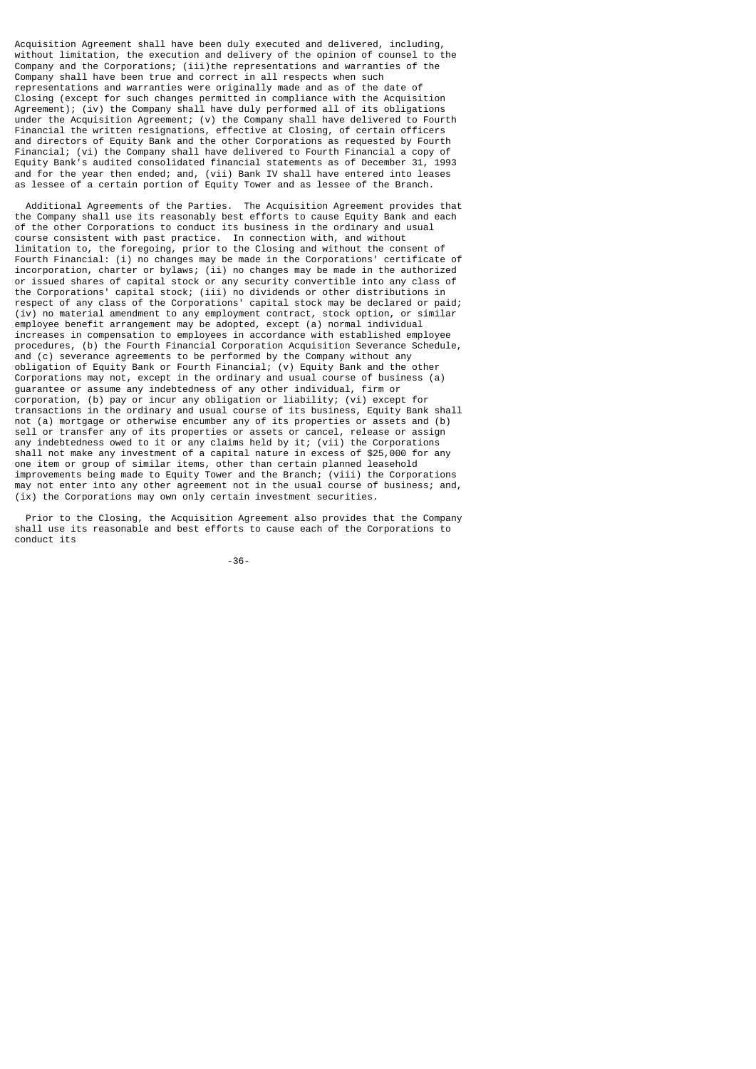Acquisition Agreement shall have been duly executed and delivered, including, without limitation, the execution and delivery of the opinion of counsel to the Company and the Corporations; (iii)the representations and warranties of the Company shall have been true and correct in all respects when such representations and warranties were originally made and as of the date of Closing (except for such changes permitted in compliance with the Acquisition Agreement); (iv) the Company shall have duly performed all of its obligations under the Acquisition Agreement; (v) the Company shall have delivered to Fourth Financial the written resignations, effective at Closing, of certain officers and directors of Equity Bank and the other Corporations as requested by Fourth Financial; (vi) the Company shall have delivered to Fourth Financial a copy of Equity Bank's audited consolidated financial statements as of December 31, 1993 and for the year then ended; and, (vii) Bank IV shall have entered into leases as lessee of a certain portion of Equity Tower and as lessee of the Branch.

Additional Agreements of the Parties. The Acquisition Agreement provides that the Company shall use its reasonably best efforts to cause Equity Bank and each of the other Corporations to conduct its business in the ordinary and usual course consistent with past practice. In connection with, and without limitation to, the foregoing, prior to the Closing and without the consent of Fourth Financial: (i) no changes may be made in the Corporations' certificate of incorporation, charter or bylaws; (ii) no changes may be made in the authorized or issued shares of capital stock or any security convertible into any class of the Corporations' capital stock; (iii) no dividends or other distributions in respect of any class of the Corporations' capital stock may be declared or paid; (iv) no material amendment to any employment contract, stock option, or similar employee benefit arrangement may be adopted, except (a) normal individual increases in compensation to employees in accordance with established employee procedures, (b) the Fourth Financial Corporation Acquisition Severance Schedule, and (c) severance agreements to be performed by the Company without any obligation of Equity Bank or Fourth Financial; (v) Equity Bank and the other Corporations may not, except in the ordinary and usual course of business (a) guarantee or assume any indebtedness of any other individual, firm or corporation, (b) pay or incur any obligation or liability; (vi) except for transactions in the ordinary and usual course of its business, Equity Bank shall not (a) mortgage or otherwise encumber any of its properties or assets and (b) sell or transfer any of its properties or assets or cancel, release or assign any indebtedness owed to it or any claims held by it; (vii) the Corporations shall not make any investment of a capital nature in excess of $25,000 for any one item or group of similar items, other than certain planned leasehold improvements being made to Equity Tower and the Branch; (viii) the Corporations may not enter into any other agreement not in the usual course of business; and, (ix) the Corporations may own only certain investment securities.

Prior to the Closing, the Acquisition Agreement also provides that the Company shall use its reasonable and best efforts to cause each of the Corporations to conduct its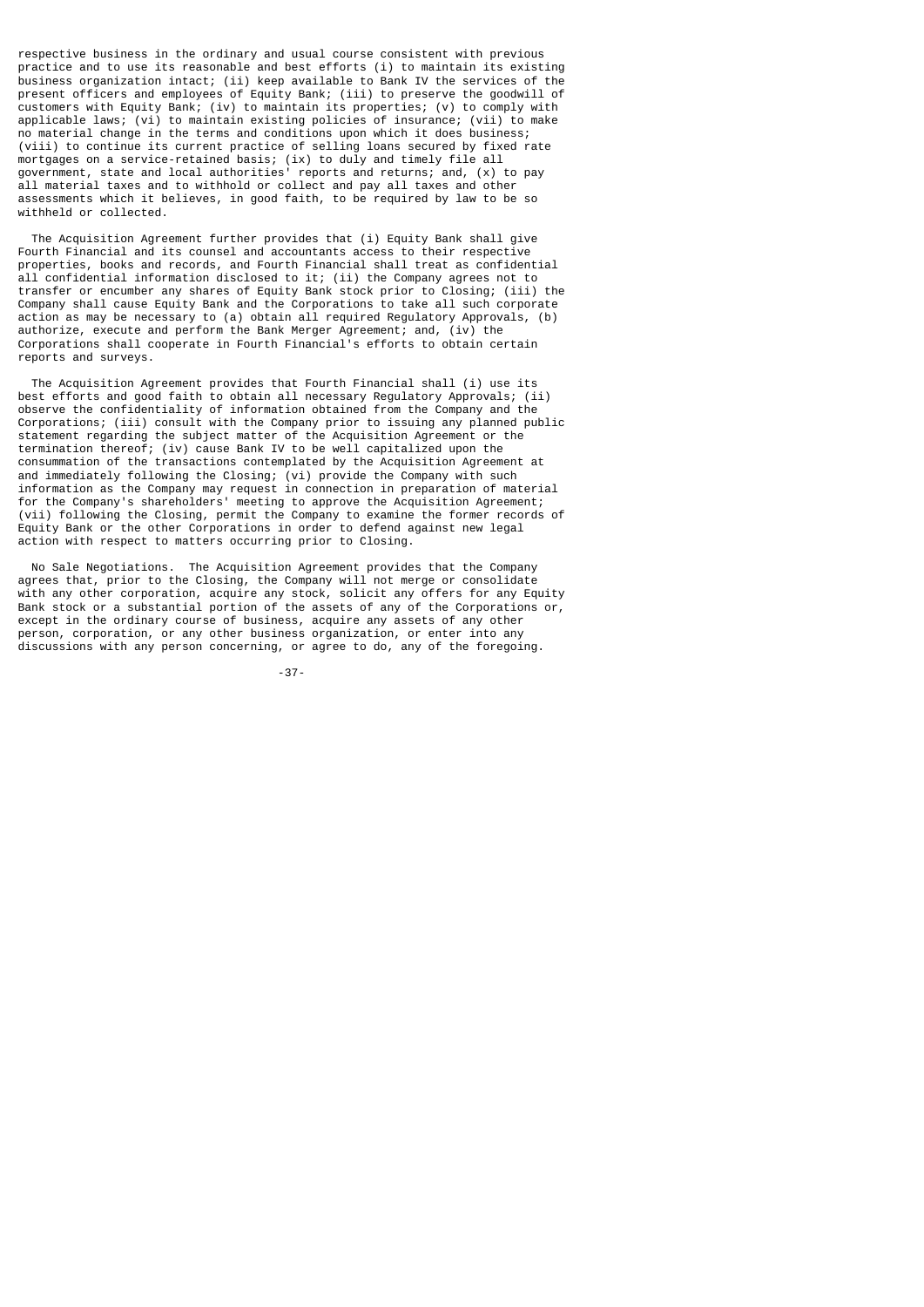respective business in the ordinary and usual course consistent with previous practice and to use its reasonable and best efforts (i) to maintain its existing business organization intact; (ii) keep available to Bank IV the services of the present officers and employees of Equity Bank; (iii) to preserve the goodwill of customers with Equity Bank; (iv) to maintain its properties; (v) to comply with applicable laws; (vi) to maintain existing policies of insurance; (vii) to make no material change in the terms and conditions upon which it does business; (viii) to continue its current practice of selling loans secured by fixed rate mortgages on a service-retained basis; (ix) to duly and timely file all government, state and local authorities' reports and returns; and, (x) to pay all material taxes and to withhold or collect and pay all taxes and other assessments which it believes, in good faith, to be required by law to be so withheld or collected.

The Acquisition Agreement further provides that (i) Equity Bank shall give Fourth Financial and its counsel and accountants access to their respective properties, books and records, and Fourth Financial shall treat as confidential all confidential information disclosed to it; (ii) the Company agrees not to transfer or encumber any shares of Equity Bank stock prior to Closing; (iii) the Company shall cause Equity Bank and the Corporations to take all such corporate action as may be necessary to (a) obtain all required Regulatory Approvals, (b) authorize, execute and perform the Bank Merger Agreement; and, (iv) the Corporations shall cooperate in Fourth Financial's efforts to obtain certain reports and surveys.

The Acquisition Agreement provides that Fourth Financial shall (i) use its best efforts and good faith to obtain all necessary Regulatory Approvals; (ii) observe the confidentiality of information obtained from the Company and the Corporations; (iii) consult with the Company prior to issuing any planned public statement regarding the subject matter of the Acquisition Agreement or the termination thereof; (iv) cause Bank IV to be well capitalized upon the consummation of the transactions contemplated by the Acquisition Agreement at and immediately following the Closing; (vi) provide the Company with such information as the Company may request in connection in preparation of material for the Company's shareholders' meeting to approve the Acquisition Agreement; (vii) following the Closing, permit the Company to examine the former records of Equity Bank or the other Corporations in order to defend against new legal action with respect to matters occurring prior to Closing.

No Sale Negotiations. The Acquisition Agreement provides that the Company agrees that, prior to the Closing, the Company will not merge or consolidate with any other corporation, acquire any stock, solicit any offers for any Equity Bank stock or a substantial portion of the assets of any of the Corporations or, except in the ordinary course of business, acquire any assets of any other person, corporation, or any other business organization, or enter into any discussions with any person concerning, or agree to do, any of the foregoing.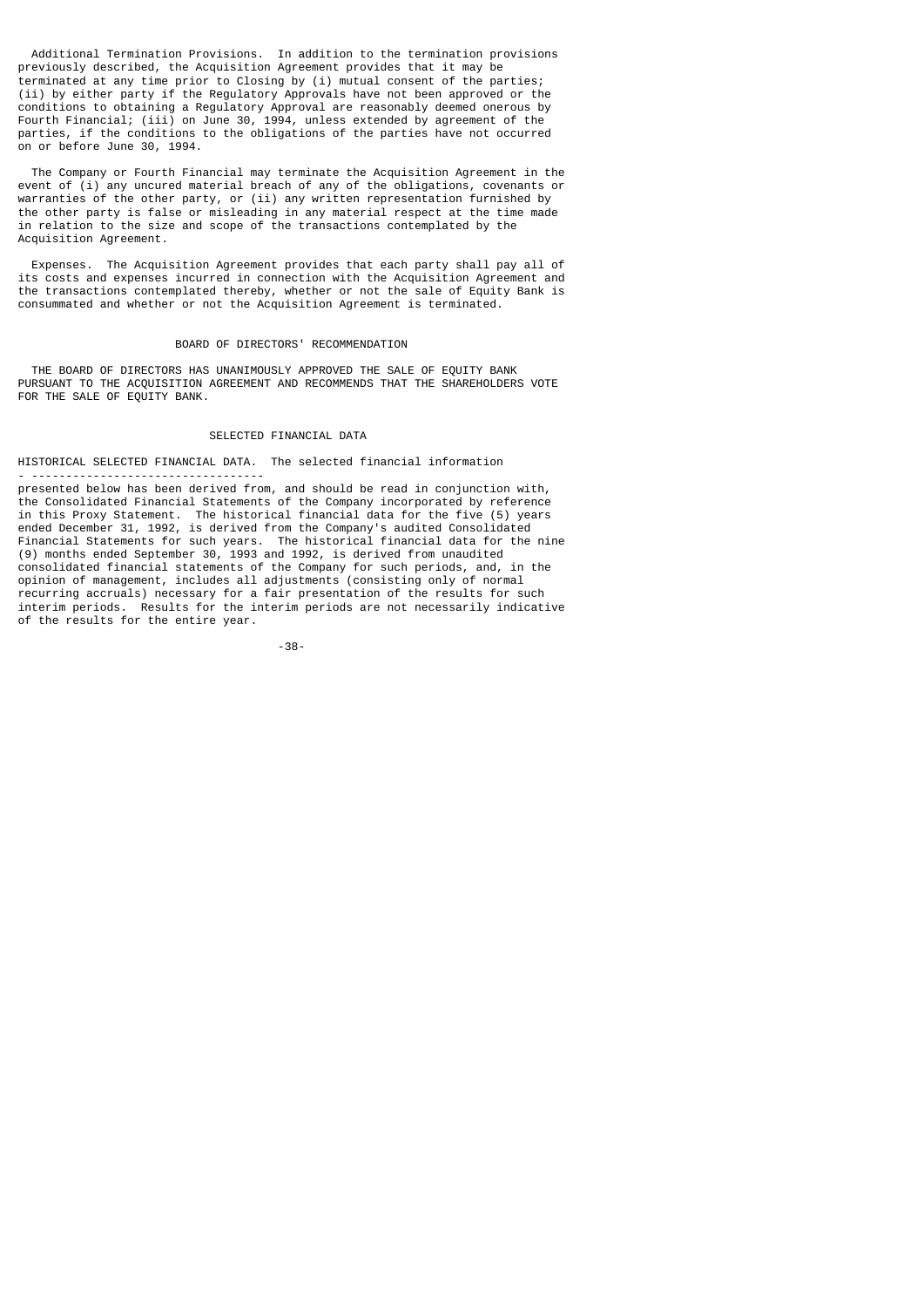Additional Termination Provisions. In addition to the termination provisions previously described, the Acquisition Agreement provides that it may be terminated at any time prior to Closing by (i) mutual consent of the parties; (ii) by either party if the Regulatory Approvals have not been approved or the conditions to obtaining a Regulatory Approval are reasonably deemed onerous by Fourth Financial; (iii) on June 30, 1994, unless extended by agreement of the parties, if the conditions to the obligations of the parties have not occurred on or before June 30, 1994.

The Company or Fourth Financial may terminate the Acquisition Agreement in the event of (i) any uncured material breach of any of the obligations, covenants or warranties of the other party, or (ii) any written representation furnished by the other party is false or misleading in any material respect at the time made in relation to the size and scope of the transactions contemplated by the Acquisition Agreement.

Expenses. The Acquisition Agreement provides that each party shall pay all of its costs and expenses incurred in connection with the Acquisition Agreement and the transactions contemplated thereby, whether or not the sale of Equity Bank is consummated and whether or not the Acquisition Agreement is terminated.

## BOARD OF DIRECTORS' RECOMMENDATION

THE BOARD OF DIRECTORS HAS UNANIMOUSLY APPROVED THE SALE OF EQUITY BANK PURSUANT TO THE ACQUISITION AGREEMENT AND RECOMMENDS THAT THE SHAREHOLDERS VOTE FOR THE SALE OF EQUITY BANK.

## SELECTED FINANCIAL DATA

HISTORICAL SELECTED FINANCIAL DATA. The selected financial information presented below has been derived from, and should be read in conjunction with, the Consolidated Financial Statements of the Company incorporated by reference in this Proxy Statement. The historical financial data for the five (5) years ended December 31, 1992, is derived from the Company's audited Consolidated Financial Statements for such years. The historical financial data for the nine (9) months ended September 30, 1993 and 1992, is derived from unaudited consolidated financial statements of the Company for such periods, and, in the opinion of management, includes all adjustments (consisting only of normal recurring accruals) necessary for a fair presentation of the results for such interim periods. Results for the interim periods are not necessarily indicative of the results for the entire year.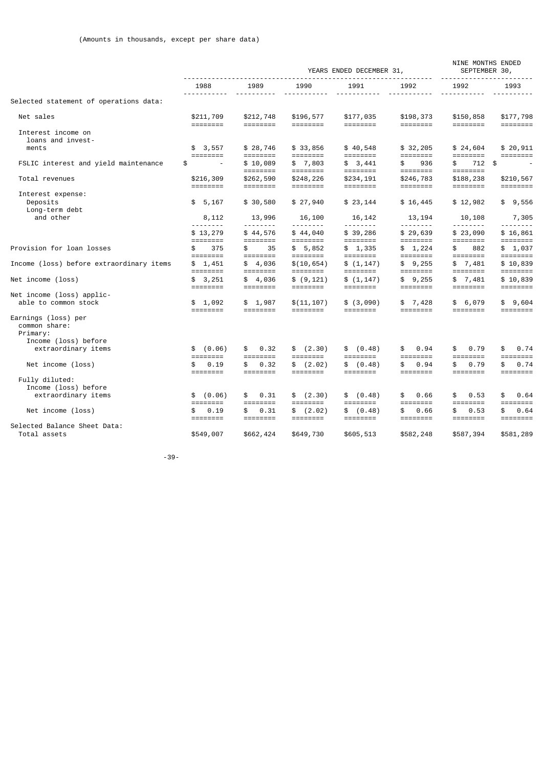(Amounts in thousands, except per share data)

| | YEARS ENDED DECEMBER 31, | | | | | NINE MONTHS ENDED SEPTEMBER 30, | |
|---|---|---|---|---|---|---|---|
| | 1988 | 1989 | 1990 | 1991 | 1992 | 1992 | 1993 |
| Selected statement of operations data: | | | | | | | |
| Net sales | $211,709 | $212,748 | $196,577 | $177,035 | $198,373 | $150,858 | $177,798 |
| Interest income on loans and investments | $ 3,557 | $ 28,746 | $ 33,856 | $ 40,548 | $ 32,205 | $ 24,604 | $ 20,911 |
| FSLIC interest and yield maintenance | $ - | $ 10,089 | $ 7,803 | $ 3,441 | $ 936 | $ 712 | $ - |
| Total revenues | $216,309 | $262,590 | $248,226 | $234,191 | $246,783 | $188,238 | $210,567 |
| Interest expense: | | | | | | | |
| Deposits | $ 5,167 | $ 30,580 | $ 27,940 | $ 23,144 | $ 16,445 | $ 12,982 | $ 9,556 |
| Long-term debt and other | 8,112 | 13,996 | 16,100 | 16,142 | 13,194 | 10,108 | 7,305 |
| | $ 13,279 | $ 44,576 | $ 44,040 | $ 39,286 | $ 29,639 | $ 23,090 | $ 16,861 |
| Provision for loan losses | $ 375 | $ 35 | $ 5,852 | $ 1,335 | $ 1,224 | $ 882 | $ 1,037 |
| Income (loss) before extraordinary items | $ 1,451 | $ 4,036 | $(10,654) | $ (1,147) | $ 9,255 | $ 7,481 | $ 10,839 |
| Net income (loss) | $ 3,251 | $ 4,036 | $ (9,121) | $ (1,147) | $ 9,255 | $ 7,481 | $ 10,839 |
| Net income (loss) applicable to common stock | $ 1,092 | $ 1,987 | $(11,107) | $ (3,090) | $ 7,428 | $ 6,079 | $ 9,604 |
| Earnings (loss) per common share: | | | | | | | |
| Primary: | | | | | | | |
| Income (loss) before extraordinary items | $ (0.06) | $ 0.32 | $ (2.30) | $ (0.48) | $ 0.94 | $ 0.79 | $ 0.74 |
| Net income (loss) | $ 0.19 | $ 0.32 | $ (2.02) | $ (0.48) | $ 0.94 | $ 0.79 | $ 0.74 |
| Fully diluted: | | | | | | | |
| Income (loss) before extraordinary items | $ (0.06) | $ 0.31 | $ (2.30) | $ (0.48) | $ 0.66 | $ 0.53 | $ 0.64 |
| Net income (loss) | $ 0.19 | $ 0.31 | $ (2.02) | $ (0.48) | $ 0.66 | $ 0.53 | $ 0.64 |
| Selected Balance Sheet Data: | | | | | | | |
| Total assets | $549,007 | $662,424 | $649,730 | $605,513 | $582,248 | $587,394 | $581,289 |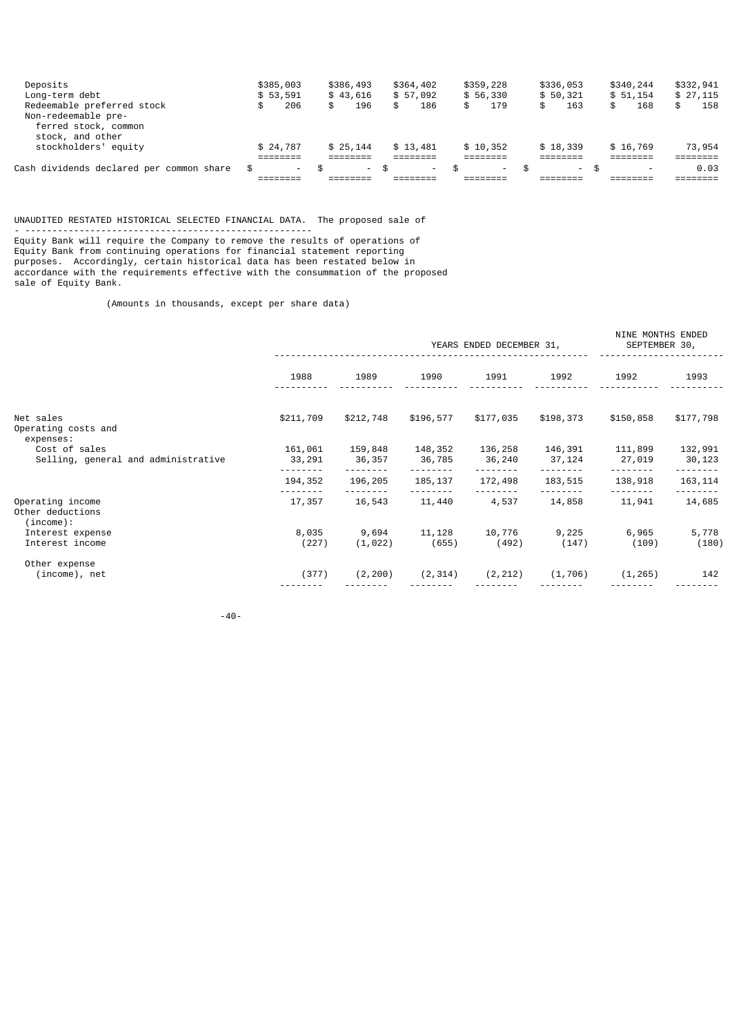| | | | | | | | |
|---|---|---|---|---|---|---|---|
| Deposits | $385,003 | $386,493 | $364,402 | $359,228 | $336,053 | $340,244 | $332,941 |
| Long-term debt | $ 53,591 | $ 43,616 | $ 57,092 | $ 56,330 | $ 50,321 | $ 51,154 | $ 27,115 |
| Redeemable preferred stock | $ 206 | $ 196 | $ 186 | $ 179 | $ 163 | $ 168 | $ 158 |
| Non-redeemable preferred stock, common stock, and other stockholders' equity | $ 24,787 | $ 25,144 | $ 13,481 | $ 10,352 | $ 18,339 | $ 16,769 | 73,954 |
| Cash dividends declared per common share | $ - | $ - | $ - | $ - | $ - | $ - | 0.03 |

UNAUDITED RESTATED HISTORICAL SELECTED FINANCIAL DATA. The proposed sale of Equity Bank will require the Company to remove the results of operations of Equity Bank from continuing operations for financial statement reporting purposes. Accordingly, certain historical data has been restated below in accordance with the requirements effective with the consummation of the proposed sale of Equity Bank.

(Amounts in thousands, except per share data)

| | YEARS ENDED DECEMBER 31, | | | | | NINE MONTHS ENDED SEPTEMBER 30, | |
|---|---|---|---|---|---|---|---|
| | 1988 | 1989 | 1990 | 1991 | 1992 | 1992 | 1993 |
| Net sales | $211,709 | $212,748 | $196,577 | $177,035 | $198,373 | $150,858 | $177,798 |
| Operating costs and expenses: | | | | | | | |
| Cost of sales | 161,061 | 159,848 | 148,352 | 136,258 | 146,391 | 111,899 | 132,991 |
| Selling, general and administrative | 33,291 | 36,357 | 36,785 | 36,240 | 37,124 | 27,019 | 30,123 |
| | 194,352 | 196,205 | 185,137 | 172,498 | 183,515 | 138,918 | 163,114 |
| Operating income | 17,357 | 16,543 | 11,440 | 4,537 | 14,858 | 11,941 | 14,685 |
| Other deductions (income): | | | | | | | |
| Interest expense | 8,035 | 9,694 | 11,128 | 10,776 | 9,225 | 6,965 | 5,778 |
| Interest income | (227) | (1,022) | (655) | (492) | (147) | (109) | (180) |
| Other expense (income), net | (377) | (2,200) | (2,314) | (2,212) | (1,706) | (1,265) | 142 |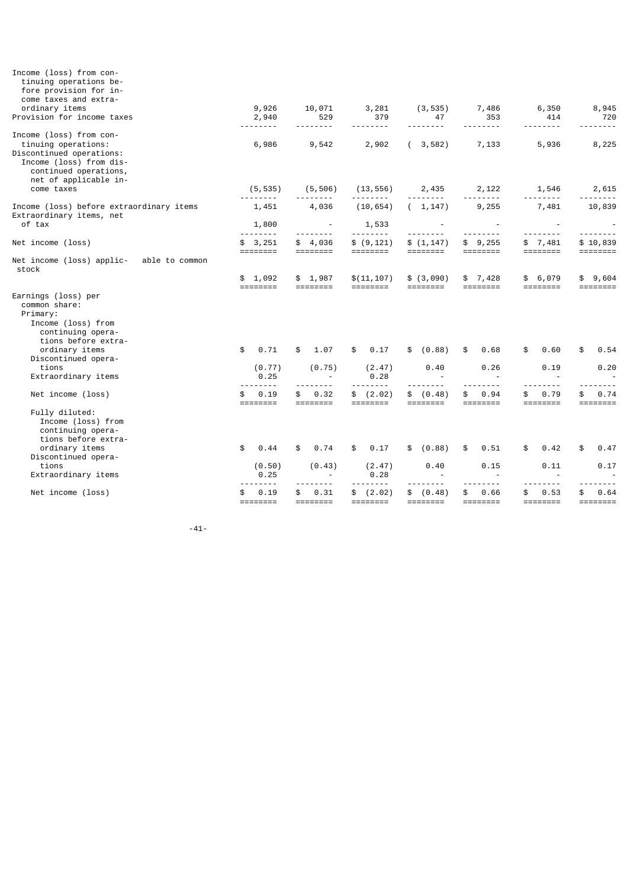| | | | | | | | |
|---|---|---|---|---|---|---|---|
| Income (loss) from continuing operations before provision for income taxes and extraordinary items | 9,926 | 10,071 | 3,281 | (3,535) | 7,486 | 6,350 | 8,945 |
| Provision for income taxes | 2,940 | 529 | 379 | 47 | 353 | 414 | 720 |
| Income (loss) from continuing operations: | 6,986 | 9,542 | 2,902 | ( 3,582) | 7,133 | 5,936 | 8,225 |
| Discontinued operations: | | | | | | | |
| Income (loss) from discontinued operations, net of applicable income taxes | (5,535) | (5,506) | (13,556) | 2,435 | 2,122 | 1,546 | 2,615 |
| Income (loss) before extraordinary items | 1,451 | 4,036 | (10,654) | ( 1,147) | 9,255 | 7,481 | 10,839 |
| Extraordinary items, net of tax | 1,800 | - | 1,533 | - | - | - | - |
| Net income (loss) | $ 3,251 | $ 4,036 | $ (9,121) | $ (1,147) | $ 9,255 | $ 7,481 | $ 10,839 |
| Net income (loss) applicable to common stock | $ 1,092 | $ 1,987 | $(11,107) | $ (3,090) | $ 7,428 | $ 6,079 | $ 9,604 |
| Earnings (loss) per common share: | | | | | | | |
| Primary: | | | | | | | |
| Income (loss) from continuing operations before extraordinary items | $ 0.71 | $ 1.07 | $ 0.17 | $ (0.88) | $ 0.68 | $ 0.60 | $ 0.54 |
| Discontinued operations | (0.77) | (0.75) | (2.47) | 0.40 | 0.26 | 0.19 | 0.20 |
| Extraordinary items | 0.25 | - | 0.28 | - | - | - | - |
| Net income (loss) | $ 0.19 | $ 0.32 | $ (2.02) | $ (0.48) | $ 0.94 | $ 0.79 | $ 0.74 |
| Fully diluted: | | | | | | | |
| Income (loss) from continuing operations before extraordinary items | $ 0.44 | $ 0.74 | $ 0.17 | $ (0.88) | $ 0.51 | $ 0.42 | $ 0.47 |
| Discontinued operations | (0.50) | (0.43) | (2.47) | 0.40 | 0.15 | 0.11 | 0.17 |
| Extraordinary items | 0.25 | - | 0.28 | - | - | - | - |
| Net income (loss) | $ 0.19 | $ 0.31 | $ (2.02) | $ (0.48) | $ 0.66 | $ 0.53 | $ 0.64 |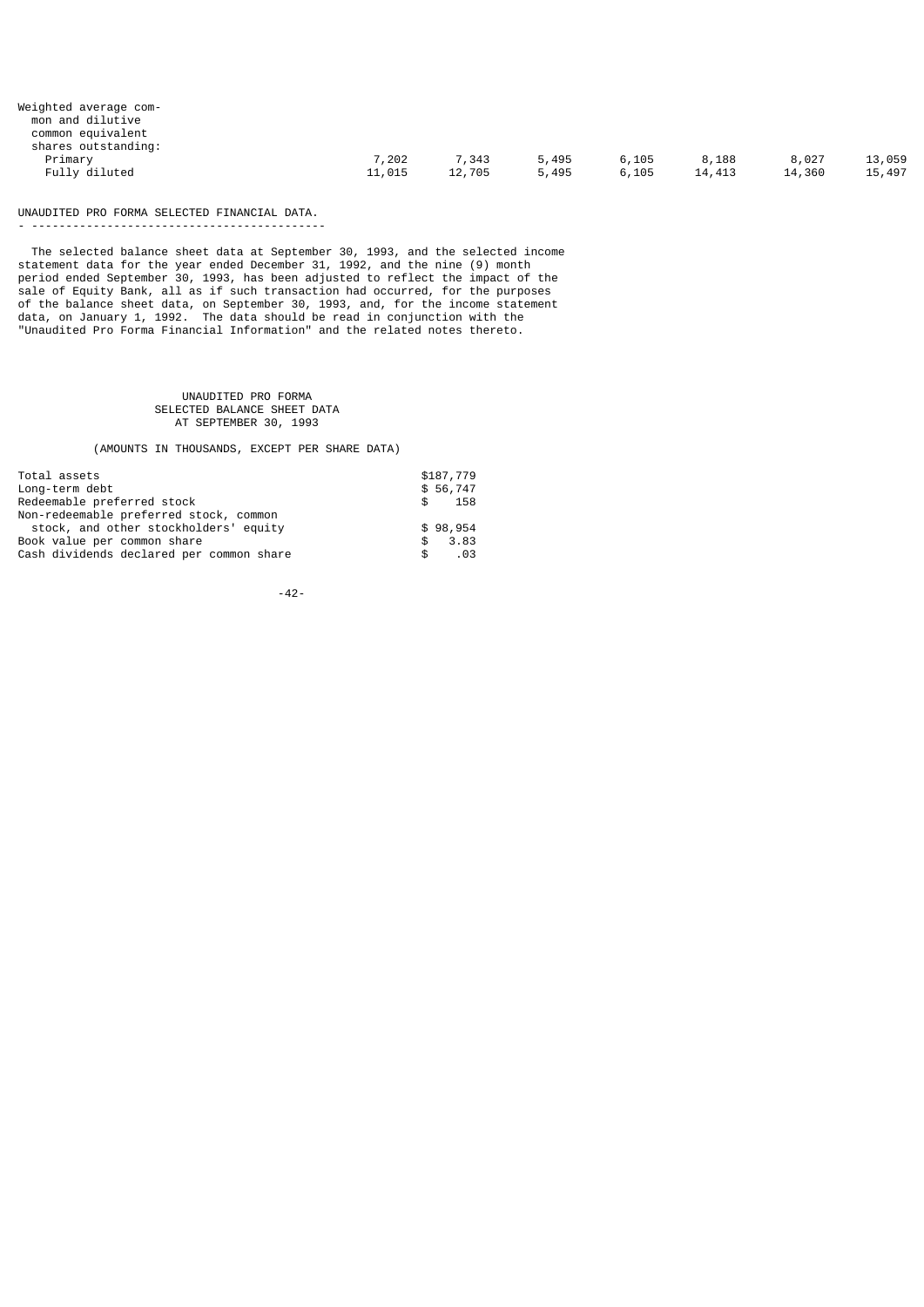| | | | | | | | |
|---|---|---|---|---|---|---|---|
| Weighted average common and dilutive common equivalent shares outstanding: | | | | | | | |
| Primary | 7,202 | 7,343 | 5,495 | 6,105 | 8,188 | 8,027 | 13,059 |
| Fully diluted | 11,015 | 12,705 | 5,495 | 6,105 | 14,413 | 14,360 | 15,497 |

UNAUDITED PRO FORMA SELECTED FINANCIAL DATA.

The selected balance sheet data at September 30, 1993, and the selected income statement data for the year ended December 31, 1992, and the nine (9) month period ended September 30, 1993, has been adjusted to reflect the impact of the sale of Equity Bank, all as if such transaction had occurred, for the purposes of the balance sheet data, on September 30, 1993, and, for the income statement data, on January 1, 1992. The data should be read in conjunction with the "Unaudited Pro Forma Financial Information" and the related notes thereto.

UNAUDITED PRO FORMA
SELECTED BALANCE SHEET DATA
AT SEPTEMBER 30, 1993

(AMOUNTS IN THOUSANDS, EXCEPT PER SHARE DATA)

| | |
|---|---|
| Total assets | $187,779 |
| Long-term debt | $ 56,747 |
| Redeemable preferred stock | $ 158 |
| Non-redeemable preferred stock, common stock, and other stockholders' equity | $ 98,954 |
| Book value per common share | $ 3.83 |
| Cash dividends declared per common share | $ .03 |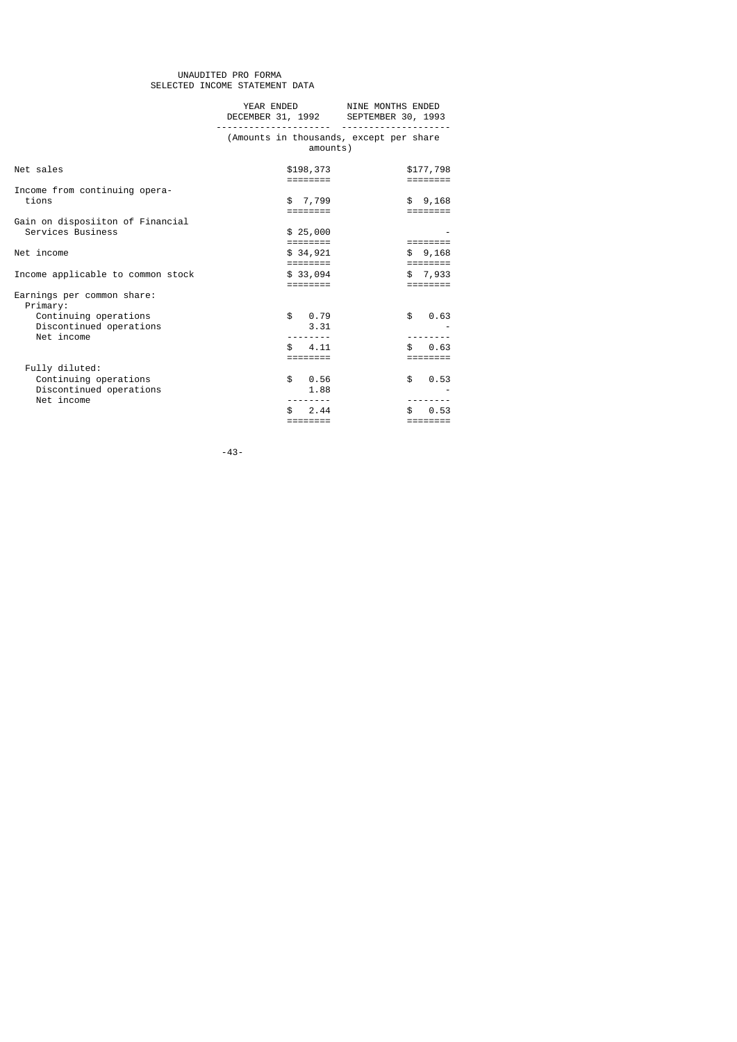UNAUDITED PRO FORMA
SELECTED INCOME STATEMENT DATA

| | YEAR ENDED DECEMBER 31, 1992 | NINE MONTHS ENDED SEPTEMBER 30, 1993 |
|---|---|---|
| | (Amounts in thousands, except per share amounts) | |
| Net sales | $198,373 | $177,798 |
| Income from continuing operations | $ 7,799 | $ 9,168 |
| Gain on disposiiton of Financial Services Business | $ 25,000 | - |
| Net income | $ 34,921 | $ 9,168 |
| Income applicable to common stock | $ 33,094 | $ 7,933 |
| Earnings per common share: | | |
| Primary: | | |
| Continuing operations | $ 0.79 | $ 0.63 |
| Discontinued operations | 3.31 | - |
| Net income | $ 4.11 | $ 0.63 |
| Fully diluted: | | |
| Continuing operations | $ 0.56 | $ 0.53 |
| Discontinued operations | 1.88 | - |
| Net income | $ 2.44 | $ 0.53 |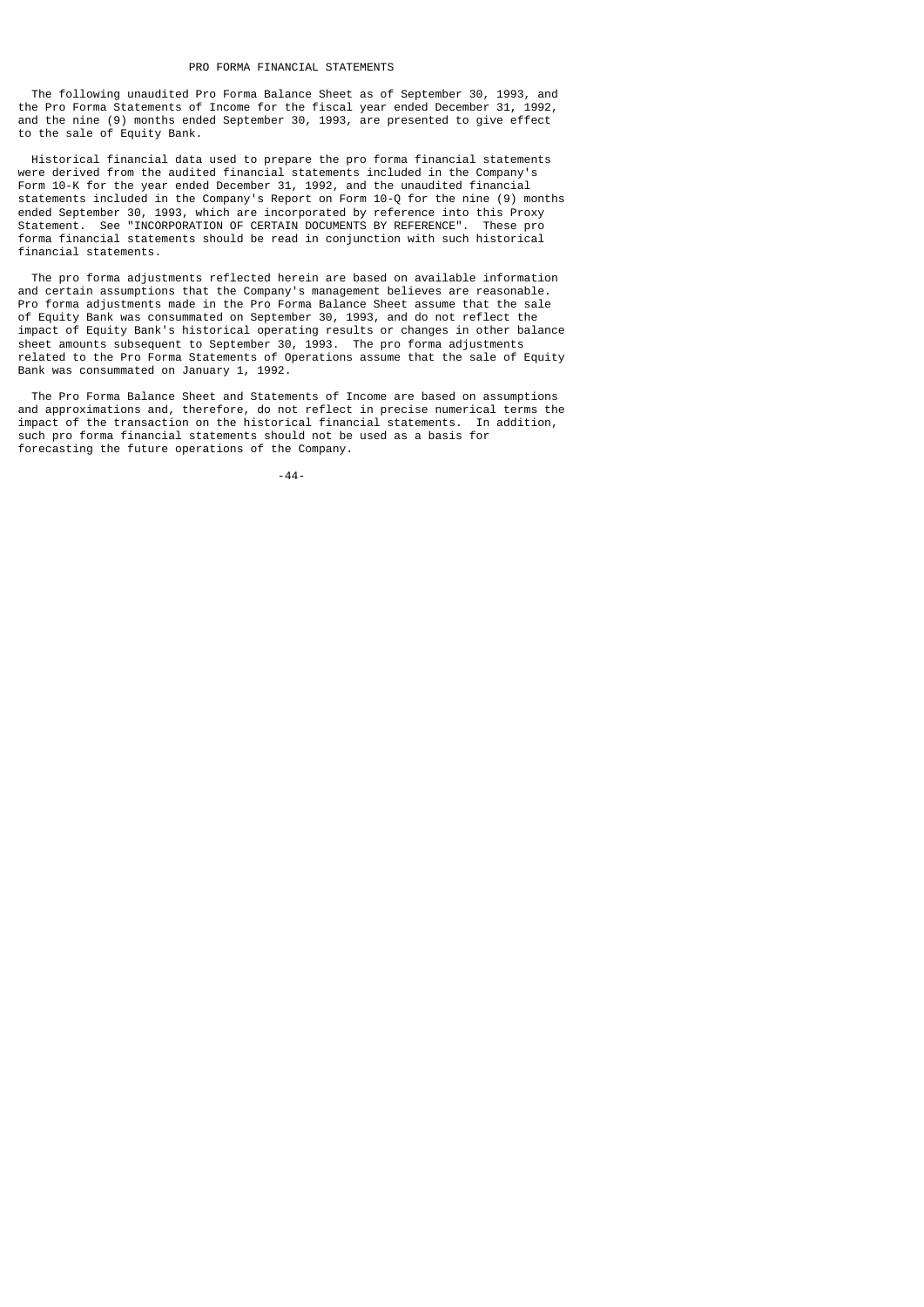# PRO FORMA FINANCIAL STATEMENTS

The following unaudited Pro Forma Balance Sheet as of September 30, 1993, and the Pro Forma Statements of Income for the fiscal year ended December 31, 1992, and the nine (9) months ended September 30, 1993, are presented to give effect to the sale of Equity Bank.

Historical financial data used to prepare the pro forma financial statements were derived from the audited financial statements included in the Company's Form 10-K for the year ended December 31, 1992, and the unaudited financial statements included in the Company's Report on Form 10-Q for the nine (9) months ended September 30, 1993, which are incorporated by reference into this Proxy Statement. See "INCORPORATION OF CERTAIN DOCUMENTS BY REFERENCE". These pro forma financial statements should be read in conjunction with such historical financial statements.

The pro forma adjustments reflected herein are based on available information and certain assumptions that the Company's management believes are reasonable. Pro forma adjustments made in the Pro Forma Balance Sheet assume that the sale of Equity Bank was consummated on September 30, 1993, and do not reflect the impact of Equity Bank's historical operating results or changes in other balance sheet amounts subsequent to September 30, 1993. The pro forma adjustments related to the Pro Forma Statements of Operations assume that the sale of Equity Bank was consummated on January 1, 1992.

The Pro Forma Balance Sheet and Statements of Income are based on assumptions and approximations and, therefore, do not reflect in precise numerical terms the impact of the transaction on the historical financial statements. In addition, such pro forma financial statements should not be used as a basis for forecasting the future operations of the Company.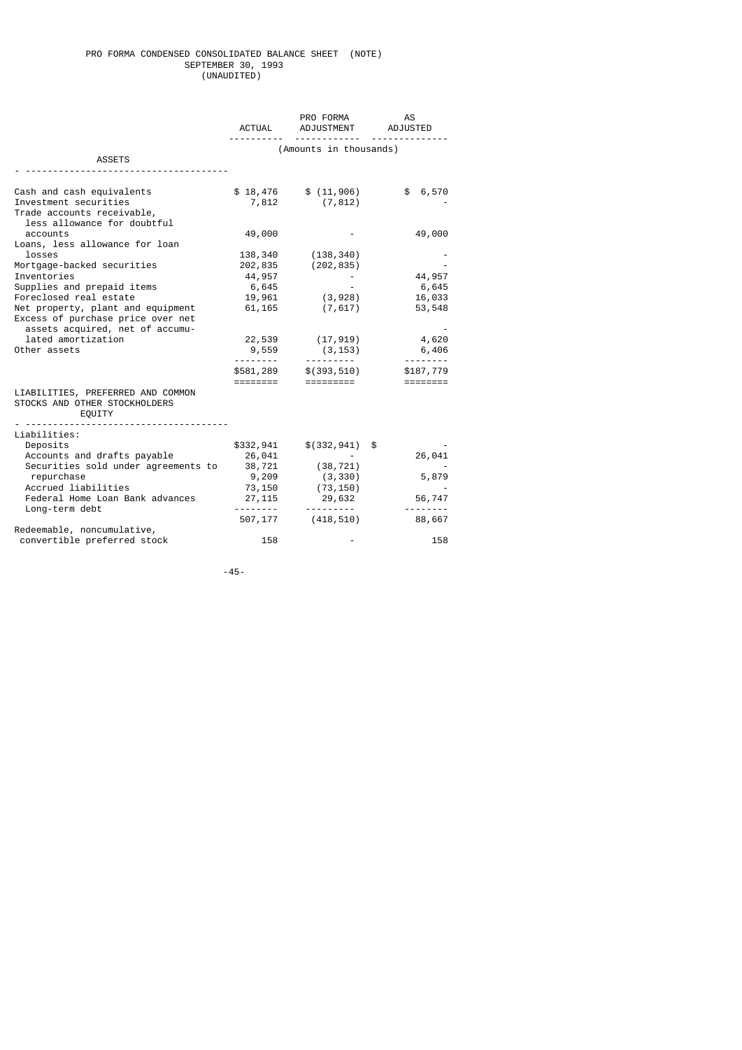# PRO FORMA CONDENSED CONSOLIDATED BALANCE SHEET (NOTE)
## SEPTEMBER 30, 1993
### (UNAUDITED)

| | ACTUAL | PRO FORMA ADJUSTMENT | AS ADJUSTED |
|---|---|---|---|
| | (Amounts in thousands) | | |
| **ASSETS** | | | |
| Cash and cash equivalents | $ 18,476 | $ (11,906) | $ 6,570 |
| Investment securities | 7,812 | (7,812) | - |
| Trade accounts receivable, less allowance for doubtful accounts | 49,000 | - | 49,000 |
| Loans, less allowance for loan losses | 138,340 | (138,340) | - |
| Mortgage-backed securities | 202,835 | (202,835) | - |
| Inventories | 44,957 | - | 44,957 |
| Supplies and prepaid items | 6,645 | - | 6,645 |
| Foreclosed real estate | 19,961 | (3,928) | 16,033 |
| Net property, plant and equipment | 61,165 | (7,617) | 53,548 |
| Excess of purchase price over net assets acquired, net of accumulated amortization | 22,539 | (17,919) | 4,620 |
| Other assets | 9,559 | (3,153) | 6,406 |
| | $581,289 | $(393,510) | $187,779 |
| **LIABILITIES, PREFERRED AND COMMON STOCKS AND OTHER STOCKHOLDERS EQUITY** | | | |
| Liabilities: | | | |
| Deposits | $332,941 | $(332,941) | $ - |
| Accounts and drafts payable | 26,041 | - | 26,041 |
| Securities sold under agreements to repurchase | 38,721 | (38,721) | - |
| Accrued liabilities | 9,209 | (3,330) | 5,879 |
| Federal Home Loan Bank advances | 73,150 | (73,150) | - |
| Long-term debt | 27,115 | 29,632 | 56,747 |
| | 507,177 | (418,510) | 88,667 |
| Redeemable, noncumulative, convertible preferred stock | 158 | - | 158 |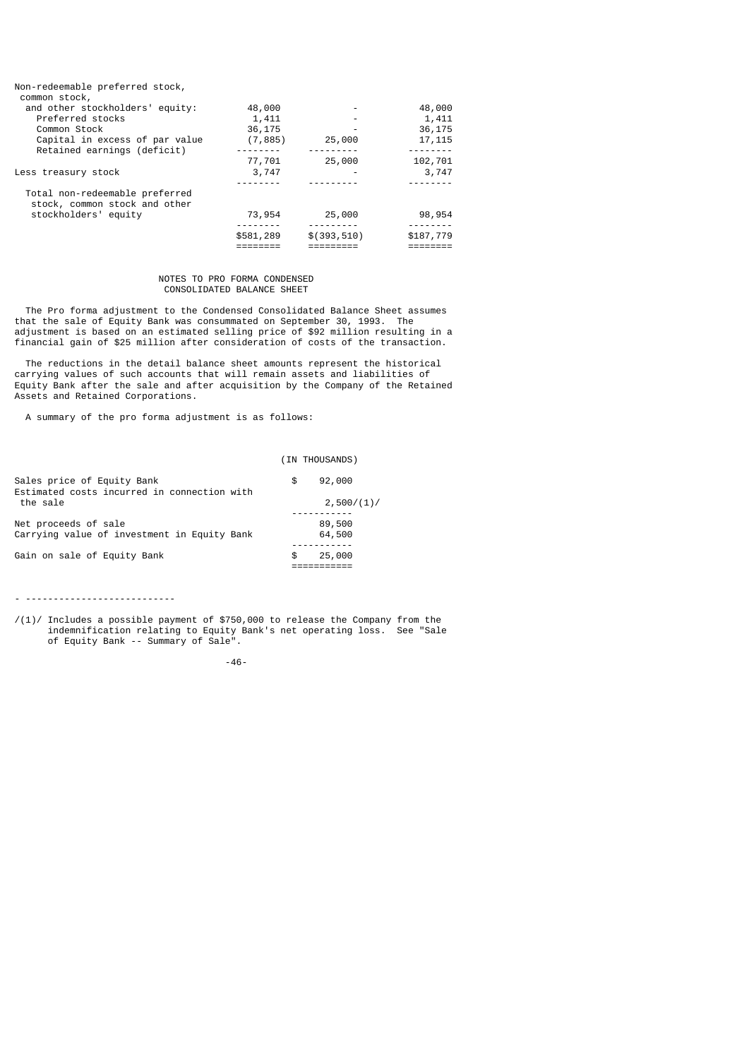| | | | |
|---|---|---|---|
| Non-redeemable preferred stock, common stock, and other stockholders' equity: | | | |
| Preferred stocks | 48,000 | - | 48,000 |
| Common Stock | 1,411 | - | 1,411 |
| Capital in excess of par value | 36,175 | - | 36,175 |
| Retained earnings (deficit) | (7,885) | 25,000 | 17,115 |
| | 77,701 | 25,000 | 102,701 |
| Less treasury stock | 3,747 | - | 3,747 |
| Total non-redeemable preferred stock, common stock and other stockholders' equity | 73,954 | 25,000 | 98,954 |
| | $581,289 | $(393,510) | $187,779 |

NOTES TO PRO FORMA CONDENSED CONSOLIDATED BALANCE SHEET

The Pro forma adjustment to the Condensed Consolidated Balance Sheet assumes that the sale of Equity Bank was consummated on September 30, 1993. The adjustment is based on an estimated selling price of $92 million resulting in a financial gain of $25 million after consideration of costs of the transaction.

The reductions in the detail balance sheet amounts represent the historical carrying values of such accounts that will remain assets and liabilities of Equity Bank after the sale and after acquisition by the Company of the Retained Assets and Retained Corporations.

A summary of the pro forma adjustment is as follows:

| | (IN THOUSANDS) |
|---|---|
| Sales price of Equity Bank | $ 92,000 |
| Estimated costs incurred in connection with the sale | 2,500(1) |
| Net proceeds of sale | 89,500 |
| Carrying value of investment in Equity Bank | 64,500 |
| Gain on sale of Equity Bank | $ 25,000 |

---

(1) Includes a possible payment of $750,000 to release the Company from the indemnification relating to Equity Bank's net operating loss. See "Sale of Equity Bank -- Summary of Sale".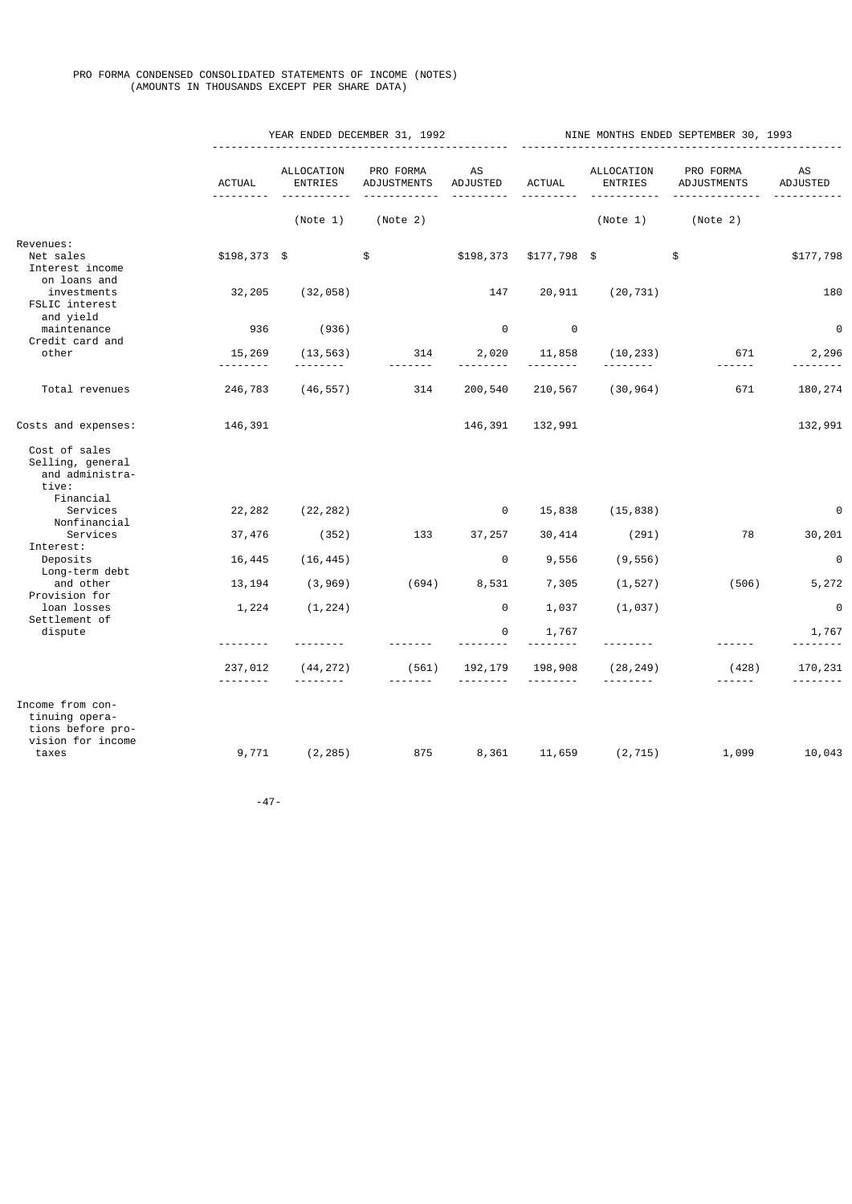PRO FORMA CONDENSED CONSOLIDATED STATEMENTS OF INCOME (NOTES)
(AMOUNTS IN THOUSANDS EXCEPT PER SHARE DATA)

| | YEAR ENDED DECEMBER 31, 1992 | | | | NINE MONTHS ENDED SEPTEMBER 30, 1993 | | | |
|---|---|---|---|---|---|---|---|---|
| | ACTUAL | ALLOCATION ENTRIES | PRO FORMA ADJUSTMENTS | AS ADJUSTED | ACTUAL | ALLOCATION ENTRIES | PRO FORMA ADJUSTMENTS | AS ADJUSTED |
| | | (Note 1) | (Note 2) | | | (Note 1) | (Note 2) | |
| Revenues: | | | | | | | | |
| Net sales | $198,373 | $ | $ | $198,373 | $177,798 | $ | $ | $177,798 |
| Interest income on loans and investments | 32,205 | (32,058) | | 147 | 20,911 | (20,731) | | 180 |
| FSLIC interest and yield maintenance | 936 | (936) | | 0 | 0 | | | 0 |
| Credit card and other | 15,269 | (13,563) | 314 | 2,020 | 11,858 | (10,233) | 671 | 2,296 |
| Total revenues | 246,783 | (46,557) | 314 | 200,540 | 210,567 | (30,964) | 671 | 180,274 |
| Costs and expenses: | 146,391 | | | 146,391 | 132,991 | | | 132,991 |
| Cost of sales | | | | | | | | |
| Selling, general and administrative: | | | | | | | | |
| Financial Services | 22,282 | (22,282) | | 0 | 15,838 | (15,838) | | 0 |
| Nonfinancial Services | 37,476 | (352) | 133 | 37,257 | 30,414 | (291) | 78 | 30,201 |
| Interest: | | | | | | | | |
| Deposits | 16,445 | (16,445) | | 0 | 9,556 | (9,556) | | 0 |
| Long-term debt and other | 13,194 | (3,969) | (694) | 8,531 | 7,305 | (1,527) | (506) | 5,272 |
| Provision for loan losses | 1,224 | (1,224) | | 0 | 1,037 | (1,037) | | 0 |
| Settlement of dispute | | | | 0 | 1,767 | | | 1,767 |
| | 237,012 | (44,272) | (561) | 192,179 | 198,908 | (28,249) | (428) | 170,231 |
| Income from continuing operations before provision for income taxes | 9,771 | (2,285) | 875 | 8,361 | 11,659 | (2,715) | 1,099 | 10,043 |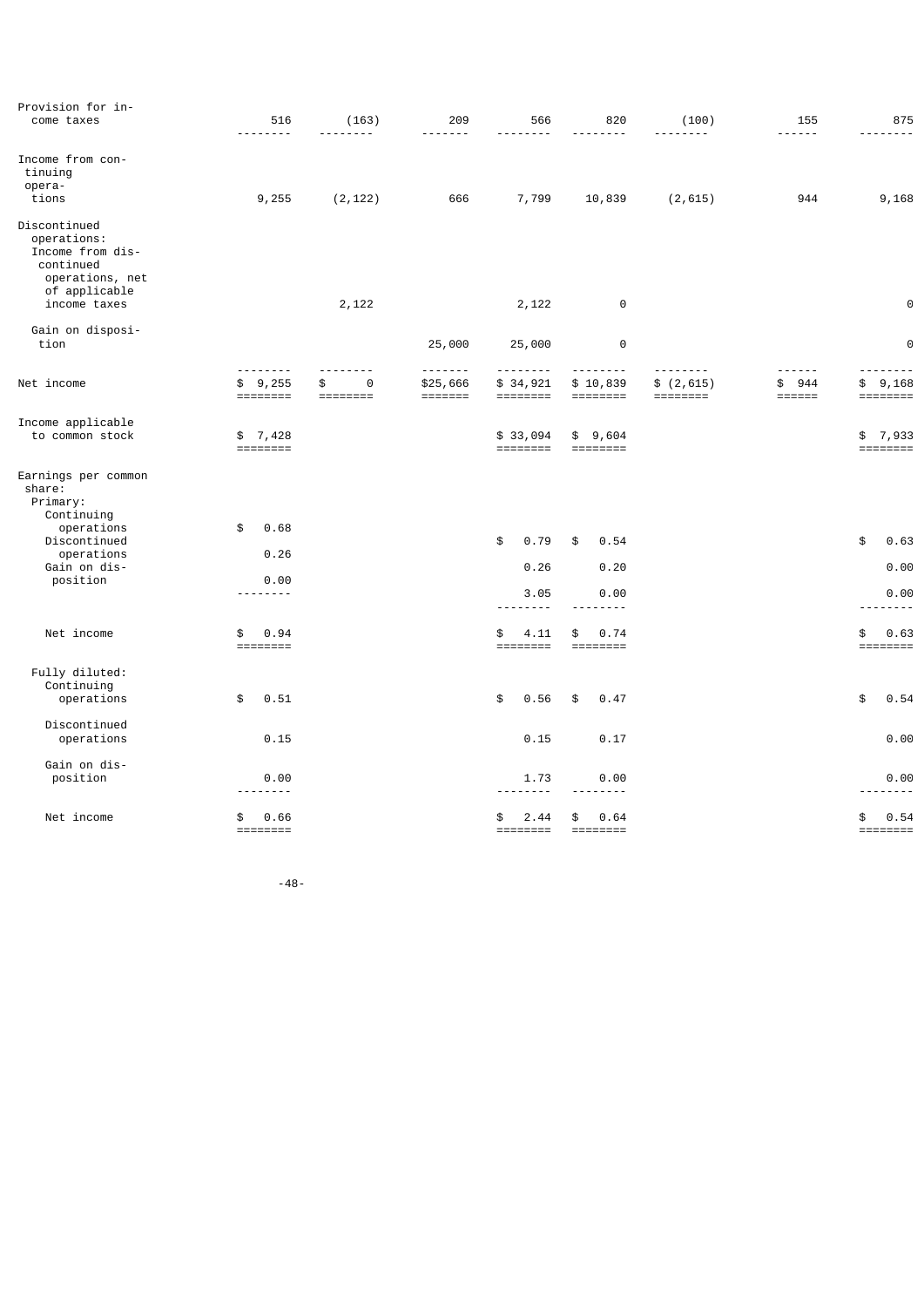| | | | | | | | | |
|---|---|---|---|---|---|---|---|---|
| Provision for income taxes | 516 | (163) | 209 | 566 | 820 | (100) | 155 | 875 |
| Income from continuing operations | 9,255 | (2,122) | 666 | 7,799 | 10,839 | (2,615) | 944 | 9,168 |
| Discontinued operations: | | | | | | | | |
| Income from discontinued operations, net of applicable income taxes | | 2,122 | | 2,122 | 0 | | | 0 |
| Gain on disposition | | | 25,000 | 25,000 | 0 | | | 0 |
| Net income | $ 9,255 | $ 0 | $25,666 | $ 34,921 | $ 10,839 | $ (2,615) | $ 944 | $ 9,168 |
| Income applicable to common stock | $ 7,428 | | | $ 33,094 | $ 9,604 | | | $ 7,933 |
| Earnings per common share: | | | | | | | | |
| Primary: | | | | | | | | |
| Continuing operations | $ 0.68 | | | $ 0.79 | $ 0.54 | | | $ 0.63 |
| Discontinued operations | 0.26 | | | 0.26 | 0.20 | | | 0.00 |
| Gain on disposition | 0.00 | | | 3.05 | 0.00 | | | 0.00 |
| Net income | $ 0.94 | | | $ 4.11 | $ 0.74 | | | $ 0.63 |
| Fully diluted: | | | | | | | | |
| Continuing operations | $ 0.51 | | | $ 0.56 | $ 0.47 | | | $ 0.54 |
| Discontinued operations | 0.15 | | | 0.15 | 0.17 | | | 0.00 |
| Gain on disposition | 0.00 | | | 1.73 | 0.00 | | | 0.00 |
| Net income | $ 0.66 | | | $ 2.44 | $ 0.64 | | | $ 0.54 |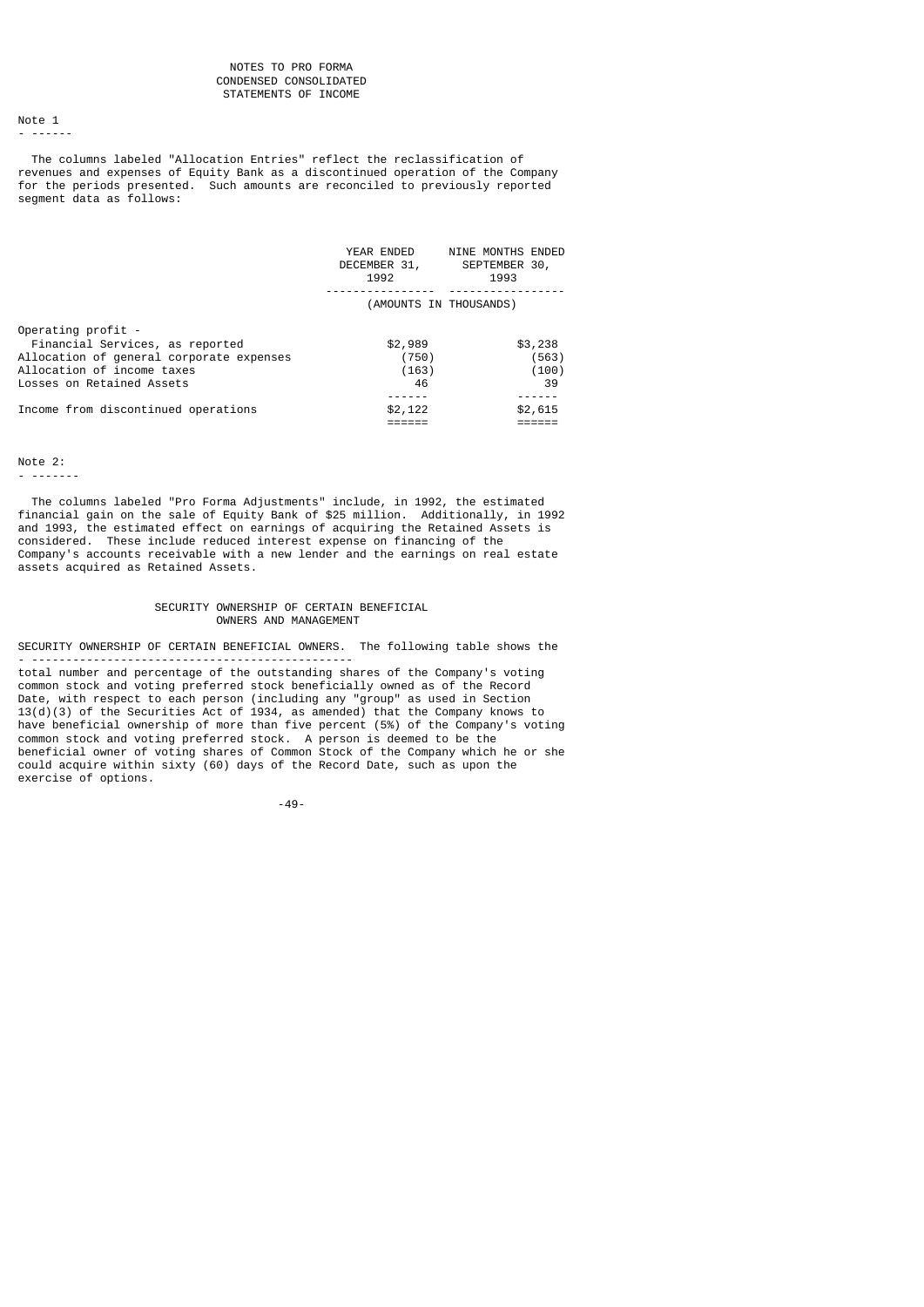# NOTES TO PRO FORMA CONDENSED CONSOLIDATED STATEMENTS OF INCOME

Note 1

The columns labeled "Allocation Entries" reflect the reclassification of revenues and expenses of Equity Bank as a discontinued operation of the Company for the periods presented. Such amounts are reconciled to previously reported segment data as follows:

| | YEAR ENDED DECEMBER 31, 1992 | NINE MONTHS ENDED SEPTEMBER 30, 1993 |
|---|---|---|
| | (AMOUNTS IN THOUSANDS) | |
| Operating profit - | | |
| Financial Services, as reported | $2,989 | $3,238 |
| Allocation of general corporate expenses | (750) | (563) |
| Allocation of income taxes | (163) | (100) |
| Losses on Retained Assets | 46 | 39 |
| Income from discontinued operations | $2,122 | $2,615 |

Note 2:

The columns labeled "Pro Forma Adjustments" include, in 1992, the estimated financial gain on the sale of Equity Bank of $25 million. Additionally, in 1992 and 1993, the estimated effect on earnings of acquiring the Retained Assets is considered. These include reduced interest expense on financing of the Company's accounts receivable with a new lender and the earnings on real estate assets acquired as Retained Assets.

## SECURITY OWNERSHIP OF CERTAIN BENEFICIAL OWNERS AND MANAGEMENT

SECURITY OWNERSHIP OF CERTAIN BENEFICIAL OWNERS. The following table shows the total number and percentage of the outstanding shares of the Company's voting common stock and voting preferred stock beneficially owned as of the Record Date, with respect to each person (including any "group" as used in Section 13(d)(3) of the Securities Act of 1934, as amended) that the Company knows to have beneficial ownership of more than five percent (5%) of the Company's voting common stock and voting preferred stock. A person is deemed to be the beneficial owner of voting shares of Common Stock of the Company which he or she could acquire within sixty (60) days of the Record Date, such as upon the exercise of options.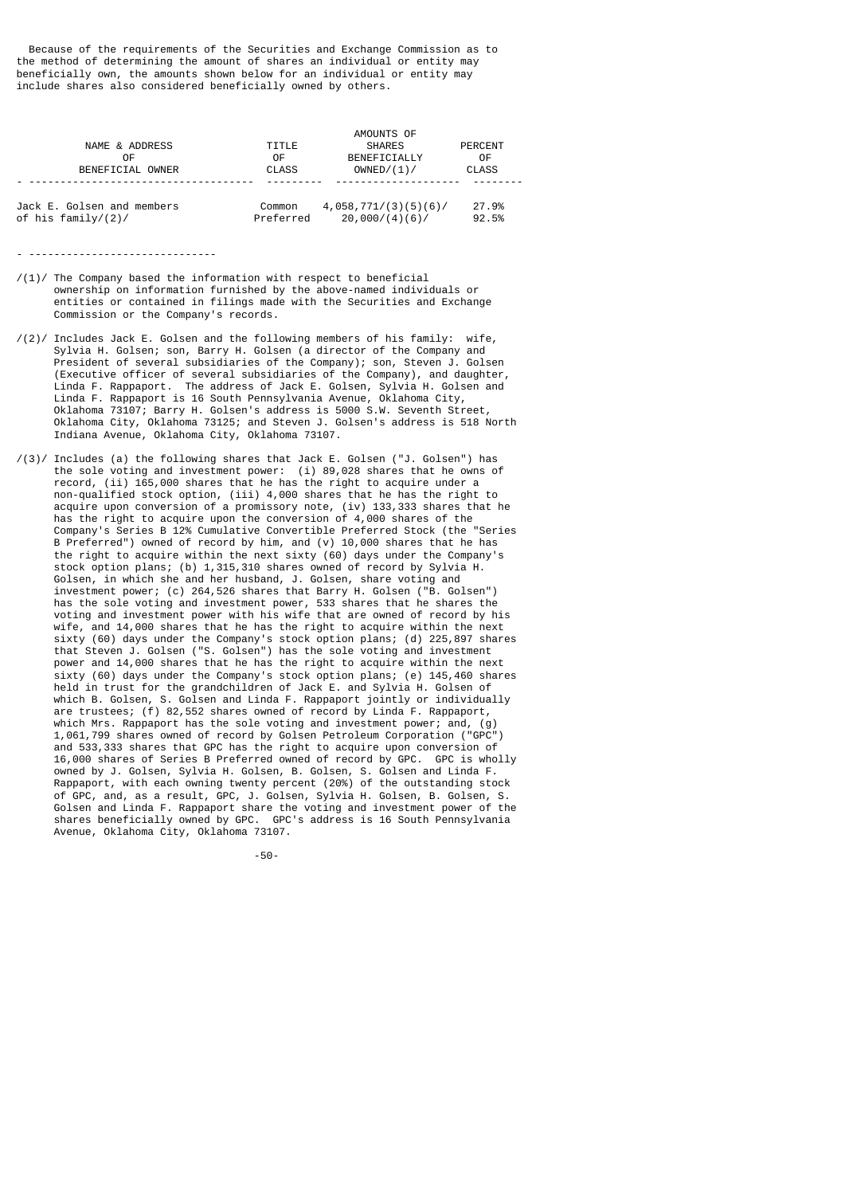Because of the requirements of the Securities and Exchange Commission as to the method of determining the amount of shares an individual or entity may beneficially own, the amounts shown below for an individual or entity may include shares also considered beneficially owned by others.

| NAME & ADDRESS OF BENEFICIAL OWNER | TITLE OF CLASS | AMOUNTS OF SHARES BENEFICIALLY OWNED/(1)/ | PERCENT OF CLASS |
|---|---|---|---|
| Jack E. Golsen and members of his family/(2)/ | Common | 4,058,771/(3)(5)(6)/ | 27.9% |
| | Preferred | 20,000/(4)(6)/ | 92.5% |

- ------------------------------

/(1)/ The Company based the information with respect to beneficial ownership on information furnished by the above-named individuals or entities or contained in filings made with the Securities and Exchange Commission or the Company's records.

/(2)/ Includes Jack E. Golsen and the following members of his family: wife, Sylvia H. Golsen; son, Barry H. Golsen (a director of the Company and President of several subsidiaries of the Company); son, Steven J. Golsen (Executive officer of several subsidiaries of the Company), and daughter, Linda F. Rappaport. The address of Jack E. Golsen, Sylvia H. Golsen and Linda F. Rappaport is 16 South Pennsylvania Avenue, Oklahoma City, Oklahoma 73107; Barry H. Golsen's address is 5000 S.W. Seventh Street, Oklahoma City, Oklahoma 73125; and Steven J. Golsen's address is 518 North Indiana Avenue, Oklahoma City, Oklahoma 73107.

/(3)/ Includes (a) the following shares that Jack E. Golsen ("J. Golsen") has the sole voting and investment power: (i) 89,028 shares that he owns of record, (ii) 165,000 shares that he has the right to acquire under a non-qualified stock option, (iii) 4,000 shares that he has the right to acquire upon conversion of a promissory note, (iv) 133,333 shares that he has the right to acquire upon the conversion of 4,000 shares of the Company's Series B 12% Cumulative Convertible Preferred Stock (the "Series B Preferred") owned of record by him, and (v) 10,000 shares that he has the right to acquire within the next sixty (60) days under the Company's stock option plans; (b) 1,315,310 shares owned of record by Sylvia H. Golsen, in which she and her husband, J. Golsen, share voting and investment power; (c) 264,526 shares that Barry H. Golsen ("B. Golsen") has the sole voting and investment power, 533 shares that he shares the voting and investment power with his wife that are owned of record by his wife, and 14,000 shares that he has the right to acquire within the next sixty (60) days under the Company's stock option plans; (d) 225,897 shares that Steven J. Golsen ("S. Golsen") has the sole voting and investment power and 14,000 shares that he has the right to acquire within the next sixty (60) days under the Company's stock option plans; (e) 145,460 shares held in trust for the grandchildren of Jack E. and Sylvia H. Golsen of which B. Golsen, S. Golsen and Linda F. Rappaport jointly or individually are trustees; (f) 82,552 shares owned of record by Linda F. Rappaport, which Mrs. Rappaport has the sole voting and investment power; and, (g) 1,061,799 shares owned of record by Golsen Petroleum Corporation ("GPC") and 533,333 shares that GPC has the right to acquire upon conversion of 16,000 shares of Series B Preferred owned of record by GPC. GPC is wholly owned by J. Golsen, Sylvia H. Golsen, B. Golsen, S. Golsen and Linda F. Rappaport, with each owning twenty percent (20%) of the outstanding stock of GPC, and, as a result, GPC, J. Golsen, Sylvia H. Golsen, B. Golsen, S. Golsen and Linda F. Rappaport share the voting and investment power of the shares beneficially owned by GPC. GPC's address is 16 South Pennsylvania Avenue, Oklahoma City, Oklahoma 73107.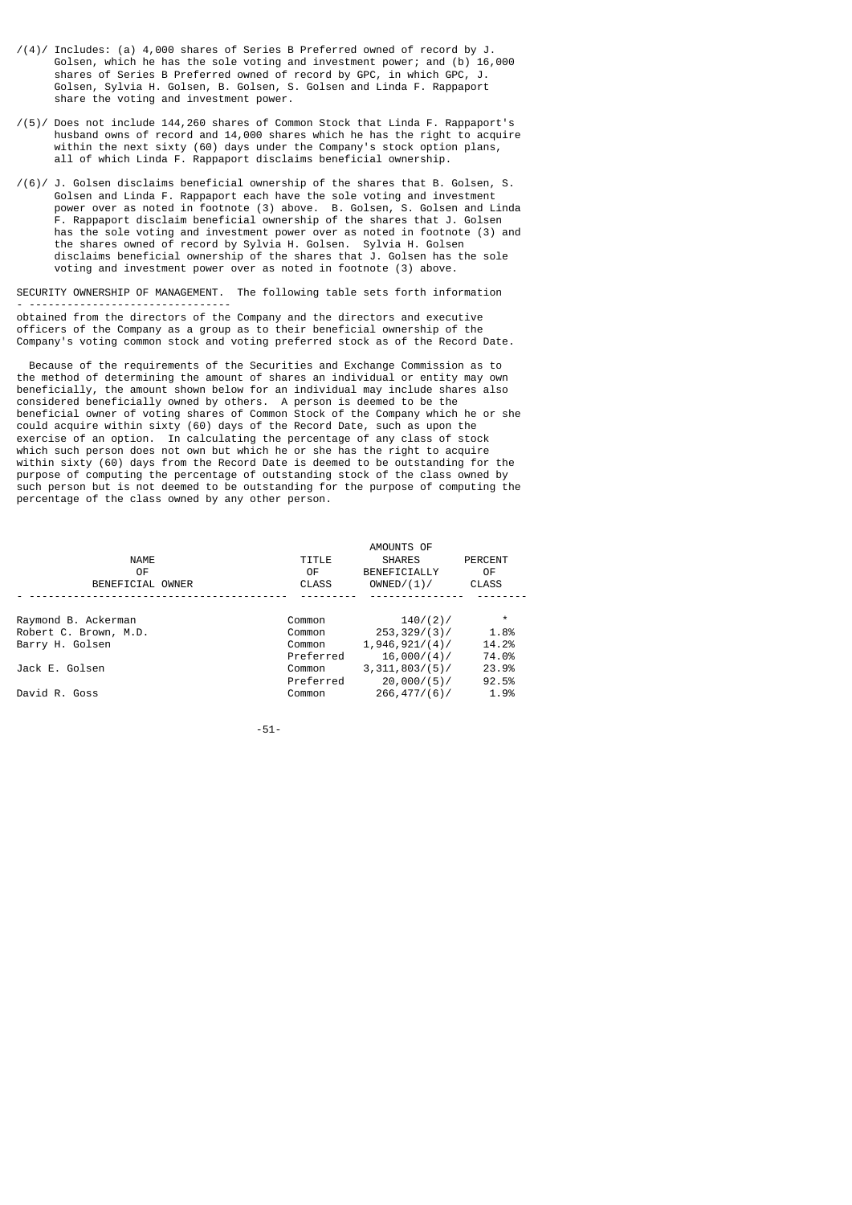/(4)/ Includes: (a) 4,000 shares of Series B Preferred owned of record by J. Golsen, which he has the sole voting and investment power; and (b) 16,000 shares of Series B Preferred owned of record by GPC, in which GPC, J. Golsen, Sylvia H. Golsen, B. Golsen, S. Golsen and Linda F. Rappaport share the voting and investment power.

/(5)/ Does not include 144,260 shares of Common Stock that Linda F. Rappaport's husband owns of record and 14,000 shares which he has the right to acquire within the next sixty (60) days under the Company's stock option plans, all of which Linda F. Rappaport disclaims beneficial ownership.

/(6)/ J. Golsen disclaims beneficial ownership of the shares that B. Golsen, S. Golsen and Linda F. Rappaport each have the sole voting and investment power over as noted in footnote (3) above. B. Golsen, S. Golsen and Linda F. Rappaport disclaim beneficial ownership of the shares that J. Golsen has the sole voting and investment power over as noted in footnote (3) and the shares owned of record by Sylvia H. Golsen. Sylvia H. Golsen disclaims beneficial ownership of the shares that J. Golsen has the sole voting and investment power over as noted in footnote (3) above.

SECURITY OWNERSHIP OF MANAGEMENT. The following table sets forth information obtained from the directors of the Company and the directors and executive officers of the Company as a group as to their beneficial ownership of the Company's voting common stock and voting preferred stock as of the Record Date.

Because of the requirements of the Securities and Exchange Commission as to the method of determining the amount of shares an individual or entity may own beneficially, the amount shown below for an individual may include shares also considered beneficially owned by others. A person is deemed to be the beneficial owner of voting shares of Common Stock of the Company which he or she could acquire within sixty (60) days of the Record Date, such as upon the exercise of an option. In calculating the percentage of any class of stock which such person does not own but which he or she has the right to acquire within sixty (60) days from the Record Date is deemed to be outstanding for the purpose of computing the percentage of outstanding stock of the class owned by such person but is not deemed to be outstanding for the purpose of computing the percentage of the class owned by any other person.

| NAME OF BENEFICIAL OWNER | TITLE OF CLASS | AMOUNTS OF SHARES BENEFICIALLY OWNED/(1)/ | PERCENT OF CLASS |
|---|---|---|---|
| Raymond B. Ackerman | Common | 140/(2)/ | * |
| Robert C. Brown, M.D. | Common | 253,329/(3)/ | 1.8% |
| Barry H. Golsen | Common | 1,946,921/(4)/ | 14.2% |
| | Preferred | 16,000/(4)/ | 74.0% |
| Jack E. Golsen | Common | 3,311,803/(5)/ | 23.9% |
| | Preferred | 20,000/(5)/ | 92.5% |
| David R. Goss | Common | 266,477/(6)/ | 1.9% |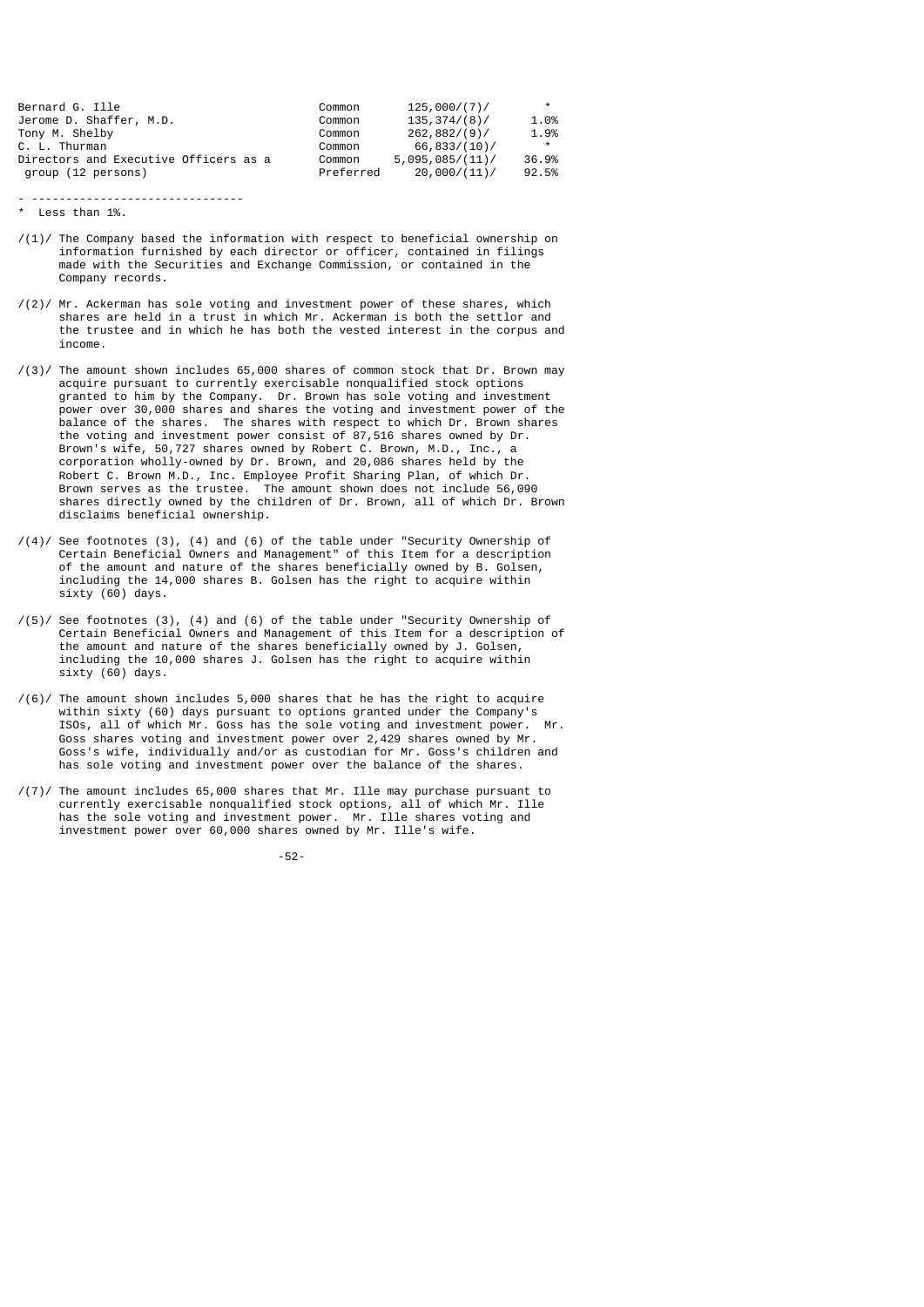| | | | |
|---|---|---|---|
| Bernard G. Ille | Common | 125,000/(7)/ | * |
| Jerome D. Shaffer, M.D. | Common | 135,374/(8)/ | 1.0% |
| Tony M. Shelby | Common | 262,882/(9)/ | 1.9% |
| C. L. Thurman | Common | 66,833/(10)/ | * |
| Directors and Executive Officers as a group (12 persons) | Common | 5,095,085/(11)/ | 36.9% |
| | Preferred | 20,000/(11)/ | 92.5% |

- -------------------------------

\* Less than 1%.

/(1)/ The Company based the information with respect to beneficial ownership on information furnished by each director or officer, contained in filings made with the Securities and Exchange Commission, or contained in the Company records.

/(2)/ Mr. Ackerman has sole voting and investment power of these shares, which shares are held in a trust in which Mr. Ackerman is both the settlor and the trustee and in which he has both the vested interest in the corpus and income.

/(3)/ The amount shown includes 65,000 shares of common stock that Dr. Brown may acquire pursuant to currently exercisable nonqualified stock options granted to him by the Company. Dr. Brown has sole voting and investment power over 30,000 shares and shares the voting and investment power of the balance of the shares. The shares with respect to which Dr. Brown shares the voting and investment power consist of 87,516 shares owned by Dr. Brown's wife, 50,727 shares owned by Robert C. Brown, M.D., Inc., a corporation wholly-owned by Dr. Brown, and 20,086 shares held by the Robert C. Brown M.D., Inc. Employee Profit Sharing Plan, of which Dr. Brown serves as the trustee. The amount shown does not include 56,090 shares directly owned by the children of Dr. Brown, all of which Dr. Brown disclaims beneficial ownership.

/(4)/ See footnotes (3), (4) and (6) of the table under "Security Ownership of Certain Beneficial Owners and Management" of this Item for a description of the amount and nature of the shares beneficially owned by B. Golsen, including the 14,000 shares B. Golsen has the right to acquire within sixty (60) days.

/(5)/ See footnotes (3), (4) and (6) of the table under "Security Ownership of Certain Beneficial Owners and Management of this Item for a description of the amount and nature of the shares beneficially owned by J. Golsen, including the 10,000 shares J. Golsen has the right to acquire within sixty (60) days.

/(6)/ The amount shown includes 5,000 shares that he has the right to acquire within sixty (60) days pursuant to options granted under the Company's ISOs, all of which Mr. Goss has the sole voting and investment power. Mr. Goss shares voting and investment power over 2,429 shares owned by Mr. Goss's wife, individually and/or as custodian for Mr. Goss's children and has sole voting and investment power over the balance of the shares.

/(7)/ The amount includes 65,000 shares that Mr. Ille may purchase pursuant to currently exercisable nonqualified stock options, all of which Mr. Ille has the sole voting and investment power. Mr. Ille shares voting and investment power over 60,000 shares owned by Mr. Ille's wife.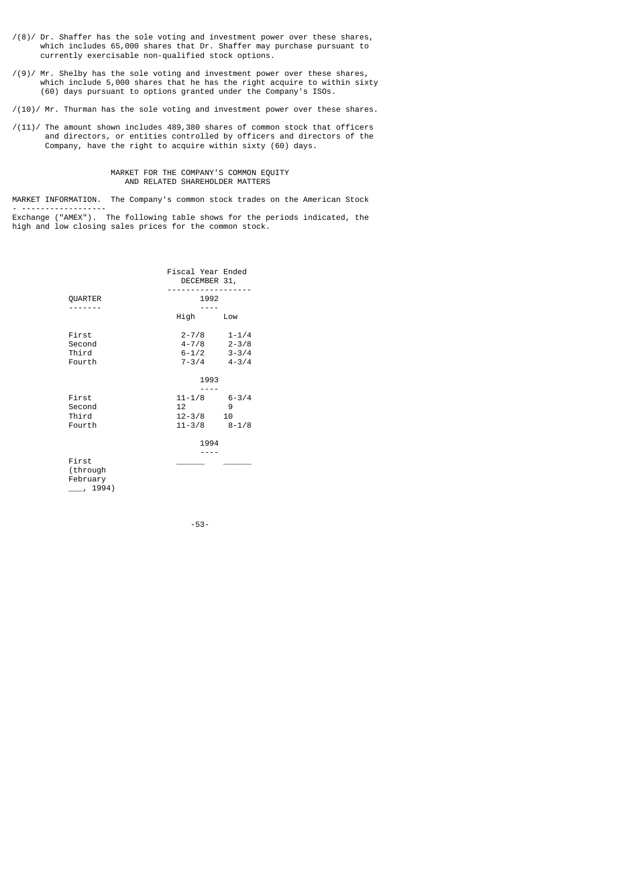/(8)/ Dr. Shaffer has the sole voting and investment power over these shares, which includes 65,000 shares that Dr. Shaffer may purchase pursuant to currently exercisable non-qualified stock options.

/(9)/ Mr. Shelby has the sole voting and investment power over these shares, which include 5,000 shares that he has the right acquire to within sixty (60) days pursuant to options granted under the Company's ISOs.

/(10)/ Mr. Thurman has the sole voting and investment power over these shares.

/(11)/ The amount shown includes 489,380 shares of common stock that officers and directors, or entities controlled by officers and directors of the Company, have the right to acquire within sixty (60) days.

## MARKET FOR THE COMPANY'S COMMON EQUITY AND RELATED SHAREHOLDER MATTERS

MARKET INFORMATION. The Company's common stock trades on the American Stock Exchange ("AMEX"). The following table shows for the periods indicated, the high and low closing sales prices for the common stock.

| QUARTER | Fiscal Year Ended DECEMBER 31, | |
|---|---|---|
| | **1992** | |
| | High | Low |
| First | 2-7/8 | 1-1/4 |
| Second | 4-7/8 | 2-3/8 |
| Third | 6-1/2 | 3-3/4 |
| Fourth | 7-3/4 | 4-3/4 |
| | **1993** | |
| First | 11-1/8 | 6-3/4 |
| Second | 12 | 9 |
| Third | 12-3/8 | 10 |
| Fourth | 11-3/8 | 8-1/8 |
| | **1994** | |
| First (through February ___, 1994) | ______ | ______ |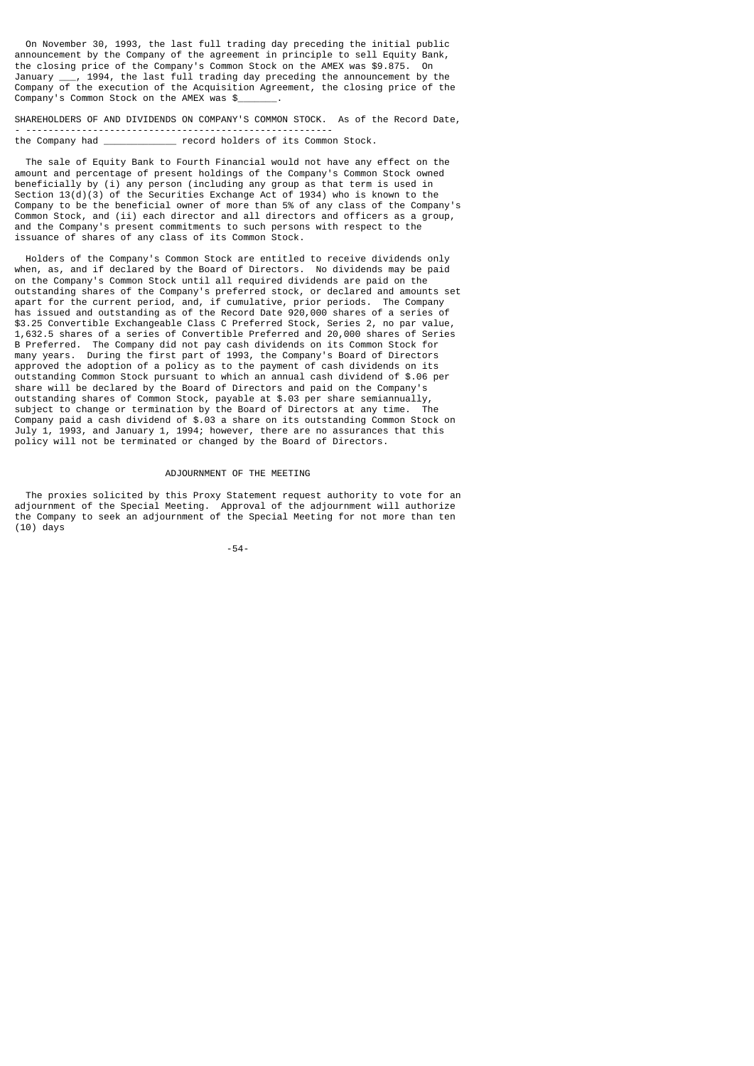On November 30, 1993, the last full trading day preceding the initial public announcement by the Company of the agreement in principle to sell Equity Bank, the closing price of the Company's Common Stock on the AMEX was $9.875. On January ___, 1994, the last full trading day preceding the announcement by the Company of the execution of the Acquisition Agreement, the closing price of the Company's Common Stock on the AMEX was $_______.

SHAREHOLDERS OF AND DIVIDENDS ON COMPANY'S COMMON STOCK. As of the Record Date, the Company had _____________ record holders of its Common Stock.

The sale of Equity Bank to Fourth Financial would not have any effect on the amount and percentage of present holdings of the Company's Common Stock owned beneficially by (i) any person (including any group as that term is used in Section 13(d)(3) of the Securities Exchange Act of 1934) who is known to the Company to be the beneficial owner of more than 5% of any class of the Company's Common Stock, and (ii) each director and all directors and officers as a group, and the Company's present commitments to such persons with respect to the issuance of shares of any class of its Common Stock.

Holders of the Company's Common Stock are entitled to receive dividends only when, as, and if declared by the Board of Directors. No dividends may be paid on the Company's Common Stock until all required dividends are paid on the outstanding shares of the Company's preferred stock, or declared and amounts set apart for the current period, and, if cumulative, prior periods. The Company has issued and outstanding as of the Record Date 920,000 shares of a series of $3.25 Convertible Exchangeable Class C Preferred Stock, Series 2, no par value, 1,632.5 shares of a series of Convertible Preferred and 20,000 shares of Series B Preferred. The Company did not pay cash dividends on its Common Stock for many years. During the first part of 1993, the Company's Board of Directors approved the adoption of a policy as to the payment of cash dividends on its outstanding Common Stock pursuant to which an annual cash dividend of $.06 per share will be declared by the Board of Directors and paid on the Company's outstanding shares of Common Stock, payable at $.03 per share semiannually, subject to change or termination by the Board of Directors at any time. The Company paid a cash dividend of $.03 a share on its outstanding Common Stock on July 1, 1993, and January 1, 1994; however, there are no assurances that this policy will not be terminated or changed by the Board of Directors.

## ADJOURNMENT OF THE MEETING

The proxies solicited by this Proxy Statement request authority to vote for an adjournment of the Special Meeting. Approval of the adjournment will authorize the Company to seek an adjournment of the Special Meeting for not more than ten (10) days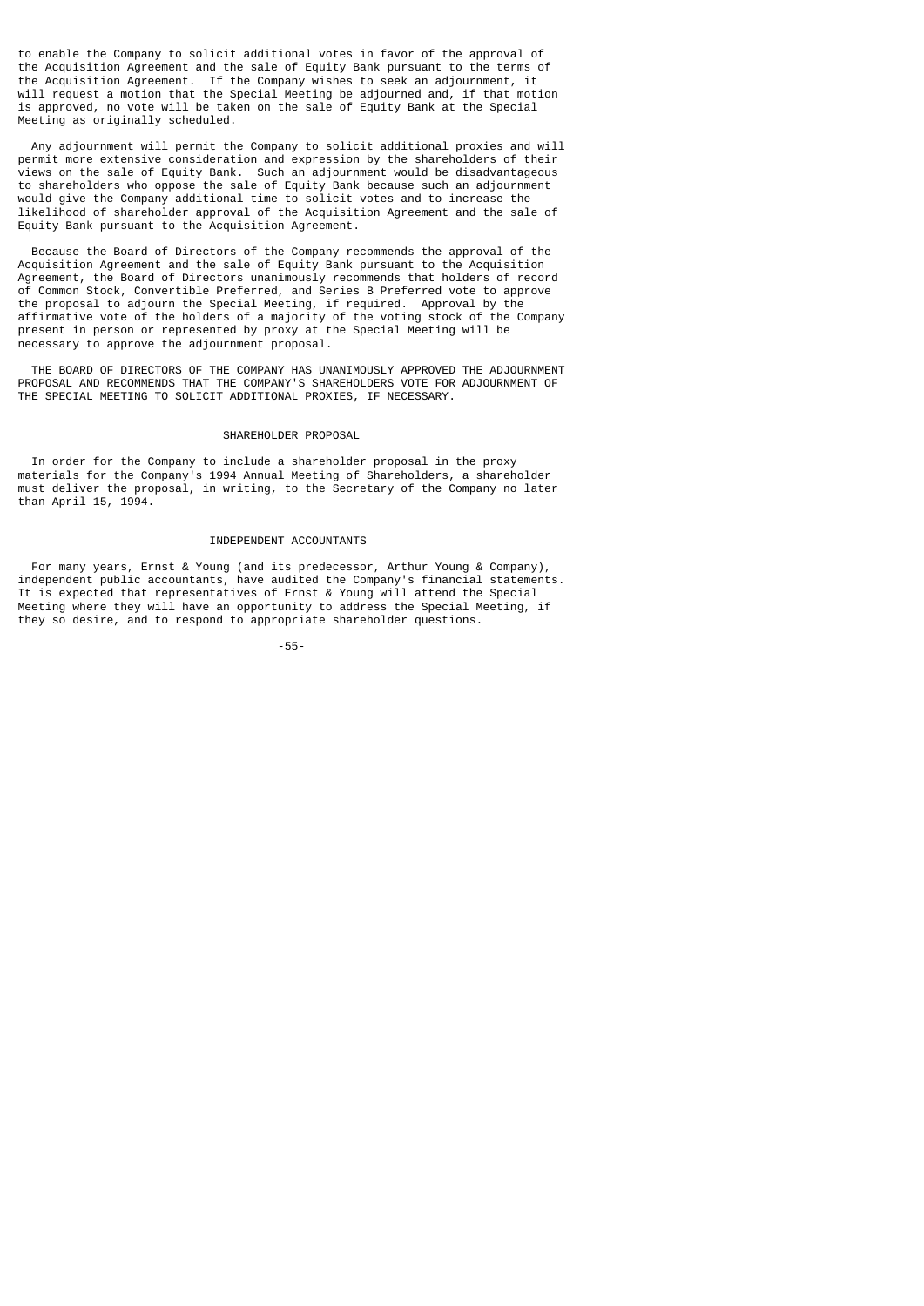to enable the Company to solicit additional votes in favor of the approval of the Acquisition Agreement and the sale of Equity Bank pursuant to the terms of the Acquisition Agreement. If the Company wishes to seek an adjournment, it will request a motion that the Special Meeting be adjourned and, if that motion is approved, no vote will be taken on the sale of Equity Bank at the Special Meeting as originally scheduled.

Any adjournment will permit the Company to solicit additional proxies and will permit more extensive consideration and expression by the shareholders of their views on the sale of Equity Bank. Such an adjournment would be disadvantageous to shareholders who oppose the sale of Equity Bank because such an adjournment would give the Company additional time to solicit votes and to increase the likelihood of shareholder approval of the Acquisition Agreement and the sale of Equity Bank pursuant to the Acquisition Agreement.

Because the Board of Directors of the Company recommends the approval of the Acquisition Agreement and the sale of Equity Bank pursuant to the Acquisition Agreement, the Board of Directors unanimously recommends that holders of record of Common Stock, Convertible Preferred, and Series B Preferred vote to approve the proposal to adjourn the Special Meeting, if required. Approval by the affirmative vote of the holders of a majority of the voting stock of the Company present in person or represented by proxy at the Special Meeting will be necessary to approve the adjournment proposal.

THE BOARD OF DIRECTORS OF THE COMPANY HAS UNANIMOUSLY APPROVED THE ADJOURNMENT PROPOSAL AND RECOMMENDS THAT THE COMPANY'S SHAREHOLDERS VOTE FOR ADJOURNMENT OF THE SPECIAL MEETING TO SOLICIT ADDITIONAL PROXIES, IF NECESSARY.

## SHAREHOLDER PROPOSAL

In order for the Company to include a shareholder proposal in the proxy materials for the Company's 1994 Annual Meeting of Shareholders, a shareholder must deliver the proposal, in writing, to the Secretary of the Company no later than April 15, 1994.

## INDEPENDENT ACCOUNTANTS

For many years, Ernst & Young (and its predecessor, Arthur Young & Company), independent public accountants, have audited the Company's financial statements. It is expected that representatives of Ernst & Young will attend the Special Meeting where they will have an opportunity to address the Special Meeting, if they so desire, and to respond to appropriate shareholder questions.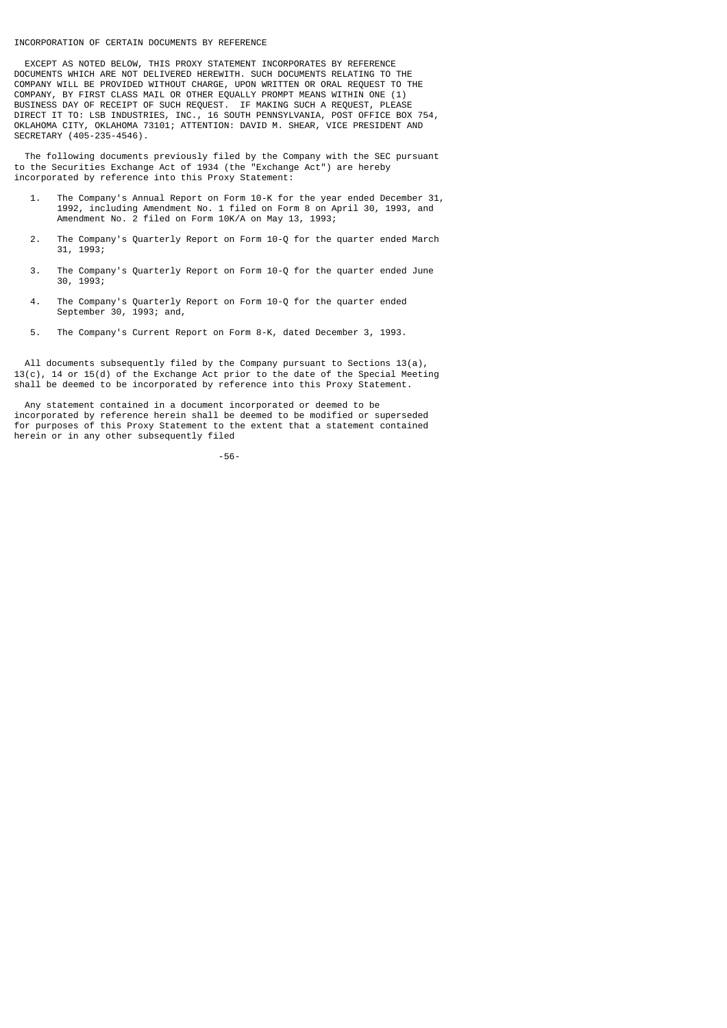## INCORPORATION OF CERTAIN DOCUMENTS BY REFERENCE

EXCEPT AS NOTED BELOW, THIS PROXY STATEMENT INCORPORATES BY REFERENCE DOCUMENTS WHICH ARE NOT DELIVERED HEREWITH. SUCH DOCUMENTS RELATING TO THE COMPANY WILL BE PROVIDED WITHOUT CHARGE, UPON WRITTEN OR ORAL REQUEST TO THE COMPANY, BY FIRST CLASS MAIL OR OTHER EQUALLY PROMPT MEANS WITHIN ONE (1) BUSINESS DAY OF RECEIPT OF SUCH REQUEST. IF MAKING SUCH A REQUEST, PLEASE DIRECT IT TO: LSB INDUSTRIES, INC., 16 SOUTH PENNSYLVANIA, POST OFFICE BOX 754, OKLAHOMA CITY, OKLAHOMA 73101; ATTENTION: DAVID M. SHEAR, VICE PRESIDENT AND SECRETARY (405-235-4546).

The following documents previously filed by the Company with the SEC pursuant to the Securities Exchange Act of 1934 (the "Exchange Act") are hereby incorporated by reference into this Proxy Statement:

1. The Company's Annual Report on Form 10-K for the year ended December 31, 1992, including Amendment No. 1 filed on Form 8 on April 30, 1993, and Amendment No. 2 filed on Form 10K/A on May 13, 1993;

2. The Company's Quarterly Report on Form 10-Q for the quarter ended March 31, 1993;

3. The Company's Quarterly Report on Form 10-Q for the quarter ended June 30, 1993;

4. The Company's Quarterly Report on Form 10-Q for the quarter ended September 30, 1993; and,

5. The Company's Current Report on Form 8-K, dated December 3, 1993.

All documents subsequently filed by the Company pursuant to Sections 13(a), 13(c), 14 or 15(d) of the Exchange Act prior to the date of the Special Meeting shall be deemed to be incorporated by reference into this Proxy Statement.

Any statement contained in a document incorporated or deemed to be incorporated by reference herein shall be deemed to be modified or superseded for purposes of this Proxy Statement to the extent that a statement contained herein or in any other subsequently filed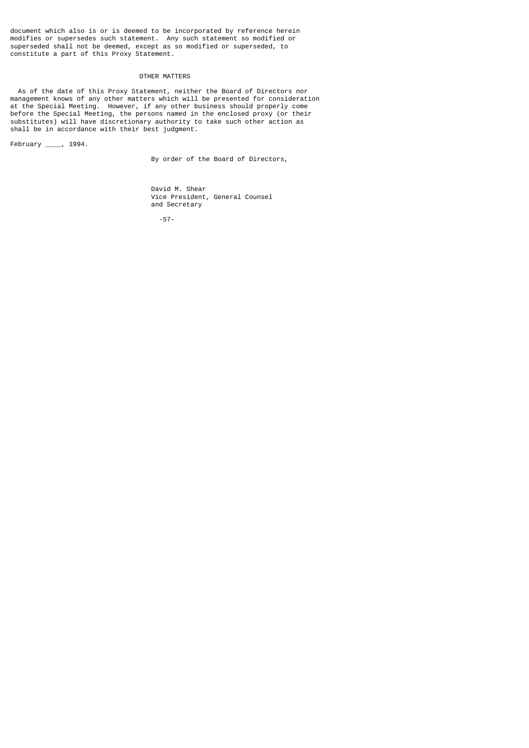document which also is or is deemed to be incorporated by reference herein modifies or supersedes such statement. Any such statement so modified or superseded shall not be deemed, except as so modified or superseded, to constitute a part of this Proxy Statement.

## OTHER MATTERS

As of the date of this Proxy Statement, neither the Board of Directors nor management knows of any other matters which will be presented for consideration at the Special Meeting. However, if any other business should properly come before the Special Meeting, the persons named in the enclosed proxy (or their substitutes) will have discretionary authority to take such other action as shall be in accordance with their best judgment.

February ____, 1994.

By order of the Board of Directors,

David M. Shear
Vice President, General Counsel
and Secretary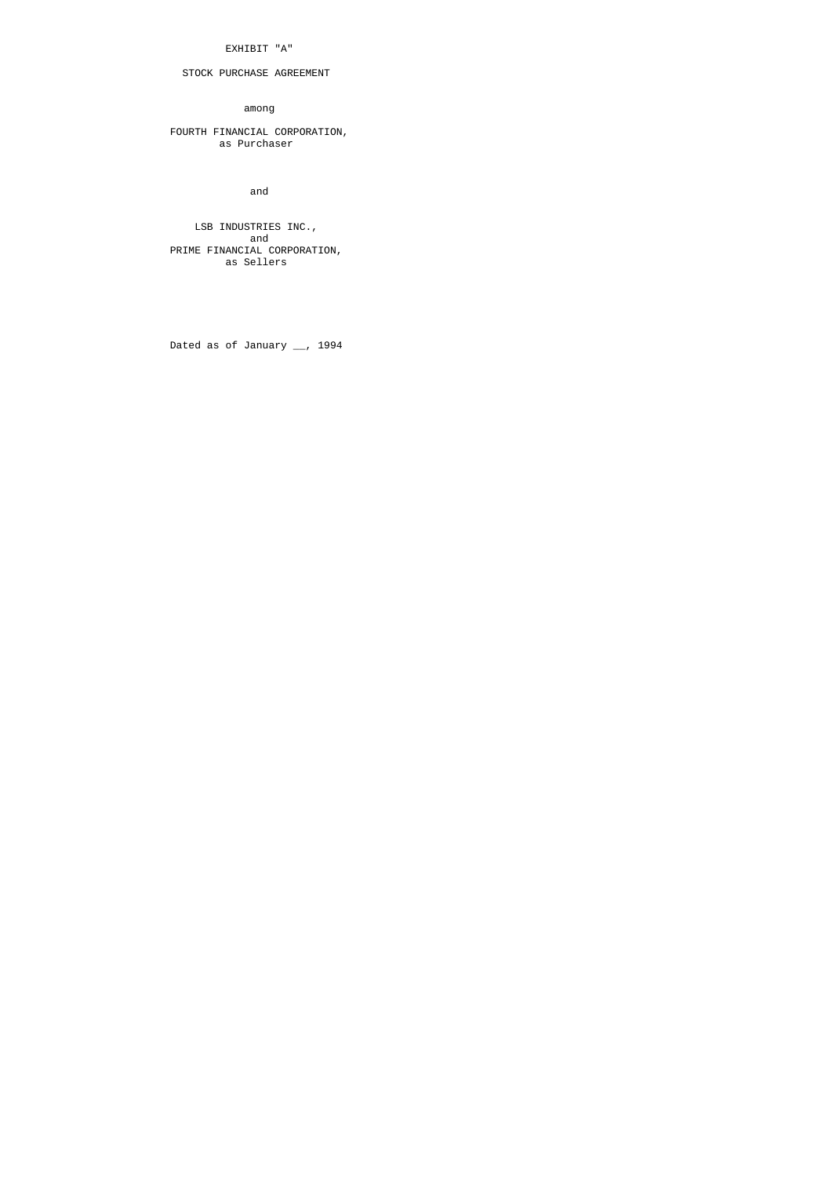EXHIBIT "A"

STOCK PURCHASE AGREEMENT

among

FOURTH FINANCIAL CORPORATION,
as Purchaser

and

LSB INDUSTRIES INC.,
and
PRIME FINANCIAL CORPORATION,
as Sellers

Dated as of January __, 1994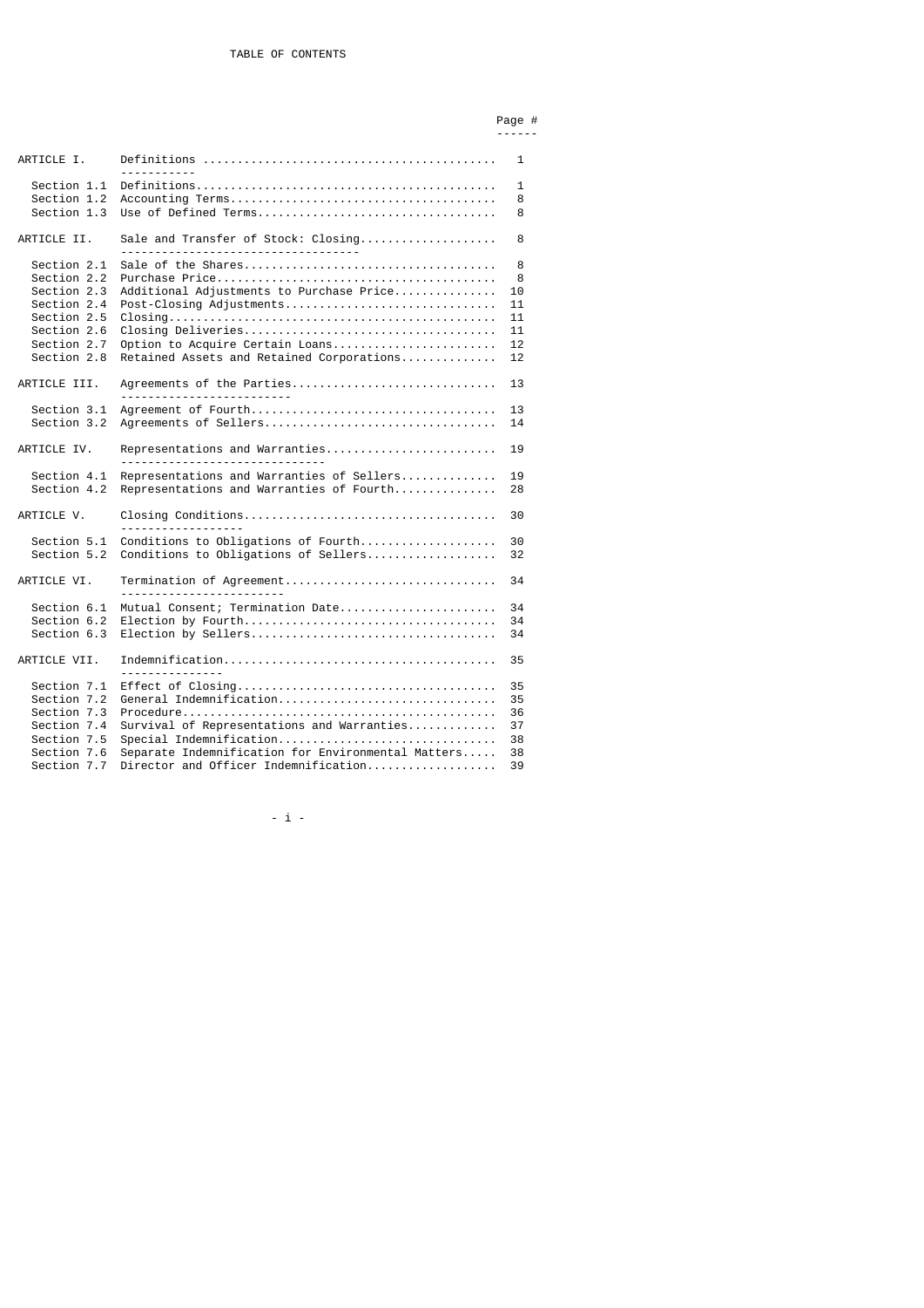# TABLE OF CONTENTS

| | | Page # |
|---|---|---|
| ARTICLE I. | Definitions | 1 |
| Section 1.1 | Definitions | 1 |
| Section 1.2 | Accounting Terms | 8 |
| Section 1.3 | Use of Defined Terms | 8 |
| ARTICLE II. | Sale and Transfer of Stock: Closing | 8 |
| Section 2.1 | Sale of the Shares | 8 |
| Section 2.2 | Purchase Price | 8 |
| Section 2.3 | Additional Adjustments to Purchase Price | 10 |
| Section 2.4 | Post-Closing Adjustments | 11 |
| Section 2.5 | Closing | 11 |
| Section 2.6 | Closing Deliveries | 11 |
| Section 2.7 | Option to Acquire Certain Loans | 12 |
| Section 2.8 | Retained Assets and Retained Corporations | 12 |
| ARTICLE III. | Agreements of the Parties | 13 |
| Section 3.1 | Agreement of Fourth | 13 |
| Section 3.2 | Agreements of Sellers | 14 |
| ARTICLE IV. | Representations and Warranties | 19 |
| Section 4.1 | Representations and Warranties of Sellers | 19 |
| Section 4.2 | Representations and Warranties of Fourth | 28 |
| ARTICLE V. | Closing Conditions | 30 |
| Section 5.1 | Conditions to Obligations of Fourth | 30 |
| Section 5.2 | Conditions to Obligations of Sellers | 32 |
| ARTICLE VI. | Termination of Agreement | 34 |
| Section 6.1 | Mutual Consent; Termination Date | 34 |
| Section 6.2 | Election by Fourth | 34 |
| Section 6.3 | Election by Sellers | 34 |
| ARTICLE VII. | Indemnification | 35 |
| Section 7.1 | Effect of Closing | 35 |
| Section 7.2 | General Indemnification | 35 |
| Section 7.3 | Procedure | 36 |
| Section 7.4 | Survival of Representations and Warranties | 37 |
| Section 7.5 | Special Indemnification | 38 |
| Section 7.6 | Separate Indemnification for Environmental Matters | 38 |
| Section 7.7 | Director and Officer Indemnification | 39 |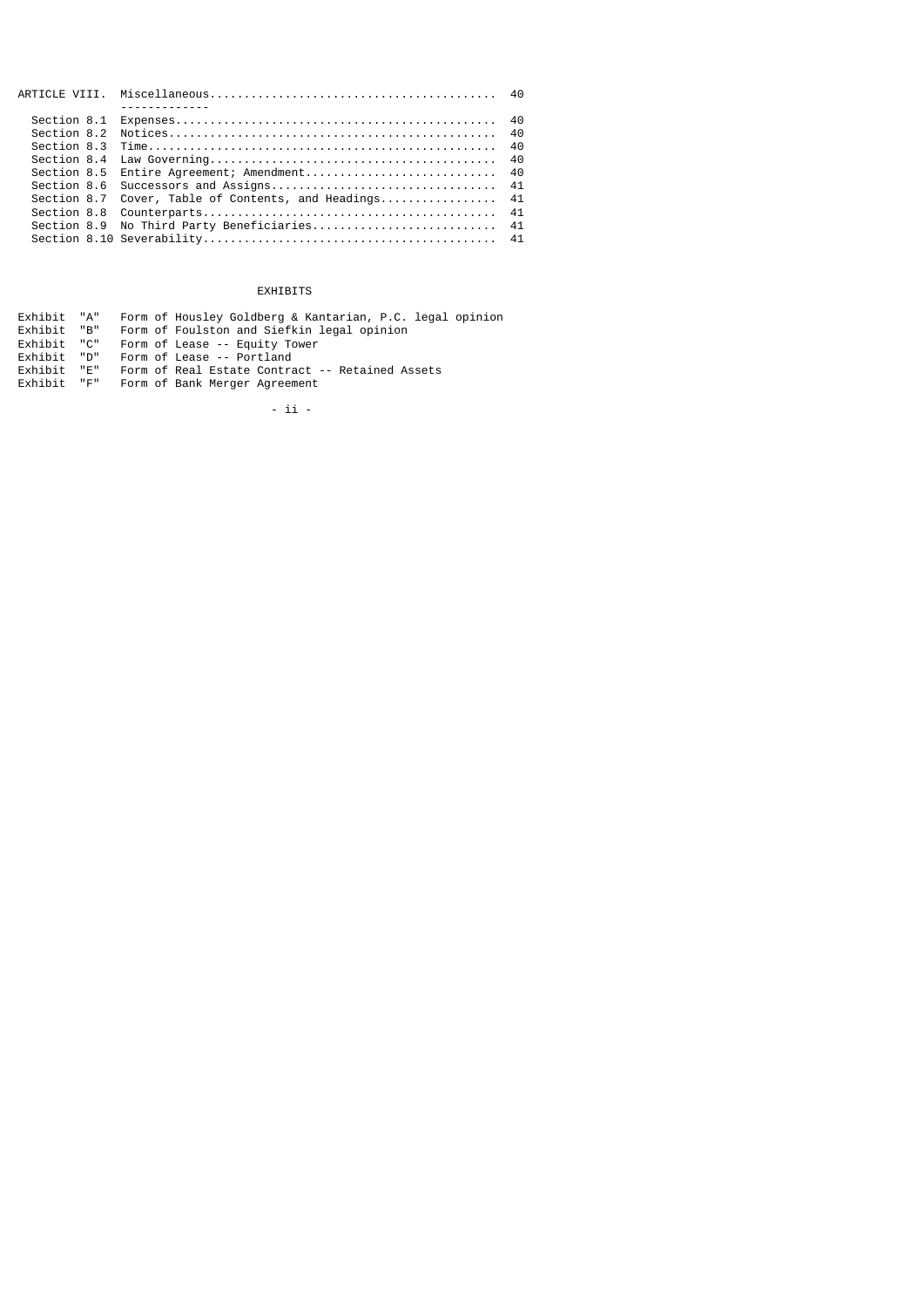| | | |
|---|---|---|
| ARTICLE VIII. | Miscellaneous | 40 |
| Section 8.1 | Expenses | 40 |
| Section 8.2 | Notices | 40 |
| Section 8.3 | Time | 40 |
| Section 8.4 | Law Governing | 40 |
| Section 8.5 | Entire Agreement; Amendment | 40 |
| Section 8.6 | Successors and Assigns | 41 |
| Section 8.7 | Cover, Table of Contents, and Headings | 41 |
| Section 8.8 | Counterparts | 41 |
| Section 8.9 | No Third Party Beneficiaries | 41 |
| Section 8.10 | Severability | 41 |

EXHIBITS

| | |
|---|---|
| Exhibit "A" | Form of Housley Goldberg & Kantarian, P.C. legal opinion |
| Exhibit "B" | Form of Foulston and Siefkin legal opinion |
| Exhibit "C" | Form of Lease -- Equity Tower |
| Exhibit "D" | Form of Lease -- Portland |
| Exhibit "E" | Form of Real Estate Contract -- Retained Assets |
| Exhibit "F" | Form of Bank Merger Agreement |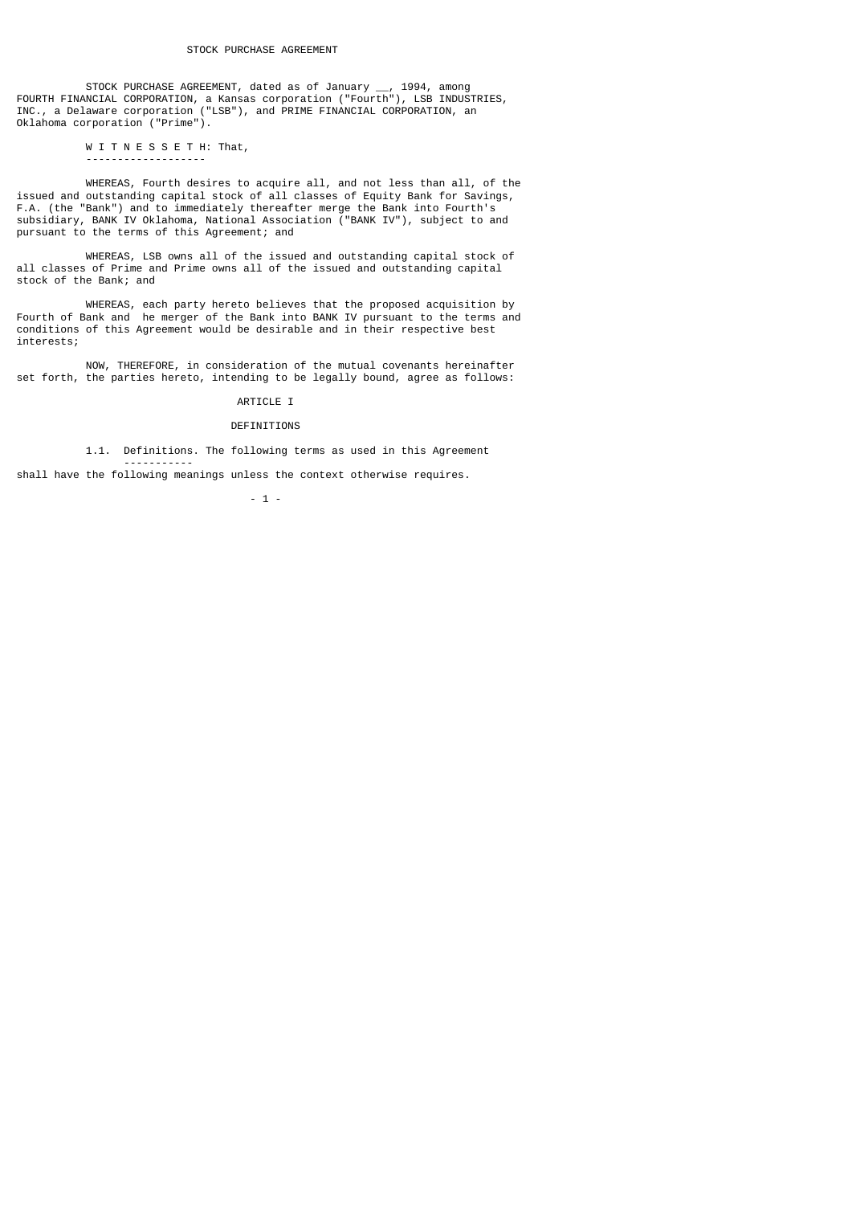# STOCK PURCHASE AGREEMENT

STOCK PURCHASE AGREEMENT, dated as of January __, 1994, among FOURTH FINANCIAL CORPORATION, a Kansas corporation ("Fourth"), LSB INDUSTRIES, INC., a Delaware corporation ("LSB"), and PRIME FINANCIAL CORPORATION, an Oklahoma corporation ("Prime").

W I T N E S S E T H: That,

WHEREAS, Fourth desires to acquire all, and not less than all, of the issued and outstanding capital stock of all classes of Equity Bank for Savings, F.A. (the "Bank") and to immediately thereafter merge the Bank into Fourth's subsidiary, BANK IV Oklahoma, National Association ("BANK IV"), subject to and pursuant to the terms of this Agreement; and

WHEREAS, LSB owns all of the issued and outstanding capital stock of all classes of Prime and Prime owns all of the issued and outstanding capital stock of the Bank; and

WHEREAS, each party hereto believes that the proposed acquisition by Fourth of Bank and he merger of the Bank into BANK IV pursuant to the terms and conditions of this Agreement would be desirable and in their respective best interests;

NOW, THEREFORE, in consideration of the mutual covenants hereinafter set forth, the parties hereto, intending to be legally bound, agree as follows:

## ARTICLE I

## DEFINITIONS

1.1. Definitions. The following terms as used in this Agreement shall have the following meanings unless the context otherwise requires.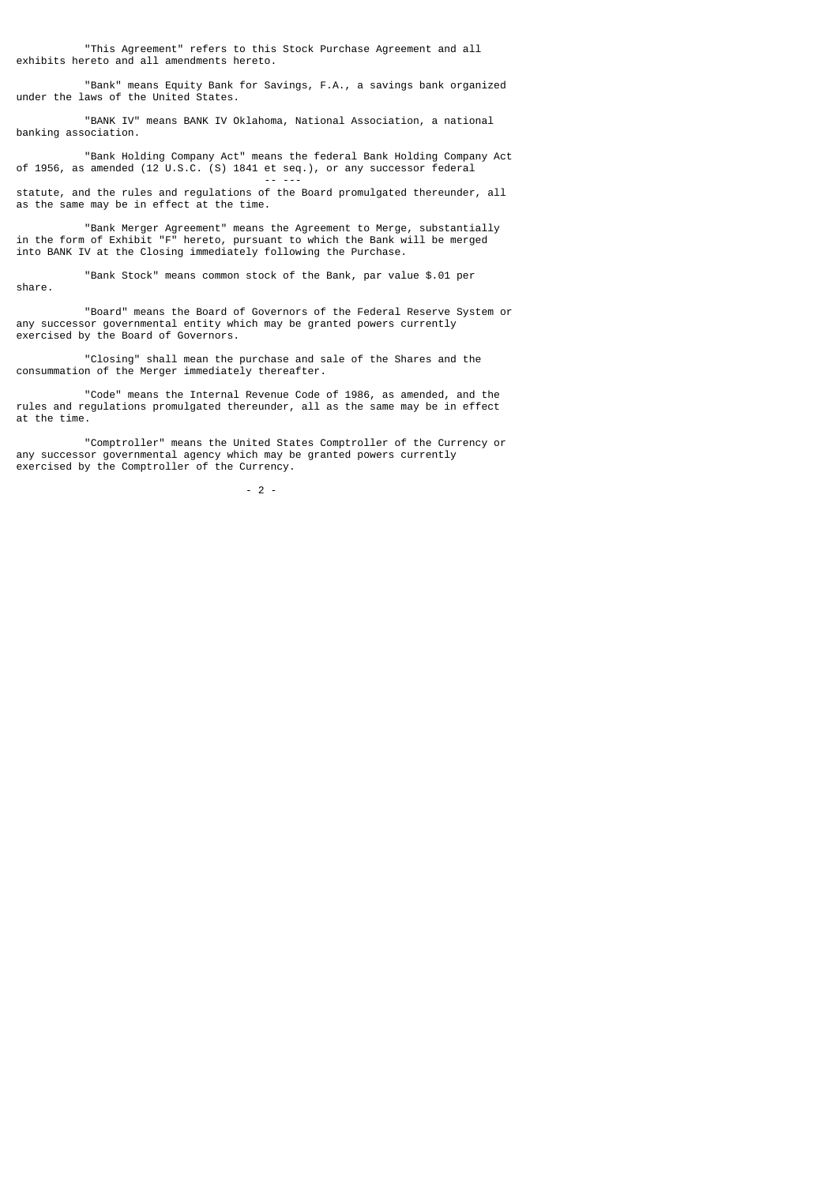"This Agreement" refers to this Stock Purchase Agreement and all exhibits hereto and all amendments hereto.

"Bank" means Equity Bank for Savings, F.A., a savings bank organized under the laws of the United States.

"BANK IV" means BANK IV Oklahoma, National Association, a national banking association.

"Bank Holding Company Act" means the federal Bank Holding Company Act of 1956, as amended (12 U.S.C. (S) 1841 *et seq.*), or any successor federal statute, and the rules and regulations of the Board promulgated thereunder, all as the same may be in effect at the time.

"Bank Merger Agreement" means the Agreement to Merge, substantially in the form of Exhibit "F" hereto, pursuant to which the Bank will be merged into BANK IV at the Closing immediately following the Purchase.

"Bank Stock" means common stock of the Bank, par value $.01 per share.

"Board" means the Board of Governors of the Federal Reserve System or any successor governmental entity which may be granted powers currently exercised by the Board of Governors.

"Closing" shall mean the purchase and sale of the Shares and the consummation of the Merger immediately thereafter.

"Code" means the Internal Revenue Code of 1986, as amended, and the rules and regulations promulgated thereunder, all as the same may be in effect at the time.

"Comptroller" means the United States Comptroller of the Currency or any successor governmental agency which may be granted powers currently exercised by the Comptroller of the Currency.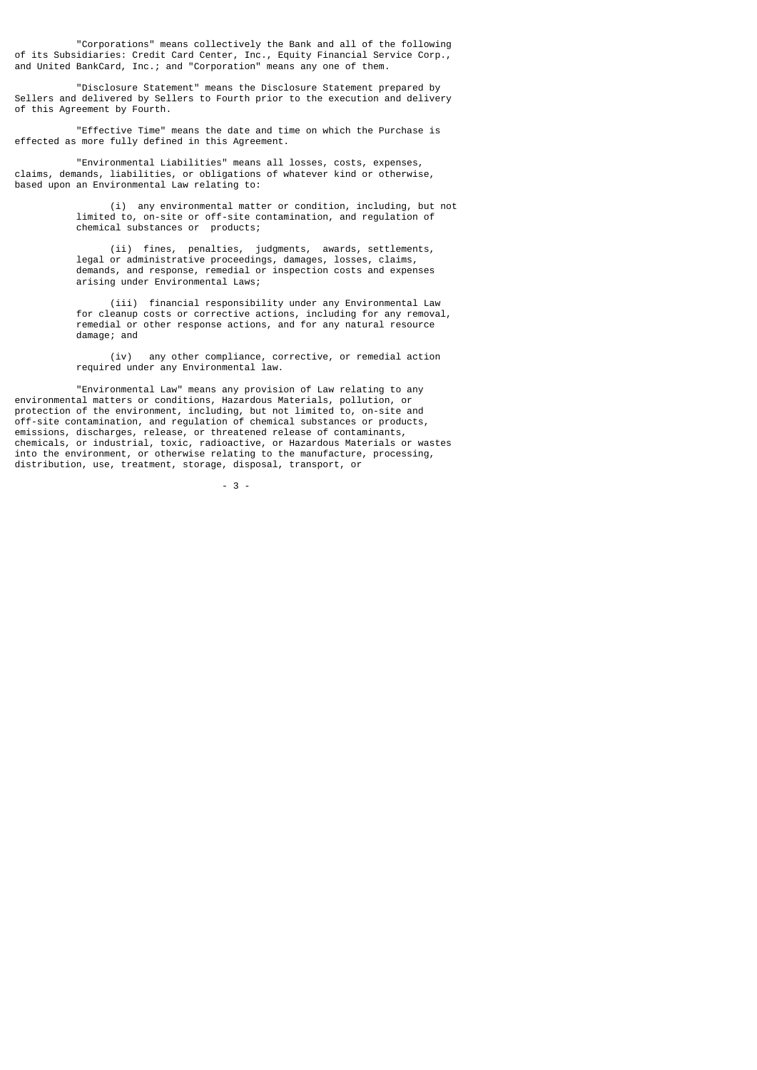"Corporations" means collectively the Bank and all of the following of its Subsidiaries: Credit Card Center, Inc., Equity Financial Service Corp., and United BankCard, Inc.; and "Corporation" means any one of them.

"Disclosure Statement" means the Disclosure Statement prepared by Sellers and delivered by Sellers to Fourth prior to the execution and delivery of this Agreement by Fourth.

"Effective Time" means the date and time on which the Purchase is effected as more fully defined in this Agreement.

"Environmental Liabilities" means all losses, costs, expenses, claims, demands, liabilities, or obligations of whatever kind or otherwise, based upon an Environmental Law relating to:

(i) any environmental matter or condition, including, but not limited to, on-site or off-site contamination, and regulation of chemical substances or products;

(ii) fines, penalties, judgments, awards, settlements, legal or administrative proceedings, damages, losses, claims, demands, and response, remedial or inspection costs and expenses arising under Environmental Laws;

(iii) financial responsibility under any Environmental Law for cleanup costs or corrective actions, including for any removal, remedial or other response actions, and for any natural resource damage; and

(iv) any other compliance, corrective, or remedial action required under any Environmental law.

"Environmental Law" means any provision of Law relating to any environmental matters or conditions, Hazardous Materials, pollution, or protection of the environment, including, but not limited to, on-site and off-site contamination, and regulation of chemical substances or products, emissions, discharges, release, or threatened release of contaminants, chemicals, or industrial, toxic, radioactive, or Hazardous Materials or wastes into the environment, or otherwise relating to the manufacture, processing, distribution, use, treatment, storage, disposal, transport, or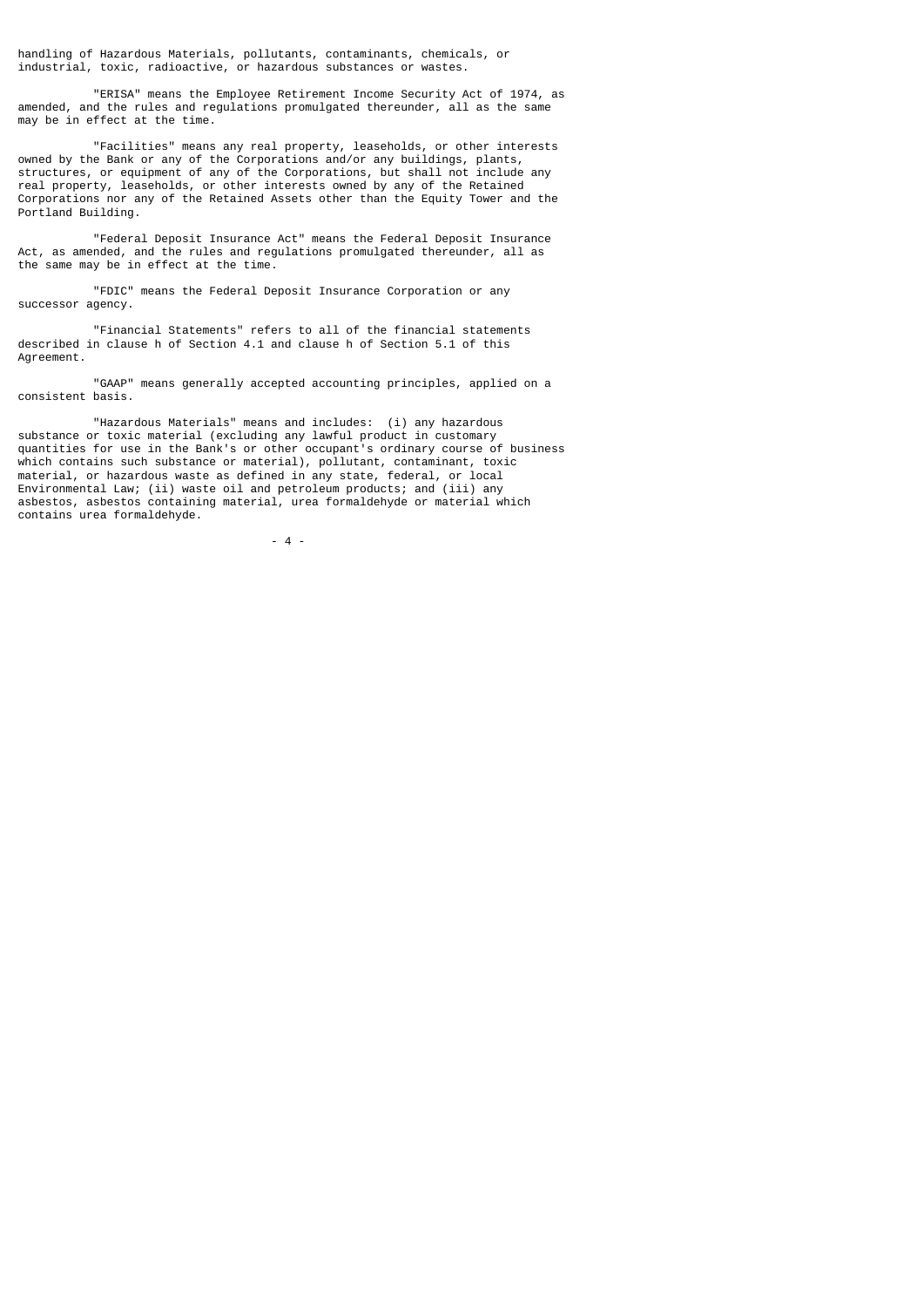handling of Hazardous Materials, pollutants, contaminants, chemicals, or industrial, toxic, radioactive, or hazardous substances or wastes.

"ERISA" means the Employee Retirement Income Security Act of 1974, as amended, and the rules and regulations promulgated thereunder, all as the same may be in effect at the time.

"Facilities" means any real property, leaseholds, or other interests owned by the Bank or any of the Corporations and/or any buildings, plants, structures, or equipment of any of the Corporations, but shall not include any real property, leaseholds, or other interests owned by any of the Retained Corporations nor any of the Retained Assets other than the Equity Tower and the Portland Building.

"Federal Deposit Insurance Act" means the Federal Deposit Insurance Act, as amended, and the rules and regulations promulgated thereunder, all as the same may be in effect at the time.

"FDIC" means the Federal Deposit Insurance Corporation or any successor agency.

"Financial Statements" refers to all of the financial statements described in clause h of Section 4.1 and clause h of Section 5.1 of this Agreement.

"GAAP" means generally accepted accounting principles, applied on a consistent basis.

"Hazardous Materials" means and includes: (i) any hazardous substance or toxic material (excluding any lawful product in customary quantities for use in the Bank's or other occupant's ordinary course of business which contains such substance or material), pollutant, contaminant, toxic material, or hazardous waste as defined in any state, federal, or local Environmental Law; (ii) waste oil and petroleum products; and (iii) any asbestos, asbestos containing material, urea formaldehyde or material which contains urea formaldehyde.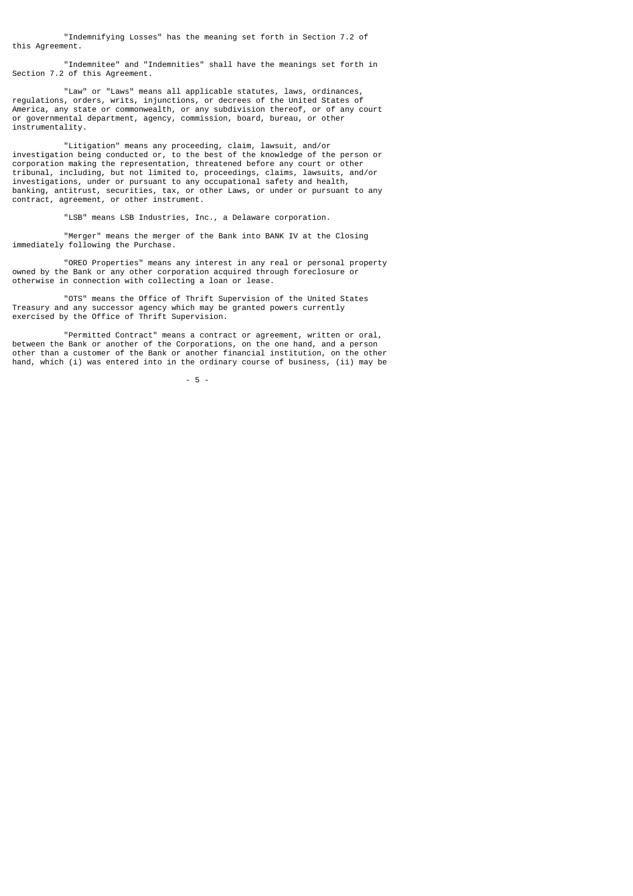"Indemnifying Losses" has the meaning set forth in Section 7.2 of this Agreement.

"Indemnitee" and "Indemnities" shall have the meanings set forth in Section 7.2 of this Agreement.

"Law" or "Laws" means all applicable statutes, laws, ordinances, regulations, orders, writs, injunctions, or decrees of the United States of America, any state or commonwealth, or any subdivision thereof, or of any court or governmental department, agency, commission, board, bureau, or other instrumentality.

"Litigation" means any proceeding, claim, lawsuit, and/or investigation being conducted or, to the best of the knowledge of the person or corporation making the representation, threatened before any court or other tribunal, including, but not limited to, proceedings, claims, lawsuits, and/or investigations, under or pursuant to any occupational safety and health, banking, antitrust, securities, tax, or other Laws, or under or pursuant to any contract, agreement, or other instrument.

"LSB" means LSB Industries, Inc., a Delaware corporation.

"Merger" means the merger of the Bank into BANK IV at the Closing immediately following the Purchase.

"OREO Properties" means any interest in any real or personal property owned by the Bank or any other corporation acquired through foreclosure or otherwise in connection with collecting a loan or lease.

"OTS" means the Office of Thrift Supervision of the United States Treasury and any successor agency which may be granted powers currently exercised by the Office of Thrift Supervision.

"Permitted Contract" means a contract or agreement, written or oral, between the Bank or another of the Corporations, on the one hand, and a person other than a customer of the Bank or another financial institution, on the other hand, which (i) was entered into in the ordinary course of business, (ii) may be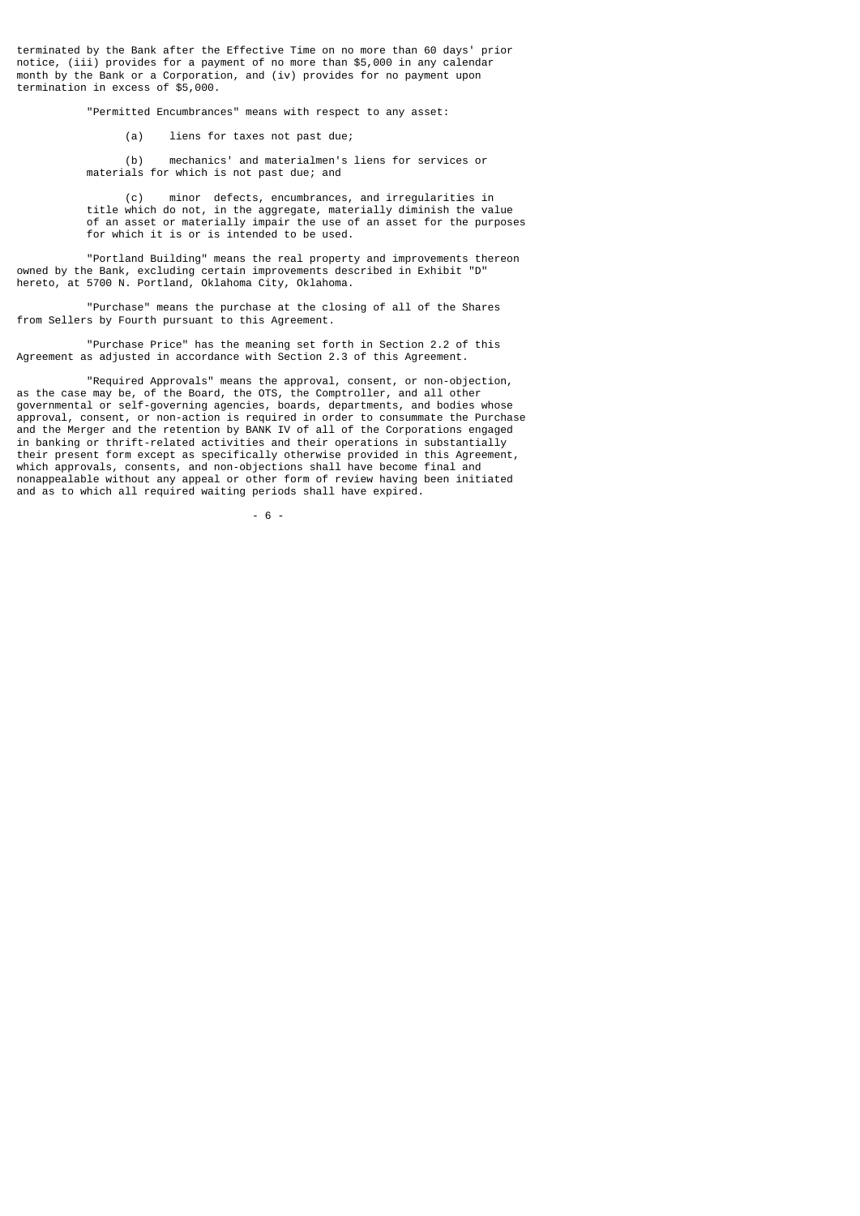terminated by the Bank after the Effective Time on no more than 60 days' prior notice, (iii) provides for a payment of no more than $5,000 in any calendar month by the Bank or a Corporation, and (iv) provides for no payment upon termination in excess of $5,000.

"Permitted Encumbrances" means with respect to any asset:

(a) liens for taxes not past due;

(b) mechanics' and materialmen's liens for services or materials for which is not past due; and

(c) minor defects, encumbrances, and irregularities in title which do not, in the aggregate, materially diminish the value of an asset or materially impair the use of an asset for the purposes for which it is or is intended to be used.

"Portland Building" means the real property and improvements thereon owned by the Bank, excluding certain improvements described in Exhibit "D" hereto, at 5700 N. Portland, Oklahoma City, Oklahoma.

"Purchase" means the purchase at the closing of all of the Shares from Sellers by Fourth pursuant to this Agreement.

"Purchase Price" has the meaning set forth in Section 2.2 of this Agreement as adjusted in accordance with Section 2.3 of this Agreement.

"Required Approvals" means the approval, consent, or non-objection, as the case may be, of the Board, the OTS, the Comptroller, and all other governmental or self-governing agencies, boards, departments, and bodies whose approval, consent, or non-action is required in order to consummate the Purchase and the Merger and the retention by BANK IV of all of the Corporations engaged in banking or thrift-related activities and their operations in substantially their present form except as specifically otherwise provided in this Agreement, which approvals, consents, and non-objections shall have become final and nonappealable without any appeal or other form of review having been initiated and as to which all required waiting periods shall have expired.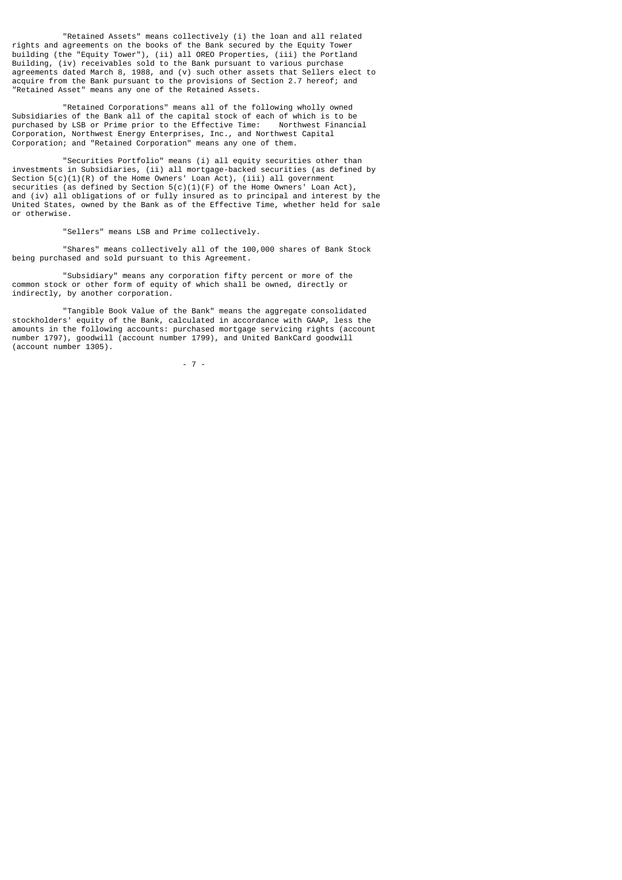"Retained Assets" means collectively (i) the loan and all related rights and agreements on the books of the Bank secured by the Equity Tower building (the "Equity Tower"), (ii) all OREO Properties, (iii) the Portland Building, (iv) receivables sold to the Bank pursuant to various purchase agreements dated March 8, 1988, and (v) such other assets that Sellers elect to acquire from the Bank pursuant to the provisions of Section 2.7 hereof; and "Retained Asset" means any one of the Retained Assets.

"Retained Corporations" means all of the following wholly owned Subsidiaries of the Bank all of the capital stock of each of which is to be purchased by LSB or Prime prior to the Effective Time: Northwest Financial Corporation, Northwest Energy Enterprises, Inc., and Northwest Capital Corporation; and "Retained Corporation" means any one of them.

"Securities Portfolio" means (i) all equity securities other than investments in Subsidiaries, (ii) all mortgage-backed securities (as defined by Section 5(c)(1)(R) of the Home Owners' Loan Act), (iii) all government securities (as defined by Section 5(c)(1)(F) of the Home Owners' Loan Act), and (iv) all obligations of or fully insured as to principal and interest by the United States, owned by the Bank as of the Effective Time, whether held for sale or otherwise.

"Sellers" means LSB and Prime collectively.

"Shares" means collectively all of the 100,000 shares of Bank Stock being purchased and sold pursuant to this Agreement.

"Subsidiary" means any corporation fifty percent or more of the common stock or other form of equity of which shall be owned, directly or indirectly, by another corporation.

"Tangible Book Value of the Bank" means the aggregate consolidated stockholders' equity of the Bank, calculated in accordance with GAAP, less the amounts in the following accounts: purchased mortgage servicing rights (account number 1797), goodwill (account number 1799), and United BankCard goodwill (account number 1305).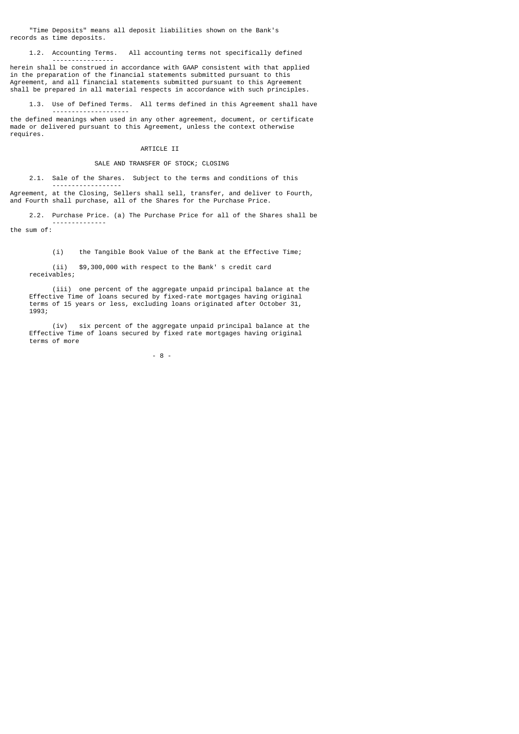"Time Deposits" means all deposit liabilities shown on the Bank's records as time deposits.

1.2. Accounting Terms. All accounting terms not specifically defined herein shall be construed in accordance with GAAP consistent with that applied in the preparation of the financial statements submitted pursuant to this Agreement, and all financial statements submitted pursuant to this Agreement shall be prepared in all material respects in accordance with such principles.

1.3. Use of Defined Terms. All terms defined in this Agreement shall have the defined meanings when used in any other agreement, document, or certificate made or delivered pursuant to this Agreement, unless the context otherwise requires.

## ARTICLE II

## SALE AND TRANSFER OF STOCK; CLOSING

2.1. Sale of the Shares. Subject to the terms and conditions of this Agreement, at the Closing, Sellers shall sell, transfer, and deliver to Fourth, and Fourth shall purchase, all of the Shares for the Purchase Price.

2.2. Purchase Price. (a) The Purchase Price for all of the Shares shall be the sum of:

(i) the Tangible Book Value of the Bank at the Effective Time;

(ii) $9,300,000 with respect to the Bank' s credit card receivables;

(iii) one percent of the aggregate unpaid principal balance at the Effective Time of loans secured by fixed-rate mortgages having original terms of 15 years or less, excluding loans originated after October 31, 1993;

(iv) six percent of the aggregate unpaid principal balance at the Effective Time of loans secured by fixed rate mortgages having original terms of more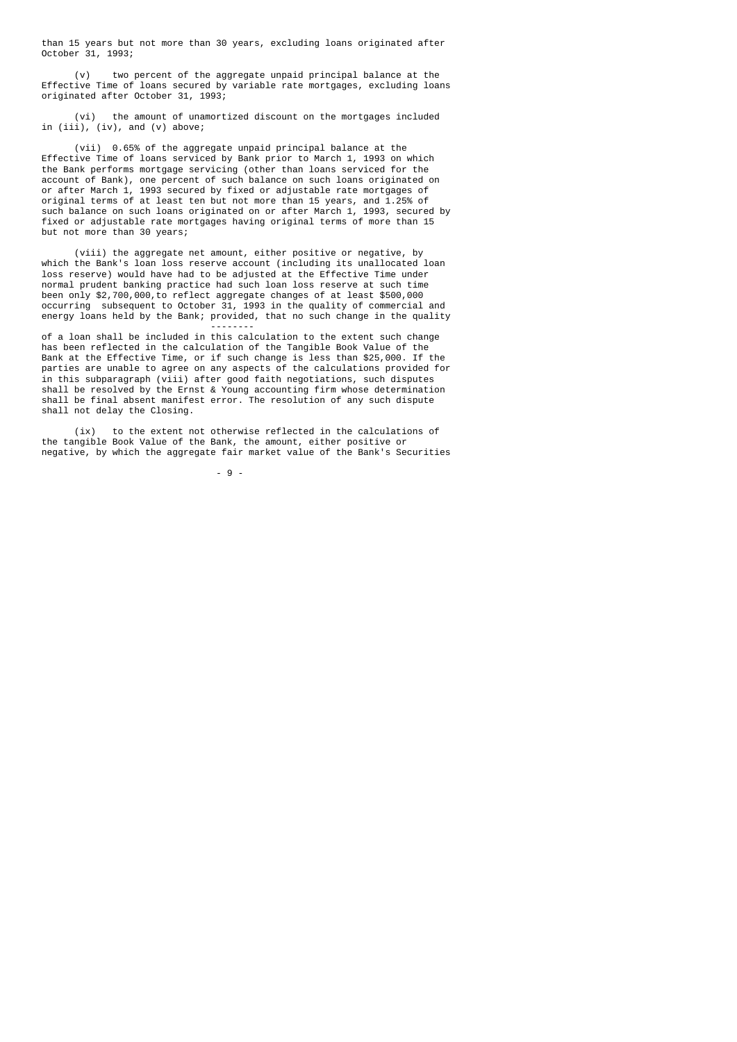than 15 years but not more than 30 years, excluding loans originated after October 31, 1993;

(v) two percent of the aggregate unpaid principal balance at the Effective Time of loans secured by variable rate mortgages, excluding loans originated after October 31, 1993;

(vi) the amount of unamortized discount on the mortgages included in (iii), (iv), and (v) above;

(vii) 0.65% of the aggregate unpaid principal balance at the Effective Time of loans serviced by Bank prior to March 1, 1993 on which the Bank performs mortgage servicing (other than loans serviced for the account of Bank), one percent of such balance on such loans originated on or after March 1, 1993 secured by fixed or adjustable rate mortgages of original terms of at least ten but not more than 15 years, and 1.25% of such balance on such loans originated on or after March 1, 1993, secured by fixed or adjustable rate mortgages having original terms of more than 15 but not more than 30 years;

(viii) the aggregate net amount, either positive or negative, by which the Bank's loan loss reserve account (including its unallocated loan loss reserve) would have had to be adjusted at the Effective Time under normal prudent banking practice had such loan loss reserve at such time been only $2,700,000,to reflect aggregate changes of at least $500,000 occurring subsequent to October 31, 1993 in the quality of commercial and energy loans held by the Bank; _provided_, that no such change in the quality of a loan shall be included in this calculation to the extent such change has been reflected in the calculation of the Tangible Book Value of the Bank at the Effective Time, or if such change is less than $25,000. If the parties are unable to agree on any aspects of the calculations provided for in this subparagraph (viii) after good faith negotiations, such disputes shall be resolved by the Ernst & Young accounting firm whose determination shall be final absent manifest error. The resolution of any such dispute shall not delay the Closing.

(ix) to the extent not otherwise reflected in the calculations of the tangible Book Value of the Bank, the amount, either positive or negative, by which the aggregate fair market value of the Bank's Securities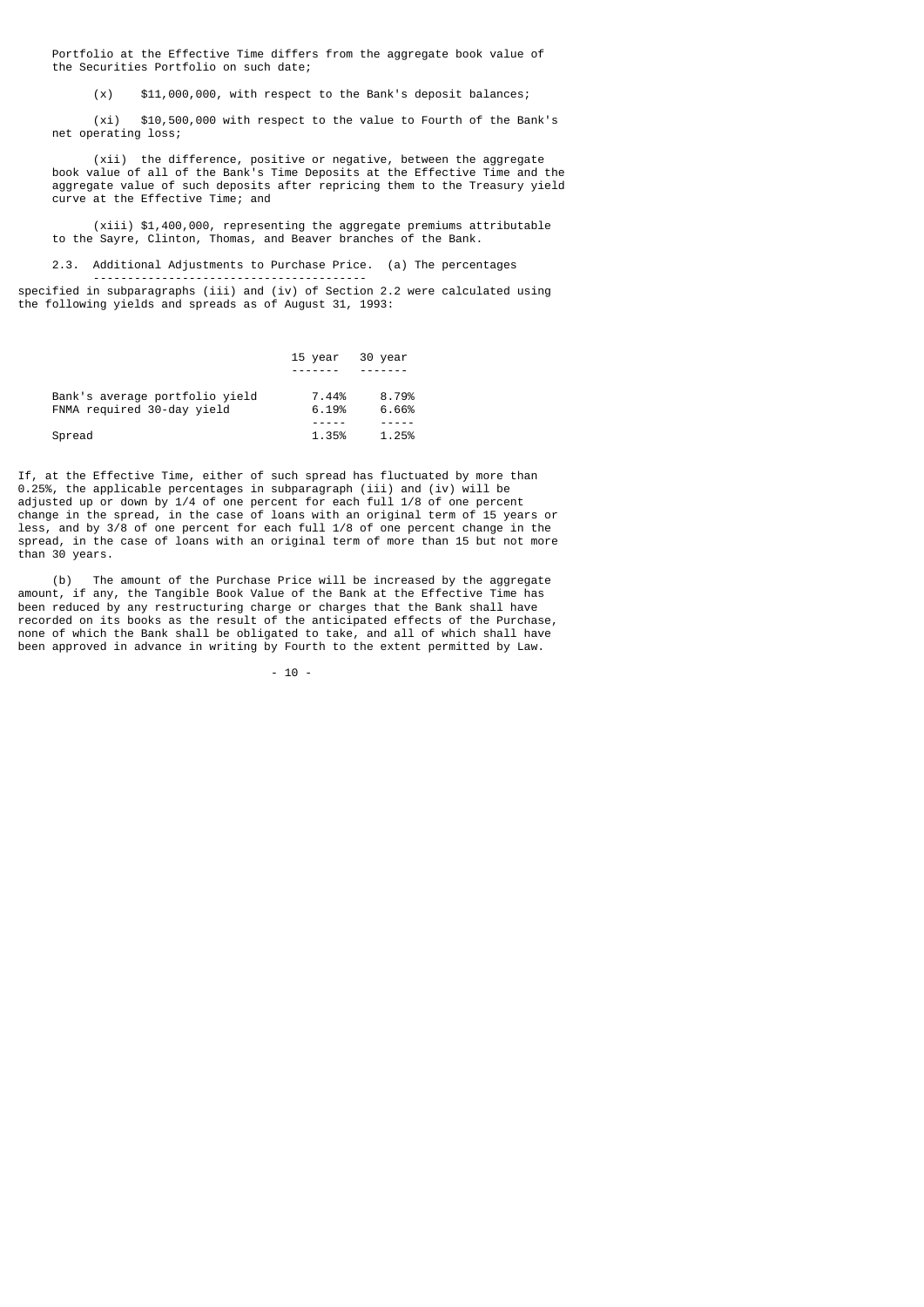Portfolio at the Effective Time differs from the aggregate book value of the Securities Portfolio on such date;

(x) $11,000,000, with respect to the Bank's deposit balances;

(xi) $10,500,000 with respect to the value to Fourth of the Bank's net operating loss;

(xii) the difference, positive or negative, between the aggregate book value of all of the Bank's Time Deposits at the Effective Time and the aggregate value of such deposits after repricing them to the Treasury yield curve at the Effective Time; and

(xiii) $1,400,000, representing the aggregate premiums attributable to the Sayre, Clinton, Thomas, and Beaver branches of the Bank.

2.3. Additional Adjustments to Purchase Price. (a) The percentages specified in subparagraphs (iii) and (iv) of Section 2.2 were calculated using the following yields and spreads as of August 31, 1993:

| | 15 year | 30 year |
|---|---|---|
| Bank's average portfolio yield | 7.44% | 8.79% |
| FNMA required 30-day yield | 6.19% | 6.66% |
| Spread | 1.35% | 1.25% |

If, at the Effective Time, either of such spread has fluctuated by more than 0.25%, the applicable percentages in subparagraph (iii) and (iv) will be adjusted up or down by 1/4 of one percent for each full 1/8 of one percent change in the spread, in the case of loans with an original term of 15 years or less, and by 3/8 of one percent for each full 1/8 of one percent change in the spread, in the case of loans with an original term of more than 15 but not more than 30 years.

(b) The amount of the Purchase Price will be increased by the aggregate amount, if any, the Tangible Book Value of the Bank at the Effective Time has been reduced by any restructuring charge or charges that the Bank shall have recorded on its books as the result of the anticipated effects of the Purchase, none of which the Bank shall be obligated to take, and all of which shall have been approved in advance in writing by Fourth to the extent permitted by Law.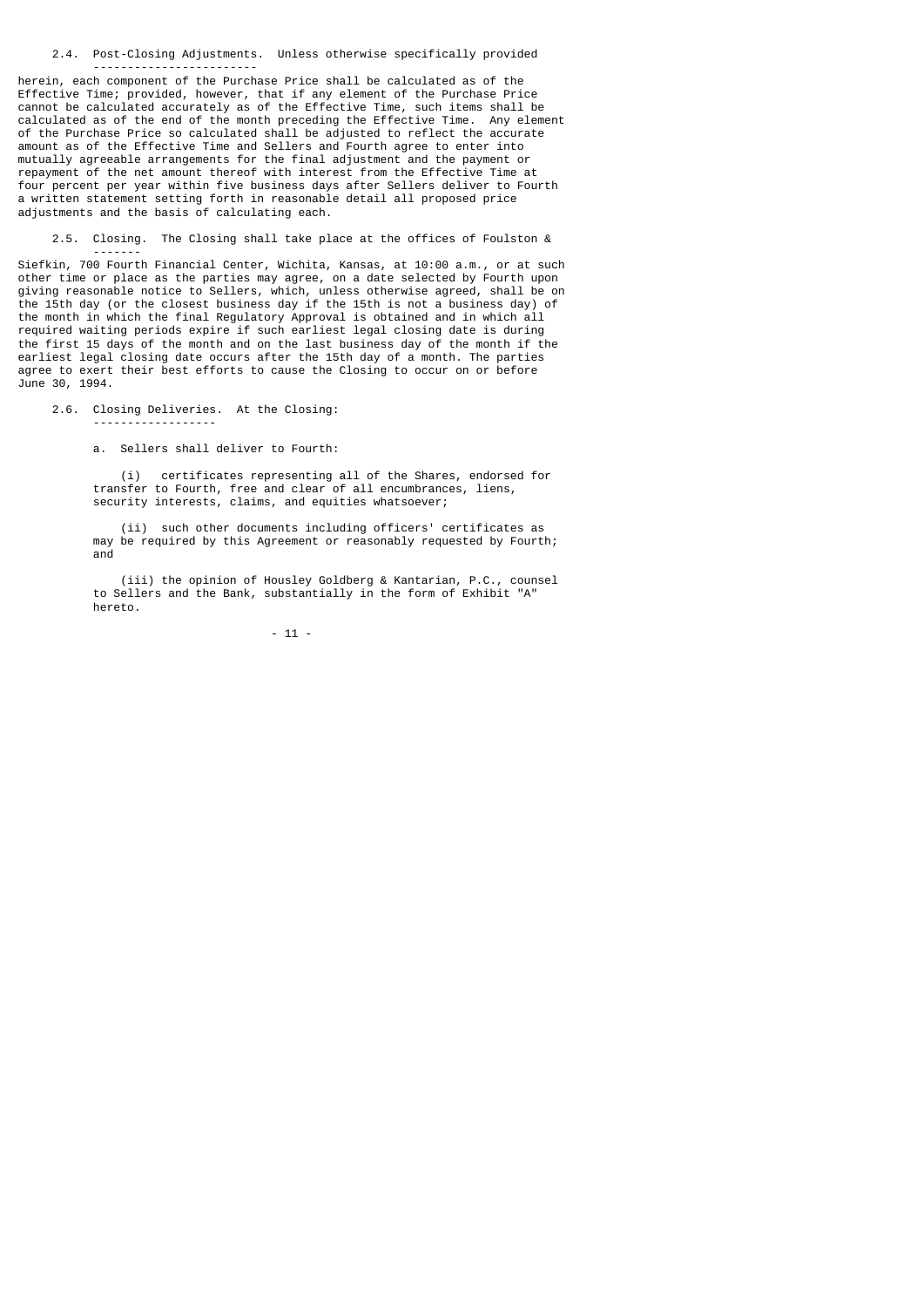2.4. Post-Closing Adjustments. Unless otherwise specifically provided herein, each component of the Purchase Price shall be calculated as of the Effective Time; provided, however, that if any element of the Purchase Price cannot be calculated accurately as of the Effective Time, such items shall be calculated as of the end of the month preceding the Effective Time. Any element of the Purchase Price so calculated shall be adjusted to reflect the accurate amount as of the Effective Time and Sellers and Fourth agree to enter into mutually agreeable arrangements for the final adjustment and the payment or repayment of the net amount thereof with interest from the Effective Time at four percent per year within five business days after Sellers deliver to Fourth a written statement setting forth in reasonable detail all proposed price adjustments and the basis of calculating each.

2.5. Closing. The Closing shall take place at the offices of Foulston & Siefkin, 700 Fourth Financial Center, Wichita, Kansas, at 10:00 a.m., or at such other time or place as the parties may agree, on a date selected by Fourth upon giving reasonable notice to Sellers, which, unless otherwise agreed, shall be on the 15th day (or the closest business day if the 15th is not a business day) of the month in which the final Regulatory Approval is obtained and in which all required waiting periods expire if such earliest legal closing date is during the first 15 days of the month and on the last business day of the month if the earliest legal closing date occurs after the 15th day of a month. The parties agree to exert their best efforts to cause the Closing to occur on or before June 30, 1994.

2.6. Closing Deliveries. At the Closing:

a. Sellers shall deliver to Fourth:

(i) certificates representing all of the Shares, endorsed for transfer to Fourth, free and clear of all encumbrances, liens, security interests, claims, and equities whatsoever;

(ii) such other documents including officers' certificates as may be required by this Agreement or reasonably requested by Fourth; and

(iii) the opinion of Housley Goldberg & Kantarian, P.C., counsel to Sellers and the Bank, substantially in the form of Exhibit "A" hereto.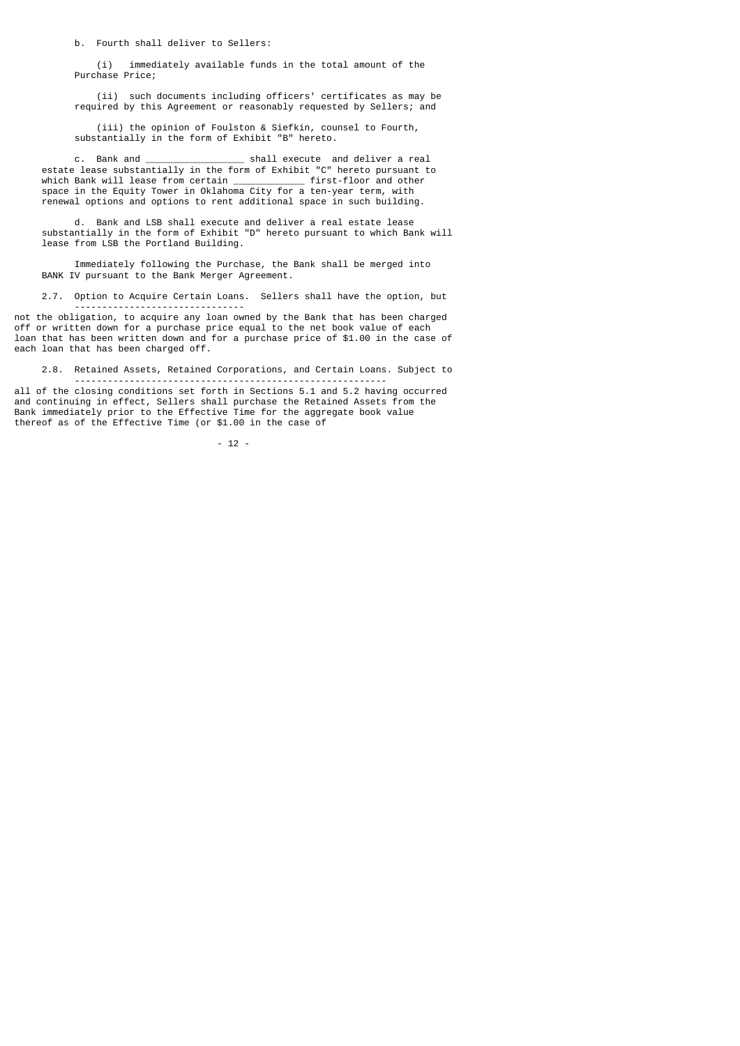b. Fourth shall deliver to Sellers:

(i) immediately available funds in the total amount of the Purchase Price;

(ii) such documents including officers' certificates as may be required by this Agreement or reasonably requested by Sellers; and

(iii) the opinion of Foulston & Siefkin, counsel to Fourth, substantially in the form of Exhibit "B" hereto.

c. Bank and _________________ shall execute and deliver a real estate lease substantially in the form of Exhibit "C" hereto pursuant to which Bank will lease from certain ____________ first-floor and other space in the Equity Tower in Oklahoma City for a ten-year term, with renewal options and options to rent additional space in such building.

d. Bank and LSB shall execute and deliver a real estate lease substantially in the form of Exhibit "D" hereto pursuant to which Bank will lease from LSB the Portland Building.

Immediately following the Purchase, the Bank shall be merged into BANK IV pursuant to the Bank Merger Agreement.

2.7. Option to Acquire Certain Loans. Sellers shall have the option, but not the obligation, to acquire any loan owned by the Bank that has been charged off or written down for a purchase price equal to the net book value of each loan that has been written down and for a purchase price of $1.00 in the case of each loan that has been charged off.

2.8. Retained Assets, Retained Corporations, and Certain Loans. Subject to all of the closing conditions set forth in Sections 5.1 and 5.2 having occurred and continuing in effect, Sellers shall purchase the Retained Assets from the Bank immediately prior to the Effective Time for the aggregate book value thereof as of the Effective Time (or $1.00 in the case of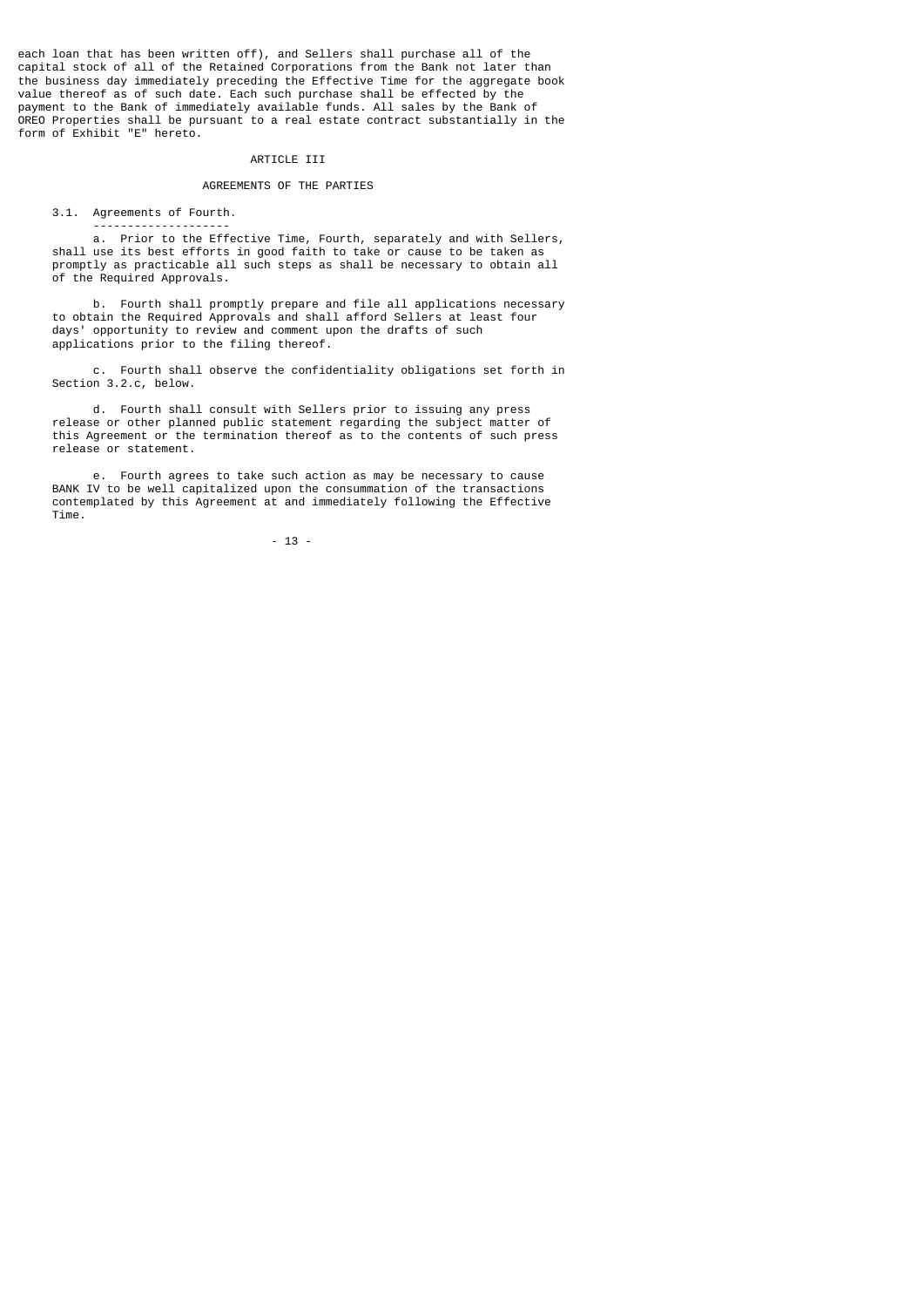each loan that has been written off), and Sellers shall purchase all of the capital stock of all of the Retained Corporations from the Bank not later than the business day immediately preceding the Effective Time for the aggregate book value thereof as of such date. Each such purchase shall be effected by the payment to the Bank of immediately available funds. All sales by the Bank of OREO Properties shall be pursuant to a real estate contract substantially in the form of Exhibit "E" hereto.

## ARTICLE III

## AGREEMENTS OF THE PARTIES

3.1. Agreements of Fourth.

a. Prior to the Effective Time, Fourth, separately and with Sellers, shall use its best efforts in good faith to take or cause to be taken as promptly as practicable all such steps as shall be necessary to obtain all of the Required Approvals.

b. Fourth shall promptly prepare and file all applications necessary to obtain the Required Approvals and shall afford Sellers at least four days' opportunity to review and comment upon the drafts of such applications prior to the filing thereof.

c. Fourth shall observe the confidentiality obligations set forth in Section 3.2.c, below.

d. Fourth shall consult with Sellers prior to issuing any press release or other planned public statement regarding the subject matter of this Agreement or the termination thereof as to the contents of such press release or statement.

e. Fourth agrees to take such action as may be necessary to cause BANK IV to be well capitalized upon the consummation of the transactions contemplated by this Agreement at and immediately following the Effective Time.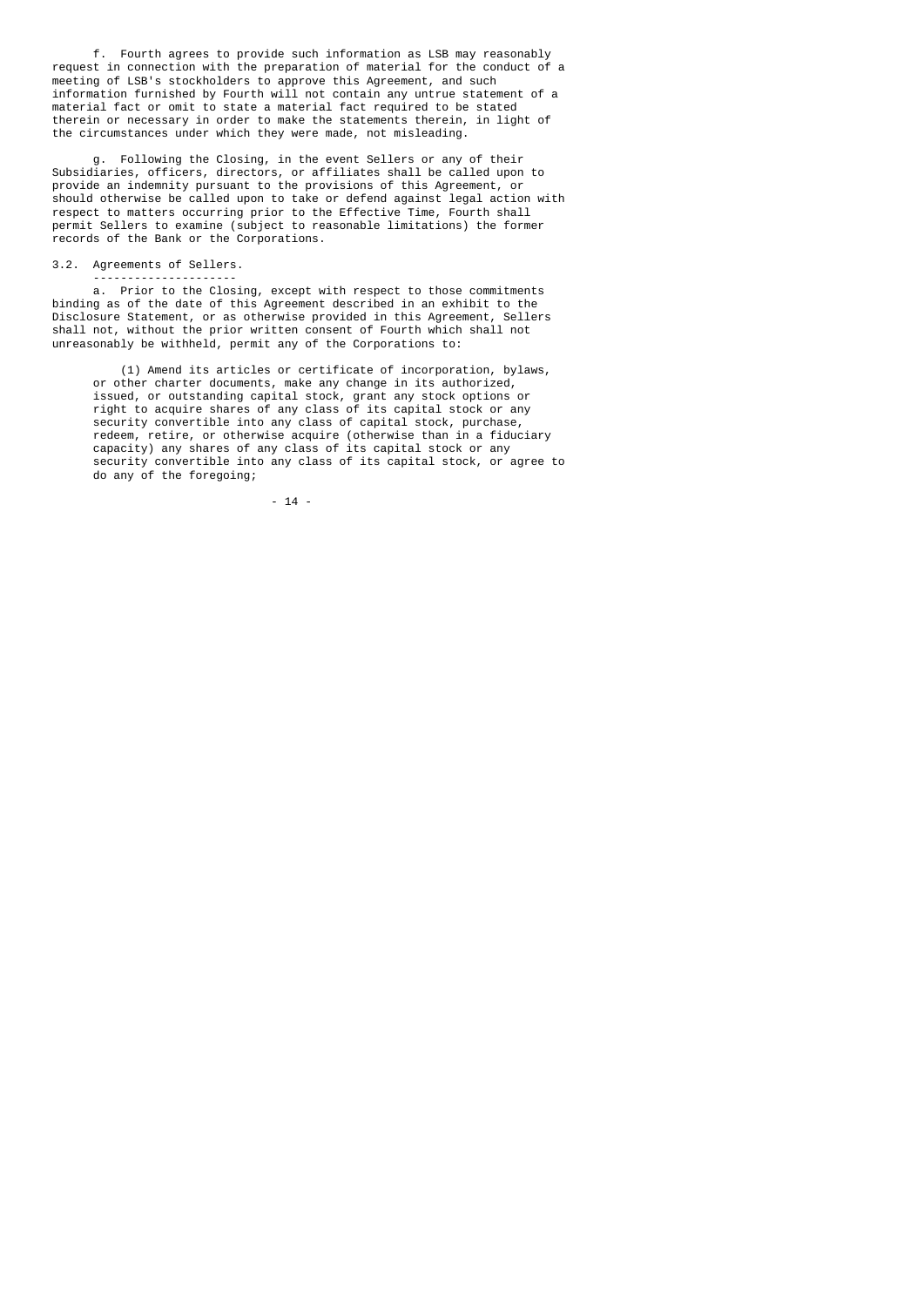f. Fourth agrees to provide such information as LSB may reasonably request in connection with the preparation of material for the conduct of a meeting of LSB's stockholders to approve this Agreement, and such information furnished by Fourth will not contain any untrue statement of a material fact or omit to state a material fact required to be stated therein or necessary in order to make the statements therein, in light of the circumstances under which they were made, not misleading.

g. Following the Closing, in the event Sellers or any of their Subsidiaries, officers, directors, or affiliates shall be called upon to provide an indemnity pursuant to the provisions of this Agreement, or should otherwise be called upon to take or defend against legal action with respect to matters occurring prior to the Effective Time, Fourth shall permit Sellers to examine (subject to reasonable limitations) the former records of the Bank or the Corporations.

3.2. Agreements of Sellers.

a. Prior to the Closing, except with respect to those commitments binding as of the date of this Agreement described in an exhibit to the Disclosure Statement, or as otherwise provided in this Agreement, Sellers shall not, without the prior written consent of Fourth which shall not unreasonably be withheld, permit any of the Corporations to:

(1) Amend its articles or certificate of incorporation, bylaws, or other charter documents, make any change in its authorized, issued, or outstanding capital stock, grant any stock options or right to acquire shares of any class of its capital stock or any security convertible into any class of capital stock, purchase, redeem, retire, or otherwise acquire (otherwise than in a fiduciary capacity) any shares of any class of its capital stock or any security convertible into any class of its capital stock, or agree to do any of the foregoing;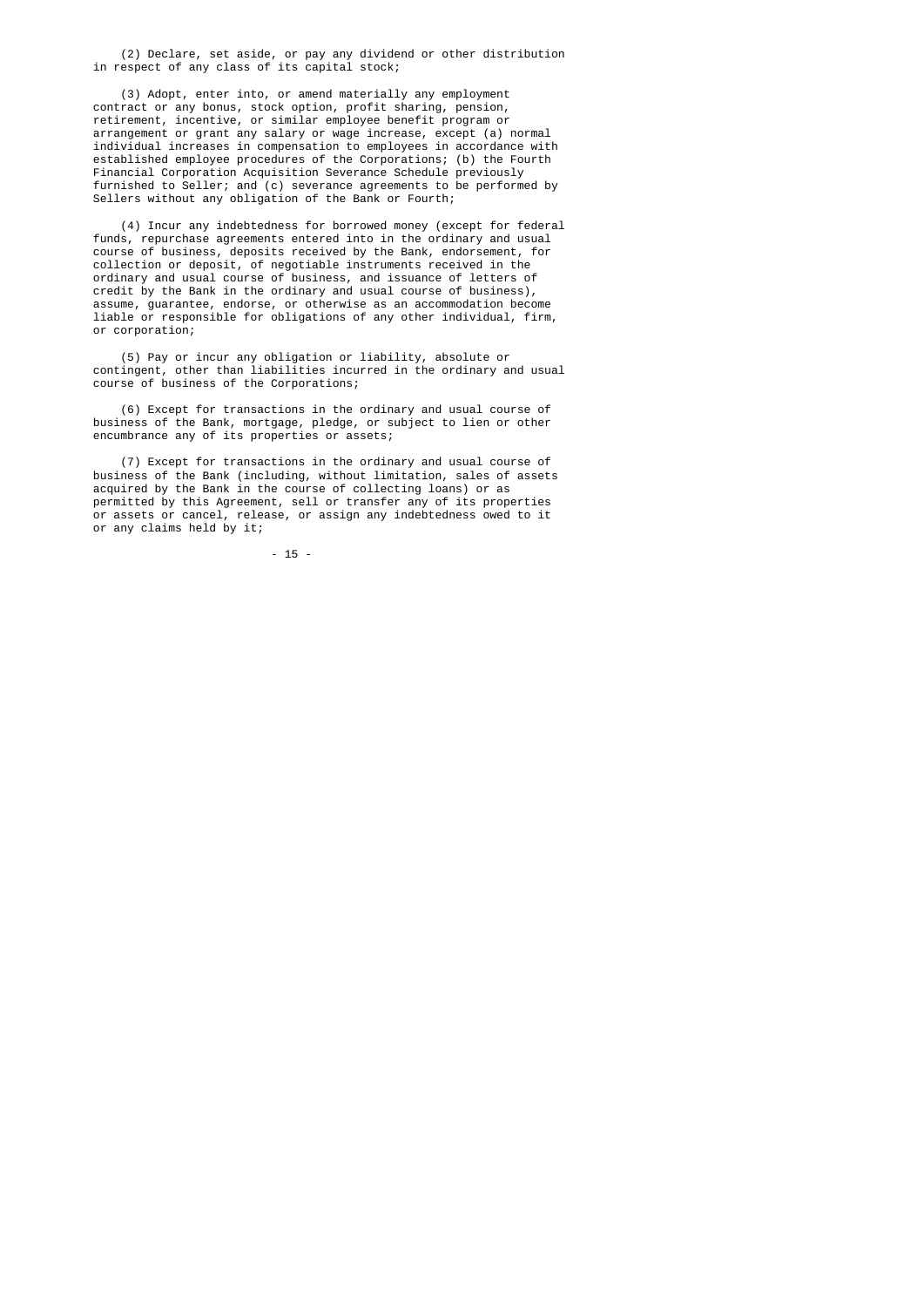(2) Declare, set aside, or pay any dividend or other distribution in respect of any class of its capital stock;

(3) Adopt, enter into, or amend materially any employment contract or any bonus, stock option, profit sharing, pension, retirement, incentive, or similar employee benefit program or arrangement or grant any salary or wage increase, except (a) normal individual increases in compensation to employees in accordance with established employee procedures of the Corporations; (b) the Fourth Financial Corporation Acquisition Severance Schedule previously furnished to Seller; and (c) severance agreements to be performed by Sellers without any obligation of the Bank or Fourth;

(4) Incur any indebtedness for borrowed money (except for federal funds, repurchase agreements entered into in the ordinary and usual course of business, deposits received by the Bank, endorsement, for collection or deposit, of negotiable instruments received in the ordinary and usual course of business, and issuance of letters of credit by the Bank in the ordinary and usual course of business), assume, guarantee, endorse, or otherwise as an accommodation become liable or responsible for obligations of any other individual, firm, or corporation;

(5) Pay or incur any obligation or liability, absolute or contingent, other than liabilities incurred in the ordinary and usual course of business of the Corporations;

(6) Except for transactions in the ordinary and usual course of business of the Bank, mortgage, pledge, or subject to lien or other encumbrance any of its properties or assets;

(7) Except for transactions in the ordinary and usual course of business of the Bank (including, without limitation, sales of assets acquired by the Bank in the course of collecting loans) or as permitted by this Agreement, sell or transfer any of its properties or assets or cancel, release, or assign any indebtedness owed to it or any claims held by it;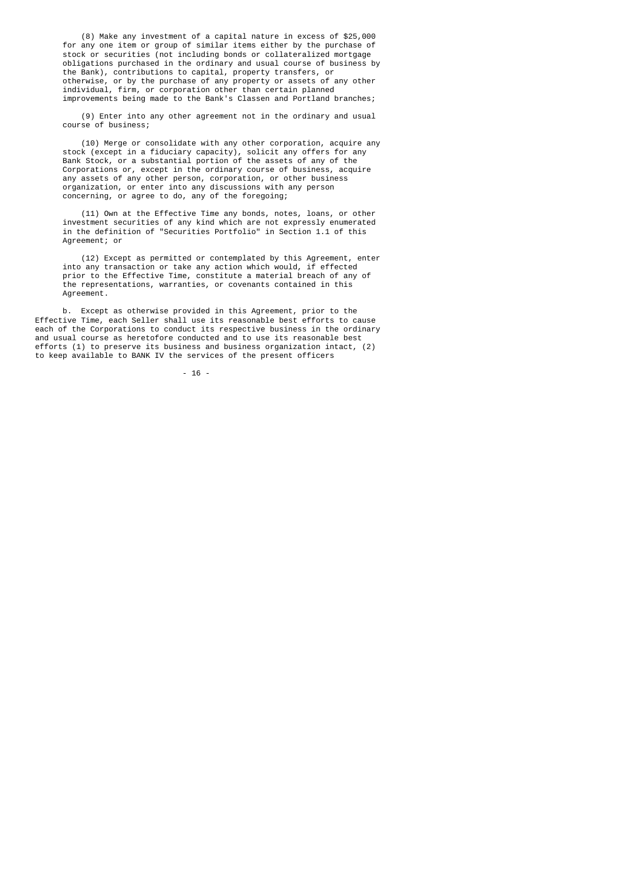(8) Make any investment of a capital nature in excess of $25,000 for any one item or group of similar items either by the purchase of stock or securities (not including bonds or collateralized mortgage obligations purchased in the ordinary and usual course of business by the Bank), contributions to capital, property transfers, or otherwise, or by the purchase of any property or assets of any other individual, firm, or corporation other than certain planned improvements being made to the Bank's Classen and Portland branches;

(9) Enter into any other agreement not in the ordinary and usual course of business;

(10) Merge or consolidate with any other corporation, acquire any stock (except in a fiduciary capacity), solicit any offers for any Bank Stock, or a substantial portion of the assets of any of the Corporations or, except in the ordinary course of business, acquire any assets of any other person, corporation, or other business organization, or enter into any discussions with any person concerning, or agree to do, any of the foregoing;

(11) Own at the Effective Time any bonds, notes, loans, or other investment securities of any kind which are not expressly enumerated in the definition of "Securities Portfolio" in Section 1.1 of this Agreement; or

(12) Except as permitted or contemplated by this Agreement, enter into any transaction or take any action which would, if effected prior to the Effective Time, constitute a material breach of any of the representations, warranties, or covenants contained in this Agreement.

b. Except as otherwise provided in this Agreement, prior to the Effective Time, each Seller shall use its reasonable best efforts to cause each of the Corporations to conduct its respective business in the ordinary and usual course as heretofore conducted and to use its reasonable best efforts (1) to preserve its business and business organization intact, (2) to keep available to BANK IV the services of the present officers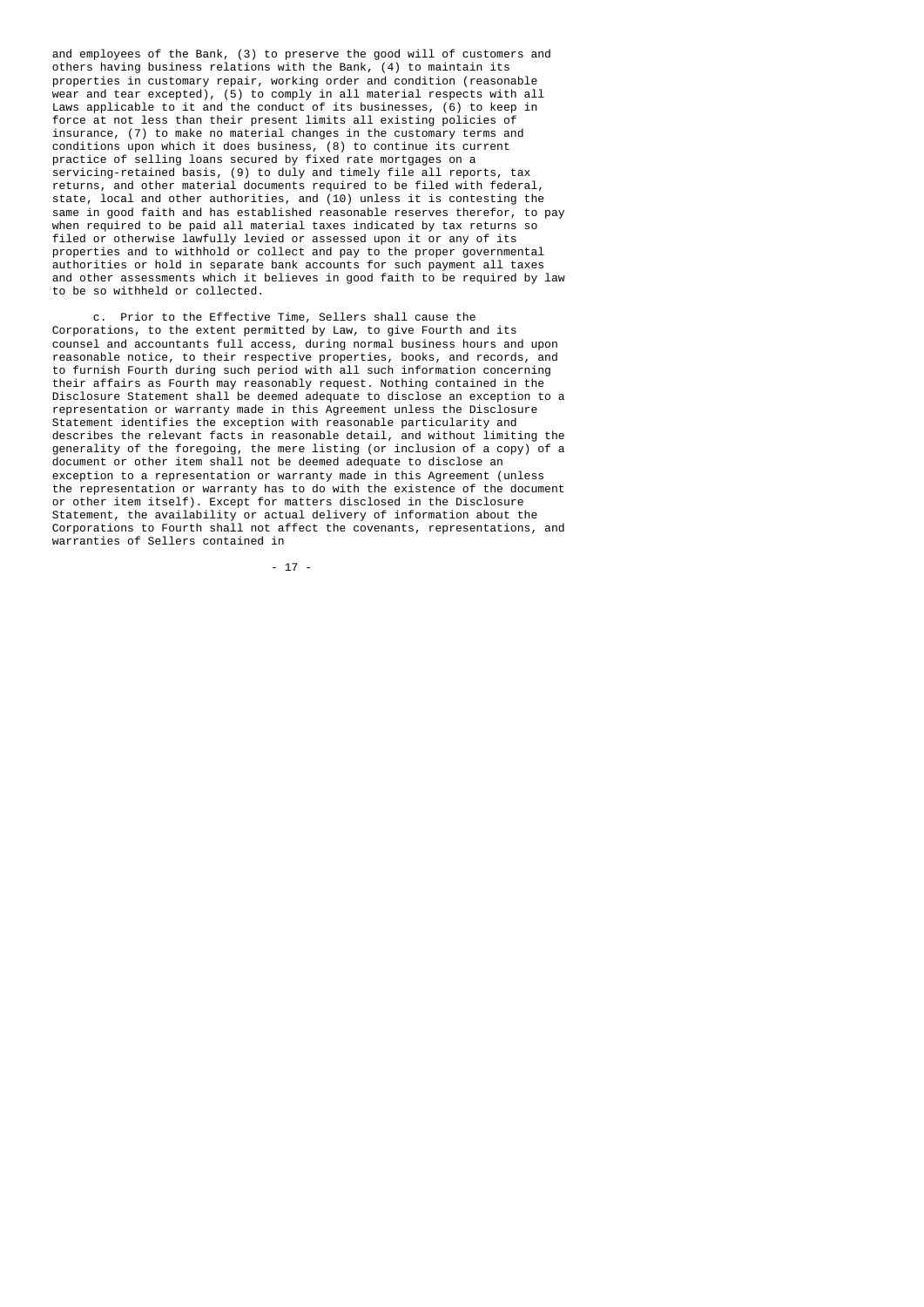and employees of the Bank, (3) to preserve the good will of customers and others having business relations with the Bank, (4) to maintain its properties in customary repair, working order and condition (reasonable wear and tear excepted), (5) to comply in all material respects with all Laws applicable to it and the conduct of its businesses, (6) to keep in force at not less than their present limits all existing policies of insurance, (7) to make no material changes in the customary terms and conditions upon which it does business, (8) to continue its current practice of selling loans secured by fixed rate mortgages on a servicing-retained basis, (9) to duly and timely file all reports, tax returns, and other material documents required to be filed with federal, state, local and other authorities, and (10) unless it is contesting the same in good faith and has established reasonable reserves therefor, to pay when required to be paid all material taxes indicated by tax returns so filed or otherwise lawfully levied or assessed upon it or any of its properties and to withhold or collect and pay to the proper governmental authorities or hold in separate bank accounts for such payment all taxes and other assessments which it believes in good faith to be required by law to be so withheld or collected.

c. Prior to the Effective Time, Sellers shall cause the Corporations, to the extent permitted by Law, to give Fourth and its counsel and accountants full access, during normal business hours and upon reasonable notice, to their respective properties, books, and records, and to furnish Fourth during such period with all such information concerning their affairs as Fourth may reasonably request. Nothing contained in the Disclosure Statement shall be deemed adequate to disclose an exception to a representation or warranty made in this Agreement unless the Disclosure Statement identifies the exception with reasonable particularity and describes the relevant facts in reasonable detail, and without limiting the generality of the foregoing, the mere listing (or inclusion of a copy) of a document or other item shall not be deemed adequate to disclose an exception to a representation or warranty made in this Agreement (unless the representation or warranty has to do with the existence of the document or other item itself). Except for matters disclosed in the Disclosure Statement, the availability or actual delivery of information about the Corporations to Fourth shall not affect the covenants, representations, and warranties of Sellers contained in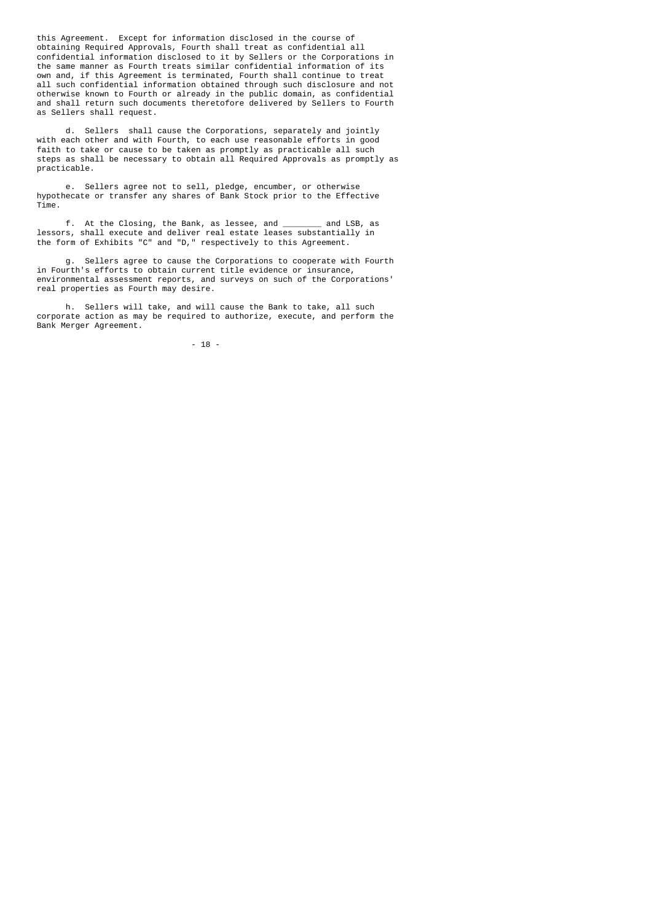this Agreement. Except for information disclosed in the course of obtaining Required Approvals, Fourth shall treat as confidential all confidential information disclosed to it by Sellers or the Corporations in the same manner as Fourth treats similar confidential information of its own and, if this Agreement is terminated, Fourth shall continue to treat all such confidential information obtained through such disclosure and not otherwise known to Fourth or already in the public domain, as confidential and shall return such documents theretofore delivered by Sellers to Fourth as Sellers shall request.

d. Sellers shall cause the Corporations, separately and jointly with each other and with Fourth, to each use reasonable efforts in good faith to take or cause to be taken as promptly as practicable all such steps as shall be necessary to obtain all Required Approvals as promptly as practicable.

e. Sellers agree not to sell, pledge, encumber, or otherwise hypothecate or transfer any shares of Bank Stock prior to the Effective Time.

f. At the Closing, the Bank, as lessee, and ________ and LSB, as lessors, shall execute and deliver real estate leases substantially in the form of Exhibits "C" and "D," respectively to this Agreement.

g. Sellers agree to cause the Corporations to cooperate with Fourth in Fourth's efforts to obtain current title evidence or insurance, environmental assessment reports, and surveys on such of the Corporations' real properties as Fourth may desire.

h. Sellers will take, and will cause the Bank to take, all such corporate action as may be required to authorize, execute, and perform the Bank Merger Agreement.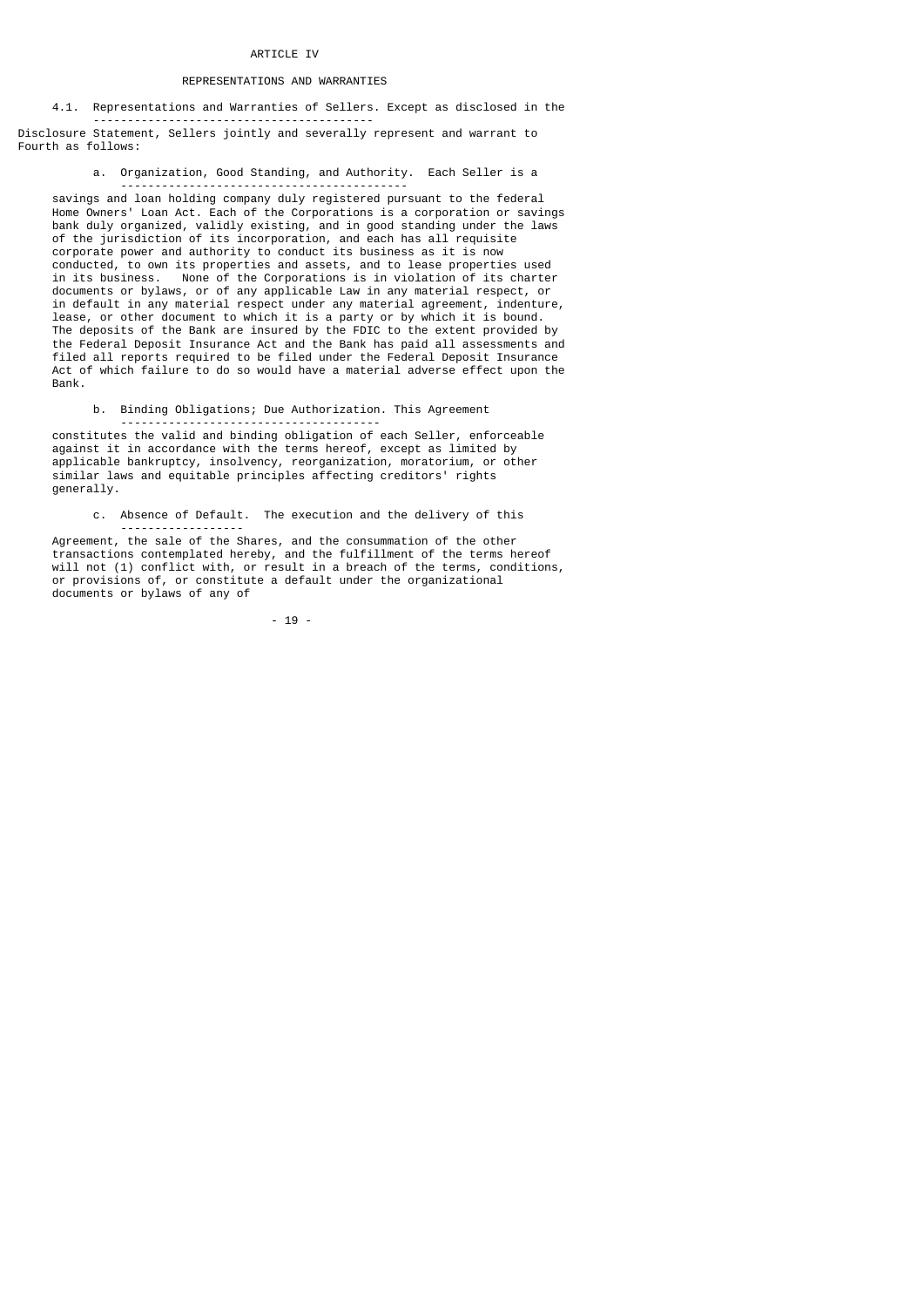# ARTICLE IV

## REPRESENTATIONS AND WARRANTIES

4.1. <u>Representations and Warranties of Sellers</u>. Except as disclosed in the Disclosure Statement, Sellers jointly and severally represent and warrant to Fourth as follows:

a. <u>Organization, Good Standing, and Authority</u>. Each Seller is a savings and loan holding company duly registered pursuant to the federal Home Owners' Loan Act. Each of the Corporations is a corporation or savings bank duly organized, validly existing, and in good standing under the laws of the jurisdiction of its incorporation, and each has all requisite corporate power and authority to conduct its business as it is now conducted, to own its properties and assets, and to lease properties used in its business. None of the Corporations is in violation of its charter documents or bylaws, or of any applicable Law in any material respect, or in default in any material respect under any material agreement, indenture, lease, or other document to which it is a party or by which it is bound. The deposits of the Bank are insured by the FDIC to the extent provided by the Federal Deposit Insurance Act and the Bank has paid all assessments and filed all reports required to be filed under the Federal Deposit Insurance Act of which failure to do so would have a material adverse effect upon the Bank.

b. <u>Binding Obligations; Due Authorization</u>. This Agreement constitutes the valid and binding obligation of each Seller, enforceable against it in accordance with the terms hereof, except as limited by applicable bankruptcy, insolvency, reorganization, moratorium, or other similar laws and equitable principles affecting creditors' rights generally.

c. <u>Absence of Default</u>. The execution and the delivery of this Agreement, the sale of the Shares, and the consummation of the other transactions contemplated hereby, and the fulfillment of the terms hereof will not (1) conflict with, or result in a breach of the terms, conditions, or provisions of, or constitute a default under the organizational documents or bylaws of any of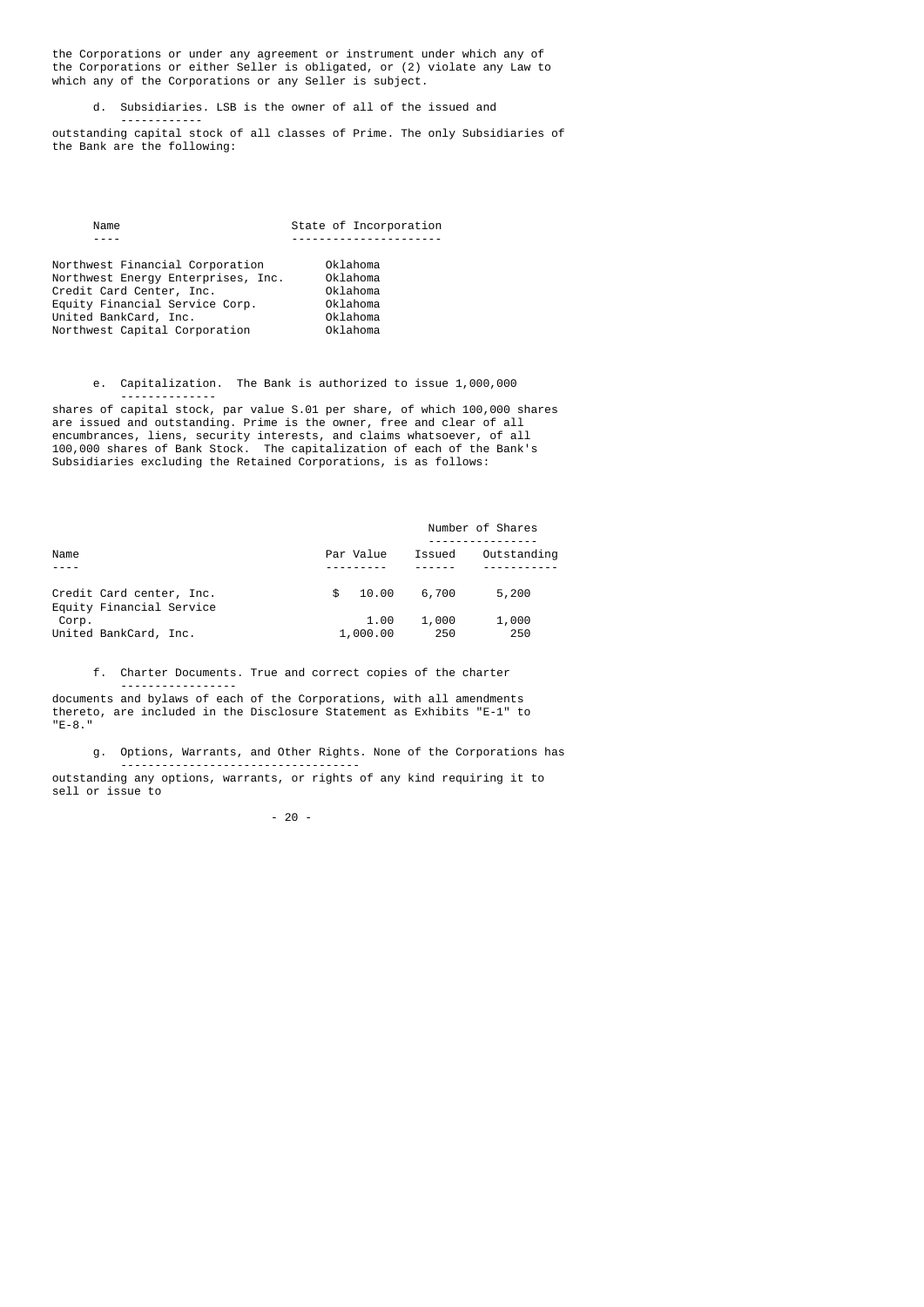the Corporations or under any agreement or instrument under which any of the Corporations or either Seller is obligated, or (2) violate any Law to which any of the Corporations or any Seller is subject.

d. <u>Subsidiaries</u>. LSB is the owner of all of the issued and outstanding capital stock of all classes of Prime. The only Subsidiaries of the Bank are the following:

| Name | State of Incorporation |
|---|---|
| Northwest Financial Corporation | Oklahoma |
| Northwest Energy Enterprises, Inc. | Oklahoma |
| Credit Card Center, Inc. | Oklahoma |
| Equity Financial Service Corp. | Oklahoma |
| United BankCard, Inc. | Oklahoma |
| Northwest Capital Corporation | Oklahoma |

e. <u>Capitalization</u>. The Bank is authorized to issue 1,000,000 shares of capital stock, par value S.01 per share, of which 100,000 shares are issued and outstanding. Prime is the owner, free and clear of all encumbrances, liens, security interests, and claims whatsoever, of all 100,000 shares of Bank Stock. The capitalization of each of the Bank's Subsidiaries excluding the Retained Corporations, is as follows:

| Name | Par Value | Number of Shares | |
|---|---|---|---|
| | | Issued | Outstanding |
| Credit Card center, Inc. | $ 10.00 | 6,700 | 5,200 |
| Equity Financial Service Corp. | 1.00 | 1,000 | 1,000 |
| United BankCard, Inc. | 1,000.00 | 250 | 250 |

f. <u>Charter Documents</u>. True and correct copies of the charter documents and bylaws of each of the Corporations, with all amendments thereto, are included in the Disclosure Statement as Exhibits "E-1" to "E-8."

g. <u>Options, Warrants, and Other Rights</u>. None of the Corporations has outstanding any options, warrants, or rights of any kind requiring it to sell or issue to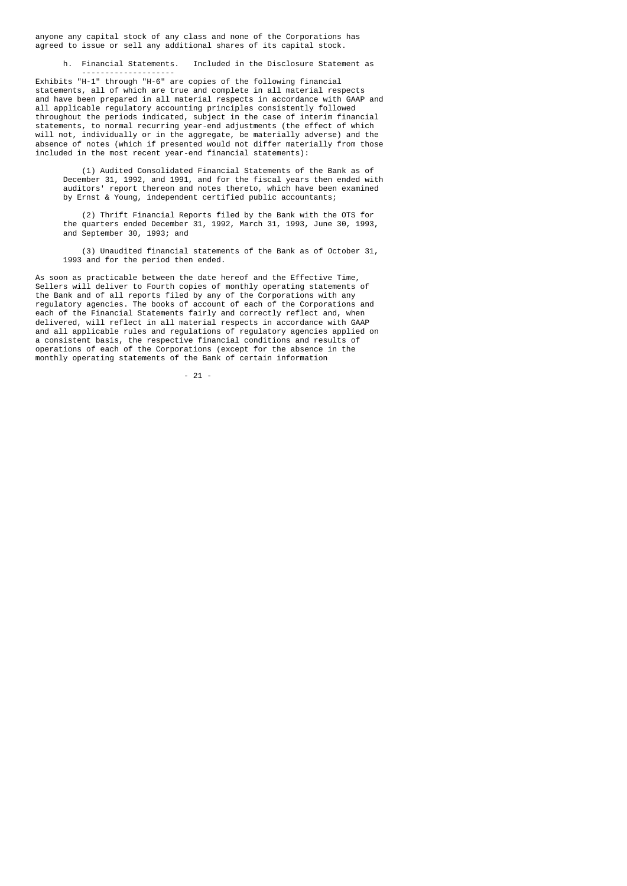anyone any capital stock of any class and none of the Corporations has agreed to issue or sell any additional shares of its capital stock.

h. <u>Financial Statements.</u> Included in the Disclosure Statement as Exhibits "H-1" through "H-6" are copies of the following financial statements, all of which are true and complete in all material respects and have been prepared in all material respects in accordance with GAAP and all applicable regulatory accounting principles consistently followed throughout the periods indicated, subject in the case of interim financial statements, to normal recurring year-end adjustments (the effect of which will not, individually or in the aggregate, be materially adverse) and the absence of notes (which if presented would not differ materially from those included in the most recent year-end financial statements):

(1) Audited Consolidated Financial Statements of the Bank as of December 31, 1992, and 1991, and for the fiscal years then ended with auditors' report thereon and notes thereto, which have been examined by Ernst & Young, independent certified public accountants;

(2) Thrift Financial Reports filed by the Bank with the OTS for the quarters ended December 31, 1992, March 31, 1993, June 30, 1993, and September 30, 1993; and

(3) Unaudited financial statements of the Bank as of October 31, 1993 and for the period then ended.

As soon as practicable between the date hereof and the Effective Time, Sellers will deliver to Fourth copies of monthly operating statements of the Bank and of all reports filed by any of the Corporations with any regulatory agencies. The books of account of each of the Corporations and each of the Financial Statements fairly and correctly reflect and, when delivered, will reflect in all material respects in accordance with GAAP and all applicable rules and regulations of regulatory agencies applied on a consistent basis, the respective financial conditions and results of operations of each of the Corporations (except for the absence in the monthly operating statements of the Bank of certain information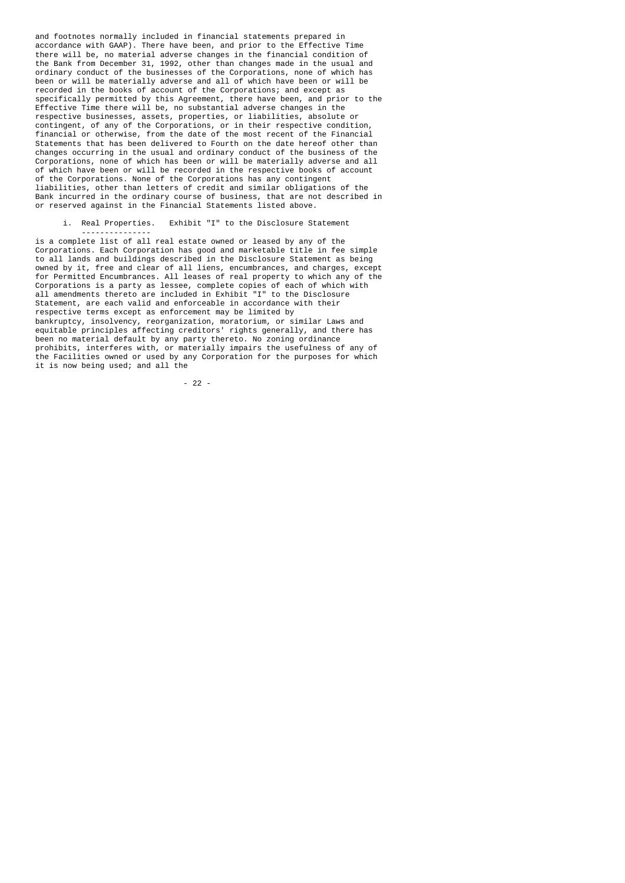and footnotes normally included in financial statements prepared in accordance with GAAP). There have been, and prior to the Effective Time there will be, no material adverse changes in the financial condition of the Bank from December 31, 1992, other than changes made in the usual and ordinary conduct of the businesses of the Corporations, none of which has been or will be materially adverse and all of which have been or will be recorded in the books of account of the Corporations; and except as specifically permitted by this Agreement, there have been, and prior to the Effective Time there will be, no substantial adverse changes in the respective businesses, assets, properties, or liabilities, absolute or contingent, of any of the Corporations, or in their respective condition, financial or otherwise, from the date of the most recent of the Financial Statements that has been delivered to Fourth on the date hereof other than changes occurring in the usual and ordinary conduct of the business of the Corporations, none of which has been or will be materially adverse and all of which have been or will be recorded in the respective books of account of the Corporations. None of the Corporations has any contingent liabilities, other than letters of credit and similar obligations of the Bank incurred in the ordinary course of business, that are not described in or reserved against in the Financial Statements listed above.

i. Real Properties. Exhibit "I" to the Disclosure Statement is a complete list of all real estate owned or leased by any of the Corporations. Each Corporation has good and marketable title in fee simple to all lands and buildings described in the Disclosure Statement as being owned by it, free and clear of all liens, encumbrances, and charges, except for Permitted Encumbrances. All leases of real property to which any of the Corporations is a party as lessee, complete copies of each of which with all amendments thereto are included in Exhibit "I" to the Disclosure Statement, are each valid and enforceable in accordance with their respective terms except as enforcement may be limited by bankruptcy, insolvency, reorganization, moratorium, or similar Laws and equitable principles affecting creditors' rights generally, and there has been no material default by any party thereto. No zoning ordinance prohibits, interferes with, or materially impairs the usefulness of any of the Facilities owned or used by any Corporation for the purposes for which it is now being used; and all the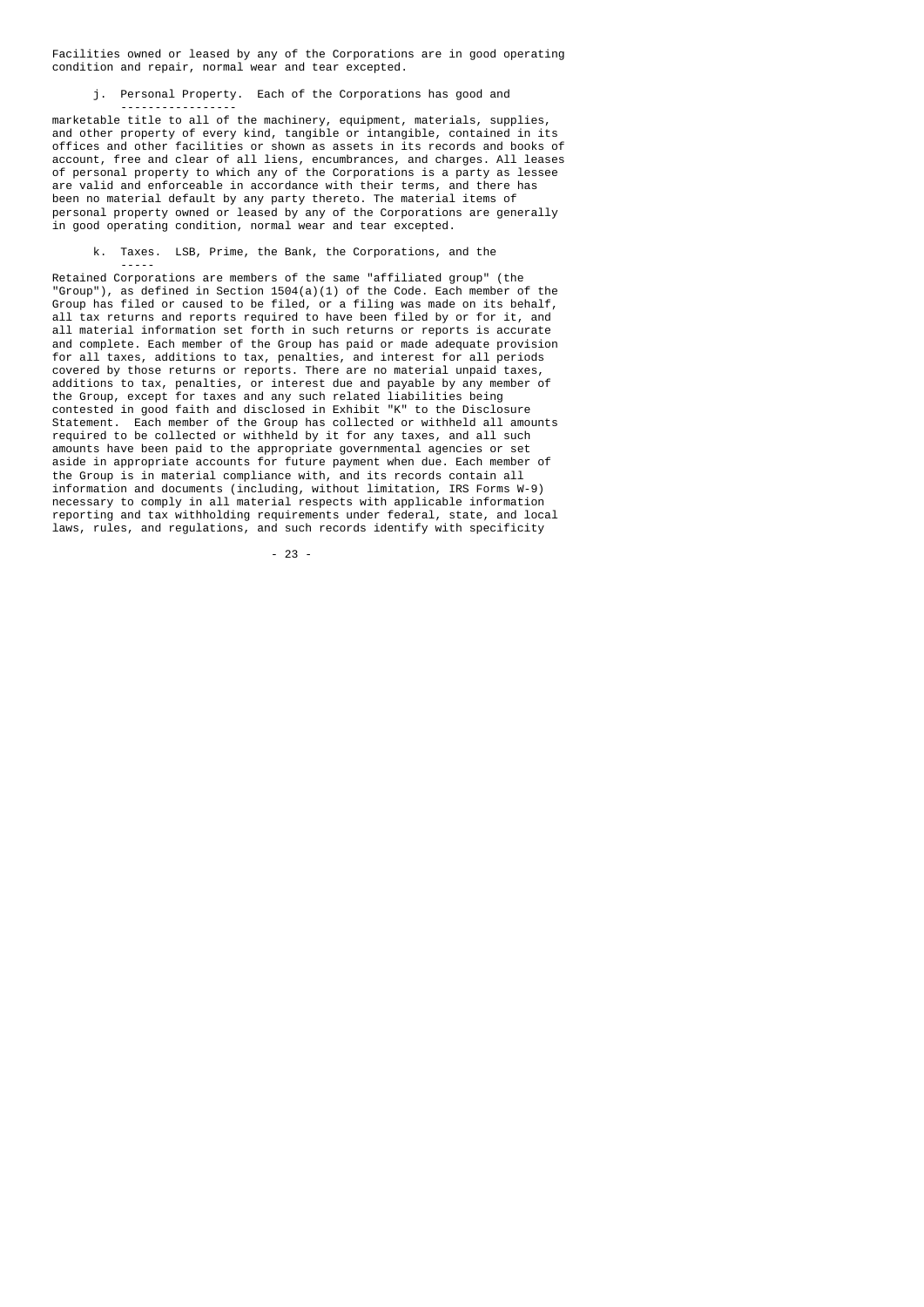Facilities owned or leased by any of the Corporations are in good operating condition and repair, normal wear and tear excepted.

j. <u>Personal Property</u>. Each of the Corporations has good and marketable title to all of the machinery, equipment, materials, supplies, and other property of every kind, tangible or intangible, contained in its offices and other facilities or shown as assets in its records and books of account, free and clear of all liens, encumbrances, and charges. All leases of personal property to which any of the Corporations is a party as lessee are valid and enforceable in accordance with their terms, and there has been no material default by any party thereto. The material items of personal property owned or leased by any of the Corporations are generally in good operating condition, normal wear and tear excepted.

k. <u>Taxes</u>. LSB, Prime, the Bank, the Corporations, and the Retained Corporations are members of the same "affiliated group" (the "Group"), as defined in Section 1504(a)(1) of the Code. Each member of the Group has filed or caused to be filed, or a filing was made on its behalf, all tax returns and reports required to have been filed by or for it, and all material information set forth in such returns or reports is accurate and complete. Each member of the Group has paid or made adequate provision for all taxes, additions to tax, penalties, and interest for all periods covered by those returns or reports. There are no material unpaid taxes, additions to tax, penalties, or interest due and payable by any member of the Group, except for taxes and any such related liabilities being contested in good faith and disclosed in Exhibit "K" to the Disclosure Statement. Each member of the Group has collected or withheld all amounts required to be collected or withheld by it for any taxes, and all such amounts have been paid to the appropriate governmental agencies or set aside in appropriate accounts for future payment when due. Each member of the Group is in material compliance with, and its records contain all information and documents (including, without limitation, IRS Forms W-9) necessary to comply in all material respects with applicable information reporting and tax withholding requirements under federal, state, and local laws, rules, and regulations, and such records identify with specificity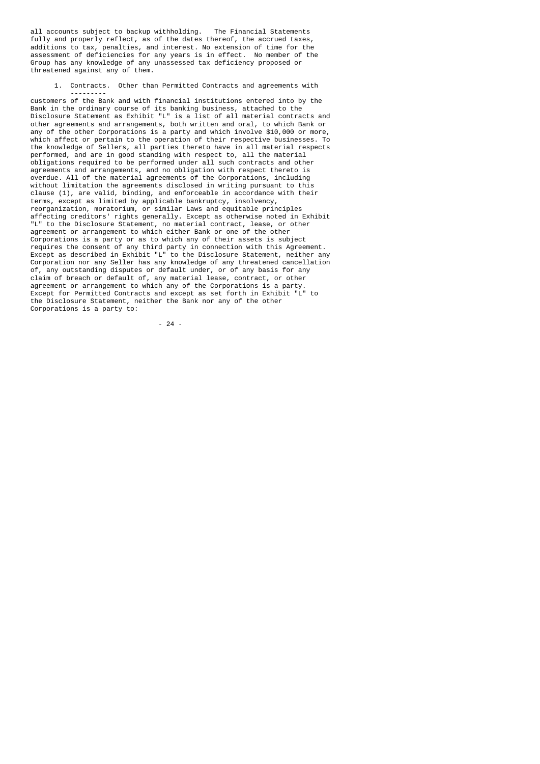all accounts subject to backup withholding. The Financial Statements fully and properly reflect, as of the dates thereof, the accrued taxes, additions to tax, penalties, and interest. No extension of time for the assessment of deficiencies for any years is in effect. No member of the Group has any knowledge of any unassessed tax deficiency proposed or threatened against any of them.

1. Contracts. Other than Permitted Contracts and agreements with customers of the Bank and with financial institutions entered into by the Bank in the ordinary course of its banking business, attached to the Disclosure Statement as Exhibit "L" is a list of all material contracts and other agreements and arrangements, both written and oral, to which Bank or any of the other Corporations is a party and which involve $10,000 or more, which affect or pertain to the operation of their respective businesses. To the knowledge of Sellers, all parties thereto have in all material respects performed, and are in good standing with respect to, all the material obligations required to be performed under all such contracts and other agreements and arrangements, and no obligation with respect thereto is overdue. All of the material agreements of the Corporations, including without limitation the agreements disclosed in writing pursuant to this clause (1), are valid, binding, and enforceable in accordance with their terms, except as limited by applicable bankruptcy, insolvency, reorganization, moratorium, or similar Laws and equitable principles affecting creditors' rights generally. Except as otherwise noted in Exhibit "L" to the Disclosure Statement, no material contract, lease, or other agreement or arrangement to which either Bank or one of the other Corporations is a party or as to which any of their assets is subject requires the consent of any third party in connection with this Agreement. Except as described in Exhibit "L" to the Disclosure Statement, neither any Corporation nor any Seller has any knowledge of any threatened cancellation of, any outstanding disputes or default under, or of any basis for any claim of breach or default of, any material lease, contract, or other agreement or arrangement to which any of the Corporations is a party. Except for Permitted Contracts and except as set forth in Exhibit "L" to the Disclosure Statement, neither the Bank nor any of the other Corporations is a party to: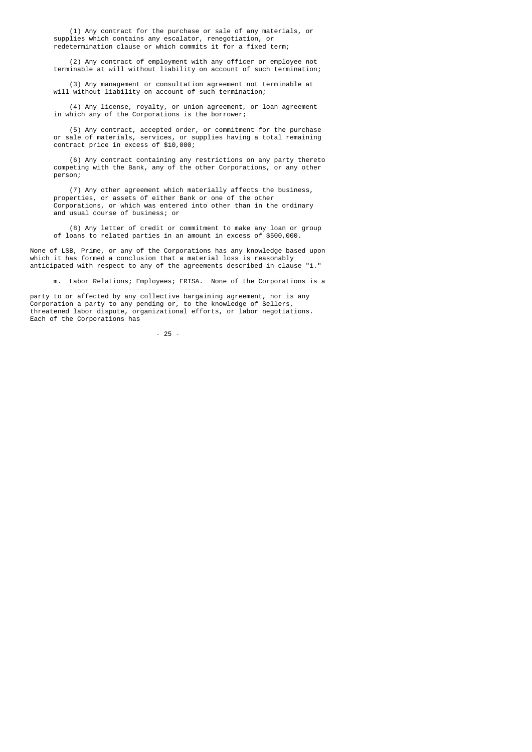(1) Any contract for the purchase or sale of any materials, or supplies which contains any escalator, renegotiation, or redetermination clause or which commits it for a fixed term;

(2) Any contract of employment with any officer or employee not terminable at will without liability on account of such termination;

(3) Any management or consultation agreement not terminable at will without liability on account of such termination;

(4) Any license, royalty, or union agreement, or loan agreement in which any of the Corporations is the borrower;

(5) Any contract, accepted order, or commitment for the purchase or sale of materials, services, or supplies having a total remaining contract price in excess of $10,000;

(6) Any contract containing any restrictions on any party thereto competing with the Bank, any of the other Corporations, or any other person;

(7) Any other agreement which materially affects the business, properties, or assets of either Bank or one of the other Corporations, or which was entered into other than in the ordinary and usual course of business; or

(8) Any letter of credit or commitment to make any loan or group of loans to related parties in an amount in excess of $500,000.

None of LSB, Prime, or any of the Corporations has any knowledge based upon which it has formed a conclusion that a material loss is reasonably anticipated with respect to any of the agreements described in clause "1."

m. Labor Relations; Employees; ERISA. None of the Corporations is a party to or affected by any collective bargaining agreement, nor is any Corporation a party to any pending or, to the knowledge of Sellers, threatened labor dispute, organizational efforts, or labor negotiations. Each of the Corporations has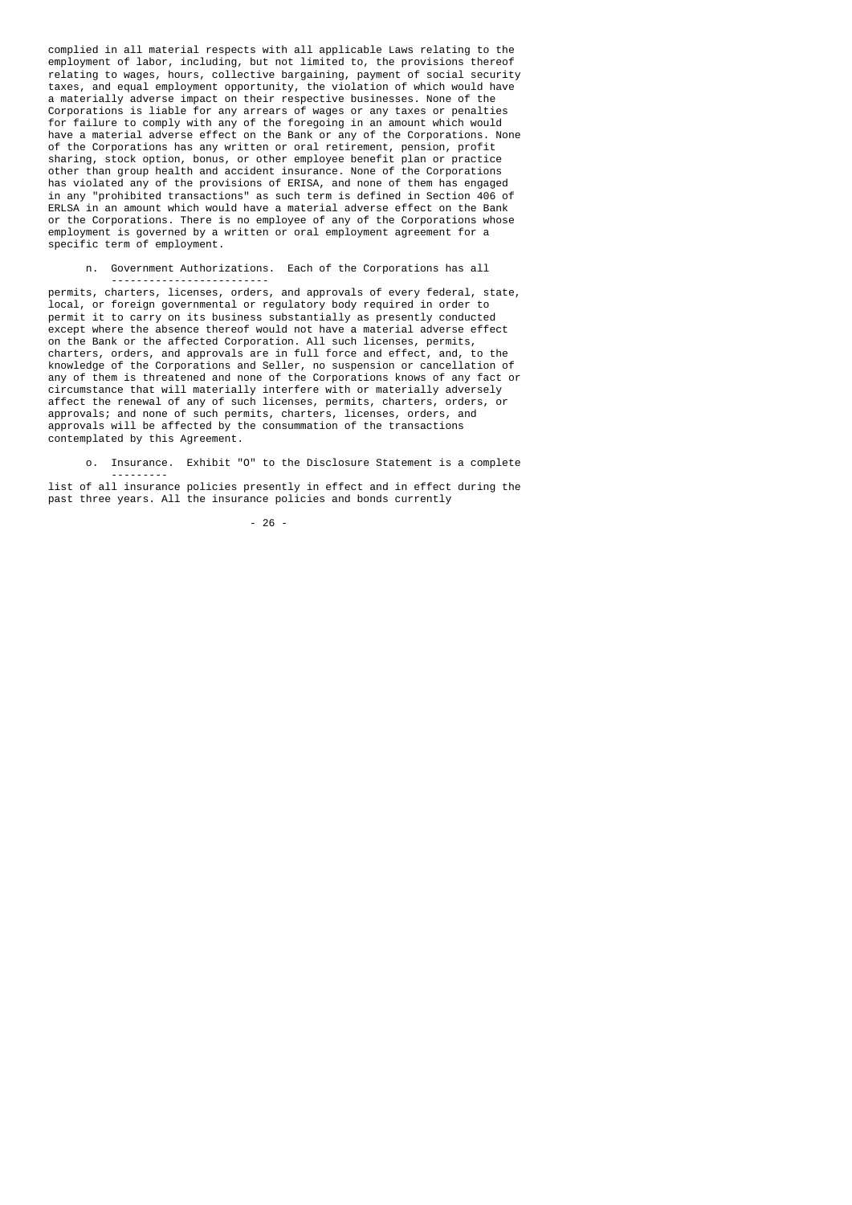complied in all material respects with all applicable Laws relating to the employment of labor, including, but not limited to, the provisions thereof relating to wages, hours, collective bargaining, payment of social security taxes, and equal employment opportunity, the violation of which would have a materially adverse impact on their respective businesses. None of the Corporations is liable for any arrears of wages or any taxes or penalties for failure to comply with any of the foregoing in an amount which would have a material adverse effect on the Bank or any of the Corporations. None of the Corporations has any written or oral retirement, pension, profit sharing, stock option, bonus, or other employee benefit plan or practice other than group health and accident insurance. None of the Corporations has violated any of the provisions of ERISA, and none of them has engaged in any "prohibited transactions" as such term is defined in Section 406 of ERLSA in an amount which would have a material adverse effect on the Bank or the Corporations. There is no employee of any of the Corporations whose employment is governed by a written or oral employment agreement for a specific term of employment.

n. Government Authorizations. Each of the Corporations has all permits, charters, licenses, orders, and approvals of every federal, state, local, or foreign governmental or regulatory body required in order to permit it to carry on its business substantially as presently conducted except where the absence thereof would not have a material adverse effect on the Bank or the affected Corporation. All such licenses, permits, charters, orders, and approvals are in full force and effect, and, to the knowledge of the Corporations and Seller, no suspension or cancellation of any of them is threatened and none of the Corporations knows of any fact or circumstance that will materially interfere with or materially adversely affect the renewal of any of such licenses, permits, charters, orders, or approvals; and none of such permits, charters, licenses, orders, and approvals will be affected by the consummation of the transactions contemplated by this Agreement.

o. Insurance. Exhibit "O" to the Disclosure Statement is a complete list of all insurance policies presently in effect and in effect during the past three years. All the insurance policies and bonds currently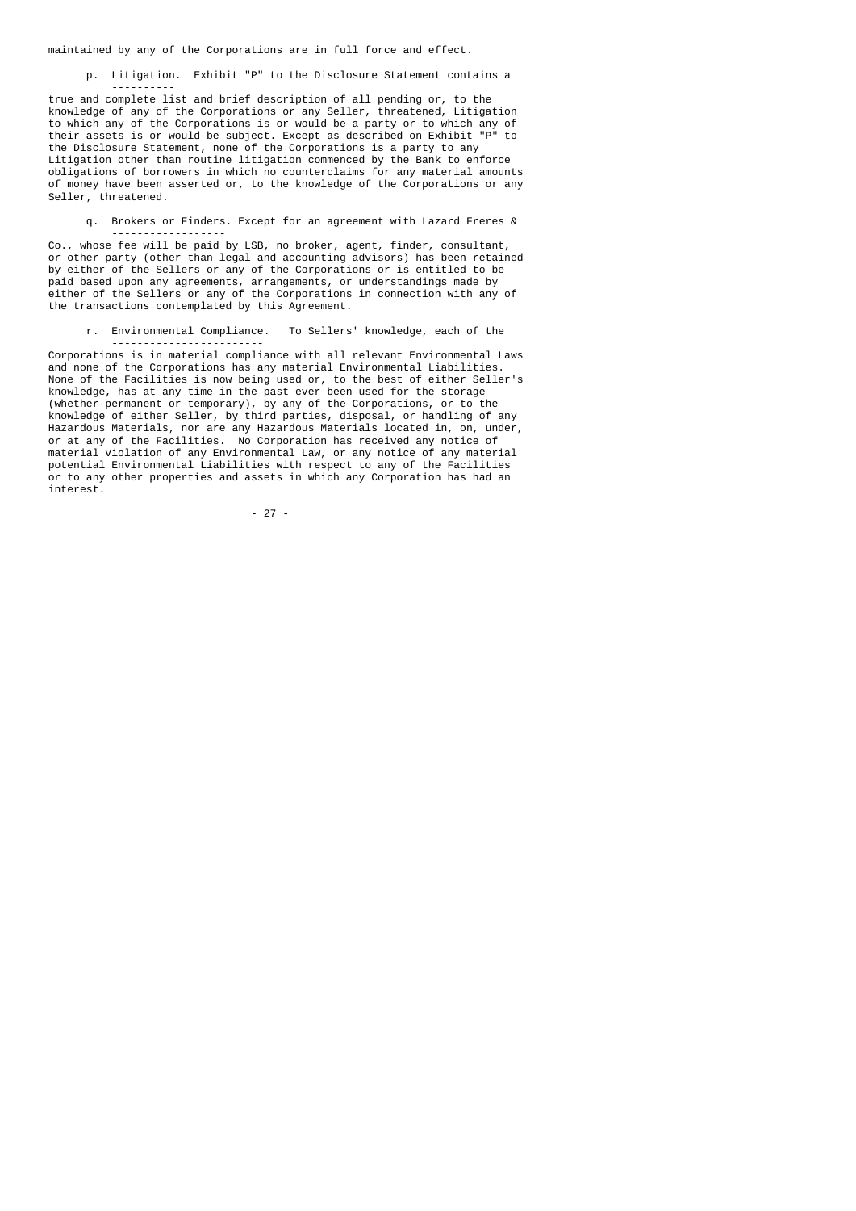maintained by any of the Corporations are in full force and effect.

p. Litigation. Exhibit "P" to the Disclosure Statement contains a true and complete list and brief description of all pending or, to the knowledge of any of the Corporations or any Seller, threatened, Litigation to which any of the Corporations is or would be a party or to which any of their assets is or would be subject. Except as described on Exhibit "P" to the Disclosure Statement, none of the Corporations is a party to any Litigation other than routine litigation commenced by the Bank to enforce obligations of borrowers in which no counterclaims for any material amounts of money have been asserted or, to the knowledge of the Corporations or any Seller, threatened.

q. Brokers or Finders. Except for an agreement with Lazard Freres & Co., whose fee will be paid by LSB, no broker, agent, finder, consultant, or other party (other than legal and accounting advisors) has been retained by either of the Sellers or any of the Corporations or is entitled to be paid based upon any agreements, arrangements, or understandings made by either of the Sellers or any of the Corporations in connection with any of the transactions contemplated by this Agreement.

r. Environmental Compliance. To Sellers' knowledge, each of the Corporations is in material compliance with all relevant Environmental Laws and none of the Corporations has any material Environmental Liabilities. None of the Facilities is now being used or, to the best of either Seller's knowledge, has at any time in the past ever been used for the storage (whether permanent or temporary), by any of the Corporations, or to the knowledge of either Seller, by third parties, disposal, or handling of any Hazardous Materials, nor are any Hazardous Materials located in, on, under, or at any of the Facilities. No Corporation has received any notice of material violation of any Environmental Law, or any notice of any material potential Environmental Liabilities with respect to any of the Facilities or to any other properties and assets in which any Corporation has had an interest.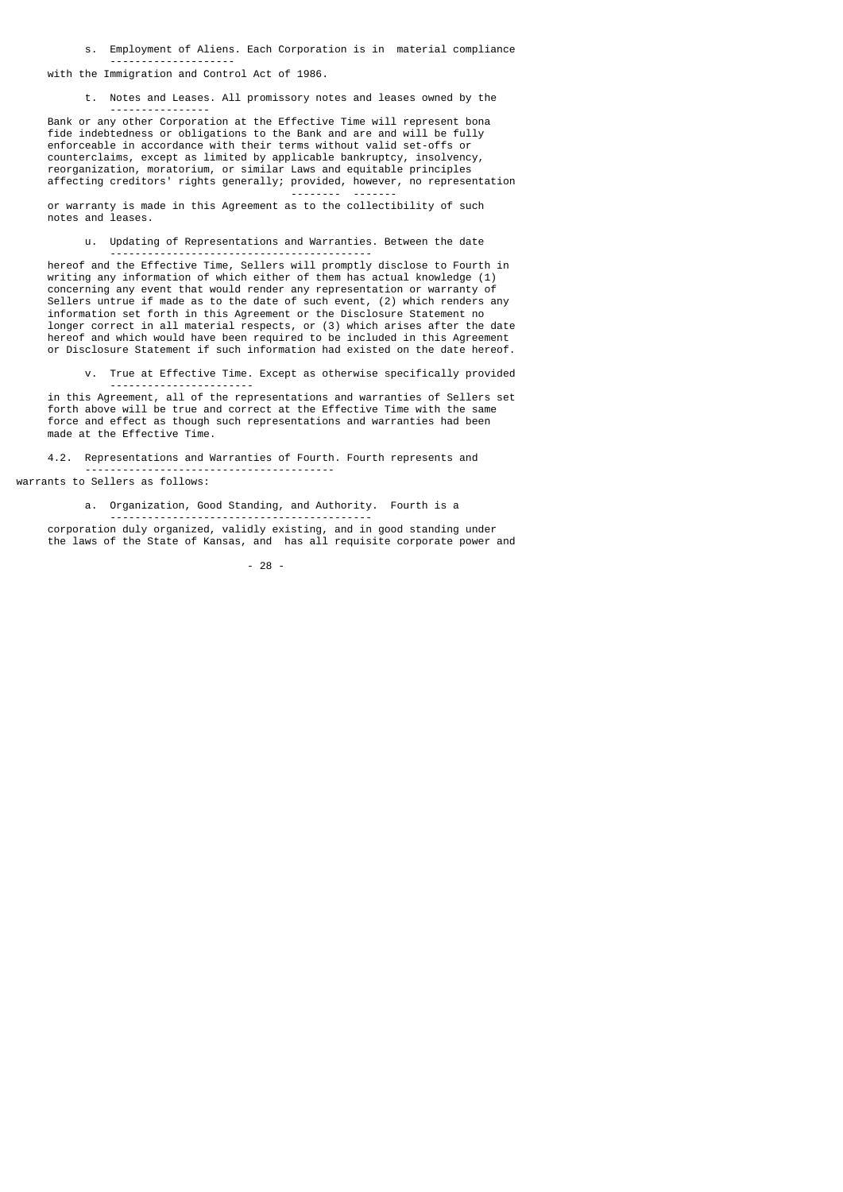s. Employment of Aliens. Each Corporation is in material compliance with the Immigration and Control Act of 1986.

t. Notes and Leases. All promissory notes and leases owned by the Bank or any other Corporation at the Effective Time will represent bona fide indebtedness or obligations to the Bank and are and will be fully enforceable in accordance with their terms without valid set-offs or counterclaims, except as limited by applicable bankruptcy, insolvency, reorganization, moratorium, or similar Laws and equitable principles affecting creditors' rights generally; *provided, however*, no representation or warranty is made in this Agreement as to the collectibility of such notes and leases.

u. Updating of Representations and Warranties. Between the date hereof and the Effective Time, Sellers will promptly disclose to Fourth in writing any information of which either of them has actual knowledge (1) concerning any event that would render any representation or warranty of Sellers untrue if made as to the date of such event, (2) which renders any information set forth in this Agreement or the Disclosure Statement no longer correct in all material respects, or (3) which arises after the date hereof and which would have been required to be included in this Agreement or Disclosure Statement if such information had existed on the date hereof.

v. True at Effective Time. Except as otherwise specifically provided in this Agreement, all of the representations and warranties of Sellers set forth above will be true and correct at the Effective Time with the same force and effect as though such representations and warranties had been made at the Effective Time.

4.2. Representations and Warranties of Fourth. Fourth represents and warrants to Sellers as follows:

a. Organization, Good Standing, and Authority. Fourth is a corporation duly organized, validly existing, and in good standing under the laws of the State of Kansas, and has all requisite corporate power and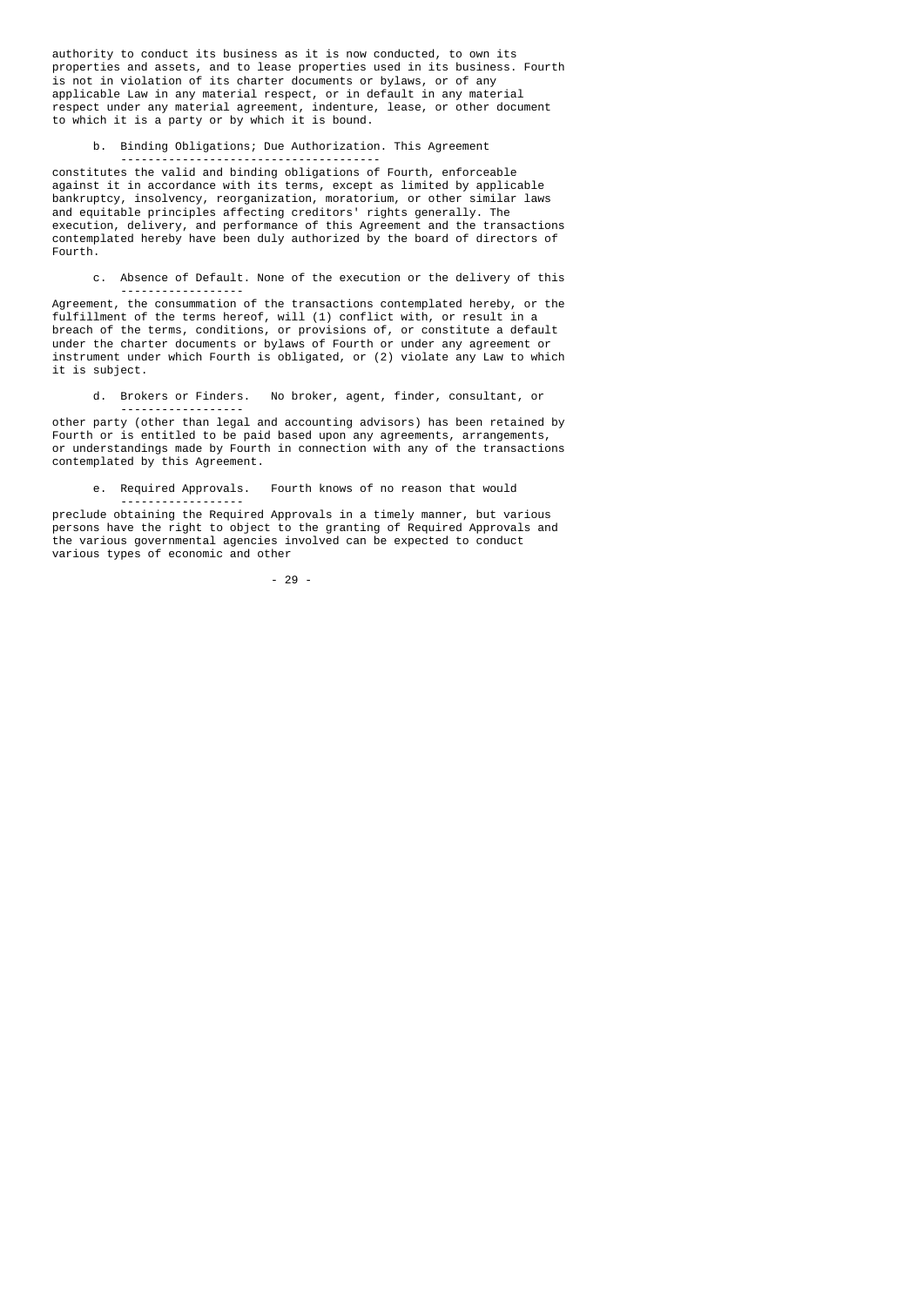authority to conduct its business as it is now conducted, to own its properties and assets, and to lease properties used in its business. Fourth is not in violation of its charter documents or bylaws, or of any applicable Law in any material respect, or in default in any material respect under any material agreement, indenture, lease, or other document to which it is a party or by which it is bound.

b. Binding Obligations; Due Authorization. This Agreement constitutes the valid and binding obligations of Fourth, enforceable against it in accordance with its terms, except as limited by applicable bankruptcy, insolvency, reorganization, moratorium, or other similar laws and equitable principles affecting creditors' rights generally. The execution, delivery, and performance of this Agreement and the transactions contemplated hereby have been duly authorized by the board of directors of Fourth.

c. Absence of Default. None of the execution or the delivery of this Agreement, the consummation of the transactions contemplated hereby, or the fulfillment of the terms hereof, will (1) conflict with, or result in a breach of the terms, conditions, or provisions of, or constitute a default under the charter documents or bylaws of Fourth or under any agreement or instrument under which Fourth is obligated, or (2) violate any Law to which it is subject.

d. Brokers or Finders. No broker, agent, finder, consultant, or other party (other than legal and accounting advisors) has been retained by Fourth or is entitled to be paid based upon any agreements, arrangements, or understandings made by Fourth in connection with any of the transactions contemplated by this Agreement.

e. Required Approvals. Fourth knows of no reason that would preclude obtaining the Required Approvals in a timely manner, but various persons have the right to object to the granting of Required Approvals and the various governmental agencies involved can be expected to conduct various types of economic and other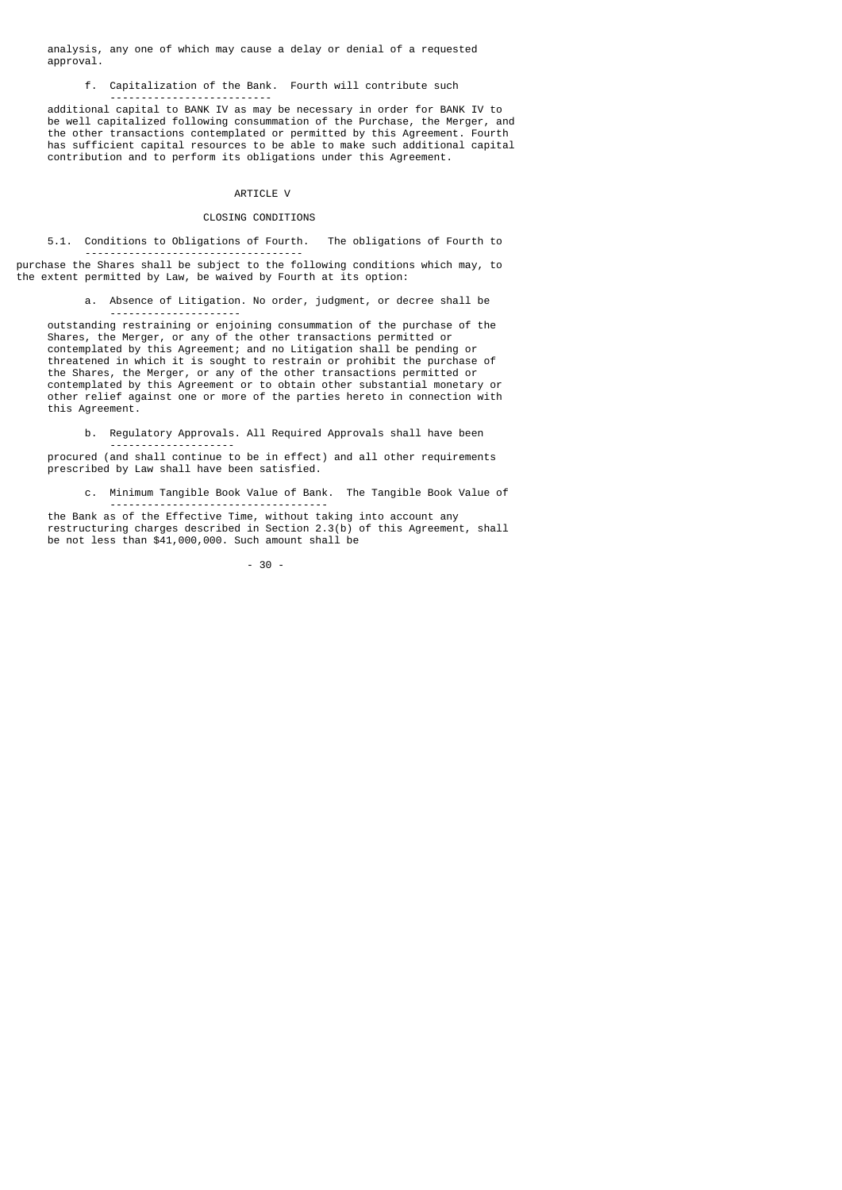analysis, any one of which may cause a delay or denial of a requested approval.

f. Capitalization of the Bank. Fourth will contribute such additional capital to BANK IV as may be necessary in order for BANK IV to be well capitalized following consummation of the Purchase, the Merger, and the other transactions contemplated or permitted by this Agreement. Fourth has sufficient capital resources to be able to make such additional capital contribution and to perform its obligations under this Agreement.

## ARTICLE V

## CLOSING CONDITIONS

5.1. Conditions to Obligations of Fourth. The obligations of Fourth to purchase the Shares shall be subject to the following conditions which may, to the extent permitted by Law, be waived by Fourth at its option:

a. Absence of Litigation. No order, judgment, or decree shall be outstanding restraining or enjoining consummation of the purchase of the Shares, the Merger, or any of the other transactions permitted or contemplated by this Agreement; and no Litigation shall be pending or threatened in which it is sought to restrain or prohibit the purchase of the Shares, the Merger, or any of the other transactions permitted or contemplated by this Agreement or to obtain other substantial monetary or other relief against one or more of the parties hereto in connection with this Agreement.

b. Regulatory Approvals. All Required Approvals shall have been procured (and shall continue to be in effect) and all other requirements prescribed by Law shall have been satisfied.

c. Minimum Tangible Book Value of Bank. The Tangible Book Value of the Bank as of the Effective Time, without taking into account any restructuring charges described in Section 2.3(b) of this Agreement, shall be not less than $41,000,000. Such amount shall be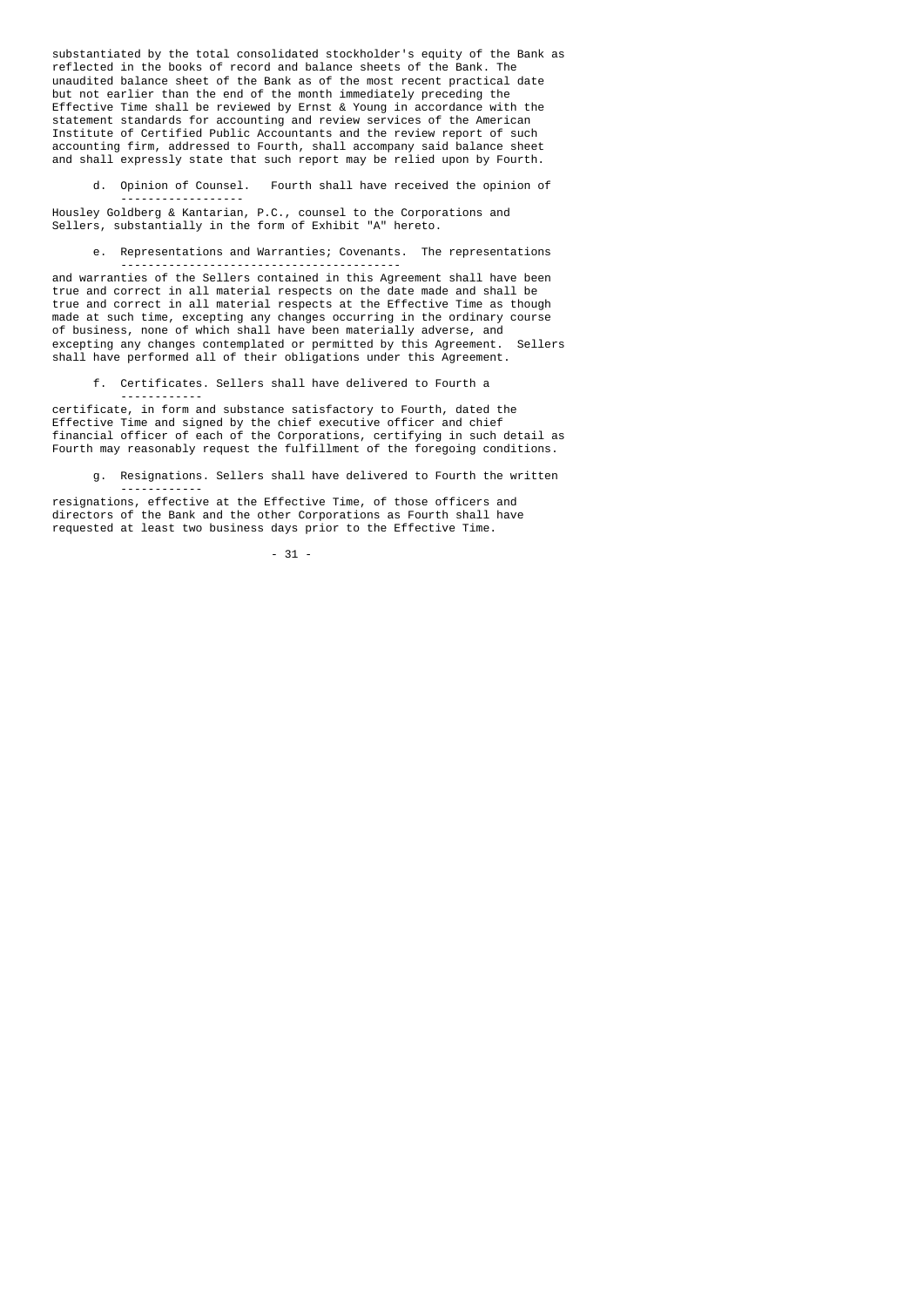substantiated by the total consolidated stockholder's equity of the Bank as reflected in the books of record and balance sheets of the Bank. The unaudited balance sheet of the Bank as of the most recent practical date but not earlier than the end of the month immediately preceding the Effective Time shall be reviewed by Ernst & Young in accordance with the statement standards for accounting and review services of the American Institute of Certified Public Accountants and the review report of such accounting firm, addressed to Fourth, shall accompany said balance sheet and shall expressly state that such report may be relied upon by Fourth.

d. Opinion of Counsel. Fourth shall have received the opinion of Housley Goldberg & Kantarian, P.C., counsel to the Corporations and Sellers, substantially in the form of Exhibit "A" hereto.

e. Representations and Warranties; Covenants. The representations and warranties of the Sellers contained in this Agreement shall have been true and correct in all material respects on the date made and shall be true and correct in all material respects at the Effective Time as though made at such time, excepting any changes occurring in the ordinary course of business, none of which shall have been materially adverse, and excepting any changes contemplated or permitted by this Agreement. Sellers shall have performed all of their obligations under this Agreement.

f. Certificates. Sellers shall have delivered to Fourth a certificate, in form and substance satisfactory to Fourth, dated the Effective Time and signed by the chief executive officer and chief financial officer of each of the Corporations, certifying in such detail as Fourth may reasonably request the fulfillment of the foregoing conditions.

g. Resignations. Sellers shall have delivered to Fourth the written resignations, effective at the Effective Time, of those officers and directors of the Bank and the other Corporations as Fourth shall have requested at least two business days prior to the Effective Time.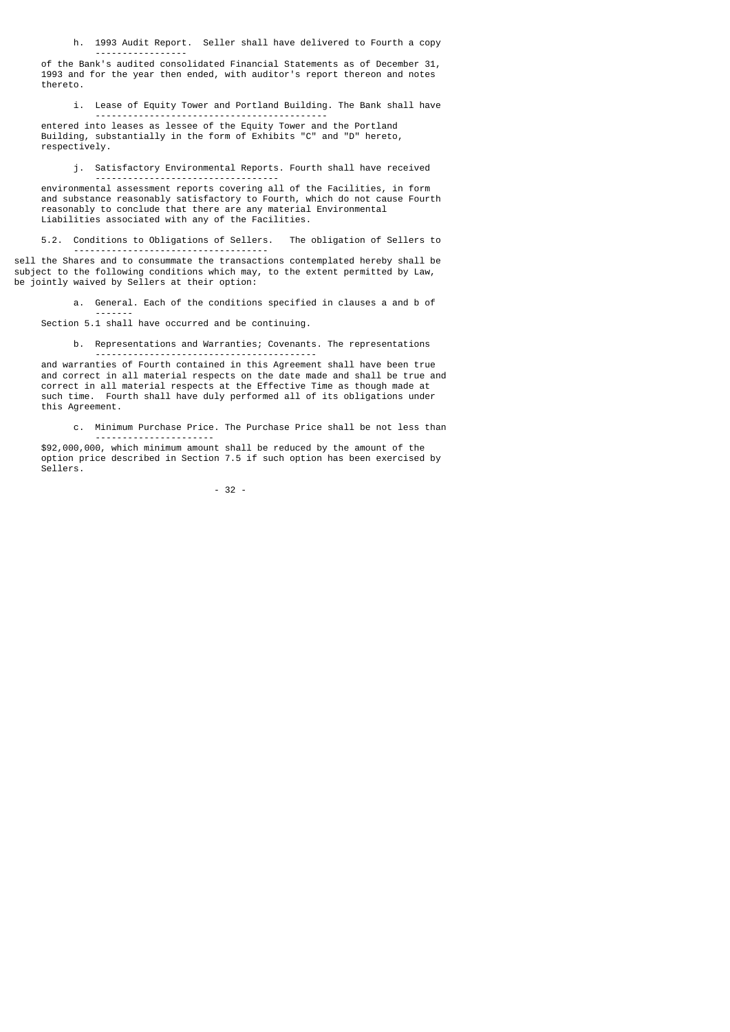h. 1993 Audit Report. Seller shall have delivered to Fourth a copy of the Bank's audited consolidated Financial Statements as of December 31, 1993 and for the year then ended, with auditor's report thereon and notes thereto.

i. Lease of Equity Tower and Portland Building. The Bank shall have entered into leases as lessee of the Equity Tower and the Portland Building, substantially in the form of Exhibits "C" and "D" hereto, respectively.

j. Satisfactory Environmental Reports. Fourth shall have received environmental assessment reports covering all of the Facilities, in form and substance reasonably satisfactory to Fourth, which do not cause Fourth reasonably to conclude that there are any material Environmental Liabilities associated with any of the Facilities.

5.2. Conditions to Obligations of Sellers. The obligation of Sellers to sell the Shares and to consummate the transactions contemplated hereby shall be subject to the following conditions which may, to the extent permitted by Law, be jointly waived by Sellers at their option:

a. General. Each of the conditions specified in clauses a and b of Section 5.1 shall have occurred and be continuing.

b. Representations and Warranties; Covenants. The representations and warranties of Fourth contained in this Agreement shall have been true and correct in all material respects on the date made and shall be true and correct in all material respects at the Effective Time as though made at such time. Fourth shall have duly performed all of its obligations under this Agreement.

c. Minimum Purchase Price. The Purchase Price shall be not less than $92,000,000, which minimum amount shall be reduced by the amount of the option price described in Section 7.5 if such option has been exercised by Sellers.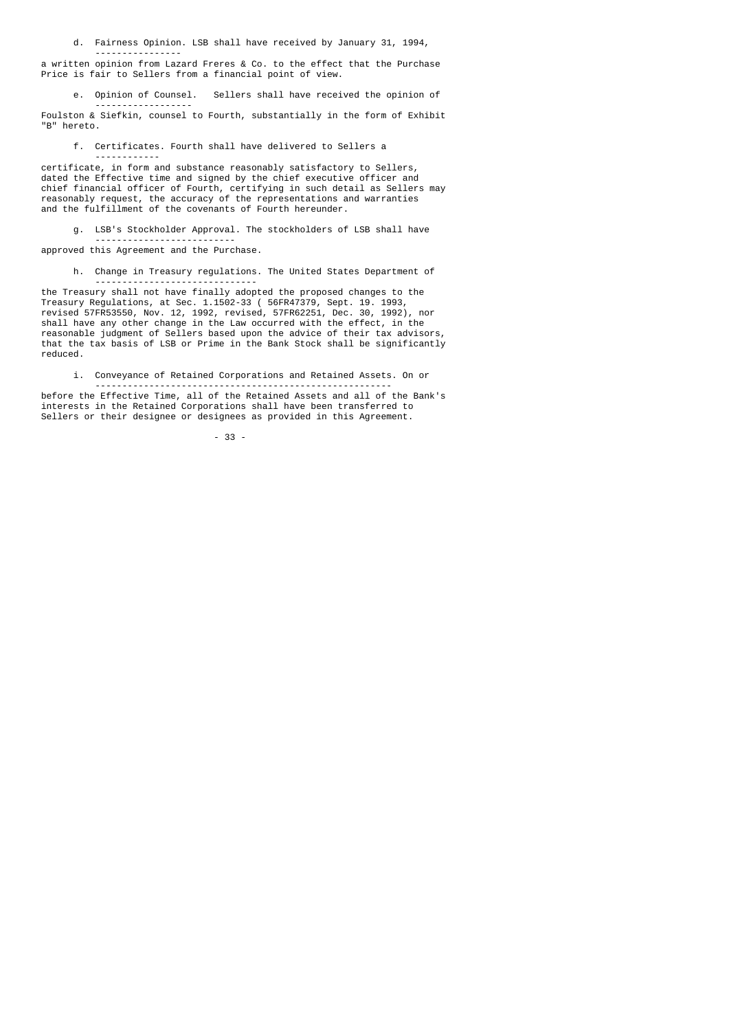d. Fairness Opinion. LSB shall have received by January 31, 1994, a written opinion from Lazard Freres & Co. to the effect that the Purchase Price is fair to Sellers from a financial point of view.

e. Opinion of Counsel. Sellers shall have received the opinion of Foulston & Siefkin, counsel to Fourth, substantially in the form of Exhibit "B" hereto.

f. Certificates. Fourth shall have delivered to Sellers a certificate, in form and substance reasonably satisfactory to Sellers, dated the Effective time and signed by the chief executive officer and chief financial officer of Fourth, certifying in such detail as Sellers may reasonably request, the accuracy of the representations and warranties and the fulfillment of the covenants of Fourth hereunder.

g. LSB's Stockholder Approval. The stockholders of LSB shall have approved this Agreement and the Purchase.

h. Change in Treasury regulations. The United States Department of the Treasury shall not have finally adopted the proposed changes to the Treasury Regulations, at Sec. 1.1502-33 ( 56FR47379, Sept. 19. 1993, revised 57FR53550, Nov. 12, 1992, revised, 57FR62251, Dec. 30, 1992), nor shall have any other change in the Law occurred with the effect, in the reasonable judgment of Sellers based upon the advice of their tax advisors, that the tax basis of LSB or Prime in the Bank Stock shall be significantly reduced.

i. Conveyance of Retained Corporations and Retained Assets. On or before the Effective Time, all of the Retained Assets and all of the Bank's interests in the Retained Corporations shall have been transferred to Sellers or their designee or designees as provided in this Agreement.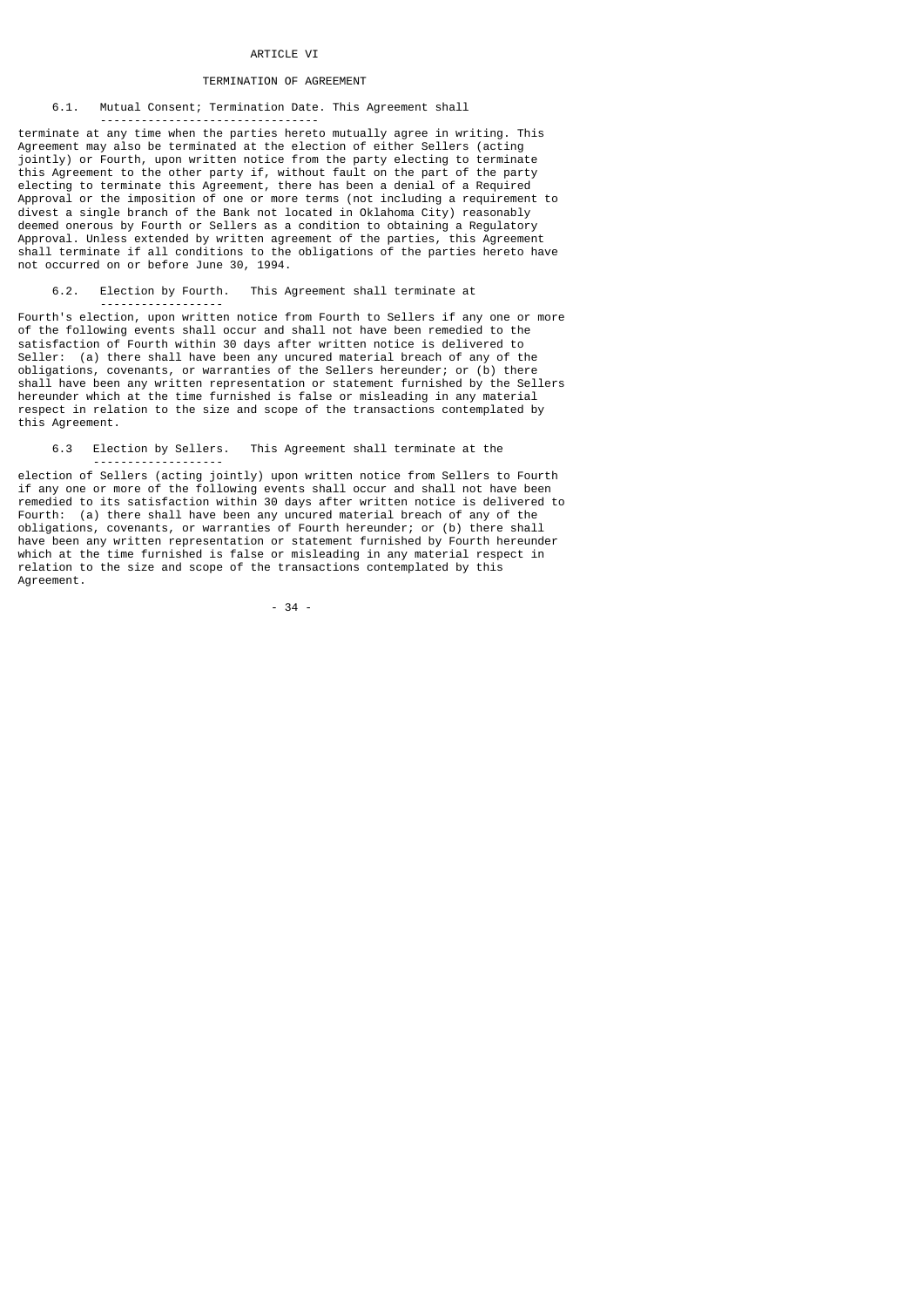# ARTICLE VI

## TERMINATION OF AGREEMENT

6.1. Mutual Consent; Termination Date. This Agreement shall terminate at any time when the parties hereto mutually agree in writing. This Agreement may also be terminated at the election of either Sellers (acting jointly) or Fourth, upon written notice from the party electing to terminate this Agreement to the other party if, without fault on the part of the party electing to terminate this Agreement, there has been a denial of a Required Approval or the imposition of one or more terms (not including a requirement to divest a single branch of the Bank not located in Oklahoma City) reasonably deemed onerous by Fourth or Sellers as a condition to obtaining a Regulatory Approval. Unless extended by written agreement of the parties, this Agreement shall terminate if all conditions to the obligations of the parties hereto have not occurred on or before June 30, 1994.

6.2. Election by Fourth. This Agreement shall terminate at Fourth's election, upon written notice from Fourth to Sellers if any one or more of the following events shall occur and shall not have been remedied to the satisfaction of Fourth within 30 days after written notice is delivered to Seller: (a) there shall have been any uncured material breach of any of the obligations, covenants, or warranties of the Sellers hereunder; or (b) there shall have been any written representation or statement furnished by the Sellers hereunder which at the time furnished is false or misleading in any material respect in relation to the size and scope of the transactions contemplated by this Agreement.

6.3 Election by Sellers. This Agreement shall terminate at the election of Sellers (acting jointly) upon written notice from Sellers to Fourth if any one or more of the following events shall occur and shall not have been remedied to its satisfaction within 30 days after written notice is delivered to Fourth: (a) there shall have been any uncured material breach of any of the obligations, covenants, or warranties of Fourth hereunder; or (b) there shall have been any written representation or statement furnished by Fourth hereunder which at the time furnished is false or misleading in any material respect in relation to the size and scope of the transactions contemplated by this Agreement.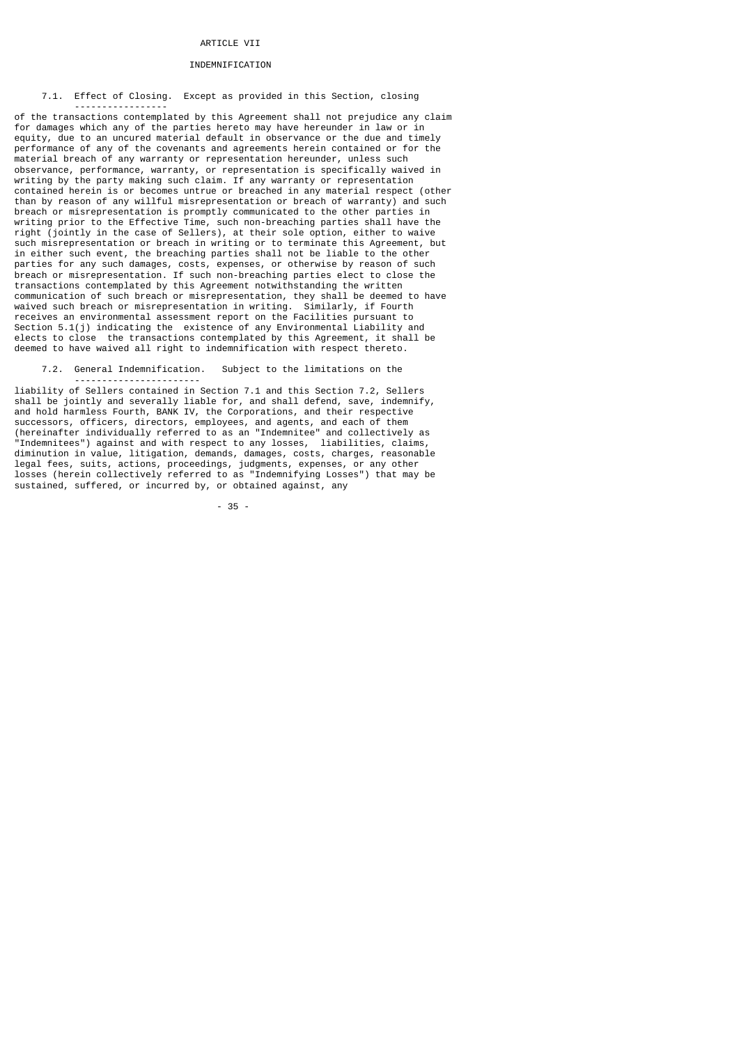# ARTICLE VII

## INDEMNIFICATION

7.1. Effect of Closing. Except as provided in this Section, closing of the transactions contemplated by this Agreement shall not prejudice any claim for damages which any of the parties hereto may have hereunder in law or in equity, due to an uncured material default in observance or the due and timely performance of any of the covenants and agreements herein contained or for the material breach of any warranty or representation hereunder, unless such observance, performance, warranty, or representation is specifically waived in writing by the party making such claim. If any warranty or representation contained herein is or becomes untrue or breached in any material respect (other than by reason of any willful misrepresentation or breach of warranty) and such breach or misrepresentation is promptly communicated to the other parties in writing prior to the Effective Time, such non-breaching parties shall have the right (jointly in the case of Sellers), at their sole option, either to waive such misrepresentation or breach in writing or to terminate this Agreement, but in either such event, the breaching parties shall not be liable to the other parties for any such damages, costs, expenses, or otherwise by reason of such breach or misrepresentation. If such non-breaching parties elect to close the transactions contemplated by this Agreement notwithstanding the written communication of such breach or misrepresentation, they shall be deemed to have waived such breach or misrepresentation in writing. Similarly, if Fourth receives an environmental assessment report on the Facilities pursuant to Section 5.1(j) indicating the existence of any Environmental Liability and elects to close the transactions contemplated by this Agreement, it shall be deemed to have waived all right to indemnification with respect thereto.

7.2. General Indemnification. Subject to the limitations on the liability of Sellers contained in Section 7.1 and this Section 7.2, Sellers shall be jointly and severally liable for, and shall defend, save, indemnify, and hold harmless Fourth, BANK IV, the Corporations, and their respective successors, officers, directors, employees, and agents, and each of them (hereinafter individually referred to as an "Indemnitee" and collectively as "Indemnitees") against and with respect to any losses, liabilities, claims, diminution in value, litigation, demands, damages, costs, charges, reasonable legal fees, suits, actions, proceedings, judgments, expenses, or any other losses (herein collectively referred to as "Indemnifying Losses") that may be sustained, suffered, or incurred by, or obtained against, any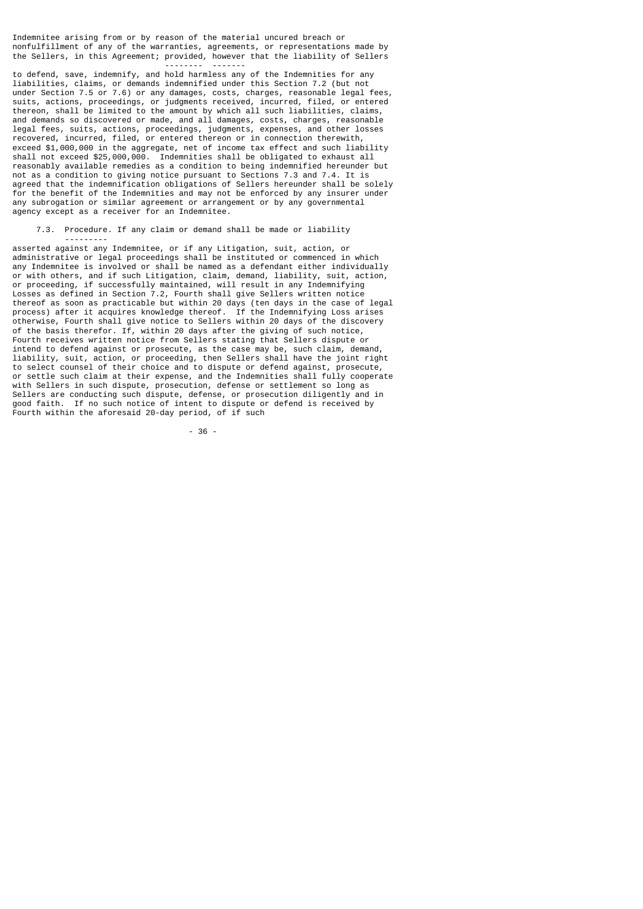Indemnitee arising from or by reason of the material uncured breach or nonfulfillment of any of the warranties, agreements, or representations made by the Sellers, in this Agreement; _provided, however_ that the liability of Sellers to defend, save, indemnify, and hold harmless any of the Indemnities for any liabilities, claims, or demands indemnified under this Section 7.2 (but not under Section 7.5 or 7.6) or any damages, costs, charges, reasonable legal fees, suits, actions, proceedings, or judgments received, incurred, filed, or entered thereon, shall be limited to the amount by which all such liabilities, claims, and demands so discovered or made, and all damages, costs, charges, reasonable legal fees, suits, actions, proceedings, judgments, expenses, and other losses recovered, incurred, filed, or entered thereon or in connection therewith, exceed $1,000,000 in the aggregate, net of income tax effect and such liability shall not exceed $25,000,000. Indemnities shall be obligated to exhaust all reasonably available remedies as a condition to being indemnified hereunder but not as a condition to giving notice pursuant to Sections 7.3 and 7.4. It is agreed that the indemnification obligations of Sellers hereunder shall be solely for the benefit of the Indemnities and may not be enforced by any insurer under any subrogation or similar agreement or arrangement or by any governmental agency except as a receiver for an Indemnitee.

7.3. _Procedure_. If any claim or demand shall be made or liability asserted against any Indemnitee, or if any Litigation, suit, action, or administrative or legal proceedings shall be instituted or commenced in which any Indemnitee is involved or shall be named as a defendant either individually or with others, and if such Litigation, claim, demand, liability, suit, action, or proceeding, if successfully maintained, will result in any Indemnifying Losses as defined in Section 7.2, Fourth shall give Sellers written notice thereof as soon as practicable but within 20 days (ten days in the case of legal process) after it acquires knowledge thereof. If the Indemnifying Loss arises otherwise, Fourth shall give notice to Sellers within 20 days of the discovery of the basis therefor. If, within 20 days after the giving of such notice, Fourth receives written notice from Sellers stating that Sellers dispute or intend to defend against or prosecute, as the case may be, such claim, demand, liability, suit, action, or proceeding, then Sellers shall have the joint right to select counsel of their choice and to dispute or defend against, prosecute, or settle such claim at their expense, and the Indemnities shall fully cooperate with Sellers in such dispute, prosecution, defense or settlement so long as Sellers are conducting such dispute, defense, or prosecution diligently and in good faith. If no such notice of intent to dispute or defend is received by Fourth within the aforesaid 20-day period, of if such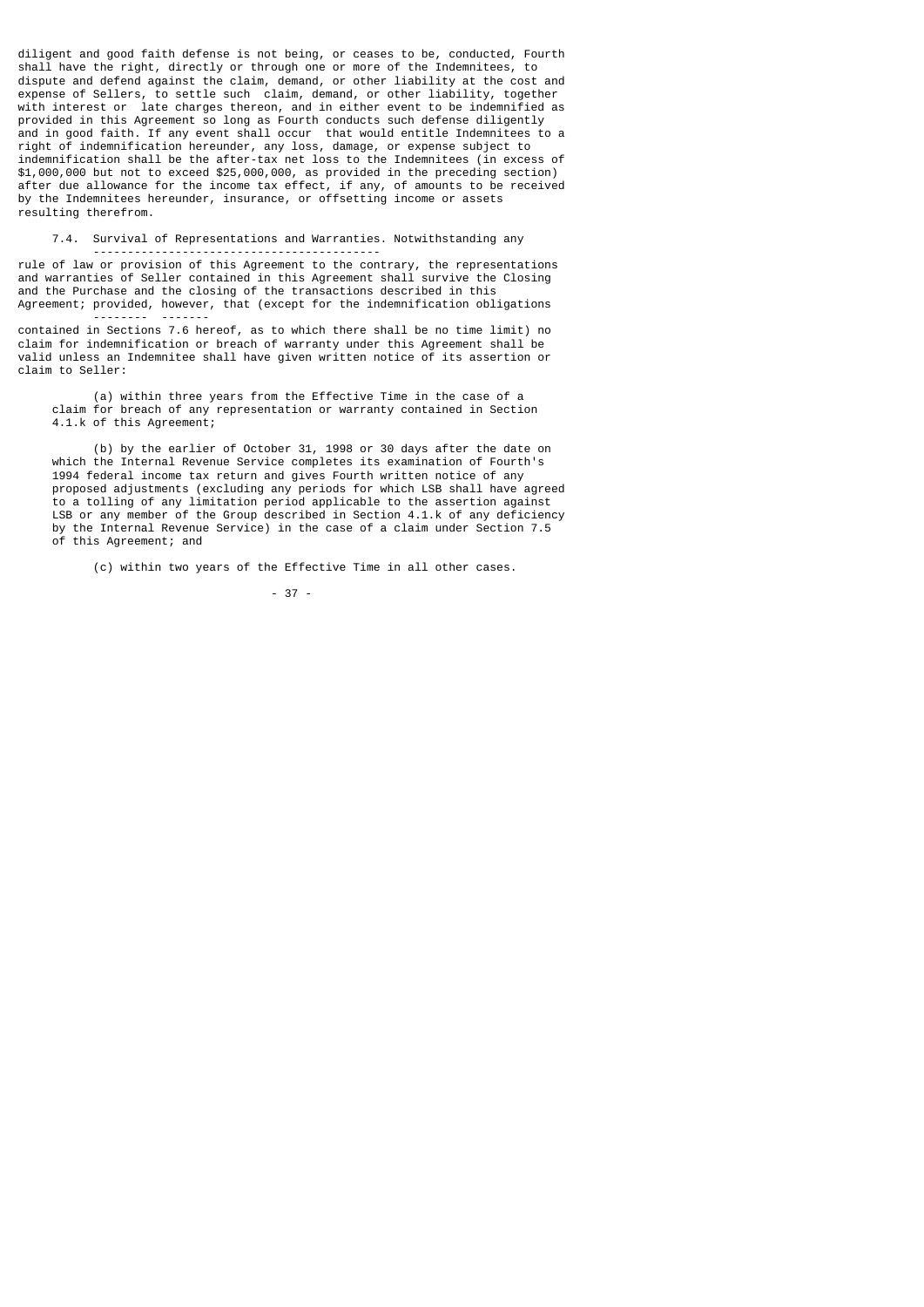diligent and good faith defense is not being, or ceases to be, conducted, Fourth shall have the right, directly or through one or more of the Indemnitees, to dispute and defend against the claim, demand, or other liability at the cost and expense of Sellers, to settle such claim, demand, or other liability, together with interest or late charges thereon, and in either event to be indemnified as provided in this Agreement so long as Fourth conducts such defense diligently and in good faith. If any event shall occur that would entitle Indemnitees to a right of indemnification hereunder, any loss, damage, or expense subject to indemnification shall be the after-tax net loss to the Indemnitees (in excess of $1,000,000 but not to exceed $25,000,000, as provided in the preceding section) after due allowance for the income tax effect, if any, of amounts to be received by the Indemnitees hereunder, insurance, or offsetting income or assets resulting therefrom.

7.4. Survival of Representations and Warranties. Notwithstanding any rule of law or provision of this Agreement to the contrary, the representations and warranties of Seller contained in this Agreement shall survive the Closing and the Purchase and the closing of the transactions described in this Agreement; *provided, however*, that (except for the indemnification obligations contained in Sections 7.6 hereof, as to which there shall be no time limit) no claim for indemnification or breach of warranty under this Agreement shall be valid unless an Indemnitee shall have given written notice of its assertion or claim to Seller:

(a) within three years from the Effective Time in the case of a claim for breach of any representation or warranty contained in Section 4.1.k of this Agreement;

(b) by the earlier of October 31, 1998 or 30 days after the date on which the Internal Revenue Service completes its examination of Fourth's 1994 federal income tax return and gives Fourth written notice of any proposed adjustments (excluding any periods for which LSB shall have agreed to a tolling of any limitation period applicable to the assertion against LSB or any member of the Group described in Section 4.1.k of any deficiency by the Internal Revenue Service) in the case of a claim under Section 7.5 of this Agreement; and

(c) within two years of the Effective Time in all other cases.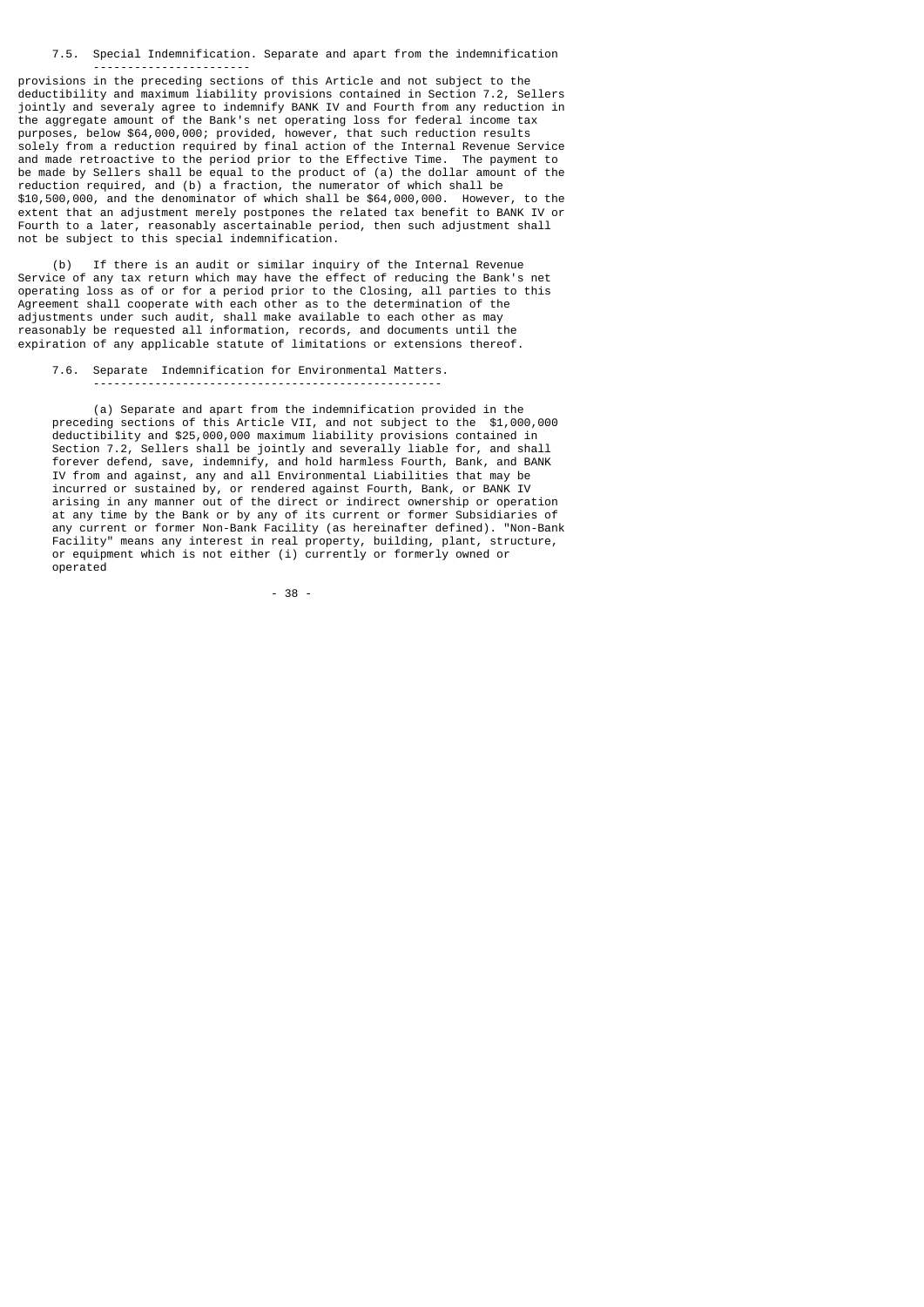7.5. Special Indemnification. Separate and apart from the indemnification provisions in the preceding sections of this Article and not subject to the deductibility and maximum liability provisions contained in Section 7.2, Sellers jointly and severaly agree to indemnify BANK IV and Fourth from any reduction in the aggregate amount of the Bank's net operating loss for federal income tax purposes, below $64,000,000; provided, however, that such reduction results solely from a reduction required by final action of the Internal Revenue Service and made retroactive to the period prior to the Effective Time. The payment to be made by Sellers shall be equal to the product of (a) the dollar amount of the reduction required, and (b) a fraction, the numerator of which shall be $10,500,000, and the denominator of which shall be $64,000,000. However, to the extent that an adjustment merely postpones the related tax benefit to BANK IV or Fourth to a later, reasonably ascertainable period, then such adjustment shall not be subject to this special indemnification.

(b) If there is an audit or similar inquiry of the Internal Revenue Service of any tax return which may have the effect of reducing the Bank's net operating loss as of or for a period prior to the Closing, all parties to this Agreement shall cooperate with each other as to the determination of the adjustments under such audit, shall make available to each other as may reasonably be requested all information, records, and documents until the expiration of any applicable statute of limitations or extensions thereof.

7.6. Separate Indemnification for Environmental Matters.

(a) Separate and apart from the indemnification provided in the preceding sections of this Article VII, and not subject to the $1,000,000 deductibility and $25,000,000 maximum liability provisions contained in Section 7.2, Sellers shall be jointly and severally liable for, and shall forever defend, save, indemnify, and hold harmless Fourth, Bank, and BANK IV from and against, any and all Environmental Liabilities that may be incurred or sustained by, or rendered against Fourth, Bank, or BANK IV arising in any manner out of the direct or indirect ownership or operation at any time by the Bank or by any of its current or former Subsidiaries of any current or former Non-Bank Facility (as hereinafter defined). "Non-Bank Facility" means any interest in real property, building, plant, structure, or equipment which is not either (i) currently or formerly owned or operated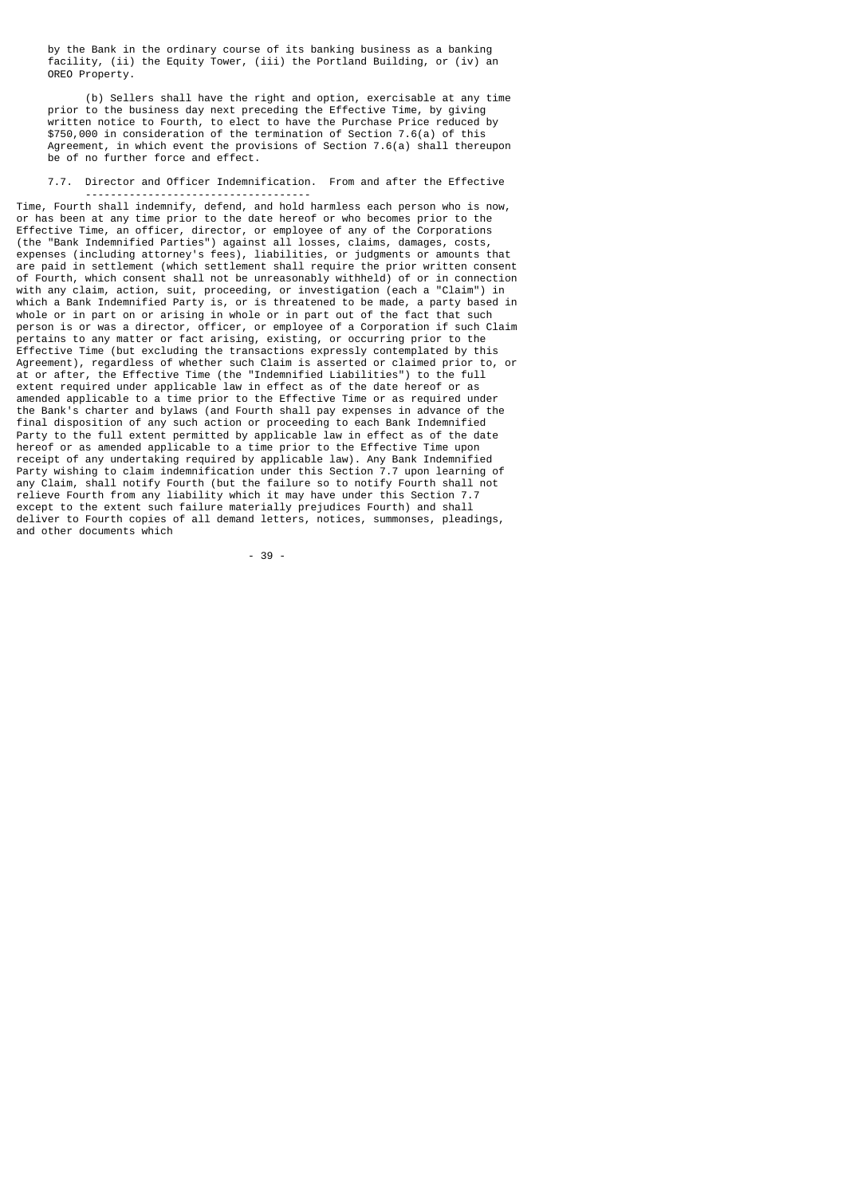by the Bank in the ordinary course of its banking business as a banking facility, (ii) the Equity Tower, (iii) the Portland Building, or (iv) an OREO Property.

(b) Sellers shall have the right and option, exercisable at any time prior to the business day next preceding the Effective Time, by giving written notice to Fourth, to elect to have the Purchase Price reduced by $750,000 in consideration of the termination of Section 7.6(a) of this Agreement, in which event the provisions of Section 7.6(a) shall thereupon be of no further force and effect.

7.7. Director and Officer Indemnification. From and after the Effective Time, Fourth shall indemnify, defend, and hold harmless each person who is now, or has been at any time prior to the date hereof or who becomes prior to the Effective Time, an officer, director, or employee of any of the Corporations (the "Bank Indemnified Parties") against all losses, claims, damages, costs, expenses (including attorney's fees), liabilities, or judgments or amounts that are paid in settlement (which settlement shall require the prior written consent of Fourth, which consent shall not be unreasonably withheld) of or in connection with any claim, action, suit, proceeding, or investigation (each a "Claim") in which a Bank Indemnified Party is, or is threatened to be made, a party based in whole or in part on or arising in whole or in part out of the fact that such person is or was a director, officer, or employee of a Corporation if such Claim pertains to any matter or fact arising, existing, or occurring prior to the Effective Time (but excluding the transactions expressly contemplated by this Agreement), regardless of whether such Claim is asserted or claimed prior to, or at or after, the Effective Time (the "Indemnified Liabilities") to the full extent required under applicable law in effect as of the date hereof or as amended applicable to a time prior to the Effective Time or as required under the Bank's charter and bylaws (and Fourth shall pay expenses in advance of the final disposition of any such action or proceeding to each Bank Indemnified Party to the full extent permitted by applicable law in effect as of the date hereof or as amended applicable to a time prior to the Effective Time upon receipt of any undertaking required by applicable law). Any Bank Indemnified Party wishing to claim indemnification under this Section 7.7 upon learning of any Claim, shall notify Fourth (but the failure so to notify Fourth shall not relieve Fourth from any liability which it may have under this Section 7.7 except to the extent such failure materially prejudices Fourth) and shall deliver to Fourth copies of all demand letters, notices, summonses, pleadings, and other documents which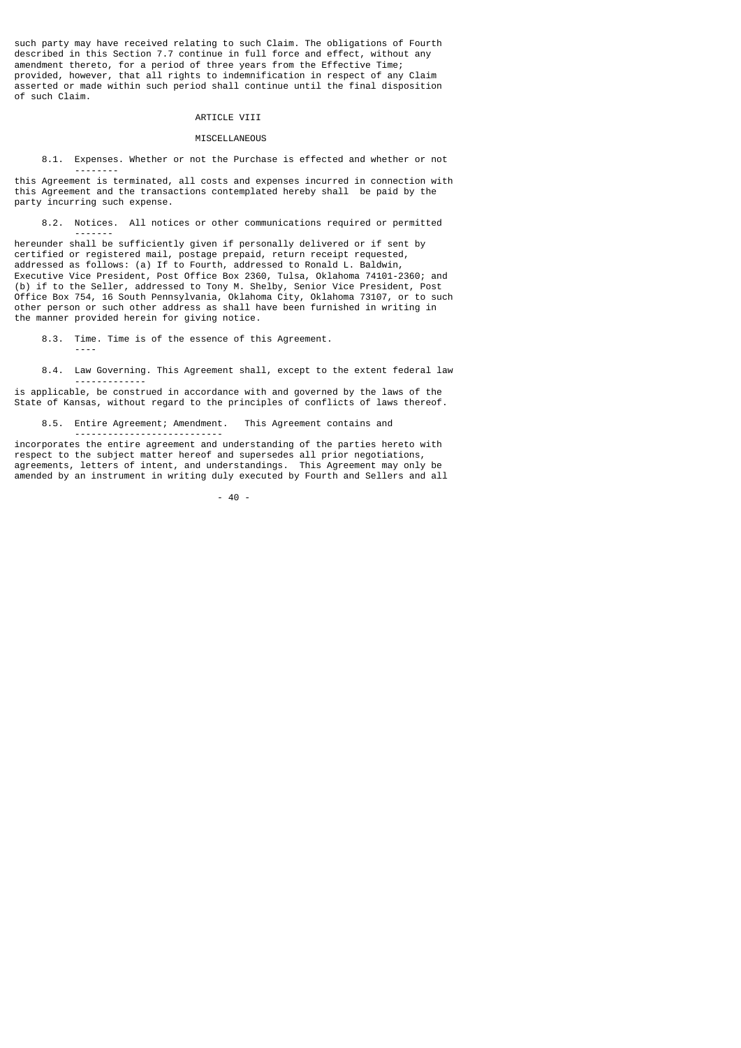such party may have received relating to such Claim. The obligations of Fourth described in this Section 7.7 continue in full force and effect, without any amendment thereto, for a period of three years from the Effective Time; provided, however, that all rights to indemnification in respect of any Claim asserted or made within such period shall continue until the final disposition of such Claim.

## ARTICLE VIII

## MISCELLANEOUS

8.1. Expenses. Whether or not the Purchase is effected and whether or not this Agreement is terminated, all costs and expenses incurred in connection with this Agreement and the transactions contemplated hereby shall be paid by the party incurring such expense.

8.2. Notices. All notices or other communications required or permitted hereunder shall be sufficiently given if personally delivered or if sent by certified or registered mail, postage prepaid, return receipt requested, addressed as follows: (a) If to Fourth, addressed to Ronald L. Baldwin, Executive Vice President, Post Office Box 2360, Tulsa, Oklahoma 74101-2360; and (b) if to the Seller, addressed to Tony M. Shelby, Senior Vice President, Post Office Box 754, 16 South Pennsylvania, Oklahoma City, Oklahoma 73107, or to such other person or such other address as shall have been furnished in writing in the manner provided herein for giving notice.

8.3. Time. Time is of the essence of this Agreement.

8.4. Law Governing. This Agreement shall, except to the extent federal law is applicable, be construed in accordance with and governed by the laws of the State of Kansas, without regard to the principles of conflicts of laws thereof.

8.5. Entire Agreement; Amendment. This Agreement contains and incorporates the entire agreement and understanding of the parties hereto with respect to the subject matter hereof and supersedes all prior negotiations, agreements, letters of intent, and understandings. This Agreement may only be amended by an instrument in writing duly executed by Fourth and Sellers and all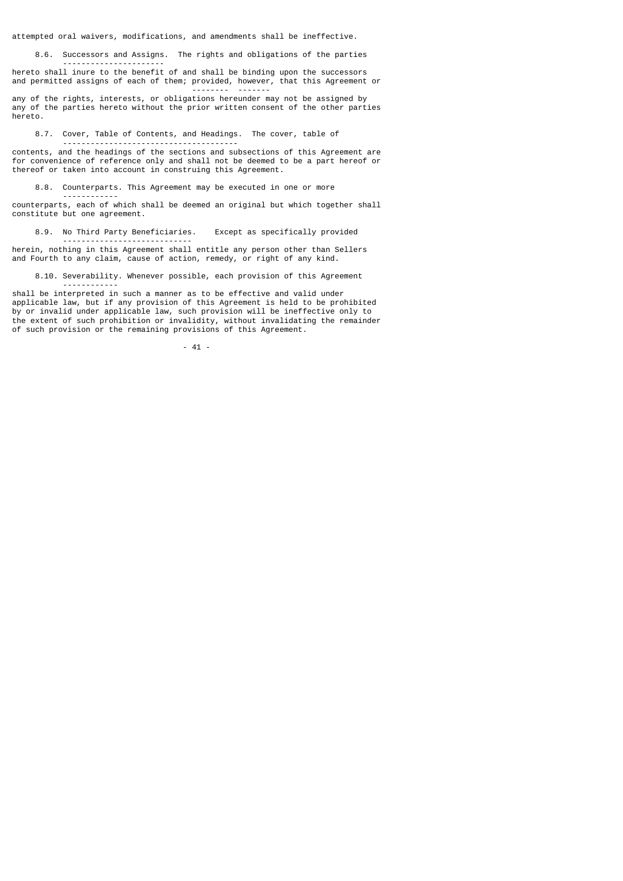attempted oral waivers, modifications, and amendments shall be ineffective.

8.6. <u>Successors and Assigns</u>. The rights and obligations of the parties hereto shall inure to the benefit of and shall be binding upon the successors and permitted assigns of each of them; <u>provided</u>, <u>however</u>, that this Agreement or any of the rights, interests, or obligations hereunder may not be assigned by any of the parties hereto without the prior written consent of the other parties hereto.

8.7. <u>Cover, Table of Contents, and Headings</u>. The cover, table of contents, and the headings of the sections and subsections of this Agreement are for convenience of reference only and shall not be deemed to be a part hereof or thereof or taken into account in construing this Agreement.

8.8. <u>Counterparts</u>. This Agreement may be executed in one or more counterparts, each of which shall be deemed an original but which together shall constitute but one agreement.

8.9. <u>No Third Party Beneficiaries</u>. Except as specifically provided herein, nothing in this Agreement shall entitle any person other than Sellers and Fourth to any claim, cause of action, remedy, or right of any kind.

8.10. <u>Severability</u>. Whenever possible, each provision of this Agreement shall be interpreted in such a manner as to be effective and valid under applicable law, but if any provision of this Agreement is held to be prohibited by or invalid under applicable law, such provision will be ineffective only to the extent of such prohibition or invalidity, without invalidating the remainder of such provision or the remaining provisions of this Agreement.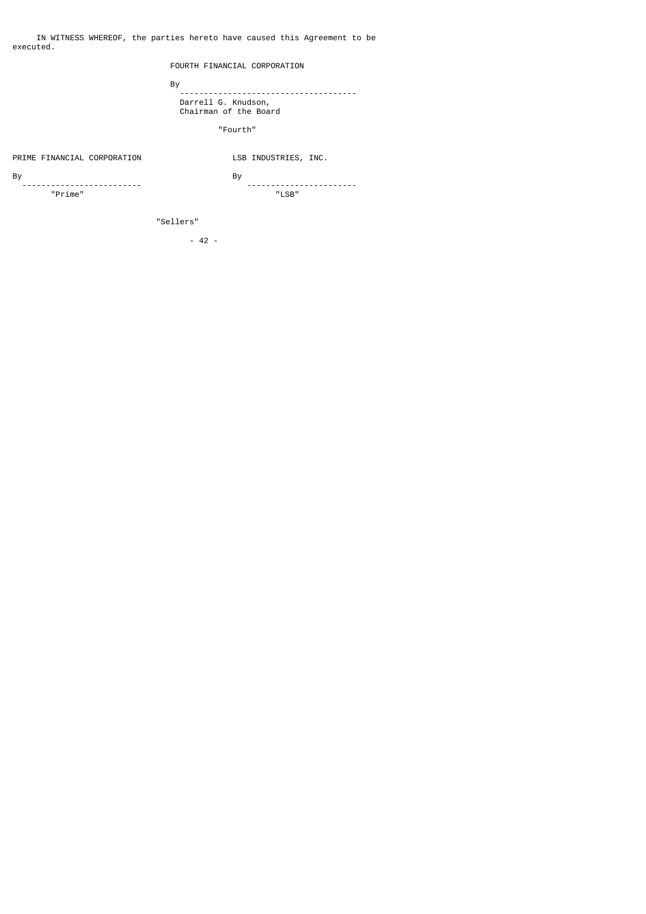IN WITNESS WHEREOF, the parties hereto have caused this Agreement to be executed.

FOURTH FINANCIAL CORPORATION

By
------------------------------------
Darrell G. Knudson,
Chairman of the Board

"Fourth"

PRIME FINANCIAL CORPORATION

By
------------------------
"Prime"

LSB INDUSTRIES, INC.

By
----------------------
"LSB"

"Sellers"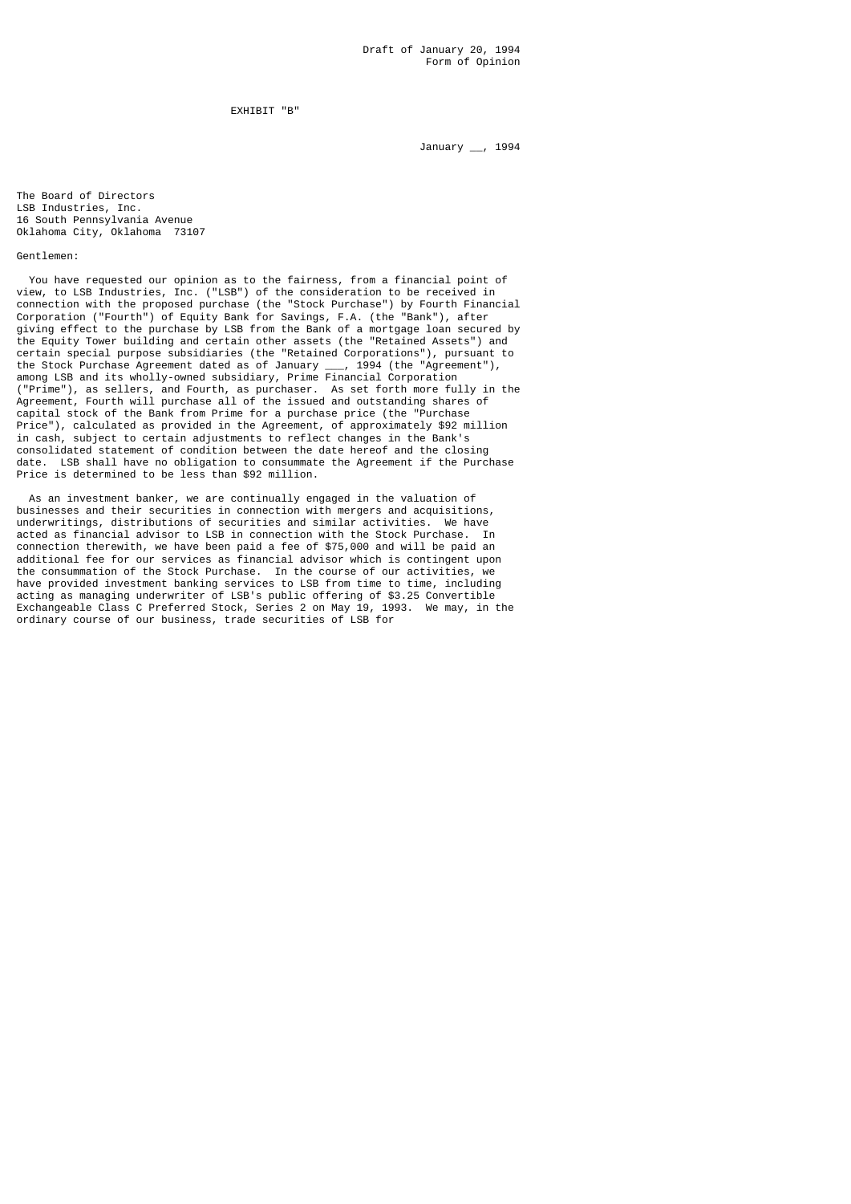Draft of January 20, 1994
Form of Opinion

EXHIBIT "B"

January __, 1994

The Board of Directors
LSB Industries, Inc.
16 South Pennsylvania Avenue
Oklahoma City, Oklahoma 73107

Gentlemen:

You have requested our opinion as to the fairness, from a financial point of view, to LSB Industries, Inc. ("LSB") of the consideration to be received in connection with the proposed purchase (the "Stock Purchase") by Fourth Financial Corporation ("Fourth") of Equity Bank for Savings, F.A. (the "Bank"), after giving effect to the purchase by LSB from the Bank of a mortgage loan secured by the Equity Tower building and certain other assets (the "Retained Assets") and certain special purpose subsidiaries (the "Retained Corporations"), pursuant to the Stock Purchase Agreement dated as of January ___, 1994 (the "Agreement"), among LSB and its wholly-owned subsidiary, Prime Financial Corporation ("Prime"), as sellers, and Fourth, as purchaser. As set forth more fully in the Agreement, Fourth will purchase all of the issued and outstanding shares of capital stock of the Bank from Prime for a purchase price (the "Purchase Price"), calculated as provided in the Agreement, of approximately $92 million in cash, subject to certain adjustments to reflect changes in the Bank's consolidated statement of condition between the date hereof and the closing date. LSB shall have no obligation to consummate the Agreement if the Purchase Price is determined to be less than $92 million.

As an investment banker, we are continually engaged in the valuation of businesses and their securities in connection with mergers and acquisitions, underwritings, distributions of securities and similar activities. We have acted as financial advisor to LSB in connection with the Stock Purchase. In connection therewith, we have been paid a fee of $75,000 and will be paid an additional fee for our services as financial advisor which is contingent upon the consummation of the Stock Purchase. In the course of our activities, we have provided investment banking services to LSB from time to time, including acting as managing underwriter of LSB's public offering of $3.25 Convertible Exchangeable Class C Preferred Stock, Series 2 on May 19, 1993. We may, in the ordinary course of our business, trade securities of LSB for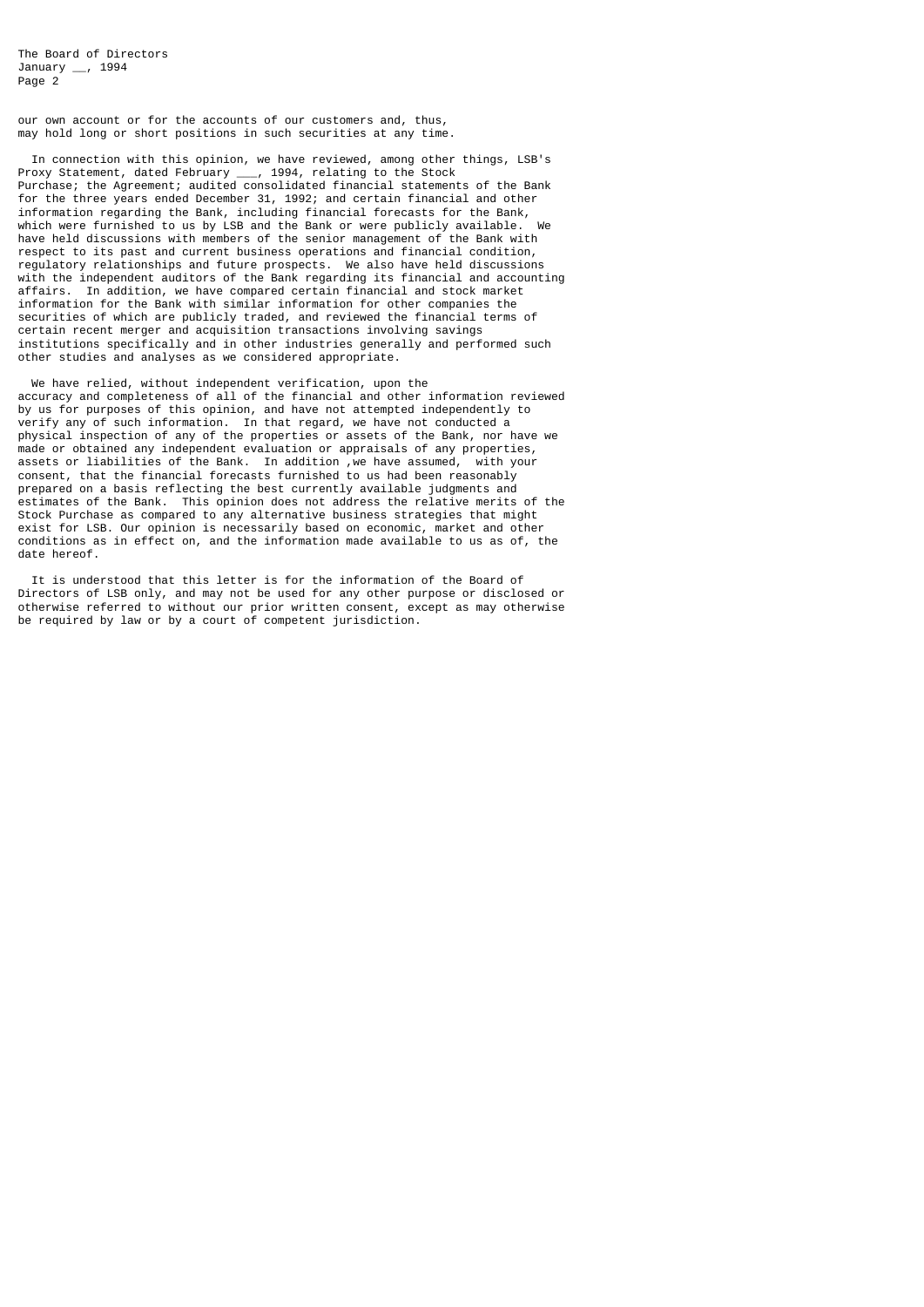our own account or for the accounts of our customers and, thus, may hold long or short positions in such securities at any time.

In connection with this opinion, we have reviewed, among other things, LSB's Proxy Statement, dated February ___, 1994, relating to the Stock Purchase; the Agreement; audited consolidated financial statements of the Bank for the three years ended December 31, 1992; and certain financial and other information regarding the Bank, including financial forecasts for the Bank, which were furnished to us by LSB and the Bank or were publicly available. We have held discussions with members of the senior management of the Bank with respect to its past and current business operations and financial condition, regulatory relationships and future prospects. We also have held discussions with the independent auditors of the Bank regarding its financial and accounting affairs. In addition, we have compared certain financial and stock market information for the Bank with similar information for other companies the securities of which are publicly traded, and reviewed the financial terms of certain recent merger and acquisition transactions involving savings institutions specifically and in other industries generally and performed such other studies and analyses as we considered appropriate.

We have relied, without independent verification, upon the accuracy and completeness of all of the financial and other information reviewed by us for purposes of this opinion, and have not attempted independently to verify any of such information. In that regard, we have not conducted a physical inspection of any of the properties or assets of the Bank, nor have we made or obtained any independent evaluation or appraisals of any properties, assets or liabilities of the Bank. In addition ,we have assumed, with your consent, that the financial forecasts furnished to us had been reasonably prepared on a basis reflecting the best currently available judgments and estimates of the Bank. This opinion does not address the relative merits of the Stock Purchase as compared to any alternative business strategies that might exist for LSB. Our opinion is necessarily based on economic, market and other conditions as in effect on, and the information made available to us as of, the date hereof.

It is understood that this letter is for the information of the Board of Directors of LSB only, and may not be used for any other purpose or disclosed or otherwise referred to without our prior written consent, except as may otherwise be required by law or by a court of competent jurisdiction.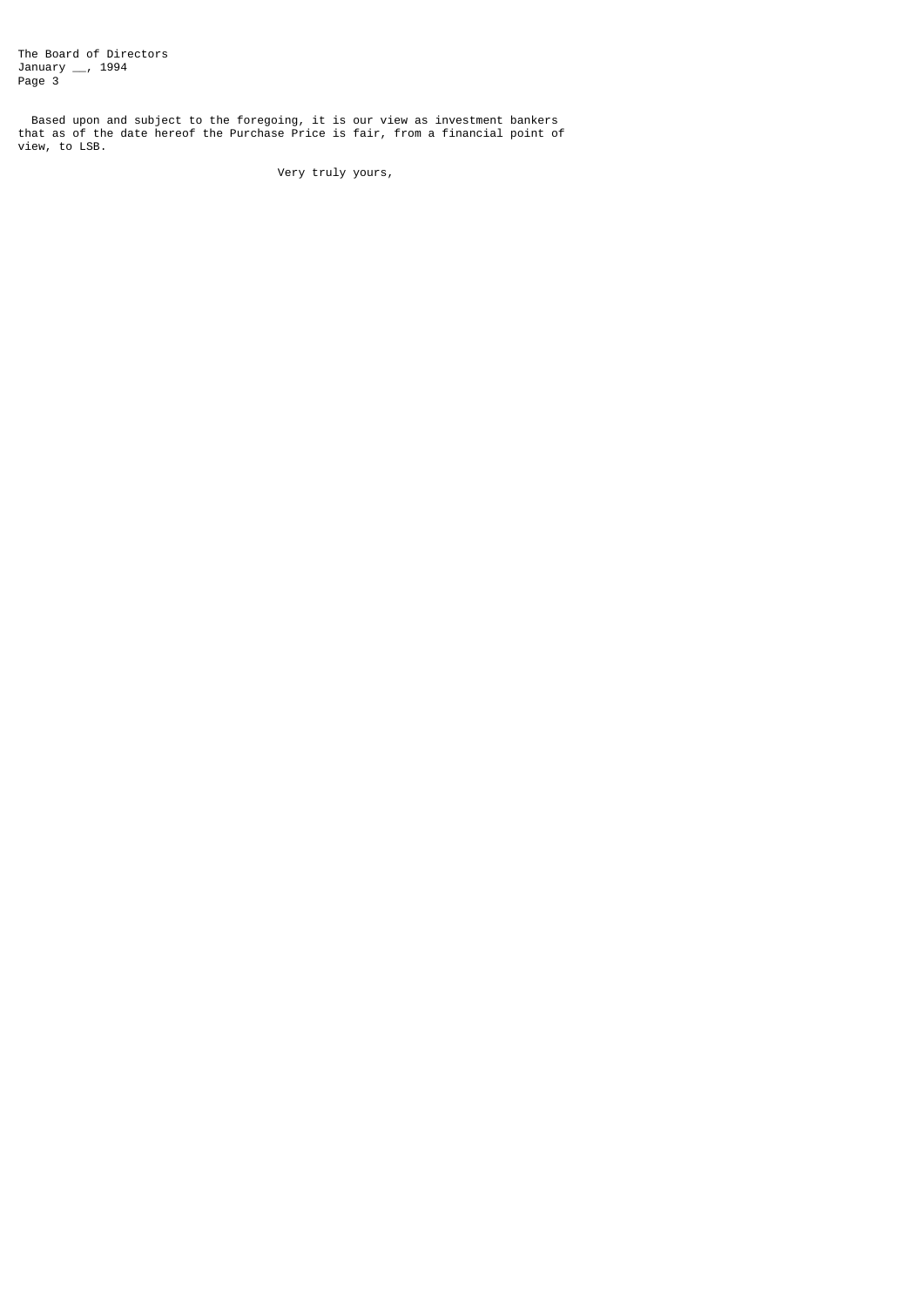Based upon and subject to the foregoing, it is our view as investment bankers that as of the date hereof the Purchase Price is fair, from a financial point of view, to LSB.

Very truly yours,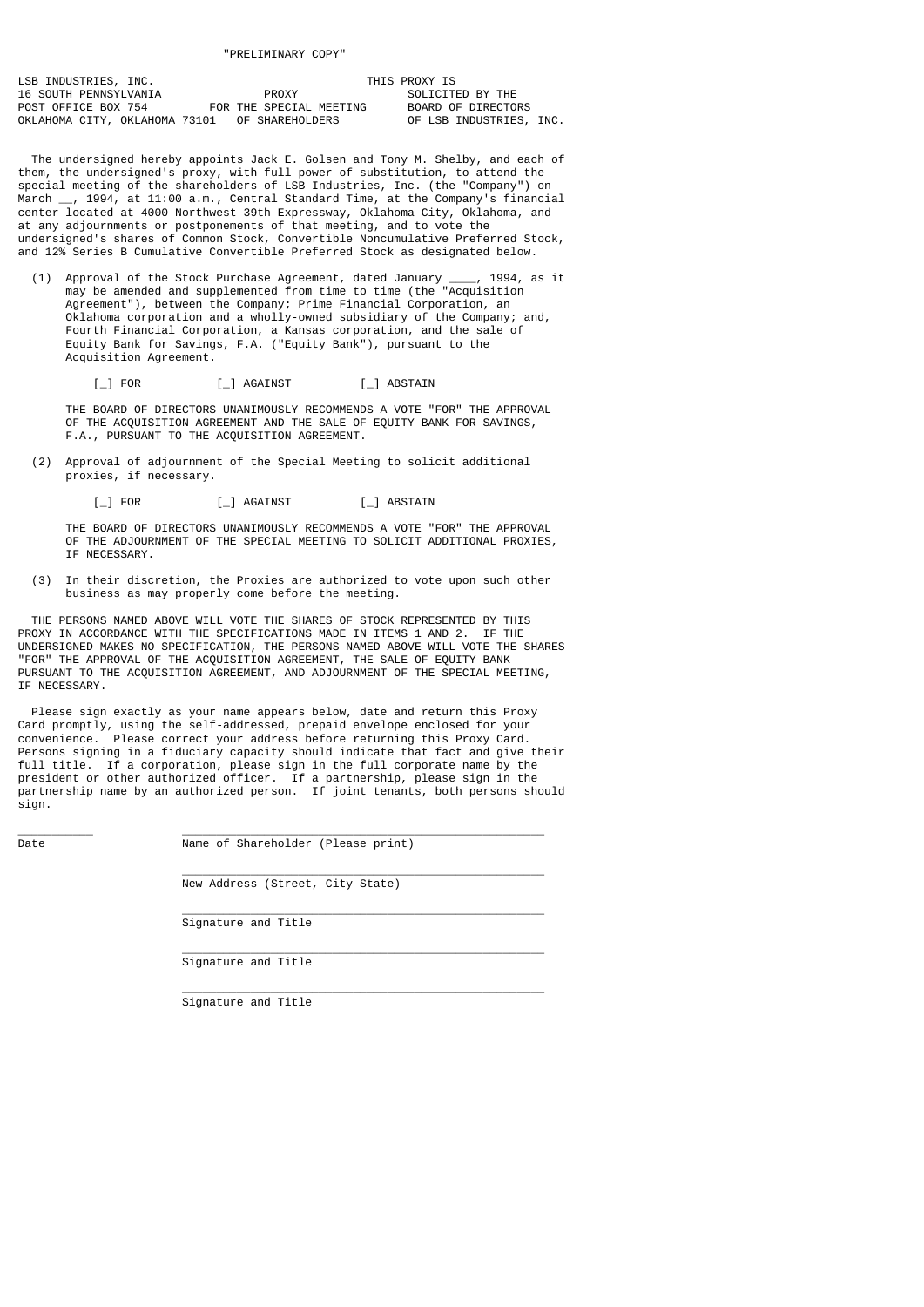"PRELIMINARY COPY"

| | | |
|---|---|---|
| LSB INDUSTRIES, INC.<br>16 SOUTH PENNSYLVANIA<br>POST OFFICE BOX 754<br>OKLAHOMA CITY, OKLAHOMA 73101 | PROXY<br>FOR THE SPECIAL MEETING<br>OF SHAREHOLDERS | THIS PROXY IS<br>SOLICITED BY THE<br>BOARD OF DIRECTORS<br>OF LSB INDUSTRIES, INC. |

The undersigned hereby appoints Jack E. Golsen and Tony M. Shelby, and each of them, the undersigned's proxy, with full power of substitution, to attend the special meeting of the shareholders of LSB Industries, Inc. (the "Company") on March __, 1994, at 11:00 a.m., Central Standard Time, at the Company's financial center located at 4000 Northwest 39th Expressway, Oklahoma City, Oklahoma, and at any adjournments or postponements of that meeting, and to vote the undersigned's shares of Common Stock, Convertible Noncumulative Preferred Stock, and 12% Series B Cumulative Convertible Preferred Stock as designated below.

(1) Approval of the Stock Purchase Agreement, dated January ____, 1994, as it may be amended and supplemented from time to time (the "Acquisition Agreement"), between the Company; Prime Financial Corporation, an Oklahoma corporation and a wholly-owned subsidiary of the Company; and, Fourth Financial Corporation, a Kansas corporation, and the sale of Equity Bank for Savings, F.A. ("Equity Bank"), pursuant to the Acquisition Agreement.

[_] FOR [_] AGAINST [_] ABSTAIN

THE BOARD OF DIRECTORS UNANIMOUSLY RECOMMENDS A VOTE "FOR" THE APPROVAL OF THE ACQUISITION AGREEMENT AND THE SALE OF EQUITY BANK FOR SAVINGS, F.A., PURSUANT TO THE ACQUISITION AGREEMENT.

(2) Approval of adjournment of the Special Meeting to solicit additional proxies, if necessary.

[_] FOR [_] AGAINST [_] ABSTAIN

THE BOARD OF DIRECTORS UNANIMOUSLY RECOMMENDS A VOTE "FOR" THE APPROVAL OF THE ADJOURNMENT OF THE SPECIAL MEETING TO SOLICIT ADDITIONAL PROXIES, IF NECESSARY.

(3) In their discretion, the Proxies are authorized to vote upon such other business as may properly come before the meeting.

THE PERSONS NAMED ABOVE WILL VOTE THE SHARES OF STOCK REPRESENTED BY THIS PROXY IN ACCORDANCE WITH THE SPECIFICATIONS MADE IN ITEMS 1 AND 2. IF THE UNDERSIGNED MAKES NO SPECIFICATION, THE PERSONS NAMED ABOVE WILL VOTE THE SHARES "FOR" THE APPROVAL OF THE ACQUISITION AGREEMENT, THE SALE OF EQUITY BANK PURSUANT TO THE ACQUISITION AGREEMENT, AND ADJOURNMENT OF THE SPECIAL MEETING, IF NECESSARY.

Please sign exactly as your name appears below, date and return this Proxy Card promptly, using the self-addressed, prepaid envelope enclosed for your convenience. Please correct your address before returning this Proxy Card. Persons signing in a fiduciary capacity should indicate that fact and give their full title. If a corporation, please sign in the full corporate name by the president or other authorized officer. If a partnership, please sign in the partnership name by an authorized person. If joint tenants, both persons should sign.

__________ Date

_______________________________________ Name of Shareholder (Please print)

_______________________________________ New Address (Street, City State)

_______________________________________ Signature and Title

_______________________________________ Signature and Title

_______________________________________ Signature and Title